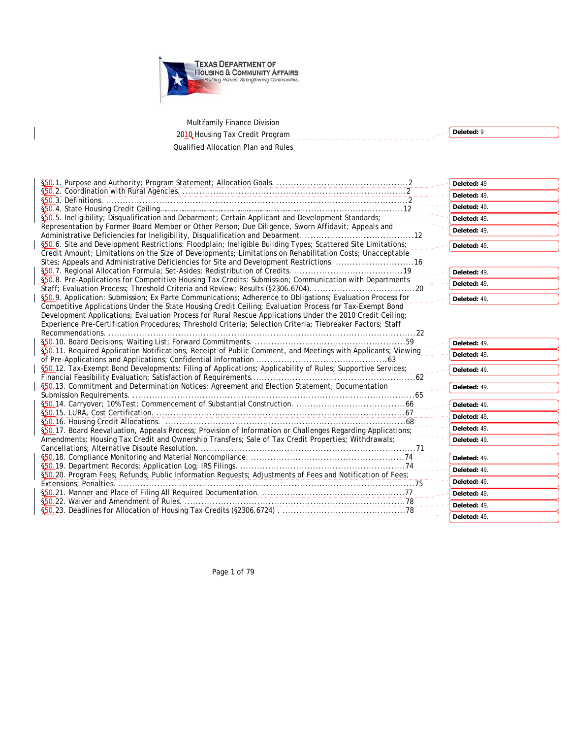TEXAS DEPARTMENT OF HOUSING & COMMUNITY AFFAIRS
*Building Homes. Strengthening Communities.*

Multifamily Finance Division

2010 Housing Tax Credit Program

Qualified Allocation Plan and Rules

§50.1. Purpose and Authority; Program Statement; Allocation Goals. ....................2
§50.2. Coordination with Rural Agencies. ....................2
§50.3. Definitions. ....................2
§50.4. State Housing Credit Ceiling. ....................12
§50.5. Ineligibility; Disqualification and Debarment; Certain Applicant and Development Standards; Representation by Former Board Member or Other Person; Due Diligence, Sworn Affidavit; Appeals and Administrative Deficiencies for Ineligibility, Disqualification and Debarment. ....................12
§50.6. Site and Development Restrictions: Floodplain; Ineligible Building Types; Scattered Site Limitations; Credit Amount; Limitations on the Size of Developments; Limitations on Rehabilitation Costs; Unacceptable Sites; Appeals and Administrative Deficiencies for Site and Development Restrictions. ....................16
§50.7. Regional Allocation Formula; Set-Asides; Redistribution of Credits. ....................19
§50.8. Pre-Applications for Competitive Housing Tax Credits: Submission; Communication with Departments Staff; Evaluation Process; Threshold Criteria and Review; Results (§2306.6704). ....................20
§50.9. Application: Submission; Ex Parte Communications; Adherence to Obligations; Evaluation Process for Competitive Applications Under the State Housing Credit Ceiling; Evaluation Process for Tax-Exempt Bond Development Applications; Evaluation Process for Rural Rescue Applications Under the 2010 Credit Ceiling; Experience Pre-Certification Procedures; Threshold Criteria; Selection Criteria; Tiebreaker Factors; Staff Recommendations. ....................22
§50.10. Board Decisions; Waiting List; Forward Commitments. ....................59
§50.11. Required Application Notifications, Receipt of Public Comment, and Meetings with Applicants; Viewing of Pre-Applications and Applications; Confidential Information ....................63
§50.12. Tax-Exempt Bond Developments: Filing of Applications; Applicability of Rules; Supportive Services; Financial Feasibility Evaluation; Satisfaction of Requirements. ....................62
§50.13. Commitment and Determination Notices; Agreement and Election Statement; Documentation Submission Requirements. ....................65
§50.14. Carryover; 10% Test; Commencement of Substantial Construction. ....................66
§50.15. LURA, Cost Certification. ....................67
§50.16. Housing Credit Allocations. ....................68
§50.17. Board Reevaluation, Appeals Process; Provision of Information or Challenges Regarding Applications; Amendments; Housing Tax Credit and Ownership Transfers; Sale of Tax Credit Properties; Withdrawals; Cancellations; Alternative Dispute Resolution. ....................71
§50.18. Compliance Monitoring and Material Noncompliance. ....................74
§50.19. Department Records; Application Log; IRS Filings. ....................74
§50.20. Program Fees; Refunds; Public Information Requests; Adjustments of Fees and Notification of Fees; Extensions; Penalties. ....................75
§50.21. Manner and Place of Filing All Required Documentation. ....................77
§50.22. Waiver and Amendment of Rules. ....................78
§50.23. Deadlines for Allocation of Housing Tax Credits (§2306.6724) . ....................78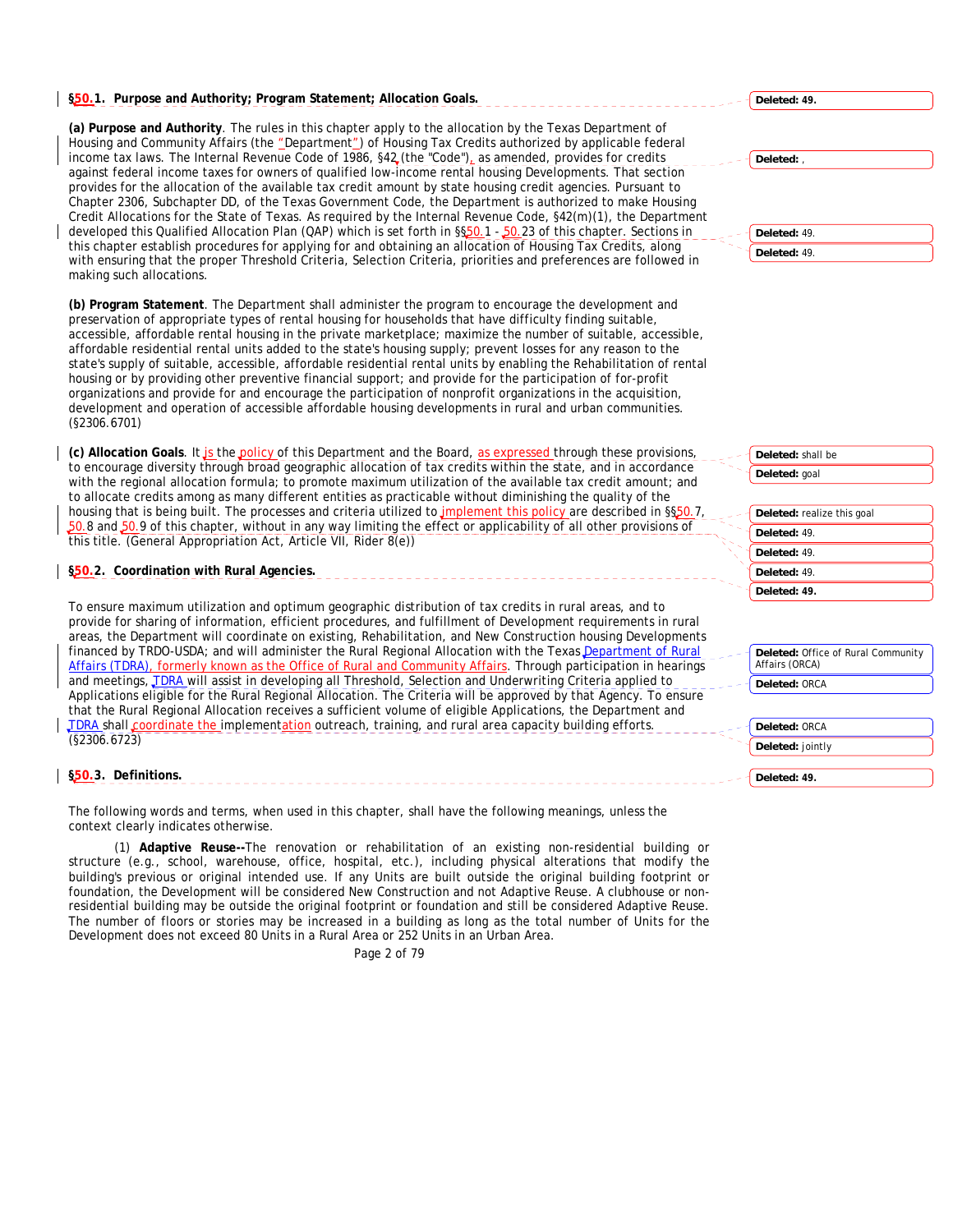## §50.1. Purpose and Authority; Program Statement; Allocation Goals.

**(a) Purpose and Authority**. The rules in this chapter apply to the allocation by the Texas Department of Housing and Community Affairs (the "Department") of Housing Tax Credits authorized by applicable federal income tax laws. The Internal Revenue Code of 1986, §42 (the "Code"), as amended, provides for credits against federal income taxes for owners of qualified low-income rental housing Developments. That section provides for the allocation of the available tax credit amount by state housing credit agencies. Pursuant to Chapter 2306, Subchapter DD, of the Texas Government Code, the Department is authorized to make Housing Credit Allocations for the State of Texas. As required by the Internal Revenue Code, §42(m)(1), the Department developed this Qualified Allocation Plan (QAP) which is set forth in §§50.1 - 50.23 of this chapter. Sections in this chapter establish procedures for applying for and obtaining an allocation of Housing Tax Credits, along with ensuring that the proper Threshold Criteria, Selection Criteria, priorities and preferences are followed in making such allocations.

**(b) Program Statement**. The Department shall administer the program to encourage the development and preservation of appropriate types of rental housing for households that have difficulty finding suitable, accessible, affordable rental housing in the private marketplace; maximize the number of suitable, accessible, affordable residential rental units added to the state's housing supply; prevent losses for any reason to the state's supply of suitable, accessible, affordable residential rental units by enabling the Rehabilitation of rental housing or by providing other preventive financial support; and provide for the participation of for-profit organizations and provide for and encourage the participation of nonprofit organizations in the acquisition, development and operation of accessible affordable housing developments in rural and urban communities. (§2306.6701)

**(c) Allocation Goals**. It is the policy of this Department and the Board, as expressed through these provisions, to encourage diversity through broad geographic allocation of tax credits within the state, and in accordance with the regional allocation formula; to promote maximum utilization of the available tax credit amount; and to allocate credits among as many different entities as practicable without diminishing the quality of the housing that is being built. The processes and criteria utilized to implement this policy are described in §§50.7, 50.8 and 50.9 of this chapter, without in any way limiting the effect or applicability of all other provisions of this title. (General Appropriation Act, Article VII, Rider 8(e))

## §50.2. Coordination with Rural Agencies.

To ensure maximum utilization and optimum geographic distribution of tax credits in rural areas, and to provide for sharing of information, efficient procedures, and fulfillment of Development requirements in rural areas, the Department will coordinate on existing, Rehabilitation, and New Construction housing Developments financed by TRDO-USDA; and will administer the Rural Regional Allocation with the Texas Department of Rural Affairs (TDRA), formerly known as the Office of Rural and Community Affairs. Through participation in hearings and meetings, TDRA will assist in developing all Threshold, Selection and Underwriting Criteria applied to Applications eligible for the Rural Regional Allocation. The Criteria will be approved by that Agency. To ensure that the Rural Regional Allocation receives a sufficient volume of eligible Applications, the Department and TDRA shall coordinate the implementation outreach, training, and rural area capacity building efforts. (§2306.6723)

## §50.3. Definitions.

The following words and terms, when used in this chapter, shall have the following meanings, unless the context clearly indicates otherwise.

(1) **Adaptive Reuse**--The renovation or rehabilitation of an existing non-residential building or structure (e.g., school, warehouse, office, hospital, etc.), including physical alterations that modify the building's previous or original intended use. If any Units are built outside the original building footprint or foundation, the Development will be considered New Construction and not Adaptive Reuse. A clubhouse or non-residential building may be outside the original footprint or foundation and still be considered Adaptive Reuse. The number of floors or stories may be increased in a building as long as the total number of Units for the Development does not exceed 80 Units in a Rural Area or 252 Units in an Urban Area.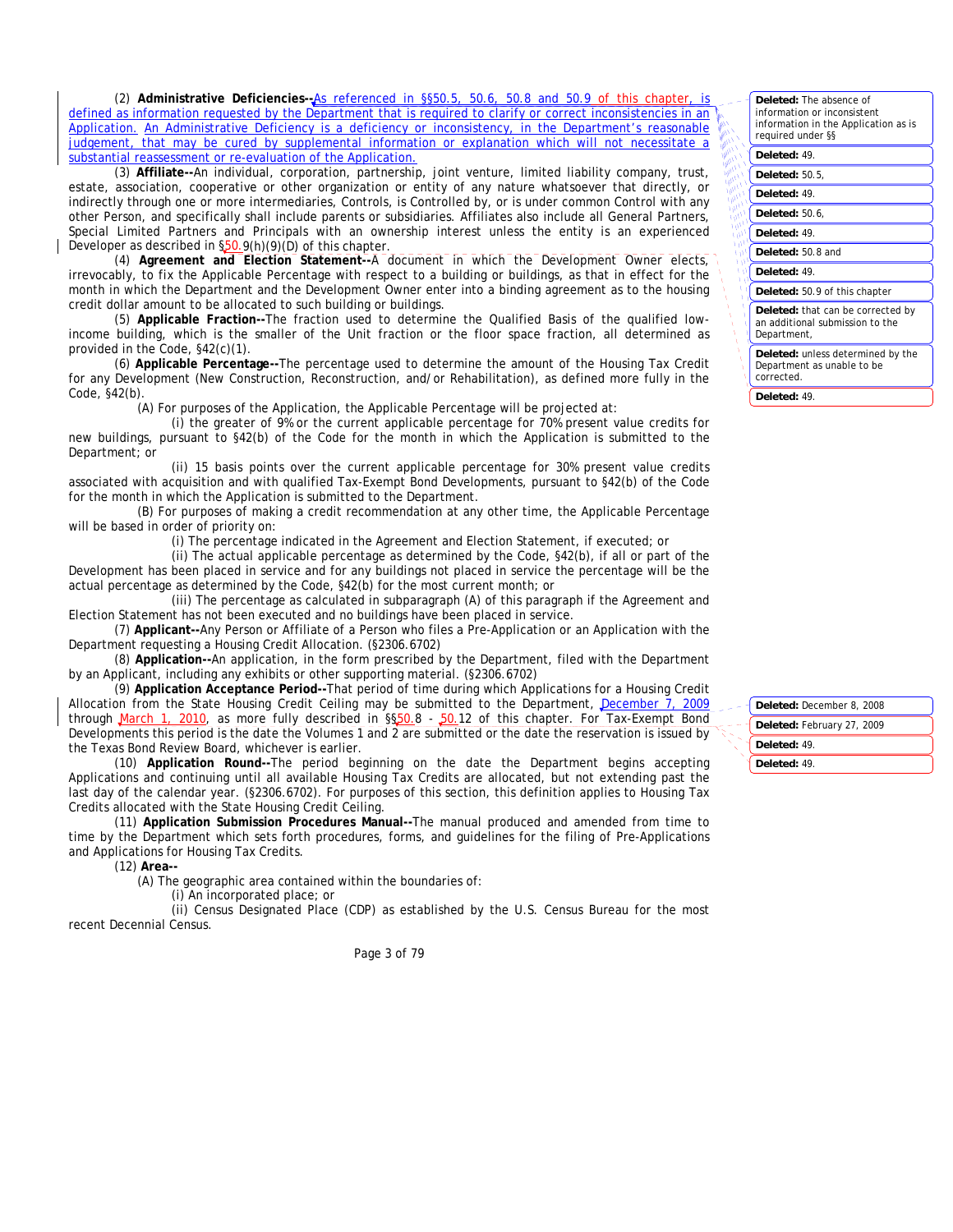(2) **Administrative Deficiencies--**As referenced in §§50.5, 50.6, 50.8 and 50.9 of this chapter, is defined as information requested by the Department that is required to clarify or correct inconsistencies in an Application. An Administrative Deficiency is a deficiency or inconsistency, in the Department's reasonable judgement, that may be cured by supplemental information or explanation which will not necessitate a substantial reassessment or re-evaluation of the Application.

(3) **Affiliate--**An individual, corporation, partnership, joint venture, limited liability company, trust, estate, association, cooperative or other organization or entity of any nature whatsoever that directly, or indirectly through one or more intermediaries, Controls, is Controlled by, or is under common Control with any other Person, and specifically shall include parents or subsidiaries. Affiliates also include all General Partners, Special Limited Partners and Principals with an ownership interest unless the entity is an experienced Developer as described in §50.9(h)(9)(D) of this chapter.

(4) **Agreement and Election Statement--**A document in which the Development Owner elects, irrevocably, to fix the Applicable Percentage with respect to a building or buildings, as that in effect for the month in which the Department and the Development Owner enter into a binding agreement as to the housing credit dollar amount to be allocated to such building or buildings.

(5) **Applicable Fraction--**The fraction used to determine the Qualified Basis of the qualified low-income building, which is the smaller of the Unit fraction or the floor space fraction, all determined as provided in the Code, §42(c)(1).

(6) **Applicable Percentage--**The percentage used to determine the amount of the Housing Tax Credit for any Development (New Construction, Reconstruction, and/or Rehabilitation), as defined more fully in the Code, §42(b).

(A) For purposes of the Application, the Applicable Percentage will be projected at:

(i) the greater of 9% or the current applicable percentage for 70% present value credits for new buildings, pursuant to §42(b) of the Code for the month in which the Application is submitted to the Department; or

(ii) 15 basis points over the current applicable percentage for 30% present value credits associated with acquisition and with qualified Tax-Exempt Bond Developments, pursuant to §42(b) of the Code for the month in which the Application is submitted to the Department.

(B) For purposes of making a credit recommendation at any other time, the Applicable Percentage will be based in order of priority on:

(i) The percentage indicated in the Agreement and Election Statement, if executed; or

(ii) The actual applicable percentage as determined by the Code, §42(b), if all or part of the Development has been placed in service and for any buildings not placed in service the percentage will be the actual percentage as determined by the Code, §42(b) for the most current month; or

(iii) The percentage as calculated in subparagraph (A) of this paragraph if the Agreement and Election Statement has not been executed and no buildings have been placed in service.

(7) **Applicant--**Any Person or Affiliate of a Person who files a Pre-Application or an Application with the Department requesting a Housing Credit Allocation. (§2306.6702)

(8) **Application--**An application, in the form prescribed by the Department, filed with the Department by an Applicant, including any exhibits or other supporting material. (§2306.6702)

(9) **Application Acceptance Period--**That period of time during which Applications for a Housing Credit Allocation from the State Housing Credit Ceiling may be submitted to the Department, December 7, 2009 through March 1, 2010, as more fully described in §§50.8 - 50.12 of this chapter. For Tax-Exempt Bond Developments this period is the date the Volumes 1 and 2 are submitted or the date the reservation is issued by the Texas Bond Review Board, whichever is earlier.

(10) **Application Round--**The period beginning on the date the Department begins accepting Applications and continuing until all available Housing Tax Credits are allocated, but not extending past the last day of the calendar year. (§2306.6702). For purposes of this section, this definition applies to Housing Tax Credits allocated with the State Housing Credit Ceiling.

(11) **Application Submission Procedures Manual--**The manual produced and amended from time to time by the Department which sets forth procedures, forms, and guidelines for the filing of Pre-Applications and Applications for Housing Tax Credits.

(12) **Area--**

(A) The geographic area contained within the boundaries of:

(i) An incorporated place; or

(ii) Census Designated Place (CDP) as established by the U.S. Census Bureau for the most recent Decennial Census.

Deleted: The absence of information or inconsistent information in the Application as is required under §§

Deleted: 49.

Deleted: 50.5,

Deleted: 49.

Deleted: 50.6,

Deleted: 49.

Deleted: 50.8 and

Deleted: 49.

Deleted: 50.9 of this chapter

Deleted: that can be corrected by an additional submission to the Department,

Deleted: unless determined by the Department as unable to be corrected.

Deleted: 49.

Deleted: December 8, 2008

Deleted: February 27, 2009

Deleted: 49.

Deleted: 49.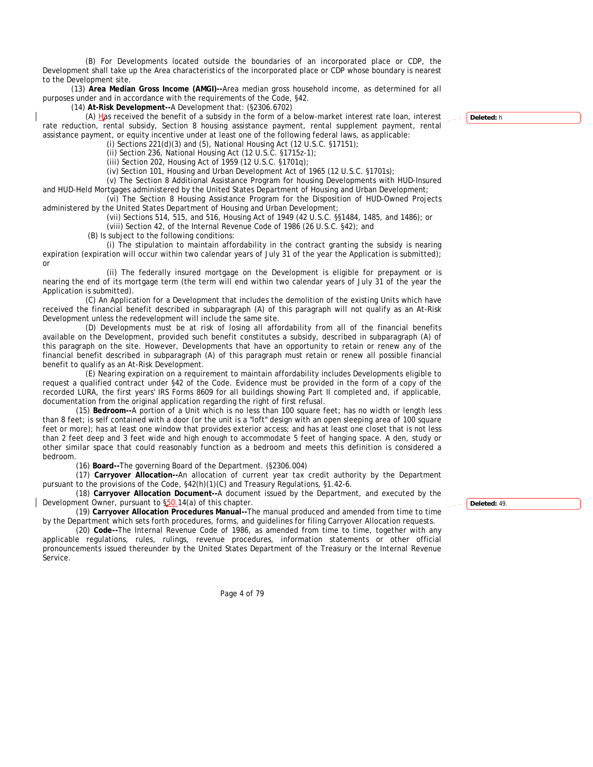(B) For Developments located outside the boundaries of an incorporated place or CDP, the Development shall take up the Area characteristics of the incorporated place or CDP whose boundary is nearest to the Development site.

(13) **Area Median Gross Income (AMGI)--**Area median gross household income, as determined for all purposes under and in accordance with the requirements of the Code, §42.

(14) **At-Risk Development--**A Development that: (§2306.6702)

(A) Has received the benefit of a subsidy in the form of a below-market interest rate loan, interest rate reduction, rental subsidy, Section 8 housing assistance payment, rental supplement payment, rental assistance payment, or equity incentive under at least one of the following federal laws, as applicable:

(i) Sections 221(d)(3) and (5), National Housing Act (12 U.S.C. §17151);

(ii) Section 236, National Housing Act (12 U.S.C. §1715z-1);

(iii) Section 202, Housing Act of 1959 (12 U.S.C. §1701q);

(iv) Section 101, Housing and Urban Development Act of 1965 (12 U.S.C. §1701s);

(v) The Section 8 Additional Assistance Program for housing Developments with HUD-Insured and HUD-Held Mortgages administered by the United States Department of Housing and Urban Development;

(vi) The Section 8 Housing Assistance Program for the Disposition of HUD-Owned Projects administered by the United States Department of Housing and Urban Development;

(vii) Sections 514, 515, and 516, Housing Act of 1949 (42 U.S.C. §§1484, 1485, and 1486); or

(viii) Section 42, of the Internal Revenue Code of 1986 (26 U.S.C. §42); and

(B) Is subject to the following conditions:

(i) The stipulation to maintain affordability in the contract granting the subsidy is nearing expiration (expiration will occur within two calendar years of July 31 of the year the Application is submitted); or

(ii) The federally insured mortgage on the Development is eligible for prepayment or is nearing the end of its mortgage term (the term will end within two calendar years of July 31 of the year the Application is submitted).

(C) An Application for a Development that includes the demolition of the existing Units which have received the financial benefit described in subparagraph (A) of this paragraph will not qualify as an At-Risk Development unless the redevelopment will include the same site.

(D) Developments must be at risk of losing all affordability from all of the financial benefits available on the Development, provided such benefit constitutes a subsidy, described in subparagraph (A) of this paragraph on the site. However, Developments that have an opportunity to retain or renew any of the financial benefit described in subparagraph (A) of this paragraph must retain or renew all possible financial benefit to qualify as an At-Risk Development.

(E) Nearing expiration on a requirement to maintain affordability includes Developments eligible to request a qualified contract under §42 of the Code. Evidence must be provided in the form of a copy of the recorded LURA, the first years' IRS Forms 8609 for all buildings showing Part II completed and, if applicable, documentation from the original application regarding the right of first refusal.

(15) **Bedroom--**A portion of a Unit which is no less than 100 square feet; has no width or length less than 8 feet; is self contained with a door (or the unit is a "loft" design with an open sleeping area of 100 square feet or more); has at least one window that provides exterior access; and has at least one closet that is not less than 2 feet deep and 3 feet wide and high enough to accommodate 5 feet of hanging space. A den, study or other similar space that could reasonably function as a bedroom and meets this definition is considered a bedroom.

(16) **Board--**The governing Board of the Department. (§2306.004)

(17) **Carryover Allocation--**An allocation of current year tax credit authority by the Department pursuant to the provisions of the Code, §42(h)(1)(C) and Treasury Regulations, §1.42-6.

(18) **Carryover Allocation Document--**A document issued by the Department, and executed by the Development Owner, pursuant to §50.14(a) of this chapter.

(19) **Carryover Allocation Procedures Manual--**The manual produced and amended from time to time by the Department which sets forth procedures, forms, and guidelines for filing Carryover Allocation requests.

(20) **Code--**The Internal Revenue Code of 1986, as amended from time to time, together with any applicable regulations, rules, rulings, revenue procedures, information statements or other official pronouncements issued thereunder by the United States Department of the Treasury or the Internal Revenue Service.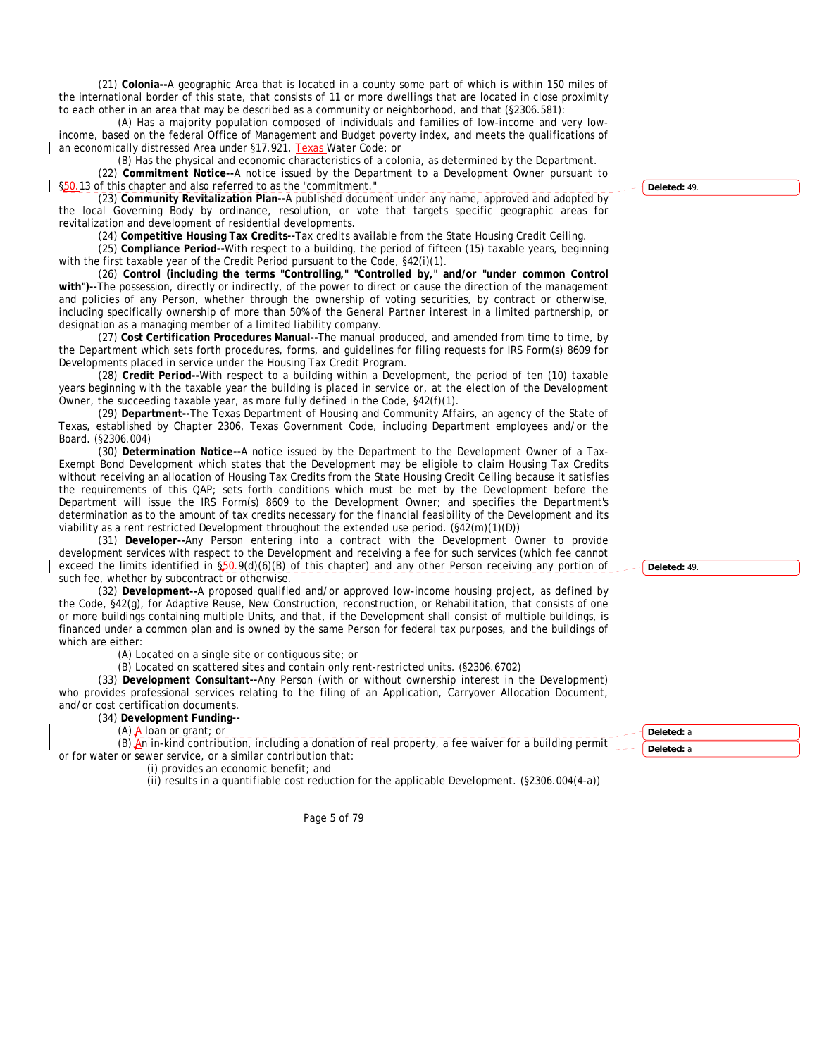(21) **Colonia--**A geographic Area that is located in a county some part of which is within 150 miles of the international border of this state, that consists of 11 or more dwellings that are located in close proximity to each other in an area that may be described as a community or neighborhood, and that (§2306.581):

(A) Has a majority population composed of individuals and families of low-income and very low-income, based on the federal Office of Management and Budget poverty index, and meets the qualifications of an economically distressed Area under §17.921, Texas Water Code; or

(B) Has the physical and economic characteristics of a colonia, as determined by the Department.

(22) **Commitment Notice--**A notice issued by the Department to a Development Owner pursuant to §50.13 of this chapter and also referred to as the "commitment."

(23) **Community Revitalization Plan--**A published document under any name, approved and adopted by the local Governing Body by ordinance, resolution, or vote that targets specific geographic areas for revitalization and development of residential developments.

(24) **Competitive Housing Tax Credits--**Tax credits available from the State Housing Credit Ceiling.

(25) **Compliance Period--**With respect to a building, the period of fifteen (15) taxable years, beginning with the first taxable year of the Credit Period pursuant to the Code, §42(i)(1).

(26) **Control (including the terms "Controlling," "Controlled by," and/or "under common Control with")--**The possession, directly or indirectly, of the power to direct or cause the direction of the management and policies of any Person, whether through the ownership of voting securities, by contract or otherwise, including specifically ownership of more than 50% of the General Partner interest in a limited partnership, or designation as a managing member of a limited liability company.

(27) **Cost Certification Procedures Manual--**The manual produced, and amended from time to time, by the Department which sets forth procedures, forms, and guidelines for filing requests for IRS Form(s) 8609 for Developments placed in service under the Housing Tax Credit Program.

(28) **Credit Period--**With respect to a building within a Development, the period of ten (10) taxable years beginning with the taxable year the building is placed in service or, at the election of the Development Owner, the succeeding taxable year, as more fully defined in the Code, §42(f)(1).

(29) **Department--**The Texas Department of Housing and Community Affairs, an agency of the State of Texas, established by Chapter 2306, Texas Government Code, including Department employees and/or the Board. (§2306.004)

(30) **Determination Notice--**A notice issued by the Department to the Development Owner of a Tax-Exempt Bond Development which states that the Development may be eligible to claim Housing Tax Credits without receiving an allocation of Housing Tax Credits from the State Housing Credit Ceiling because it satisfies the requirements of this QAP; sets forth conditions which must be met by the Development before the Department will issue the IRS Form(s) 8609 to the Development Owner; and specifies the Department's determination as to the amount of tax credits necessary for the financial feasibility of the Development and its viability as a rent restricted Development throughout the extended use period. (§42(m)(1)(D))

(31) **Developer--**Any Person entering into a contract with the Development Owner to provide development services with respect to the Development and receiving a fee for such services (which fee cannot exceed the limits identified in §50.9(d)(6)(B) of this chapter) and any other Person receiving any portion of such fee, whether by subcontract or otherwise.

(32) **Development--**A proposed qualified and/or approved low-income housing project, as defined by the Code, §42(g), for Adaptive Reuse, New Construction, reconstruction, or Rehabilitation, that consists of one or more buildings containing multiple Units, and that, if the Development shall consist of multiple buildings, is financed under a common plan and is owned by the same Person for federal tax purposes, and the buildings of which are either:

(A) Located on a single site or contiguous site; or

(B) Located on scattered sites and contain only rent-restricted units. (§2306.6702)

(33) **Development Consultant--**Any Person (with or without ownership interest in the Development) who provides professional services relating to the filing of an Application, Carryover Allocation Document, and/or cost certification documents.

(34) **Development Funding--**

(A) A loan or grant; or

(B) An in-kind contribution, including a donation of real property, a fee waiver for a building permit or for water or sewer service, or a similar contribution that:

(i) provides an economic benefit; and

(ii) results in a quantifiable cost reduction for the applicable Development. (§2306.004(4-a))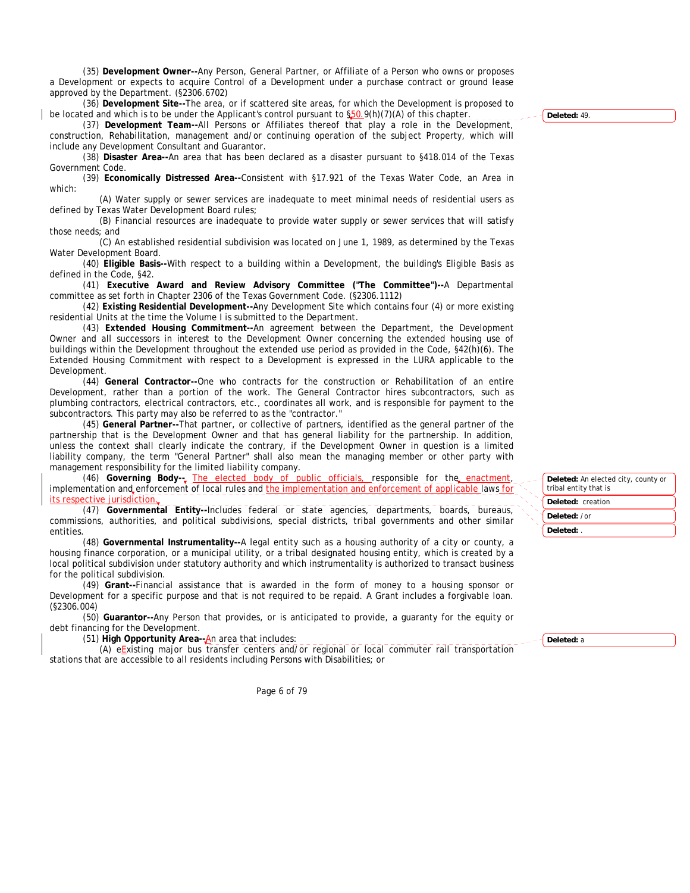(35) **Development Owner--**Any Person, General Partner, or Affiliate of a Person who owns or proposes a Development or expects to acquire Control of a Development under a purchase contract or ground lease approved by the Department. (§2306.6702)

(36) **Development Site--**The area, or if scattered site areas, for which the Development is proposed to be located and which is to be under the Applicant's control pursuant to §50.9(h)(7)(A) of this chapter.

(37) **Development Team--**All Persons or Affiliates thereof that play a role in the Development, construction, Rehabilitation, management and/or continuing operation of the subject Property, which will include any Development Consultant and Guarantor.

(38) **Disaster Area--**An area that has been declared as a disaster pursuant to §418.014 of the Texas Government Code.

(39) **Economically Distressed Area--**Consistent with §17.921 of the Texas Water Code, an Area in which:

(A) Water supply or sewer services are inadequate to meet minimal needs of residential users as defined by Texas Water Development Board rules;

(B) Financial resources are inadequate to provide water supply or sewer services that will satisfy those needs; and

(C) An established residential subdivision was located on June 1, 1989, as determined by the Texas Water Development Board.

(40) **Eligible Basis--**With respect to a building within a Development, the building's Eligible Basis as defined in the Code, §42.

(41) **Executive Award and Review Advisory Committee ("The Committee")--**A Departmental committee as set forth in Chapter 2306 of the Texas Government Code. (§2306.1112)

(42) **Existing Residential Development--**Any Development Site which contains four (4) or more existing residential Units at the time the Volume I is submitted to the Department.

(43) **Extended Housing Commitment--**An agreement between the Department, the Development Owner and all successors in interest to the Development Owner concerning the extended housing use of buildings within the Development throughout the extended use period as provided in the Code, §42(h)(6). The Extended Housing Commitment with respect to a Development is expressed in the LURA applicable to the Development.

(44) **General Contractor--**One who contracts for the construction or Rehabilitation of an entire Development, rather than a portion of the work. The General Contractor hires subcontractors, such as plumbing contractors, electrical contractors, etc., coordinates all work, and is responsible for payment to the subcontractors. This party may also be referred to as the "contractor."

(45) **General Partner--**That partner, or collective of partners, identified as the general partner of the partnership that is the Development Owner and that has general liability for the partnership. In addition, unless the context shall clearly indicate the contrary, if the Development Owner in question is a limited liability company, the term "General Partner" shall also mean the managing member or other party with management responsibility for the limited liability company.

(46) **Governing Body--** The elected body of public officials, responsible for the enactment, implementation and enforcement of local rules and the implementation and enforcement of applicable laws for its respective jurisdiction.

(47) **Governmental Entity--**Includes federal or state agencies, departments, boards, bureaus, commissions, authorities, and political subdivisions, special districts, tribal governments and other similar entities.

(48) **Governmental Instrumentality--**A legal entity such as a housing authority of a city or county, a housing finance corporation, or a municipal utility, or a tribal designated housing entity, which is created by a local political subdivision under statutory authority and which instrumentality is authorized to transact business for the political subdivision.

(49) **Grant--**Financial assistance that is awarded in the form of money to a housing sponsor or Development for a specific purpose and that is not required to be repaid. A Grant includes a forgivable loan. (§2306.004)

(50) **Guarantor--**Any Person that provides, or is anticipated to provide, a guaranty for the equity or debt financing for the Development.

(51) **High Opportunity Area--**An area that includes:

(A) eExisting major bus transfer centers and/or regional or local commuter rail transportation stations that are accessible to all residents including Persons with Disabilities; or

Deleted: 49.

Deleted: An elected city, county or tribal entity that is

Deleted: creation

Deleted: /or

Deleted: .

Deleted: a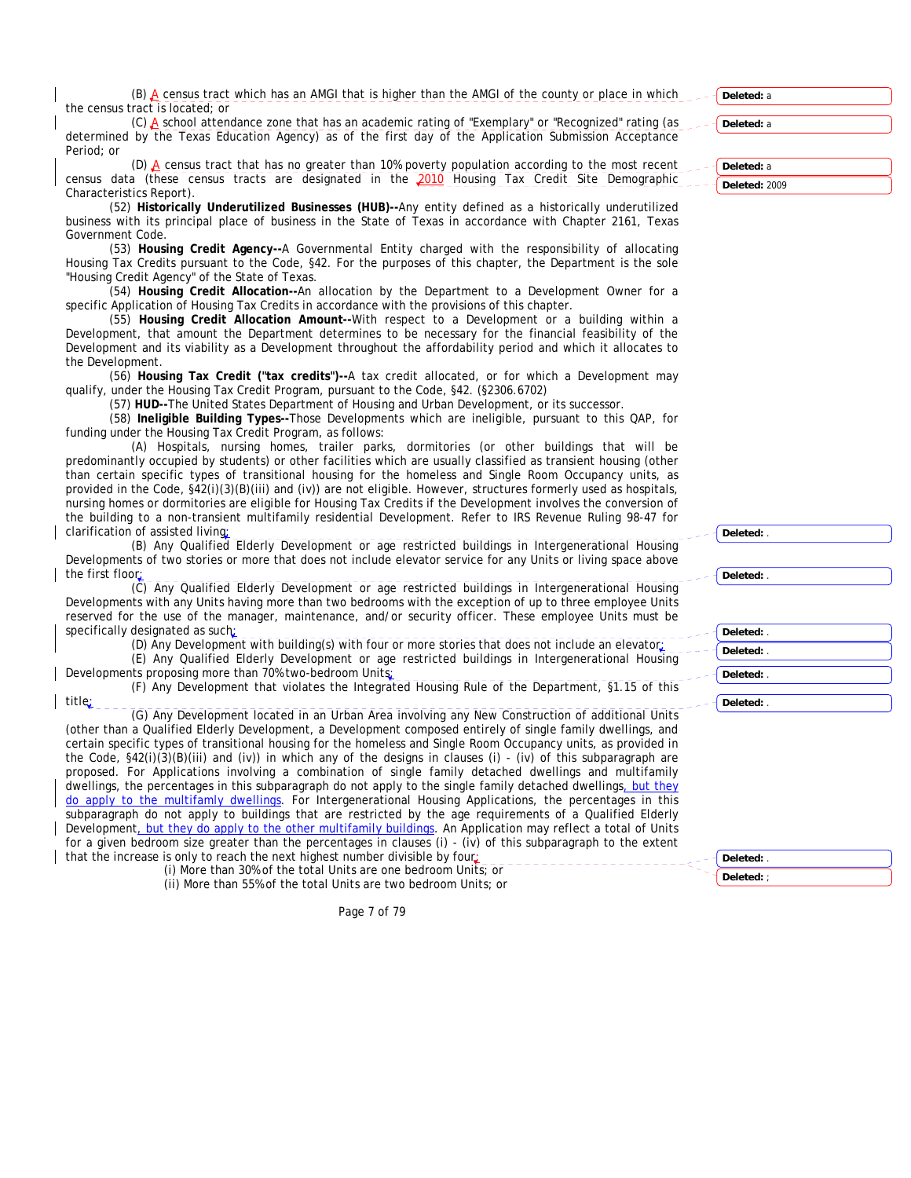(B) A census tract which has an AMGI that is higher than the AMGI of the county or place in which the census tract is located; or

(C) A school attendance zone that has an academic rating of "Exemplary" or "Recognized" rating (as determined by the Texas Education Agency) as of the first day of the Application Submission Acceptance Period; or

(D) A census tract that has no greater than 10% poverty population according to the most recent census data (these census tracts are designated in the 2010 Housing Tax Credit Site Demographic Characteristics Report).

(52) **Historically Underutilized Businesses (HUB)--**Any entity defined as a historically underutilized business with its principal place of business in the State of Texas in accordance with Chapter 2161, Texas Government Code.

(53) **Housing Credit Agency--**A Governmental Entity charged with the responsibility of allocating Housing Tax Credits pursuant to the Code, §42. For the purposes of this chapter, the Department is the sole "Housing Credit Agency" of the State of Texas.

(54) **Housing Credit Allocation--**An allocation by the Department to a Development Owner for a specific Application of Housing Tax Credits in accordance with the provisions of this chapter.

(55) **Housing Credit Allocation Amount--**With respect to a Development or a building within a Development, that amount the Department determines to be necessary for the financial feasibility of the Development and its viability as a Development throughout the affordability period and which it allocates to the Development.

(56) **Housing Tax Credit ("tax credits")--**A tax credit allocated, or for which a Development may qualify, under the Housing Tax Credit Program, pursuant to the Code, §42. (§2306.6702)

(57) **HUD--**The United States Department of Housing and Urban Development, or its successor.

(58) **Ineligible Building Types--**Those Developments which are ineligible, pursuant to this QAP, for funding under the Housing Tax Credit Program, as follows:

(A) Hospitals, nursing homes, trailer parks, dormitories (or other buildings that will be predominantly occupied by students) or other facilities which are usually classified as transient housing (other than certain specific types of transitional housing for the homeless and Single Room Occupancy units, as provided in the Code, §42(i)(3)(B)(iii) and (iv)) are not eligible. However, structures formerly used as hospitals, nursing homes or dormitories are eligible for Housing Tax Credits if the Development involves the conversion of the building to a non-transient multifamily residential Development. Refer to IRS Revenue Ruling 98-47 for clarification of assisted living;

(B) Any Qualified Elderly Development or age restricted buildings in Intergenerational Housing Developments of two stories or more that does not include elevator service for any Units or living space above the first floor;

(C) Any Qualified Elderly Development or age restricted buildings in Intergenerational Housing Developments with any Units having more than two bedrooms with the exception of up to three employee Units reserved for the use of the manager, maintenance, and/or security officer. These employee Units must be specifically designated as such;

(D) Any Development with building(s) with four or more stories that does not include an elevator;

(E) Any Qualified Elderly Development or age restricted buildings in Intergenerational Housing Developments proposing more than 70% two-bedroom Units;

(F) Any Development that violates the Integrated Housing Rule of the Department, §1.15 of this title;

(G) Any Development located in an Urban Area involving any New Construction of additional Units (other than a Qualified Elderly Development, a Development composed entirely of single family dwellings, and certain specific types of transitional housing for the homeless and Single Room Occupancy units, as provided in the Code, §42(i)(3)(B)(iii) and (iv)) in which any of the designs in clauses (i) - (iv) of this subparagraph are proposed. For Applications involving a combination of single family detached dwellings and multifamily dwellings, the percentages in this subparagraph do not apply to the single family detached dwellings, but they do apply to the multifamly dwellings. For Intergenerational Housing Applications, the percentages in this subparagraph do not apply to buildings that are restricted by the age requirements of a Qualified Elderly Development, but they do apply to the other multifamily buildings. An Application may reflect a total of Units for a given bedroom size greater than the percentages in clauses (i) - (iv) of this subparagraph to the extent that the increase is only to reach the next highest number divisible by four:

(i) More than 30% of the total Units are one bedroom Units; or

(ii) More than 55% of the total Units are two bedroom Units; or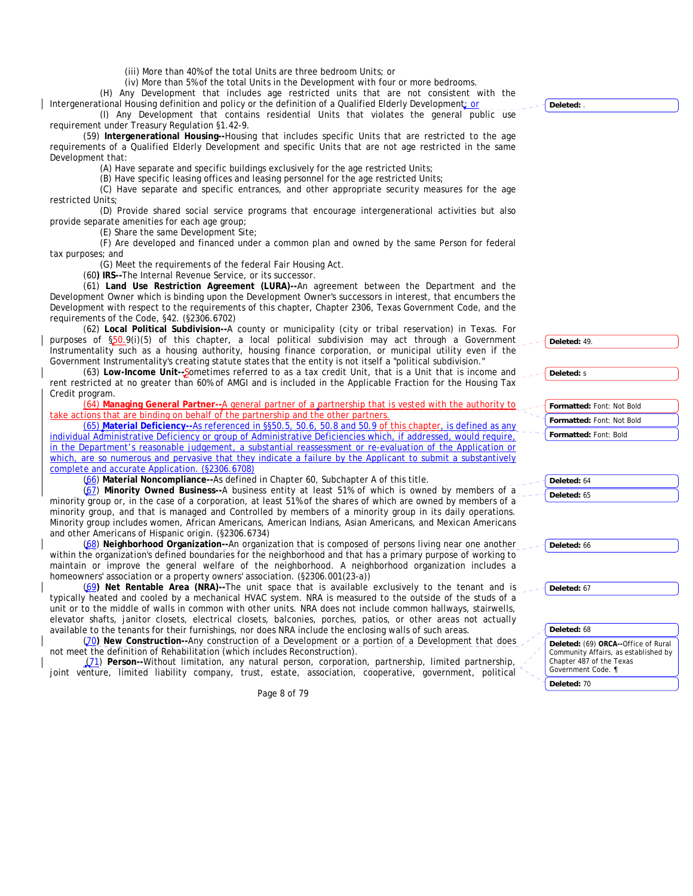(iii) More than 40% of the total Units are three bedroom Units; or

(iv) More than 5% of the total Units in the Development with four or more bedrooms.

(H) Any Development that includes age restricted units that are not consistent with the Intergenerational Housing definition and policy or the definition of a Qualified Elderly Development; or

(I) Any Development that contains residential Units that violates the general public use requirement under Treasury Regulation §1.42-9.

(59) **Intergenerational Housing--**Housing that includes specific Units that are restricted to the age requirements of a Qualified Elderly Development and specific Units that are not age restricted in the same Development that:

(A) Have separate and specific buildings exclusively for the age restricted Units;

(B) Have specific leasing offices and leasing personnel for the age restricted Units;

(C) Have separate and specific entrances, and other appropriate security measures for the age restricted Units;

(D) Provide shared social service programs that encourage intergenerational activities but also provide separate amenities for each age group;

(E) Share the same Development Site;

(F) Are developed and financed under a common plan and owned by the same Person for federal tax purposes; and

(G) Meet the requirements of the federal Fair Housing Act.

(60**) IRS--**The Internal Revenue Service, or its successor.

(61) **Land Use Restriction Agreement (LURA)--**An agreement between the Department and the Development Owner which is binding upon the Development Owner's successors in interest, that encumbers the Development with respect to the requirements of this chapter, Chapter 2306, Texas Government Code, and the requirements of the Code, §42. (§2306.6702)

(62) **Local Political Subdivision--**A county or municipality (city or tribal reservation) in Texas. For purposes of §50.9(i)(5) of this chapter, a local political subdivision may act through a Government Instrumentality such as a housing authority, housing finance corporation, or municipal utility even if the Government Instrumentality's creating statute states that the entity is not itself a "political subdivision."

(63) **Low-Income Unit--**Sometimes referred to as a tax credit Unit, that is a Unit that is income and rent restricted at no greater than 60% of AMGI and is included in the Applicable Fraction for the Housing Tax Credit program.

(64) **Managing General Partner--**A general partner of a partnership that is vested with the authority to take actions that are binding on behalf of the partnership and the other partners.

(65) **Material Deficiency--**As referenced in §§50.5, 50.6, 50.8 and 50.9 of this chapter, is defined as any individual Administrative Deficiency or group of Administrative Deficiencies which, if addressed, would require, in the Department's reasonable judgement, a substantial reassessment or re-evaluation of the Application or which, are so numerous and pervasive that they indicate a failure by the Applicant to submit a substantively complete and accurate Application. (§2306.6708)

(66) **Material Noncompliance--**As defined in Chapter 60, Subchapter A of this title.

(67) **Minority Owned Business--**A business entity at least 51% of which is owned by members of a minority group or, in the case of a corporation, at least 51% of the shares of which are owned by members of a minority group, and that is managed and Controlled by members of a minority group in its daily operations. Minority group includes women, African Americans, American Indians, Asian Americans, and Mexican Americans and other Americans of Hispanic origin. (§2306.6734)

(68) **Neighborhood Organization--**An organization that is composed of persons living near one another within the organization's defined boundaries for the neighborhood and that has a primary purpose of working to maintain or improve the general welfare of the neighborhood. A neighborhood organization includes a homeowners' association or a property owners' association. (§2306.001(23-a))

(69) **Net Rentable Area (NRA)--**The unit space that is available exclusively to the tenant and is typically heated and cooled by a mechanical HVAC system. NRA is measured to the outside of the studs of a unit or to the middle of walls in common with other units. NRA does not include common hallways, stairwells, elevator shafts, janitor closets, electrical closets, balconies, porches, patios, or other areas not actually available to the tenants for their furnishings, nor does NRA include the enclosing walls of such areas.

(70**) New Construction--**Any construction of a Development or a portion of a Development that does not meet the definition of Rehabilitation (which includes Reconstruction).

(71) **Person--**Without limitation, any natural person, corporation, partnership, limited partnership, joint venture, limited liability company, trust, estate, association, cooperative, government, political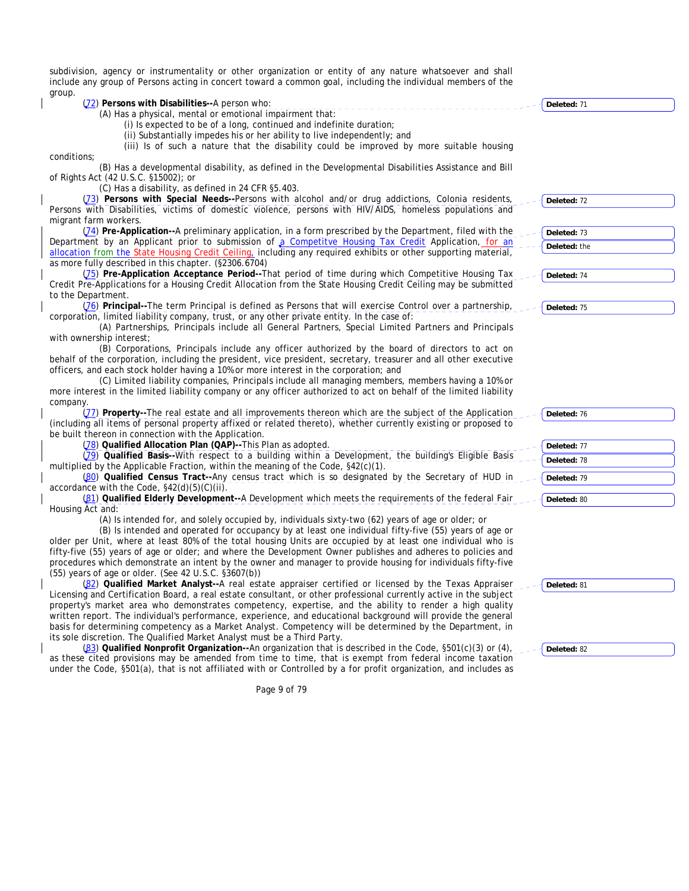subdivision, agency or instrumentality or other organization or entity of any nature whatsoever and shall include any group of Persons acting in concert toward a common goal, including the individual members of the group.

(72) **Persons with Disabilities--**A person who:

(A) Has a physical, mental or emotional impairment that:

(i) Is expected to be of a long, continued and indefinite duration;

(ii) Substantially impedes his or her ability to live independently; and

(iii) Is of such a nature that the disability could be improved by more suitable housing conditions;

(B) Has a developmental disability, as defined in the Developmental Disabilities Assistance and Bill of Rights Act (42 U.S.C. §15002); or

(C) Has a disability, as defined in 24 CFR §5.403.

(73) **Persons with Special Needs--**Persons with alcohol and/or drug addictions, Colonia residents, Persons with Disabilities, victims of domestic violence, persons with HIV/AIDS, homeless populations and migrant farm workers.

(74) **Pre-Application--**A preliminary application, in a form prescribed by the Department, filed with the Department by an Applicant prior to submission of a Competitve Housing Tax Credit Application, for an allocation from the State Housing Credit Ceiling, including any required exhibits or other supporting material, as more fully described in this chapter. (§2306.6704)

(75) **Pre-Application Acceptance Period--**That period of time during which Competitive Housing Tax Credit Pre-Applications for a Housing Credit Allocation from the State Housing Credit Ceiling may be submitted to the Department.

(76) **Principal--**The term Principal is defined as Persons that will exercise Control over a partnership, corporation, limited liability company, trust, or any other private entity. In the case of:

(A) Partnerships, Principals include all General Partners, Special Limited Partners and Principals with ownership interest;

(B) Corporations, Principals include any officer authorized by the board of directors to act on behalf of the corporation, including the president, vice president, secretary, treasurer and all other executive officers, and each stock holder having a 10% or more interest in the corporation; and

(C) Limited liability companies, Principals include all managing members, members having a 10% or more interest in the limited liability company or any officer authorized to act on behalf of the limited liability company.

(77) **Property--**The real estate and all improvements thereon which are the subject of the Application (including all items of personal property affixed or related thereto), whether currently existing or proposed to be built thereon in connection with the Application.

(78) **Qualified Allocation Plan (QAP)--**This Plan as adopted.

(79) **Qualified Basis--**With respect to a building within a Development, the building's Eligible Basis multiplied by the Applicable Fraction, within the meaning of the Code, §42(c)(1).

(80) **Qualified Census Tract--**Any census tract which is so designated by the Secretary of HUD in accordance with the Code, §42(d)(5)(C)(ii).

(81) **Qualified Elderly Development--**A Development which meets the requirements of the federal Fair Housing Act and:

(A) Is intended for, and solely occupied by, individuals sixty-two (62) years of age or older; or

(B) Is intended and operated for occupancy by at least one individual fifty-five (55) years of age or older per Unit, where at least 80% of the total housing Units are occupied by at least one individual who is fifty-five (55) years of age or older; and where the Development Owner publishes and adheres to policies and procedures which demonstrate an intent by the owner and manager to provide housing for individuals fifty-five (55) years of age or older. (See 42 U.S.C. §3607(b))

(82) **Qualified Market Analyst--**A real estate appraiser certified or licensed by the Texas Appraiser Licensing and Certification Board, a real estate consultant, or other professional currently active in the subject property's market area who demonstrates competency, expertise, and the ability to render a high quality written report. The individual's performance, experience, and educational background will provide the general basis for determining competency as a Market Analyst. Competency will be determined by the Department, in its sole discretion. The Qualified Market Analyst must be a Third Party.

(83) **Qualified Nonprofit Organization--**An organization that is described in the Code, §501(c)(3) or (4), as these cited provisions may be amended from time to time, that is exempt from federal income taxation under the Code, §501(a), that is not affiliated with or Controlled by a for profit organization, and includes as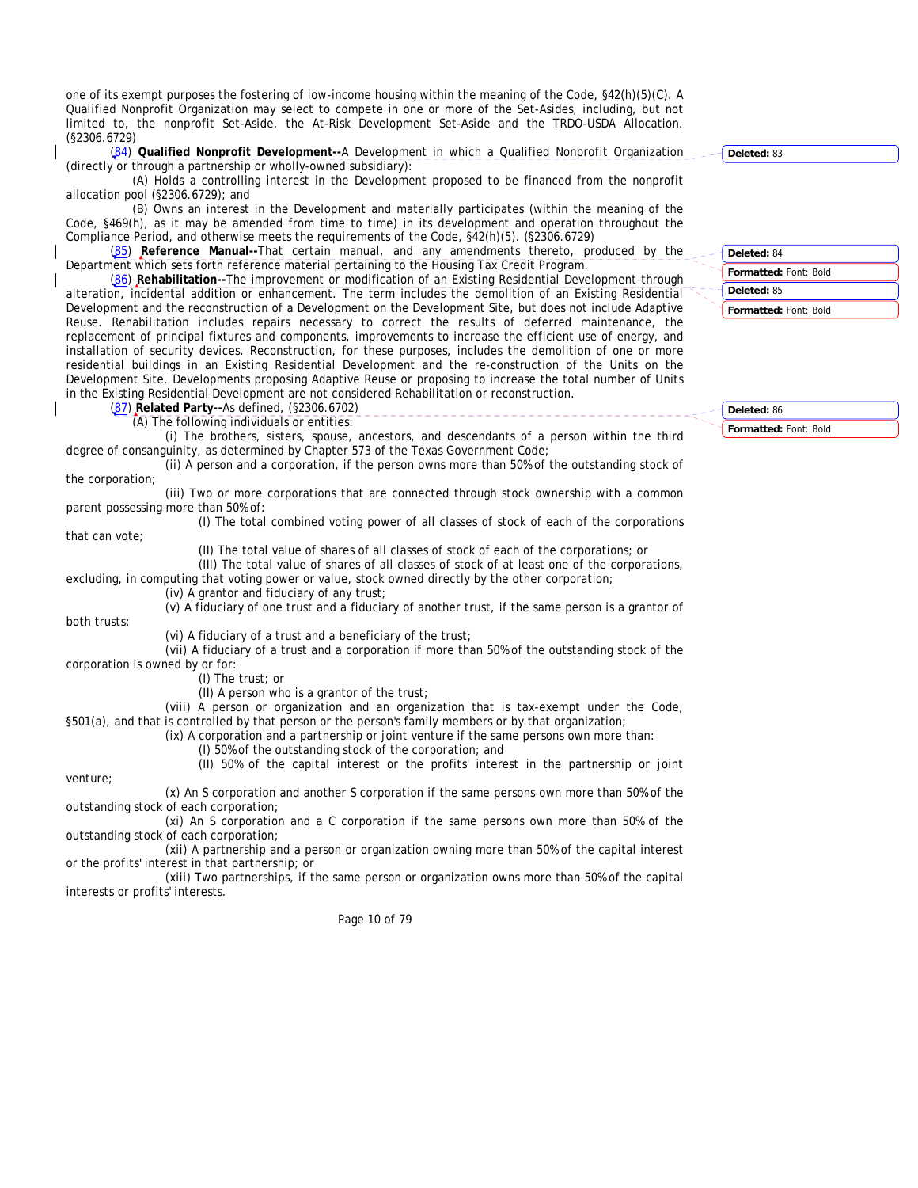one of its exempt purposes the fostering of low-income housing within the meaning of the Code, §42(h)(5)(C). A Qualified Nonprofit Organization may select to compete in one or more of the Set-Asides, including, but not limited to, the nonprofit Set-Aside, the At-Risk Development Set-Aside and the TRDO-USDA Allocation. (§2306.6729)

(84) **Qualified Nonprofit Development--**A Development in which a Qualified Nonprofit Organization (directly or through a partnership or wholly-owned subsidiary):

(A) Holds a controlling interest in the Development proposed to be financed from the nonprofit allocation pool (§2306.6729); and

(B) Owns an interest in the Development and materially participates (within the meaning of the Code, §469(h), as it may be amended from time to time) in its development and operation throughout the Compliance Period, and otherwise meets the requirements of the Code, §42(h)(5). (§2306.6729)

(85) **Reference Manual--**That certain manual, and any amendments thereto, produced by the Department which sets forth reference material pertaining to the Housing Tax Credit Program.

(86) **Rehabilitation--**The improvement or modification of an Existing Residential Development through alteration, incidental addition or enhancement. The term includes the demolition of an Existing Residential Development and the reconstruction of a Development on the Development Site, but does not include Adaptive Reuse. Rehabilitation includes repairs necessary to correct the results of deferred maintenance, the replacement of principal fixtures and components, improvements to increase the efficient use of energy, and installation of security devices. Reconstruction, for these purposes, includes the demolition of one or more residential buildings in an Existing Residential Development and the re-construction of the Units on the Development Site. Developments proposing Adaptive Reuse or proposing to increase the total number of Units in the Existing Residential Development are not considered Rehabilitation or reconstruction.

(87) **Related Party--**As defined, (§2306.6702)

(A) The following individuals or entities:

(i) The brothers, sisters, spouse, ancestors, and descendants of a person within the third degree of consanguinity, as determined by Chapter 573 of the Texas Government Code;

(ii) A person and a corporation, if the person owns more than 50% of the outstanding stock of the corporation;

(iii) Two or more corporations that are connected through stock ownership with a common parent possessing more than 50% of:

(I) The total combined voting power of all classes of stock of each of the corporations that can vote;

(II) The total value of shares of all classes of stock of each of the corporations; or

(III) The total value of shares of all classes of stock of at least one of the corporations, excluding, in computing that voting power or value, stock owned directly by the other corporation;

(iv) A grantor and fiduciary of any trust;

(v) A fiduciary of one trust and a fiduciary of another trust, if the same person is a grantor of both trusts;

(vi) A fiduciary of a trust and a beneficiary of the trust;

(vii) A fiduciary of a trust and a corporation if more than 50% of the outstanding stock of the corporation is owned by or for:

(I) The trust; or

(II) A person who is a grantor of the trust;

(viii) A person or organization and an organization that is tax-exempt under the Code, §501(a), and that is controlled by that person or the person's family members or by that organization;

(ix) A corporation and a partnership or joint venture if the same persons own more than:

(I) 50% of the outstanding stock of the corporation; and

(II) 50% of the capital interest or the profits' interest in the partnership or joint venture;

(x) An S corporation and another S corporation if the same persons own more than 50% of the outstanding stock of each corporation;

(xi) An S corporation and a C corporation if the same persons own more than 50% of the outstanding stock of each corporation;

(xii) A partnership and a person or organization owning more than 50% of the capital interest or the profits' interest in that partnership; or

(xiii) Two partnerships, if the same person or organization owns more than 50% of the capital interests or profits' interests.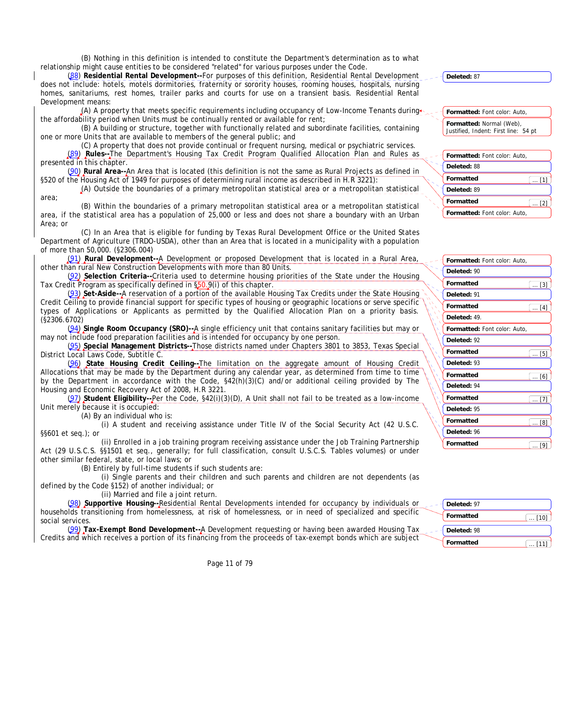(B) Nothing in this definition is intended to constitute the Department's determination as to what relationship might cause entities to be considered "related" for various purposes under the Code.

(88) **Residential Rental Development--**For purposes of this definition, Residential Rental Development does not include: hotels, motels dormitories, fraternity or sorority houses, rooming houses, hospitals, nursing homes, sanitariums, rest homes, trailer parks and courts for use on a transient basis. Residential Rental Development means:

(A) A property that meets specific requirements including occupancy of Low-Income Tenants during the affordability period when Units must be continually rented or available for rent;

(B) A building or structure, together with functionally related and subordinate facilities, containing one or more Units that are available to members of the general public; and

(C) A property that does not provide continual or frequent nursing, medical or psychiatric services.

(89) **Rules--**The Department's Housing Tax Credit Program Qualified Allocation Plan and Rules as presented in this chapter.

(90) **Rural Area--**An Area that is located (this definition is not the same as Rural Projects as defined in §520 of the Housing Act of 1949 for purposes of determining rural income as described in H.R 3221):

(A) Outside the boundaries of a primary metropolitan statistical area or a metropolitan statistical area;

(B) Within the boundaries of a primary metropolitan statistical area or a metropolitan statistical area, if the statistical area has a population of 25,000 or less and does not share a boundary with an Urban Area; or

(C) In an Area that is eligible for funding by Texas Rural Development Office or the United States Department of Agriculture (TRDO-USDA), other than an Area that is located in a municipality with a population of more than 50,000. (§2306.004)

(91) **Rural Development--**A Development or proposed Development that is located in a Rural Area, other than rural New Construction Developments with more than 80 Units.

(92) **Selection Criteria--**Criteria used to determine housing priorities of the State under the Housing Tax Credit Program as specifically defined in §50.9(i) of this chapter.

(93) **Set-Aside--**A reservation of a portion of the available Housing Tax Credits under the State Housing Credit Ceiling to provide financial support for specific types of housing or geographic locations or serve specific types of Applications or Applicants as permitted by the Qualified Allocation Plan on a priority basis. (§2306.6702)

(94) **Single Room Occupancy (SRO)--**A single efficiency unit that contains sanitary facilities but may or may not include food preparation facilities and is intended for occupancy by one person.

(95) **Special Management Districts--**Those districts named under Chapters 3801 to 3853, Texas Special District Local Laws Code, Subtitle C.

(96) **State Housing Credit Ceiling--**The limitation on the aggregate amount of Housing Credit Allocations that may be made by the Department during any calendar year, as determined from time to time by the Department in accordance with the Code, §42(h)(3)(C) and/or additional ceiling provided by The Housing and Economic Recovery Act of 2008, H.R 3221.

(97) **Student Eligibility--**Per the Code, §42(i)(3)(D), A Unit shall not fail to be treated as a low-income Unit merely because it is occupied:

(A) By an individual who is:

(i) A student and receiving assistance under Title IV of the Social Security Act (42 U.S.C. §§601 et seq.); or

(ii) Enrolled in a job training program receiving assistance under the Job Training Partnership Act (29 U.S.C.S. §§1501 et seq., generally; for full classification, consult U.S.C.S. Tables volumes) or under other similar federal, state, or local laws; or

(B) Entirely by full-time students if such students are:

(i) Single parents and their children and such parents and children are not dependents (as defined by the Code §152) of another individual; or

(ii) Married and file a joint return.

(98) **Supportive Housing--**Residential Rental Developments intended for occupancy by individuals or households transitioning from homelessness, at risk of homelessness, or in need of specialized and specific social services.

(99) **Tax-Exempt Bond Development--**A Development requesting or having been awarded Housing Tax Credits and which receives a portion of its financing from the proceeds of tax-exempt bonds which are subject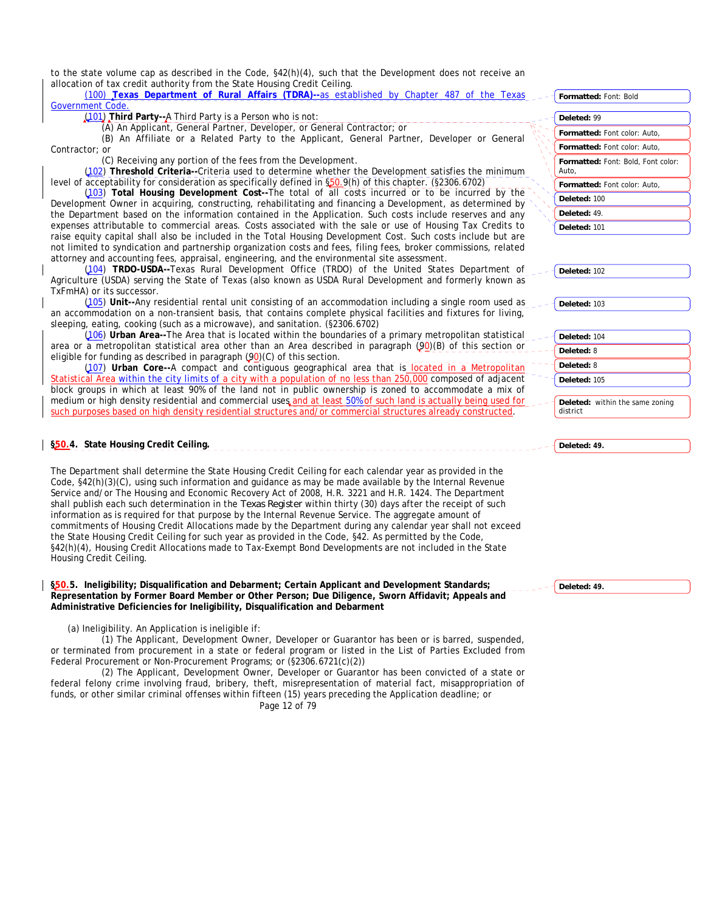to the state volume cap as described in the Code, §42(h)(4), such that the Development does not receive an allocation of tax credit authority from the State Housing Credit Ceiling.

(100) **Texas Department of Rural Affairs (TDRA)--**as established by Chapter 487 of the Texas Government Code.

(101) **Third Party--**A Third Party is a Person who is not:

(A) An Applicant, General Partner, Developer, or General Contractor; or

(B) An Affiliate or a Related Party to the Applicant, General Partner, Developer or General Contractor; or

(C) Receiving any portion of the fees from the Development.

(102) **Threshold Criteria--**Criteria used to determine whether the Development satisfies the minimum level of acceptability for consideration as specifically defined in §50.9(h) of this chapter. (§2306.6702)

(103) **Total Housing Development Cost--**The total of all costs incurred or to be incurred by the Development Owner in acquiring, constructing, rehabilitating and financing a Development, as determined by the Department based on the information contained in the Application. Such costs include reserves and any expenses attributable to commercial areas. Costs associated with the sale or use of Housing Tax Credits to raise equity capital shall also be included in the Total Housing Development Cost. Such costs include but are not limited to syndication and partnership organization costs and fees, filing fees, broker commissions, related attorney and accounting fees, appraisal, engineering, and the environmental site assessment.

(104) **TRDO-USDA--**Texas Rural Development Office (TRDO) of the United States Department of Agriculture (USDA) serving the State of Texas (also known as USDA Rural Development and formerly known as TxFmHA) or its successor.

(105) **Unit--**Any residential rental unit consisting of an accommodation including a single room used as an accommodation on a non-transient basis, that contains complete physical facilities and fixtures for living, sleeping, eating, cooking (such as a microwave), and sanitation. (§2306.6702)

(106) **Urban Area--**The Area that is located within the boundaries of a primary metropolitan statistical area or a metropolitan statistical area other than an Area described in paragraph (90)(B) of this section or eligible for funding as described in paragraph (90)(C) of this section.

(107) **Urban Core--**A compact and contiguous geographical area that is located in a Metropolitan Statistical Area within the city limits of a city with a population of no less than 250,000 composed of adjacent block groups in which at least 90% of the land not in public ownership is zoned to accommodate a mix of medium or high density residential and commercial uses and at least 50% of such land is actually being used for such purposes based on high density residential structures and/or commercial structures already constructed.

### §50.4. State Housing Credit Ceiling.

The Department shall determine the State Housing Credit Ceiling for each calendar year as provided in the Code, §42(h)(3)(C), using such information and guidance as may be made available by the Internal Revenue Service and/or The Housing and Economic Recovery Act of 2008, H.R. 3221 and H.R. 1424. The Department shall publish each such determination in the *Texas Register* within thirty (30) days after the receipt of such information as is required for that purpose by the Internal Revenue Service. The aggregate amount of commitments of Housing Credit Allocations made by the Department during any calendar year shall not exceed the State Housing Credit Ceiling for such year as provided in the Code, §42. As permitted by the Code, §42(h)(4), Housing Credit Allocations made to Tax-Exempt Bond Developments are not included in the State Housing Credit Ceiling.

### §50.5. Ineligibility; Disqualification and Debarment; Certain Applicant and Development Standards; Representation by Former Board Member or Other Person; Due Diligence, Sworn Affidavit; Appeals and Administrative Deficiencies for Ineligibility, Disqualification and Debarment

(a) Ineligibility. An Application is ineligible if:

(1) The Applicant, Development Owner, Developer or Guarantor has been or is barred, suspended, or terminated from procurement in a state or federal program or listed in the List of Parties Excluded from Federal Procurement or Non-Procurement Programs; or (§2306.6721(c)(2))

(2) The Applicant, Development Owner, Developer or Guarantor has been convicted of a state or federal felony crime involving fraud, bribery, theft, misrepresentation of material fact, misappropriation of funds, or other similar criminal offenses within fifteen (15) years preceding the Application deadline; or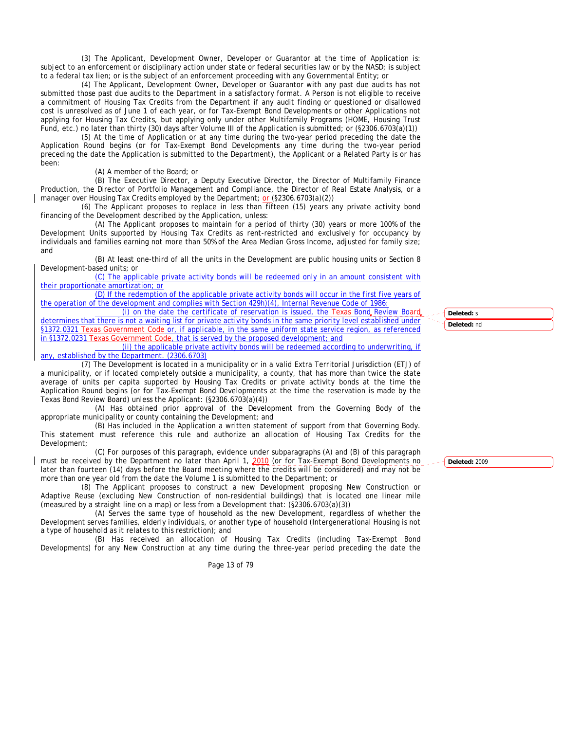(3) The Applicant, Development Owner, Developer or Guarantor at the time of Application is: subject to an enforcement or disciplinary action under state or federal securities law or by the NASD; is subject to a federal tax lien; or is the subject of an enforcement proceeding with any Governmental Entity; or

(4) The Applicant, Development Owner, Developer or Guarantor with any past due audits has not submitted those past due audits to the Department in a satisfactory format. A Person is not eligible to receive a commitment of Housing Tax Credits from the Department if any audit finding or questioned or disallowed cost is unresolved as of June 1 of each year, or for Tax-Exempt Bond Developments or other Applications not applying for Housing Tax Credits, but applying only under other Multifamily Programs (HOME, Housing Trust Fund, etc.) no later than thirty (30) days after Volume III of the Application is submitted; or (§2306.6703(a)(1))

(5) At the time of Application or at any time during the two-year period preceding the date the Application Round begins (or for Tax-Exempt Bond Developments any time during the two-year period preceding the date the Application is submitted to the Department), the Applicant or a Related Party is or has been:

(A) A member of the Board; or

(B) The Executive Director, a Deputy Executive Director, the Director of Multifamily Finance Production, the Director of Portfolio Management and Compliance, the Director of Real Estate Analysis, or a manager over Housing Tax Credits employed by the Department; or (§2306.6703(a)(2))

(6) The Applicant proposes to replace in less than fifteen (15) years any private activity bond financing of the Development described by the Application, unless:

(A) The Applicant proposes to maintain for a period of thirty (30) years or more 100% of the Development Units supported by Housing Tax Credits as rent-restricted and exclusively for occupancy by individuals and families earning not more than 50% of the Area Median Gross Income, adjusted for family size; and

(B) At least one-third of all the units in the Development are public housing units or Section 8 Development-based units; or

(C) The applicable private activity bonds will be redeemed only in an amount consistent with their proportionate amortization; or

(D) If the redemption of the applicable private activity bonds will occur in the first five years of the operation of the development and complies with Section 429h)(4), Internal Revenue Code of 1986:

(i) on the date the certificate of reservation is issued, the Texas Bond Review Board determines that there is not a waiting list for private activity bonds in the same priority level established under §1372.0321 Texas Government Code or, if applicable, in the same uniform state service region, as referenced in §1372.0231 Texas Government Code, that is served by the proposed development; and

(ii) the applicable private activity bonds will be redeemed according to underwriting, if any, established by the Department. (2306.6703)

(7) The Development is located in a municipality or in a valid Extra Territorial Jurisdiction (ETJ) of a municipality, or if located completely outside a municipality, a county, that has more than twice the state average of units per capita supported by Housing Tax Credits or private activity bonds at the time the Application Round begins (or for Tax-Exempt Bond Developments at the time the reservation is made by the Texas Bond Review Board) unless the Applicant: (§2306.6703(a)(4))

(A) Has obtained prior approval of the Development from the Governing Body of the appropriate municipality or county containing the Development; and

(B) Has included in the Application a written statement of support from that Governing Body. This statement must reference this rule and authorize an allocation of Housing Tax Credits for the Development;

(C) For purposes of this paragraph, evidence under subparagraphs (A) and (B) of this paragraph must be received by the Department no later than April 1, 2010 (or for Tax-Exempt Bond Developments no later than fourteen (14) days before the Board meeting where the credits will be considered) and may not be more than one year old from the date the Volume 1 is submitted to the Department; or

(8) The Applicant proposes to construct a new Development proposing New Construction or Adaptive Reuse (excluding New Construction of non-residential buildings) that is located one linear mile (measured by a straight line on a map) or less from a Development that: (§2306.6703(a)(3))

(A) Serves the same type of household as the new Development, regardless of whether the Development serves families, elderly individuals, or another type of household (Intergenerational Housing is not a type of household as it relates to this restriction); and

(B) Has received an allocation of Housing Tax Credits (including Tax-Exempt Bond Developments) for any New Construction at any time during the three-year period preceding the date the

Deleted: s

Deleted: nd

Deleted: 2009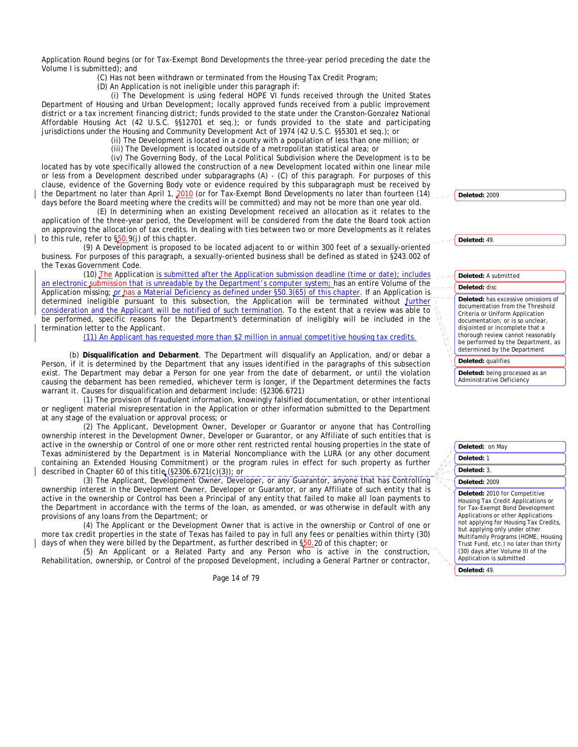Application Round begins (or for Tax-Exempt Bond Developments the three-year period preceding the date the Volume I is submitted); and

(C) Has not been withdrawn or terminated from the Housing Tax Credit Program;

(D) An Application is not ineligible under this paragraph if:

(i) The Development is using federal HOPE VI funds received through the United States Department of Housing and Urban Development; locally approved funds received from a public improvement district or a tax increment financing district; funds provided to the state under the Cranston-Gonzalez National Affordable Housing Act (42 U.S.C. §§12701 et seq.); or funds provided to the state and participating jurisdictions under the Housing and Community Development Act of 1974 (42 U.S.C. §§5301 et seq.); or

(ii) The Development is located in a county with a population of less than one million; or

(iii) The Development is located outside of a metropolitan statistical area; or

(iv) The Governing Body, of the Local Political Subdivision where the Development is to be located has by vote specifically allowed the construction of a new Development located within one linear mile or less from a Development described under subparagraphs (A) - (C) of this paragraph. For purposes of this clause, evidence of the Governing Body vote or evidence required by this subparagraph must be received by the Department no later than April 1, 2010 (or for Tax-Exempt Bond Developments no later than fourteen (14) days before the Board meeting where the credits will be committed) and may not be more than one year old.

(E) In determining when an existing Development received an allocation as it relates to the application of the three-year period, the Development will be considered from the date the Board took action on approving the allocation of tax credits. In dealing with ties between two or more Developments as it relates to this rule, refer to §50.9(j) of this chapter.

(9) A Development is proposed to be located adjacent to or within 300 feet of a sexually-oriented business. For purposes of this paragraph, a sexually-oriented business shall be defined as stated in §243.002 of the Texas Government Code.

(10) The Application is submitted after the Application submission deadline (time or date); includes an electronic submission that is unreadable by the Department's computer system; has an entire Volume of the Application missing; or has a Material Deficiency as defined under §50.3(65) of this chapter. If an Application is determined ineligible pursuant to this subsection, the Application will be terminated without further consideration and the Applicant will be notified of such termination. To the extent that a review was able to be performed, specific reasons for the Department's determination of ineligibly will be included in the termination letter to the Applicant.

(11) An Applicant has requested more than $2 million in annual competitive housing tax credits.

(b) **Disqualification and Debarment**. The Department will disqualify an Application, and/or debar a Person, if it is determined by the Department that any issues identified in the paragraphs of this subsection exist. The Department may debar a Person for one year from the date of debarment, or until the violation causing the debarment has been remedied, whichever term is longer, if the Department determines the facts warrant it. Causes for disqualification and debarment include: (§2306.6721)

(1) The provision of fraudulent information, knowingly falsified documentation, or other intentional or negligent material misrepresentation in the Application or other information submitted to the Department at any stage of the evaluation or approval process; or

(2) The Applicant, Development Owner, Developer or Guarantor or anyone that has Controlling ownership interest in the Development Owner, Developer or Guarantor, or any Affiliate of such entities that is active in the ownership or Control of one or more other rent restricted rental housing properties in the state of Texas administered by the Department is in Material Noncompliance with the LURA (or any other document containing an Extended Housing Commitment) or the program rules in effect for such property as further described in Chapter 60 of this title (§2306.6721(c)(3)); or

(3) The Applicant, Development Owner, Developer, or any Guarantor, anyone that has Controlling ownership interest in the Development Owner, Developer or Guarantor, or any Affiliate of such entity that is active in the ownership or Control has been a Principal of any entity that failed to make all loan payments to the Department in accordance with the terms of the loan, as amended, or was otherwise in default with any provisions of any loans from the Department; or

(4) The Applicant or the Development Owner that is active in the ownership or Control of one or more tax credit properties in the state of Texas has failed to pay in full any fees or penalties within thirty (30) days of when they were billed by the Department, as further described in §50.20 of this chapter; or

(5) An Applicant or a Related Party and any Person who is active in the construction, Rehabilitation, ownership, or Control of the proposed Development, including a General Partner or contractor,

Deleted: 2009

Deleted: 49.

Deleted: A submitted

Deleted: disc

Deleted: has excessive omissions of documentation from the Threshold Criteria or Uniform Application documentation; or is so unclear, disjointed or incomplete that a thorough review cannot reasonably be performed by the Department, as determined by the Department

Deleted: qualifies

Deleted: being processed as an Administrative Deficiency

Deleted: on May

Deleted: 1

Deleted: 3,

Deleted: 2009

Deleted: 2010 for Competitive Housing Tax Credit Applications or for Tax-Exempt Bond Development Applications or other Applications not applying for Housing Tax Credits, but applying only under other Multifamily Programs (HOME, Housing Trust Fund, etc.) no later than thirty (30) days after Volume III of the Application is submitted

Deleted: 49.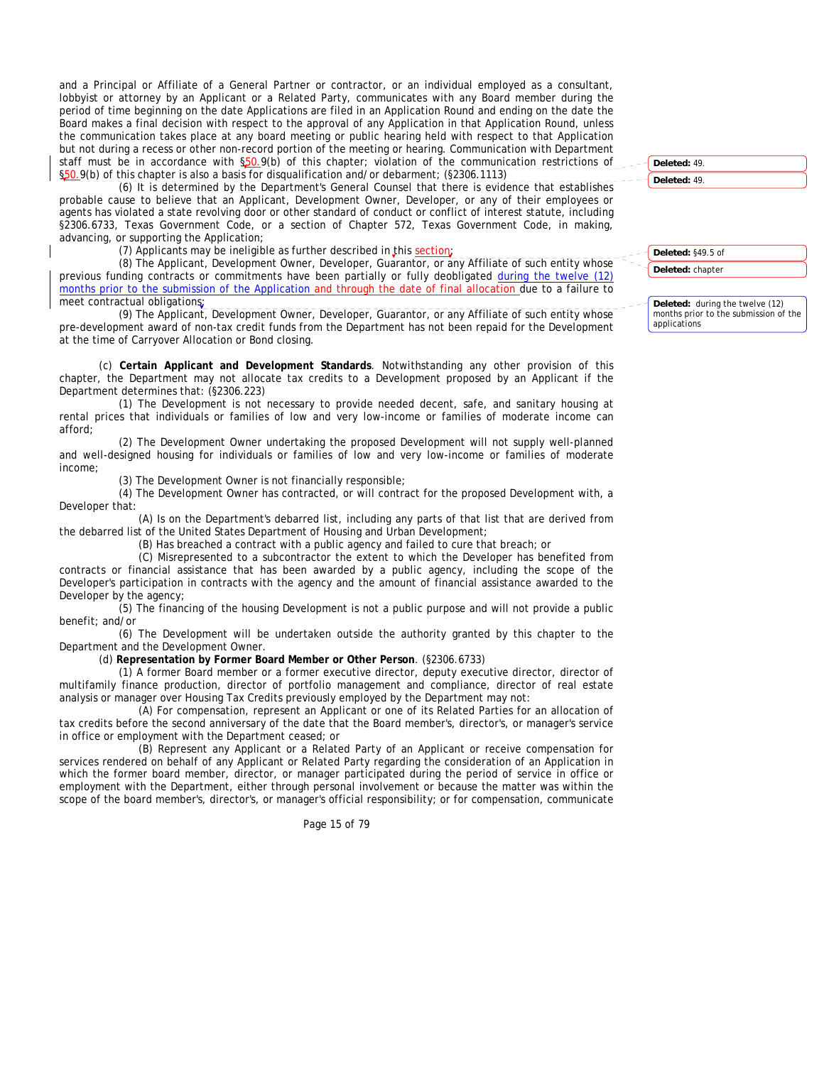and a Principal or Affiliate of a General Partner or contractor, or an individual employed as a consultant, lobbyist or attorney by an Applicant or a Related Party, communicates with any Board member during the period of time beginning on the date Applications are filed in an Application Round and ending on the date the Board makes a final decision with respect to the approval of any Application in that Application Round, unless the communication takes place at any board meeting or public hearing held with respect to that Application but not during a recess or other non-record portion of the meeting or hearing. Communication with Department staff must be in accordance with §50.9(b) of this chapter; violation of the communication restrictions of §50.9(b) of this chapter is also a basis for disqualification and/or debarment; (§2306.1113)

(6) It is determined by the Department's General Counsel that there is evidence that establishes probable cause to believe that an Applicant, Development Owner, Developer, or any of their employees or agents has violated a state revolving door or other standard of conduct or conflict of interest statute, including §2306.6733, Texas Government Code, or a section of Chapter 572, Texas Government Code, in making, advancing, or supporting the Application;

(7) Applicants may be ineligible as further described in this section;

(8) The Applicant, Development Owner, Developer, Guarantor, or any Affiliate of such entity whose previous funding contracts or commitments have been partially or fully deobligated during the twelve (12) months prior to the submission of the Application and through the date of final allocation due to a failure to meet contractual obligations;

(9) The Applicant, Development Owner, Developer, Guarantor, or any Affiliate of such entity whose pre-development award of non-tax credit funds from the Department has not been repaid for the Development at the time of Carryover Allocation or Bond closing.

(c) **Certain Applicant and Development Standards**. Notwithstanding any other provision of this chapter, the Department may not allocate tax credits to a Development proposed by an Applicant if the Department determines that: (§2306.223)

(1) The Development is not necessary to provide needed decent, safe, and sanitary housing at rental prices that individuals or families of low and very low-income or families of moderate income can afford;

(2) The Development Owner undertaking the proposed Development will not supply well-planned and well-designed housing for individuals or families of low and very low-income or families of moderate income;

(3) The Development Owner is not financially responsible;

(4) The Development Owner has contracted, or will contract for the proposed Development with, a Developer that:

(A) Is on the Department's debarred list, including any parts of that list that are derived from the debarred list of the United States Department of Housing and Urban Development;

(B) Has breached a contract with a public agency and failed to cure that breach; or

(C) Misrepresented to a subcontractor the extent to which the Developer has benefited from contracts or financial assistance that has been awarded by a public agency, including the scope of the Developer's participation in contracts with the agency and the amount of financial assistance awarded to the Developer by the agency;

(5) The financing of the housing Development is not a public purpose and will not provide a public benefit; and/or

(6) The Development will be undertaken outside the authority granted by this chapter to the Department and the Development Owner.

(d) **Representation by Former Board Member or Other Person**. (§2306.6733)

(1) A former Board member or a former executive director, deputy executive director, director of multifamily finance production, director of portfolio management and compliance, director of real estate analysis or manager over Housing Tax Credits previously employed by the Department may not:

(A) For compensation, represent an Applicant or one of its Related Parties for an allocation of tax credits before the second anniversary of the date that the Board member's, director's, or manager's service in office or employment with the Department ceased; or

(B) Represent any Applicant or a Related Party of an Applicant or receive compensation for services rendered on behalf of any Applicant or Related Party regarding the consideration of an Application in which the former board member, director, or manager participated during the period of service in office or employment with the Department, either through personal involvement or because the matter was within the scope of the board member's, director's, or manager's official responsibility; or for compensation, communicate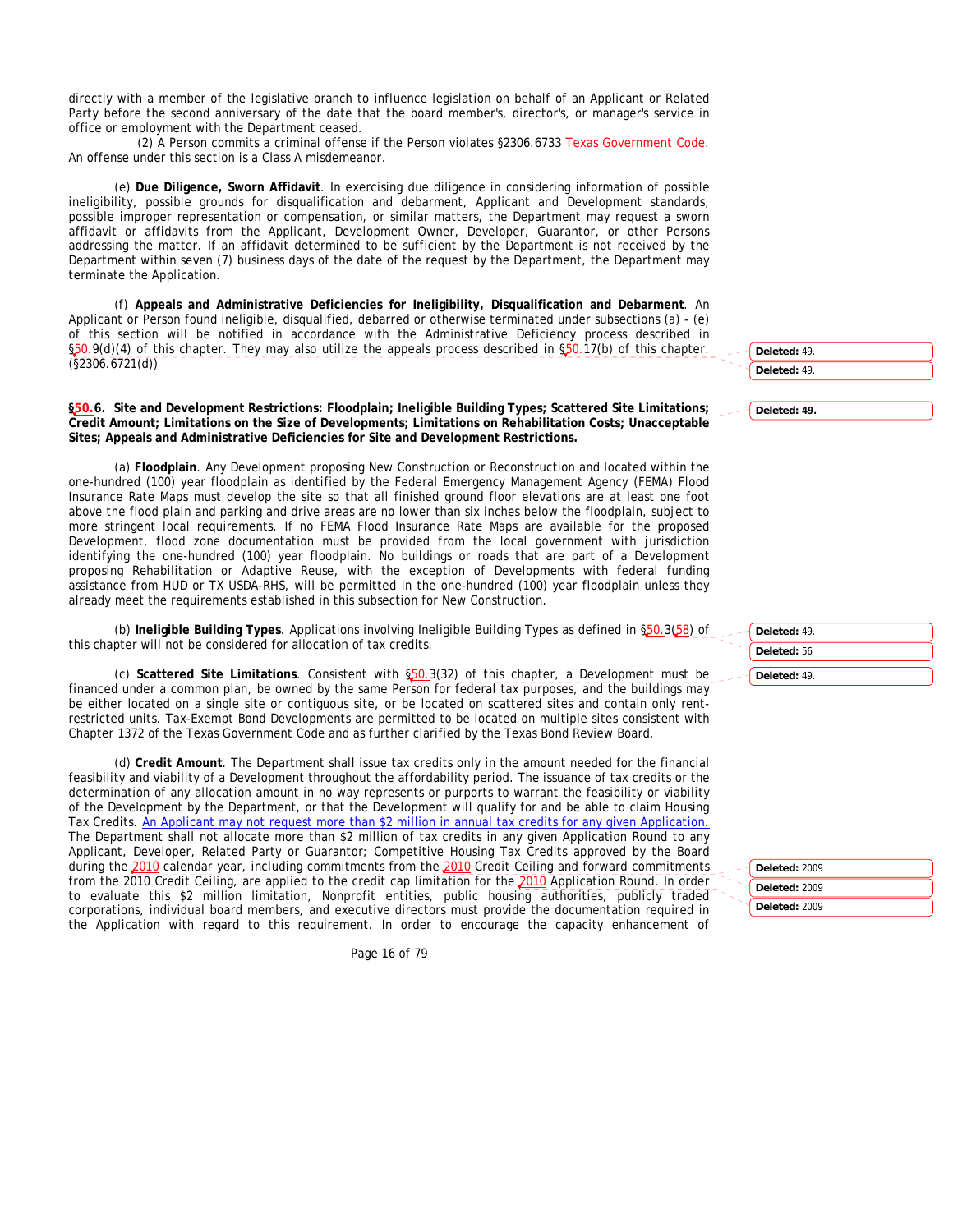directly with a member of the legislative branch to influence legislation on behalf of an Applicant or Related Party before the second anniversary of the date that the board member's, director's, or manager's service in office or employment with the Department ceased.

(2) A Person commits a criminal offense if the Person violates §2306.6733 Texas Government Code. An offense under this section is a Class A misdemeanor.

(e) **Due Diligence, Sworn Affidavit**. In exercising due diligence in considering information of possible ineligibility, possible grounds for disqualification and debarment, Applicant and Development standards, possible improper representation or compensation, or similar matters, the Department may request a sworn affidavit or affidavits from the Applicant, Development Owner, Developer, Guarantor, or other Persons addressing the matter. If an affidavit determined to be sufficient by the Department is not received by the Department within seven (7) business days of the date of the request by the Department, the Department may terminate the Application.

(f) **Appeals and Administrative Deficiencies for Ineligibility, Disqualification and Debarment**. An Applicant or Person found ineligible, disqualified, debarred or otherwise terminated under subsections (a) - (e) of this section will be notified in accordance with the Administrative Deficiency process described in §50.9(d)(4) of this chapter. They may also utilize the appeals process described in §50.17(b) of this chapter. (§2306.6721(d))

**§50.6. Site and Development Restrictions: Floodplain; Ineligible Building Types; Scattered Site Limitations; Credit Amount; Limitations on the Size of Developments; Limitations on Rehabilitation Costs; Unacceptable Sites; Appeals and Administrative Deficiencies for Site and Development Restrictions.**

(a) **Floodplain**. Any Development proposing New Construction or Reconstruction and located within the one-hundred (100) year floodplain as identified by the Federal Emergency Management Agency (FEMA) Flood Insurance Rate Maps must develop the site so that all finished ground floor elevations are at least one foot above the flood plain and parking and drive areas are no lower than six inches below the floodplain, subject to more stringent local requirements. If no FEMA Flood Insurance Rate Maps are available for the proposed Development, flood zone documentation must be provided from the local government with jurisdiction identifying the one-hundred (100) year floodplain. No buildings or roads that are part of a Development proposing Rehabilitation or Adaptive Reuse, with the exception of Developments with federal funding assistance from HUD or TX USDA-RHS, will be permitted in the one-hundred (100) year floodplain unless they already meet the requirements established in this subsection for New Construction.

(b) **Ineligible Building Types**. Applications involving Ineligible Building Types as defined in §50.3(58) of this chapter will not be considered for allocation of tax credits.

(c) **Scattered Site Limitations**. Consistent with §50.3(32) of this chapter, a Development must be financed under a common plan, be owned by the same Person for federal tax purposes, and the buildings may be either located on a single site or contiguous site, or be located on scattered sites and contain only rent-restricted units. Tax-Exempt Bond Developments are permitted to be located on multiple sites consistent with Chapter 1372 of the Texas Government Code and as further clarified by the Texas Bond Review Board.

(d) **Credit Amount**. The Department shall issue tax credits only in the amount needed for the financial feasibility and viability of a Development throughout the affordability period. The issuance of tax credits or the determination of any allocation amount in no way represents or purports to warrant the feasibility or viability of the Development by the Department, or that the Development will qualify for and be able to claim Housing Tax Credits. An Applicant may not request more than $2 million in annual tax credits for any given Application. The Department shall not allocate more than $2 million of tax credits in any given Application Round to any Applicant, Developer, Related Party or Guarantor; Competitive Housing Tax Credits approved by the Board during the 2010 calendar year, including commitments from the 2010 Credit Ceiling and forward commitments from the 2010 Credit Ceiling, are applied to the credit cap limitation for the 2010 Application Round. In order to evaluate this $2 million limitation, Nonprofit entities, public housing authorities, publicly traded corporations, individual board members, and executive directors must provide the documentation required in the Application with regard to this requirement. In order to encourage the capacity enhancement of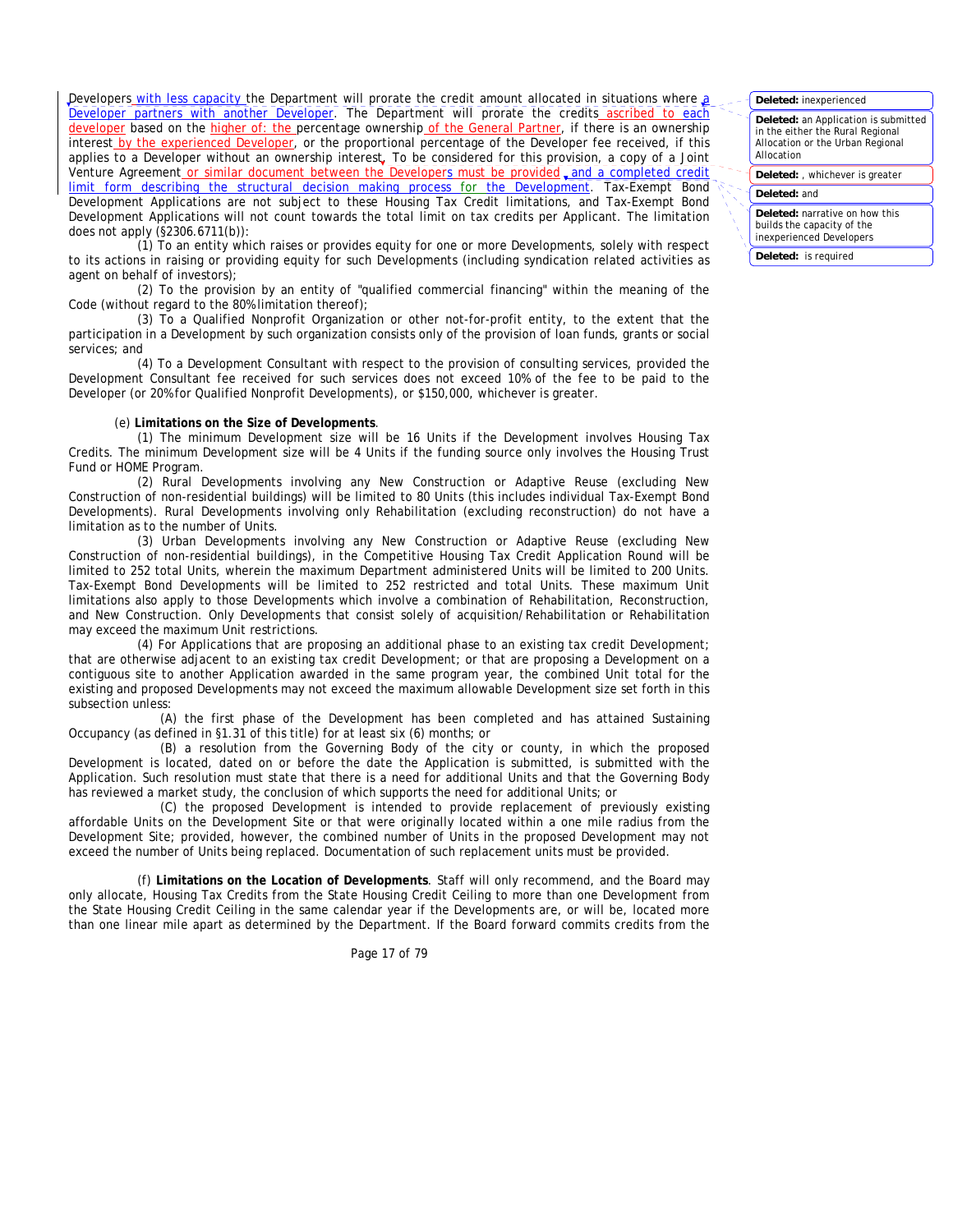Developers with less capacity the Department will prorate the credit amount allocated in situations where a Developer partners with another Developer. The Department will prorate the credits ascribed to each developer based on the higher of: the percentage ownership of the General Partner, if there is an ownership interest by the experienced Developer, or the proportional percentage of the Developer fee received, if this applies to a Developer without an ownership interest. To be considered for this provision, a copy of a Joint Venture Agreement or similar document between the Developers must be provided, and a completed credit limit form describing the structural decision making process for the Development. Tax-Exempt Bond Development Applications are not subject to these Housing Tax Credit limitations, and Tax-Exempt Bond Development Applications will not count towards the total limit on tax credits per Applicant. The limitation does not apply (§2306.6711(b)):

(1) To an entity which raises or provides equity for one or more Developments, solely with respect to its actions in raising or providing equity for such Developments (including syndication related activities as agent on behalf of investors);

(2) To the provision by an entity of "qualified commercial financing" within the meaning of the Code (without regard to the 80% limitation thereof);

(3) To a Qualified Nonprofit Organization or other not-for-profit entity, to the extent that the participation in a Development by such organization consists only of the provision of loan funds, grants or social services; and

(4) To a Development Consultant with respect to the provision of consulting services, provided the Development Consultant fee received for such services does not exceed 10% of the fee to be paid to the Developer (or 20% for Qualified Nonprofit Developments), or $150,000, whichever is greater.

(e) **Limitations on the Size of Developments**.

(1) The minimum Development size will be 16 Units if the Development involves Housing Tax Credits. The minimum Development size will be 4 Units if the funding source only involves the Housing Trust Fund or HOME Program.

(2) Rural Developments involving any New Construction or Adaptive Reuse (excluding New Construction of non-residential buildings) will be limited to 80 Units (this includes individual Tax-Exempt Bond Developments). Rural Developments involving only Rehabilitation (excluding reconstruction) do not have a limitation as to the number of Units.

(3) Urban Developments involving any New Construction or Adaptive Reuse (excluding New Construction of non-residential buildings), in the Competitive Housing Tax Credit Application Round will be limited to 252 total Units, wherein the maximum Department administered Units will be limited to 200 Units. Tax-Exempt Bond Developments will be limited to 252 restricted and total Units. These maximum Unit limitations also apply to those Developments which involve a combination of Rehabilitation, Reconstruction, and New Construction. Only Developments that consist solely of acquisition/Rehabilitation or Rehabilitation may exceed the maximum Unit restrictions.

(4) For Applications that are proposing an additional phase to an existing tax credit Development; that are otherwise adjacent to an existing tax credit Development; or that are proposing a Development on a contiguous site to another Application awarded in the same program year, the combined Unit total for the existing and proposed Developments may not exceed the maximum allowable Development size set forth in this subsection unless:

(A) the first phase of the Development has been completed and has attained Sustaining Occupancy (as defined in §1.31 of this title) for at least six (6) months; or

(B) a resolution from the Governing Body of the city or county, in which the proposed Development is located, dated on or before the date the Application is submitted, is submitted with the Application. Such resolution must state that there is a need for additional Units and that the Governing Body has reviewed a market study, the conclusion of which supports the need for additional Units; or

(C) the proposed Development is intended to provide replacement of previously existing affordable Units on the Development Site or that were originally located within a one mile radius from the Development Site; provided, however, the combined number of Units in the proposed Development may not exceed the number of Units being replaced. Documentation of such replacement units must be provided.

(f) **Limitations on the Location of Developments**. Staff will only recommend, and the Board may only allocate, Housing Tax Credits from the State Housing Credit Ceiling to more than one Development from the State Housing Credit Ceiling in the same calendar year if the Developments are, or will be, located more than one linear mile apart as determined by the Department. If the Board forward commits credits from the

Deleted: inexperienced

Deleted: an Application is submitted in the either the Rural Regional Allocation or the Urban Regional Allocation

Deleted: , whichever is greater

Deleted: and

Deleted: narrative on how this builds the capacity of the inexperienced Developers

Deleted: is required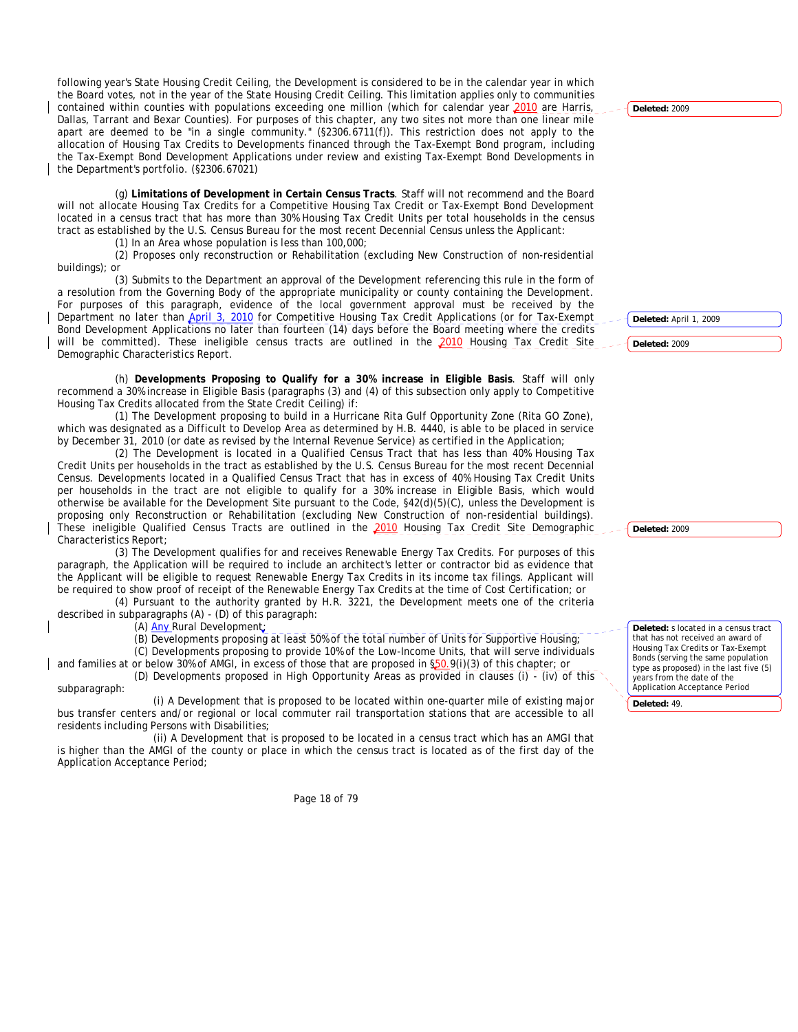following year's State Housing Credit Ceiling, the Development is considered to be in the calendar year in which the Board votes, not in the year of the State Housing Credit Ceiling. This limitation applies only to communities contained within counties with populations exceeding one million (which for calendar year 2010 are Harris, Dallas, Tarrant and Bexar Counties). For purposes of this chapter, any two sites not more than one linear mile apart are deemed to be "in a single community." (§2306.6711(f)). This restriction does not apply to the allocation of Housing Tax Credits to Developments financed through the Tax-Exempt Bond program, including the Tax-Exempt Bond Development Applications under review and existing Tax-Exempt Bond Developments in the Department's portfolio. (§2306.67021)

(g) **Limitations of Development in Certain Census Tracts**. Staff will not recommend and the Board will not allocate Housing Tax Credits for a Competitive Housing Tax Credit or Tax-Exempt Bond Development located in a census tract that has more than 30% Housing Tax Credit Units per total households in the census tract as established by the U.S. Census Bureau for the most recent Decennial Census unless the Applicant:

(1) In an Area whose population is less than 100,000;

(2) Proposes only reconstruction or Rehabilitation (excluding New Construction of non-residential buildings); or

(3) Submits to the Department an approval of the Development referencing this rule in the form of a resolution from the Governing Body of the appropriate municipality or county containing the Development. For purposes of this paragraph, evidence of the local government approval must be received by the Department no later than April 3, 2010 for Competitive Housing Tax Credit Applications (or for Tax-Exempt Bond Development Applications no later than fourteen (14) days before the Board meeting where the credits will be committed). These ineligible census tracts are outlined in the 2010 Housing Tax Credit Site Demographic Characteristics Report.

(h) **Developments Proposing to Qualify for a 30% increase in Eligible Basis**. Staff will only recommend a 30% increase in Eligible Basis (paragraphs (3) and (4) of this subsection only apply to Competitive Housing Tax Credits allocated from the State Credit Ceiling) if:

(1) The Development proposing to build in a Hurricane Rita Gulf Opportunity Zone (Rita GO Zone), which was designated as a Difficult to Develop Area as determined by H.B. 4440, is able to be placed in service by December 31, 2010 (or date as revised by the Internal Revenue Service) as certified in the Application;

(2) The Development is located in a Qualified Census Tract that has less than 40% Housing Tax Credit Units per households in the tract as established by the U.S. Census Bureau for the most recent Decennial Census. Developments located in a Qualified Census Tract that has in excess of 40% Housing Tax Credit Units per households in the tract are not eligible to qualify for a 30% increase in Eligible Basis, which would otherwise be available for the Development Site pursuant to the Code, §42(d)(5)(C), unless the Development is proposing only Reconstruction or Rehabilitation (excluding New Construction of non-residential buildings). These ineligible Qualified Census Tracts are outlined in the 2010 Housing Tax Credit Site Demographic Characteristics Report;

(3) The Development qualifies for and receives Renewable Energy Tax Credits. For purposes of this paragraph, the Application will be required to include an architect's letter or contractor bid as evidence that the Applicant will be eligible to request Renewable Energy Tax Credits in its income tax filings. Applicant will be required to show proof of receipt of the Renewable Energy Tax Credits at the time of Cost Certification; or

(4) Pursuant to the authority granted by H.R. 3221, the Development meets one of the criteria described in subparagraphs (A) - (D) of this paragraph:

(A) Any Rural Development;

(B) Developments proposing at least 50% of the total number of Units for Supportive Housing;

(C) Developments proposing to provide 10% of the Low-Income Units, that will serve individuals and families at or below 30% of AMGI, in excess of those that are proposed in §50.9(i)(3) of this chapter; or

(D) Developments proposed in High Opportunity Areas as provided in clauses (i) - (iv) of this subparagraph:

(i) A Development that is proposed to be located within one-quarter mile of existing major bus transfer centers and/or regional or local commuter rail transportation stations that are accessible to all residents including Persons with Disabilities;

(ii) A Development that is proposed to be located in a census tract which has an AMGI that is higher than the AMGI of the county or place in which the census tract is located as of the first day of the Application Acceptance Period;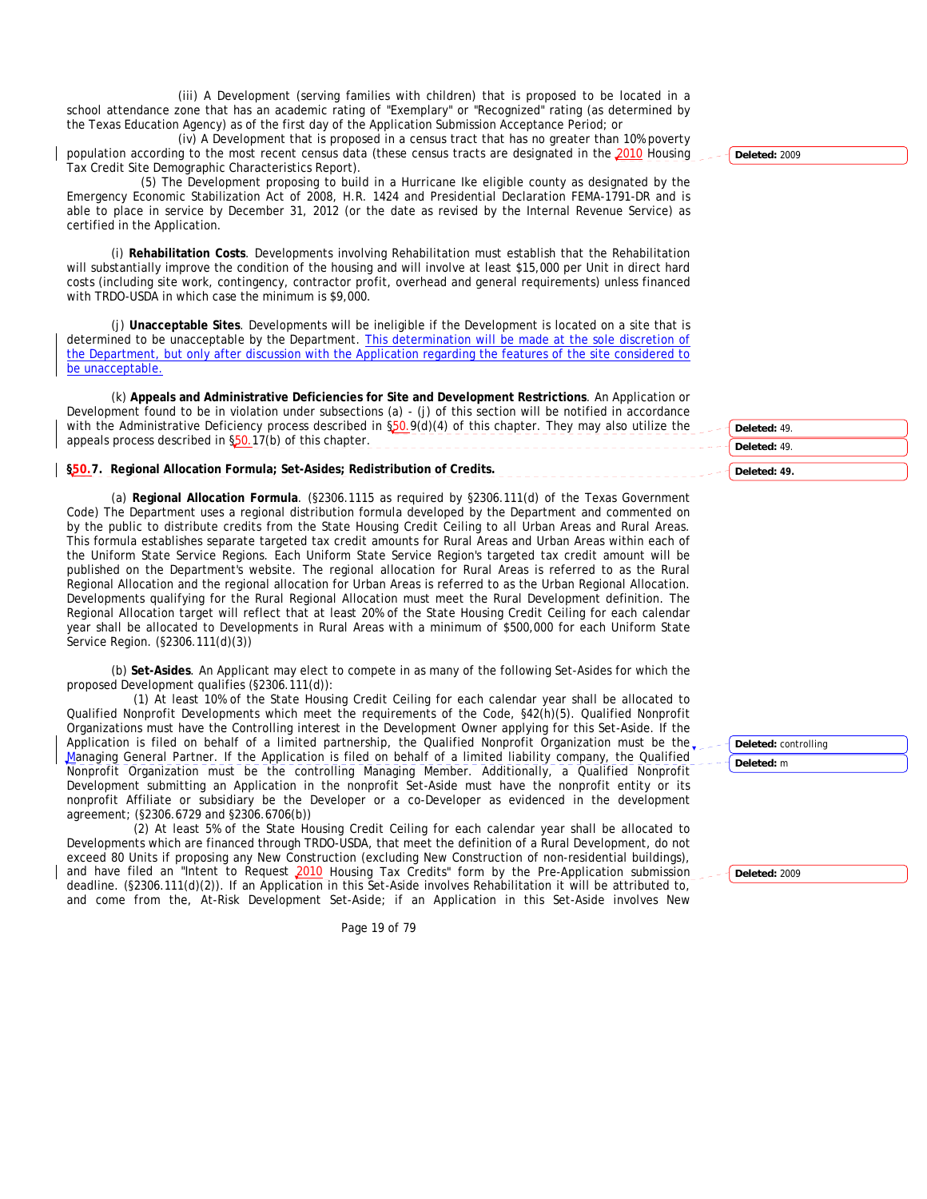(iii) A Development (serving families with children) that is proposed to be located in a school attendance zone that has an academic rating of "Exemplary" or "Recognized" rating (as determined by the Texas Education Agency) as of the first day of the Application Submission Acceptance Period; or

(iv) A Development that is proposed in a census tract that has no greater than 10% poverty population according to the most recent census data (these census tracts are designated in the 2010 Housing Tax Credit Site Demographic Characteristics Report).

(5) The Development proposing to build in a Hurricane Ike eligible county as designated by the Emergency Economic Stabilization Act of 2008, H.R. 1424 and Presidential Declaration FEMA-1791-DR and is able to place in service by December 31, 2012 (or the date as revised by the Internal Revenue Service) as certified in the Application.

(i) **Rehabilitation Costs**. Developments involving Rehabilitation must establish that the Rehabilitation will substantially improve the condition of the housing and will involve at least $15,000 per Unit in direct hard costs (including site work, contingency, contractor profit, overhead and general requirements) unless financed with TRDO-USDA in which case the minimum is $9,000.

(j) **Unacceptable Sites**. Developments will be ineligible if the Development is located on a site that is determined to be unacceptable by the Department. This determination will be made at the sole discretion of the Department, but only after discussion with the Application regarding the features of the site considered to be unacceptable.

(k) **Appeals and Administrative Deficiencies for Site and Development Restrictions**. An Application or Development found to be in violation under subsections (a) - (j) of this section will be notified in accordance with the Administrative Deficiency process described in §50.9(d)(4) of this chapter. They may also utilize the appeals process described in §50.17(b) of this chapter.

**§50.7. Regional Allocation Formula; Set-Asides; Redistribution of Credits.**

(a) **Regional Allocation Formula**. (§2306.1115 as required by §2306.111(d) of the Texas Government Code) The Department uses a regional distribution formula developed by the Department and commented on by the public to distribute credits from the State Housing Credit Ceiling to all Urban Areas and Rural Areas. This formula establishes separate targeted tax credit amounts for Rural Areas and Urban Areas within each of the Uniform State Service Regions. Each Uniform State Service Region's targeted tax credit amount will be published on the Department's website. The regional allocation for Rural Areas is referred to as the Rural Regional Allocation and the regional allocation for Urban Areas is referred to as the Urban Regional Allocation. Developments qualifying for the Rural Regional Allocation must meet the Rural Development definition. The Regional Allocation target will reflect that at least 20% of the State Housing Credit Ceiling for each calendar year shall be allocated to Developments in Rural Areas with a minimum of $500,000 for each Uniform State Service Region. (§2306.111(d)(3))

(b) **Set-Asides**. An Applicant may elect to compete in as many of the following Set-Asides for which the proposed Development qualifies (§2306.111(d)):

(1) At least 10% of the State Housing Credit Ceiling for each calendar year shall be allocated to Qualified Nonprofit Developments which meet the requirements of the Code, §42(h)(5). Qualified Nonprofit Organizations must have the Controlling interest in the Development Owner applying for this Set-Aside. If the Application is filed on behalf of a limited partnership, the Qualified Nonprofit Organization must be the Managing General Partner. If the Application is filed on behalf of a limited liability company, the Qualified Nonprofit Organization must be the controlling Managing Member. Additionally, a Qualified Nonprofit Development submitting an Application in the nonprofit Set-Aside must have the nonprofit entity or its nonprofit Affiliate or subsidiary be the Developer or a co-Developer as evidenced in the development agreement; (§2306.6729 and §2306.6706(b))

(2) At least 5% of the State Housing Credit Ceiling for each calendar year shall be allocated to Developments which are financed through TRDO-USDA, that meet the definition of a Rural Development, do not exceed 80 Units if proposing any New Construction (excluding New Construction of non-residential buildings), and have filed an "Intent to Request 2010 Housing Tax Credits" form by the Pre-Application submission deadline. (§2306.111(d)(2)). If an Application in this Set-Aside involves Rehabilitation it will be attributed to, and come from the, At-Risk Development Set-Aside; if an Application in this Set-Aside involves New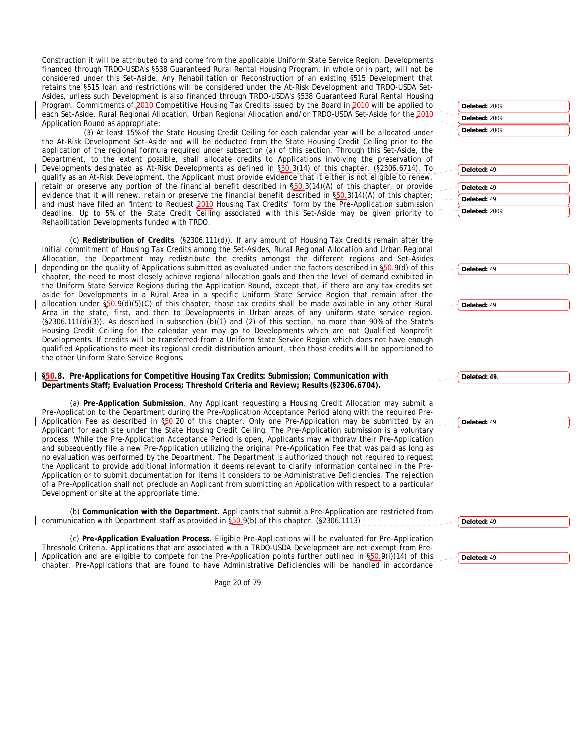Construction it will be attributed to and come from the applicable Uniform State Service Region. Developments financed through TRDO-USDA's §538 Guaranteed Rural Rental Housing Program, in whole or in part, will not be considered under this Set-Aside. Any Rehabilitation or Reconstruction of an existing §515 Development that retains the §515 loan and restrictions will be considered under the At-Risk Development and TRDO-USDA Set-Asides, unless such Development is also financed through TRDO-USDA's §538 Guaranteed Rural Rental Housing Program. Commitments of 2010 Competitive Housing Tax Credits issued by the Board in 2010 will be applied to each Set-Aside, Rural Regional Allocation, Urban Regional Allocation and/or TRDO-USDA Set-Aside for the 2010 Application Round as appropriate;

(3) At least 15% of the State Housing Credit Ceiling for each calendar year will be allocated under the At-Risk Development Set-Aside and will be deducted from the State Housing Credit Ceiling prior to the application of the regional formula required under subsection (a) of this section. Through this Set-Aside, the Department, to the extent possible, shall allocate credits to Applications involving the preservation of Developments designated as At-Risk Developments as defined in §50.3(14) of this chapter. (§2306.6714). To qualify as an At-Risk Development, the Applicant must provide evidence that it either is not eligible to renew, retain or preserve any portion of the financial benefit described in §50.3(14)(A) of this chapter, or provide evidence that it will renew, retain or preserve the financial benefit described in §50.3(14)(A) of this chapter; and must have filed an "Intent to Request 2010 Housing Tax Credits" form by the Pre-Application submission deadline. Up to 5% of the State Credit Ceiling associated with this Set-Aside may be given priority to Rehabilitation Developments funded with TRDO.

(c) **Redistribution of Credits**. (§2306.111(d)). If any amount of Housing Tax Credits remain after the initial commitment of Housing Tax Credits among the Set-Asides, Rural Regional Allocation and Urban Regional Allocation, the Department may redistribute the credits amongst the different regions and Set-Asides depending on the quality of Applications submitted as evaluated under the factors described in §50.9(d) of this chapter, the need to most closely achieve regional allocation goals and then the level of demand exhibited in the Uniform State Service Regions during the Application Round, except that, if there are any tax credits set aside for Developments in a Rural Area in a specific Uniform State Service Region that remain after the allocation under §50.9(d)(5)(C) of this chapter, those tax credits shall be made available in any other Rural Area in the state, first, and then to Developments in Urban areas of any uniform state service region. (§2306.111(d)(3)). As described in subsection (b)(1) and (2) of this section, no more than 90% of the State's Housing Credit Ceiling for the calendar year may go to Developments which are not Qualified Nonprofit Developments. If credits will be transferred from a Uniform State Service Region which does not have enough qualified Applications to meet its regional credit distribution amount, then those credits will be apportioned to the other Uniform State Service Regions.

**§50.8. Pre-Applications for Competitive Housing Tax Credits: Submission; Communication with Departments Staff; Evaluation Process; Threshold Criteria and Review; Results (§2306.6704).**

(a) **Pre-Application Submission**. Any Applicant requesting a Housing Credit Allocation may submit a Pre-Application to the Department during the Pre-Application Acceptance Period along with the required Pre-Application Fee as described in §50.20 of this chapter. Only one Pre-Application may be submitted by an Applicant for each site under the State Housing Credit Ceiling. The Pre-Application submission is a voluntary process. While the Pre-Application Acceptance Period is open, Applicants may withdraw their Pre-Application and subsequently file a new Pre-Application utilizing the original Pre-Application Fee that was paid as long as no evaluation was performed by the Department. The Department is authorized though not required to request the Applicant to provide additional information it deems relevant to clarify information contained in the Pre-Application or to submit documentation for items it considers to be Administrative Deficiencies. The rejection of a Pre-Application shall not preclude an Applicant from submitting an Application with respect to a particular Development or site at the appropriate time.

(b) **Communication with the Department**. Applicants that submit a Pre-Application are restricted from communication with Department staff as provided in §50.9(b) of this chapter. (§2306.1113)

(c) **Pre-Application Evaluation Process**. Eligible Pre-Applications will be evaluated for Pre-Application Threshold Criteria. Applications that are associated with a TRDO-USDA Development are not exempt from Pre-Application and are eligible to compete for the Pre-Application points further outlined in §50.9(i)(14) of this chapter. Pre-Applications that are found to have Administrative Deficiencies will be handled in accordance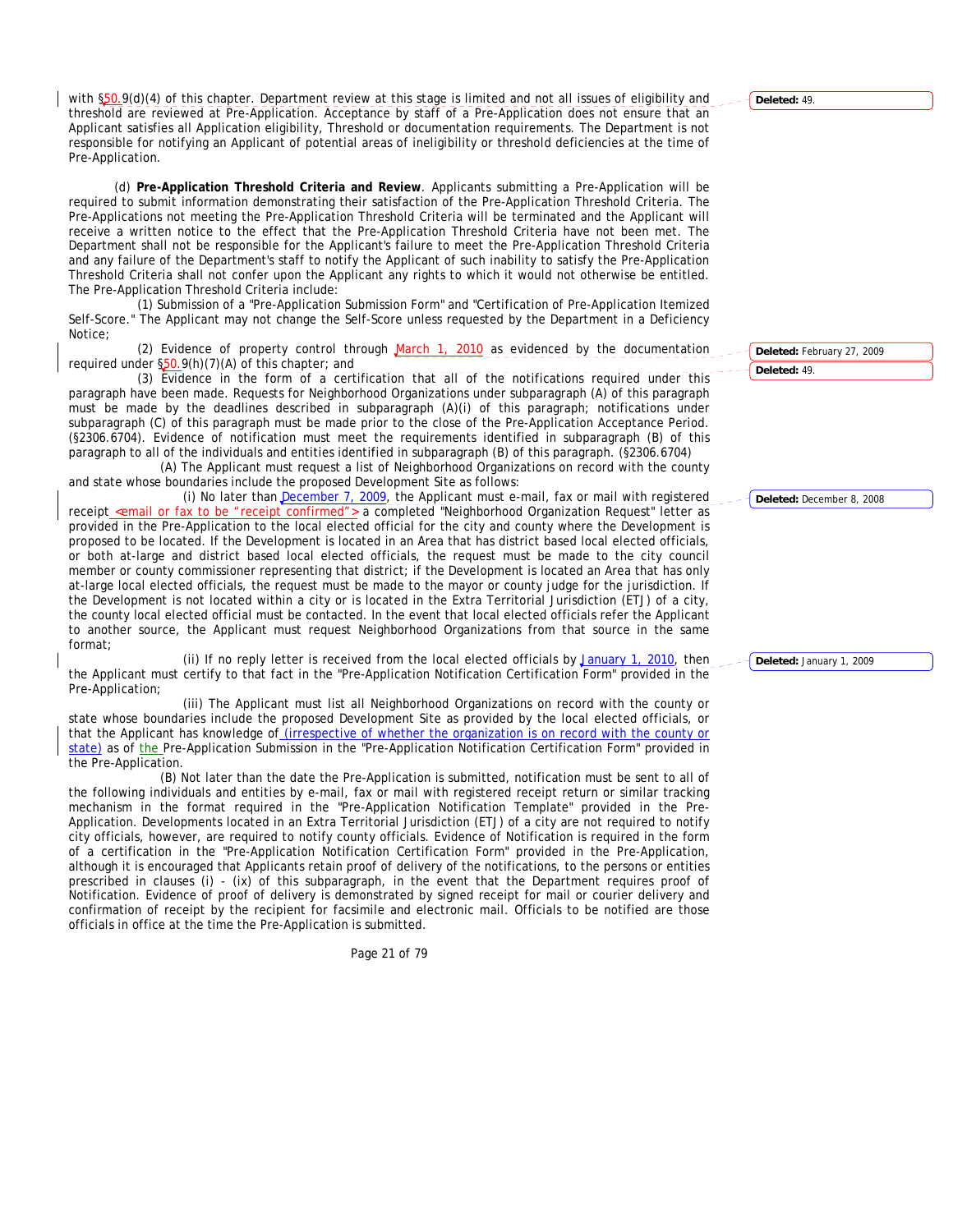with §50.9(d)(4) of this chapter. Department review at this stage is limited and not all issues of eligibility and threshold are reviewed at Pre-Application. Acceptance by staff of a Pre-Application does not ensure that an Applicant satisfies all Application eligibility, Threshold or documentation requirements. The Department is not responsible for notifying an Applicant of potential areas of ineligibility or threshold deficiencies at the time of Pre-Application.

(d) **Pre-Application Threshold Criteria and Review**. Applicants submitting a Pre-Application will be required to submit information demonstrating their satisfaction of the Pre-Application Threshold Criteria. The Pre-Applications not meeting the Pre-Application Threshold Criteria will be terminated and the Applicant will receive a written notice to the effect that the Pre-Application Threshold Criteria have not been met. The Department shall not be responsible for the Applicant's failure to meet the Pre-Application Threshold Criteria and any failure of the Department's staff to notify the Applicant of such inability to satisfy the Pre-Application Threshold Criteria shall not confer upon the Applicant any rights to which it would not otherwise be entitled. The Pre-Application Threshold Criteria include:

(1) Submission of a "Pre-Application Submission Form" and "Certification of Pre-Application Itemized Self-Score." The Applicant may not change the Self-Score unless requested by the Department in a Deficiency Notice;

(2) Evidence of property control through March 1, 2010 as evidenced by the documentation required under §50.9(h)(7)(A) of this chapter; and

(3) Evidence in the form of a certification that all of the notifications required under this paragraph have been made. Requests for Neighborhood Organizations under subparagraph (A) of this paragraph must be made by the deadlines described in subparagraph (A)(i) of this paragraph; notifications under subparagraph (C) of this paragraph must be made prior to the close of the Pre-Application Acceptance Period. (§2306.6704). Evidence of notification must meet the requirements identified in subparagraph (B) of this paragraph to all of the individuals and entities identified in subparagraph (B) of this paragraph. (§2306.6704)

(A) The Applicant must request a list of Neighborhood Organizations on record with the county and state whose boundaries include the proposed Development Site as follows:

(i) No later than December 7, 2009, the Applicant must e-mail, fax or mail with registered receipt <email or fax to be "receipt confirmed"> a completed "Neighborhood Organization Request" letter as provided in the Pre-Application to the local elected official for the city and county where the Development is proposed to be located. If the Development is located in an Area that has district based local elected officials, or both at-large and district based local elected officials, the request must be made to the city council member or county commissioner representing that district; if the Development is located an Area that has only at-large local elected officials, the request must be made to the mayor or county judge for the jurisdiction. If the Development is not located within a city or is located in the Extra Territorial Jurisdiction (ETJ) of a city, the county local elected official must be contacted. In the event that local elected officials refer the Applicant to another source, the Applicant must request Neighborhood Organizations from that source in the same format;

(ii) If no reply letter is received from the local elected officials by January 1, 2010, then the Applicant must certify to that fact in the "Pre-Application Notification Certification Form" provided in the Pre-Application;

(iii) The Applicant must list all Neighborhood Organizations on record with the county or state whose boundaries include the proposed Development Site as provided by the local elected officials, or that the Applicant has knowledge of (irrespective of whether the organization is on record with the county or state) as of the Pre-Application Submission in the "Pre-Application Notification Certification Form" provided in the Pre-Application.

(B) Not later than the date the Pre-Application is submitted, notification must be sent to all of the following individuals and entities by e-mail, fax or mail with registered receipt return or similar tracking mechanism in the format required in the "Pre-Application Notification Template" provided in the Pre-Application. Developments located in an Extra Territorial Jurisdiction (ETJ) of a city are not required to notify city officials, however, are required to notify county officials. Evidence of Notification is required in the form of a certification in the "Pre-Application Notification Certification Form" provided in the Pre-Application, although it is encouraged that Applicants retain proof of delivery of the notifications, to the persons or entities prescribed in clauses (i) - (ix) of this subparagraph, in the event that the Department requires proof of Notification. Evidence of proof of delivery is demonstrated by signed receipt for mail or courier delivery and confirmation of receipt by the recipient for facsimile and electronic mail. Officials to be notified are those officials in office at the time the Pre-Application is submitted.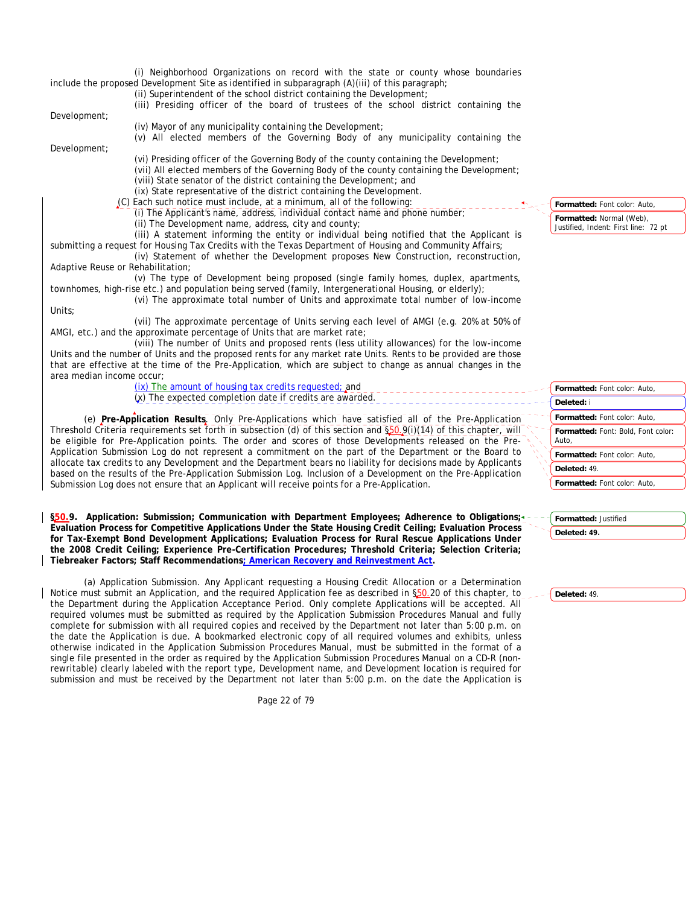(i) Neighborhood Organizations on record with the state or county whose boundaries include the proposed Development Site as identified in subparagraph (A)(iii) of this paragraph;

(ii) Superintendent of the school district containing the Development;

(iii) Presiding officer of the board of trustees of the school district containing the Development;

(iv) Mayor of any municipality containing the Development;

(v) All elected members of the Governing Body of any municipality containing the Development;

(vi) Presiding officer of the Governing Body of the county containing the Development;

(vii) All elected members of the Governing Body of the county containing the Development;

(viii) State senator of the district containing the Development; and

(ix) State representative of the district containing the Development.

(C) Each such notice must include, at a minimum, all of the following:

(i) The Applicant's name, address, individual contact name and phone number;

(ii) The Development name, address, city and county;

(iii) A statement informing the entity or individual being notified that the Applicant is submitting a request for Housing Tax Credits with the Texas Department of Housing and Community Affairs;

(iv) Statement of whether the Development proposes New Construction, reconstruction, Adaptive Reuse or Rehabilitation;

(v) The type of Development being proposed (single family homes, duplex, apartments, townhomes, high-rise etc.) and population being served (family, Intergenerational Housing, or elderly);

(vi) The approximate total number of Units and approximate total number of low-income Units;

(vii) The approximate percentage of Units serving each level of AMGI (e.g. 20% at 50% of AMGI, etc.) and the approximate percentage of Units that are market rate;

(viii) The number of Units and proposed rents (less utility allowances) for the low-income Units and the number of Units and the proposed rents for any market rate Units. Rents to be provided are those that are effective at the time of the Pre-Application, which are subject to change as annual changes in the area median income occur;

(ix) The amount of housing tax credits requested; and

(x) The expected completion date if credits are awarded.

(e) **Pre-Application Results**. Only Pre-Applications which have satisfied all of the Pre-Application Threshold Criteria requirements set forth in subsection (d) of this section and §50.9(i)(14) of this chapter, will be eligible for Pre-Application points. The order and scores of those Developments released on the Pre-Application Submission Log do not represent a commitment on the part of the Department or the Board to allocate tax credits to any Development and the Department bears no liability for decisions made by Applicants based on the results of the Pre-Application Submission Log. Inclusion of a Development on the Pre-Application Submission Log does not ensure that an Applicant will receive points for a Pre-Application.

**§50.9. Application: Submission; Communication with Department Employees; Adherence to Obligations; Evaluation Process for Competitive Applications Under the State Housing Credit Ceiling; Evaluation Process for Tax-Exempt Bond Development Applications; Evaluation Process for Rural Rescue Applications Under the 2008 Credit Ceiling; Experience Pre-Certification Procedures; Threshold Criteria; Selection Criteria; Tiebreaker Factors; Staff Recommendations; American Recovery and Reinvestment Act.**

(a) Application Submission. Any Applicant requesting a Housing Credit Allocation or a Determination Notice must submit an Application, and the required Application fee as described in §50.20 of this chapter, to the Department during the Application Acceptance Period. Only complete Applications will be accepted. All required volumes must be submitted as required by the Application Submission Procedures Manual and fully complete for submission with all required copies and received by the Department not later than 5:00 p.m. on the date the Application is due. A bookmarked electronic copy of all required volumes and exhibits, unless otherwise indicated in the Application Submission Procedures Manual, must be submitted in the format of a single file presented in the order as required by the Application Submission Procedures Manual on a CD-R (non-rewritable) clearly labeled with the report type, Development name, and Development location is required for submission and must be received by the Department not later than 5:00 p.m. on the date the Application is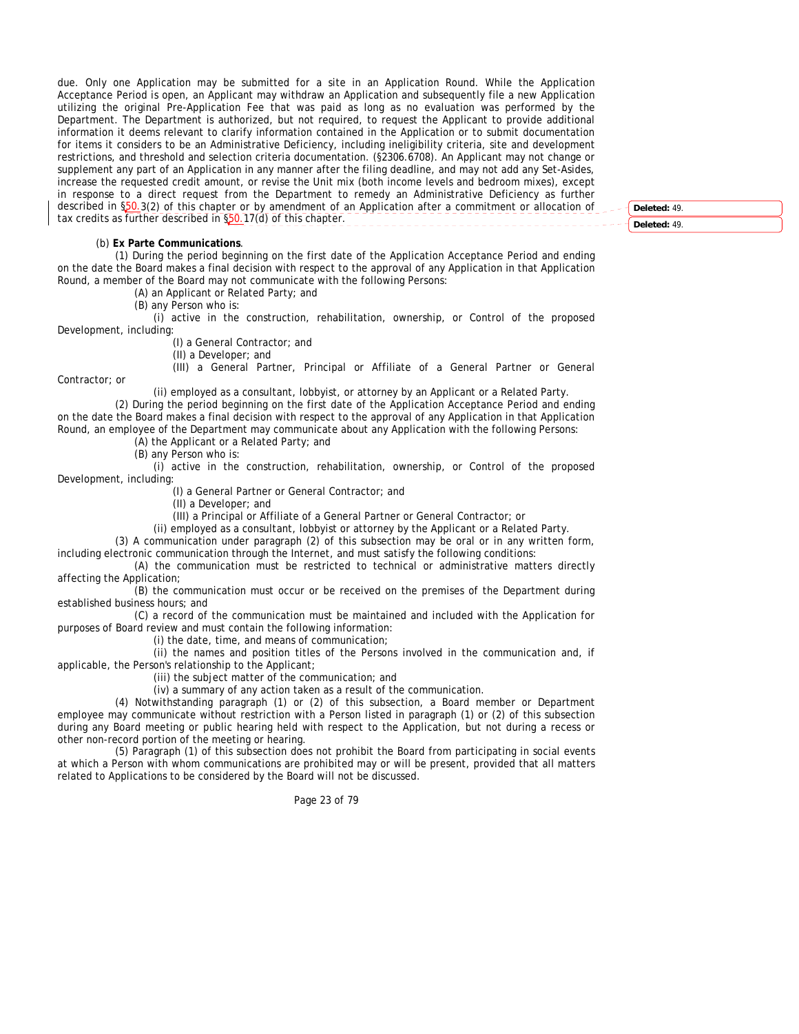due. Only one Application may be submitted for a site in an Application Round. While the Application Acceptance Period is open, an Applicant may withdraw an Application and subsequently file a new Application utilizing the original Pre-Application Fee that was paid as long as no evaluation was performed by the Department. The Department is authorized, but not required, to request the Applicant to provide additional information it deems relevant to clarify information contained in the Application or to submit documentation for items it considers to be an Administrative Deficiency, including ineligibility criteria, site and development restrictions, and threshold and selection criteria documentation. (§2306.6708). An Applicant may not change or supplement any part of an Application in any manner after the filing deadline, and may not add any Set-Asides, increase the requested credit amount, or revise the Unit mix (both income levels and bedroom mixes), except in response to a direct request from the Department to remedy an Administrative Deficiency as further described in §50.3(2) of this chapter or by amendment of an Application after a commitment or allocation of tax credits as further described in §50.17(d) of this chapter.

Deleted: 49.

Deleted: 49.

(b) **Ex Parte Communications**.

(1) During the period beginning on the first date of the Application Acceptance Period and ending on the date the Board makes a final decision with respect to the approval of any Application in that Application Round, a member of the Board may not communicate with the following Persons:

(A) an Applicant or Related Party; and

(B) any Person who is:

(i) active in the construction, rehabilitation, ownership, or Control of the proposed Development, including:

(I) a General Contractor; and

(II) a Developer; and

(III) a General Partner, Principal or Affiliate of a General Partner or General Contractor; or

(ii) employed as a consultant, lobbyist, or attorney by an Applicant or a Related Party.

(2) During the period beginning on the first date of the Application Acceptance Period and ending on the date the Board makes a final decision with respect to the approval of any Application in that Application Round, an employee of the Department may communicate about any Application with the following Persons:

(A) the Applicant or a Related Party; and

(B) any Person who is:

(i) active in the construction, rehabilitation, ownership, or Control of the proposed Development, including:

(I) a General Partner or General Contractor; and

(II) a Developer; and

(III) a Principal or Affiliate of a General Partner or General Contractor; or

(ii) employed as a consultant, lobbyist or attorney by the Applicant or a Related Party.

(3) A communication under paragraph (2) of this subsection may be oral or in any written form, including electronic communication through the Internet, and must satisfy the following conditions:

(A) the communication must be restricted to technical or administrative matters directly affecting the Application;

(B) the communication must occur or be received on the premises of the Department during established business hours; and

(C) a record of the communication must be maintained and included with the Application for purposes of Board review and must contain the following information:

(i) the date, time, and means of communication;

(ii) the names and position titles of the Persons involved in the communication and, if applicable, the Person's relationship to the Applicant;

(iii) the subject matter of the communication; and

(iv) a summary of any action taken as a result of the communication.

(4) Notwithstanding paragraph (1) or (2) of this subsection, a Board member or Department employee may communicate without restriction with a Person listed in paragraph (1) or (2) of this subsection during any Board meeting or public hearing held with respect to the Application, but not during a recess or other non-record portion of the meeting or hearing.

(5) Paragraph (1) of this subsection does not prohibit the Board from participating in social events at which a Person with whom communications are prohibited may or will be present, provided that all matters related to Applications to be considered by the Board will not be discussed.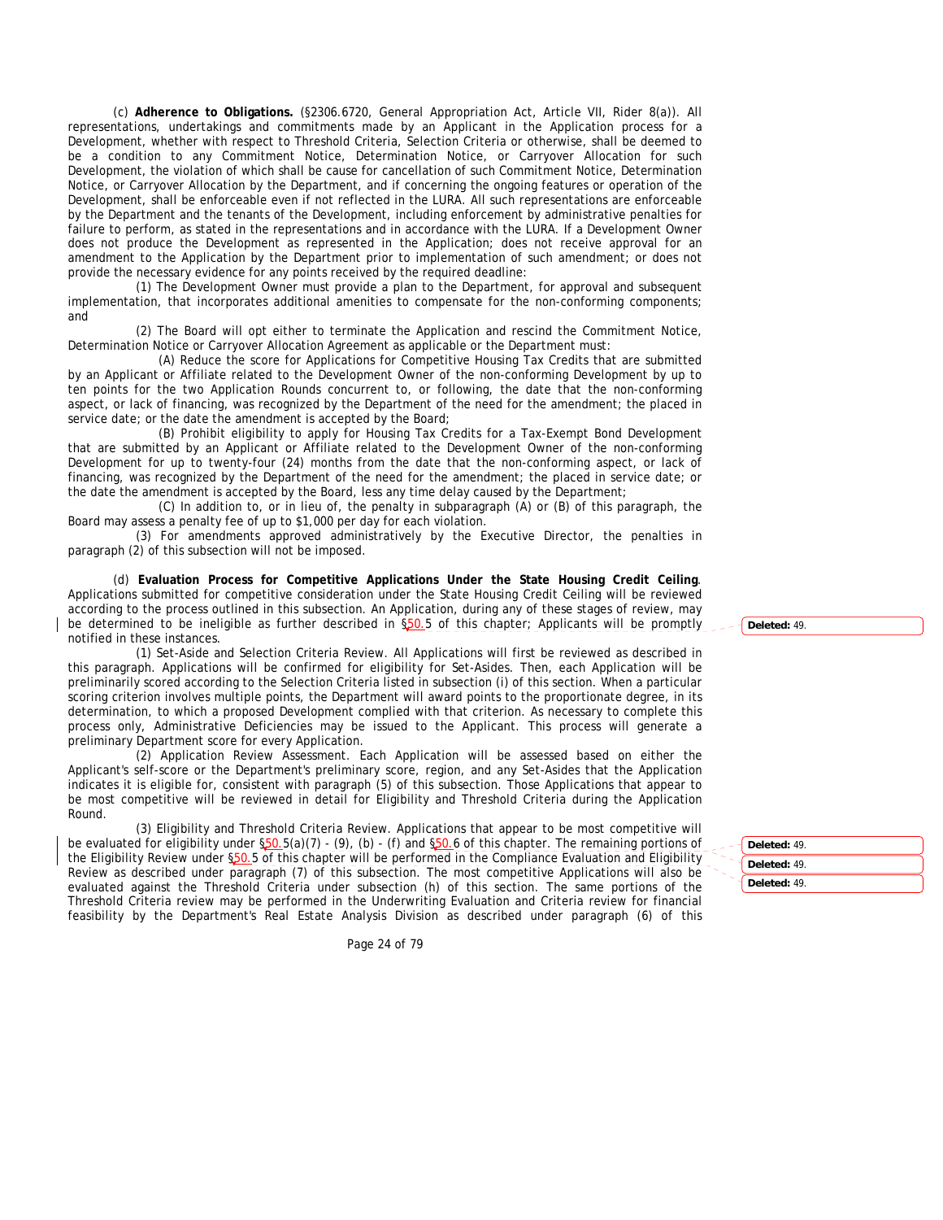(c) **Adherence to Obligations.** (§2306.6720, General Appropriation Act, Article VII, Rider 8(a)). All representations, undertakings and commitments made by an Applicant in the Application process for a Development, whether with respect to Threshold Criteria, Selection Criteria or otherwise, shall be deemed to be a condition to any Commitment Notice, Determination Notice, or Carryover Allocation for such Development, the violation of which shall be cause for cancellation of such Commitment Notice, Determination Notice, or Carryover Allocation by the Department, and if concerning the ongoing features or operation of the Development, shall be enforceable even if not reflected in the LURA. All such representations are enforceable by the Department and the tenants of the Development, including enforcement by administrative penalties for failure to perform, as stated in the representations and in accordance with the LURA. If a Development Owner does not produce the Development as represented in the Application; does not receive approval for an amendment to the Application by the Department prior to implementation of such amendment; or does not provide the necessary evidence for any points received by the required deadline:

(1) The Development Owner must provide a plan to the Department, for approval and subsequent implementation, that incorporates additional amenities to compensate for the non-conforming components; and

(2) The Board will opt either to terminate the Application and rescind the Commitment Notice, Determination Notice or Carryover Allocation Agreement as applicable or the Department must:

(A) Reduce the score for Applications for Competitive Housing Tax Credits that are submitted by an Applicant or Affiliate related to the Development Owner of the non-conforming Development by up to ten points for the two Application Rounds concurrent to, or following, the date that the non-conforming aspect, or lack of financing, was recognized by the Department of the need for the amendment; the placed in service date; or the date the amendment is accepted by the Board;

(B) Prohibit eligibility to apply for Housing Tax Credits for a Tax-Exempt Bond Development that are submitted by an Applicant or Affiliate related to the Development Owner of the non-conforming Development for up to twenty-four (24) months from the date that the non-conforming aspect, or lack of financing, was recognized by the Department of the need for the amendment; the placed in service date; or the date the amendment is accepted by the Board, less any time delay caused by the Department;

(C) In addition to, or in lieu of, the penalty in subparagraph (A) or (B) of this paragraph, the Board may assess a penalty fee of up to $1,000 per day for each violation.

(3) For amendments approved administratively by the Executive Director, the penalties in paragraph (2) of this subsection will not be imposed.

(d) **Evaluation Process for Competitive Applications Under the State Housing Credit Ceiling**. Applications submitted for competitive consideration under the State Housing Credit Ceiling will be reviewed according to the process outlined in this subsection. An Application, during any of these stages of review, may be determined to be ineligible as further described in §50.5 of this chapter; Applicants will be promptly notified in these instances.

(1) Set-Aside and Selection Criteria Review. All Applications will first be reviewed as described in this paragraph. Applications will be confirmed for eligibility for Set-Asides. Then, each Application will be preliminarily scored according to the Selection Criteria listed in subsection (i) of this section. When a particular scoring criterion involves multiple points, the Department will award points to the proportionate degree, in its determination, to which a proposed Development complied with that criterion. As necessary to complete this process only, Administrative Deficiencies may be issued to the Applicant. This process will generate a preliminary Department score for every Application.

(2) Application Review Assessment. Each Application will be assessed based on either the Applicant's self-score or the Department's preliminary score, region, and any Set-Asides that the Application indicates it is eligible for, consistent with paragraph (5) of this subsection. Those Applications that appear to be most competitive will be reviewed in detail for Eligibility and Threshold Criteria during the Application Round.

(3) Eligibility and Threshold Criteria Review. Applications that appear to be most competitive will be evaluated for eligibility under §50.5(a)(7) - (9), (b) - (f) and §50.6 of this chapter. The remaining portions of the Eligibility Review under §50.5 of this chapter will be performed in the Compliance Evaluation and Eligibility Review as described under paragraph (7) of this subsection. The most competitive Applications will also be evaluated against the Threshold Criteria under subsection (h) of this section. The same portions of the Threshold Criteria review may be performed in the Underwriting Evaluation and Criteria review for financial feasibility by the Department's Real Estate Analysis Division as described under paragraph (6) of this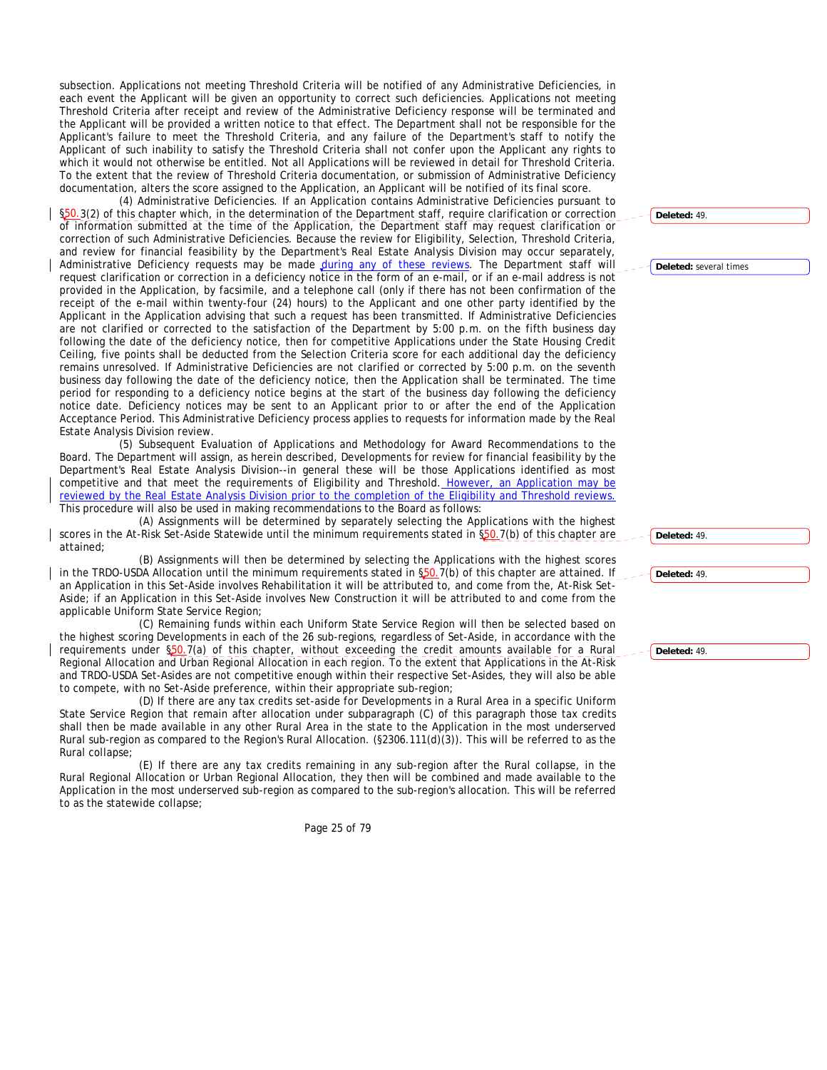subsection. Applications not meeting Threshold Criteria will be notified of any Administrative Deficiencies, in each event the Applicant will be given an opportunity to correct such deficiencies. Applications not meeting Threshold Criteria after receipt and review of the Administrative Deficiency response will be terminated and the Applicant will be provided a written notice to that effect. The Department shall not be responsible for the Applicant's failure to meet the Threshold Criteria, and any failure of the Department's staff to notify the Applicant of such inability to satisfy the Threshold Criteria shall not confer upon the Applicant any rights to which it would not otherwise be entitled. Not all Applications will be reviewed in detail for Threshold Criteria. To the extent that the review of Threshold Criteria documentation, or submission of Administrative Deficiency documentation, alters the score assigned to the Application, an Applicant will be notified of its final score.

(4) Administrative Deficiencies. If an Application contains Administrative Deficiencies pursuant to §50.3(2) of this chapter which, in the determination of the Department staff, require clarification or correction of information submitted at the time of the Application, the Department staff may request clarification or correction of such Administrative Deficiencies. Because the review for Eligibility, Selection, Threshold Criteria, and review for financial feasibility by the Department's Real Estate Analysis Division may occur separately, Administrative Deficiency requests may be made during any of these reviews. The Department staff will request clarification or correction in a deficiency notice in the form of an e-mail, or if an e-mail address is not provided in the Application, by facsimile, and a telephone call (only if there has not been confirmation of the receipt of the e-mail within twenty-four (24) hours) to the Applicant and one other party identified by the Applicant in the Application advising that such a request has been transmitted. If Administrative Deficiencies are not clarified or corrected to the satisfaction of the Department by 5:00 p.m. on the fifth business day following the date of the deficiency notice, then for competitive Applications under the State Housing Credit Ceiling, five points shall be deducted from the Selection Criteria score for each additional day the deficiency remains unresolved. If Administrative Deficiencies are not clarified or corrected by 5:00 p.m. on the seventh business day following the date of the deficiency notice, then the Application shall be terminated. The time period for responding to a deficiency notice begins at the start of the business day following the deficiency notice date. Deficiency notices may be sent to an Applicant prior to or after the end of the Application Acceptance Period. This Administrative Deficiency process applies to requests for information made by the Real Estate Analysis Division review.

(5) Subsequent Evaluation of Applications and Methodology for Award Recommendations to the Board. The Department will assign, as herein described, Developments for review for financial feasibility by the Department's Real Estate Analysis Division--in general these will be those Applications identified as most competitive and that meet the requirements of Eligibility and Threshold. However, an Application may be reviewed by the Real Estate Analysis Division prior to the completion of the Eligibility and Threshold reviews. This procedure will also be used in making recommendations to the Board as follows:

(A) Assignments will be determined by separately selecting the Applications with the highest scores in the At-Risk Set-Aside Statewide until the minimum requirements stated in §50.7(b) of this chapter are attained;

(B) Assignments will then be determined by selecting the Applications with the highest scores in the TRDO-USDA Allocation until the minimum requirements stated in §50.7(b) of this chapter are attained. If an Application in this Set-Aside involves Rehabilitation it will be attributed to, and come from the, At-Risk Set-Aside; if an Application in this Set-Aside involves New Construction it will be attributed to and come from the applicable Uniform State Service Region;

(C) Remaining funds within each Uniform State Service Region will then be selected based on the highest scoring Developments in each of the 26 sub-regions, regardless of Set-Aside, in accordance with the requirements under §50.7(a) of this chapter, without exceeding the credit amounts available for a Rural Regional Allocation and Urban Regional Allocation in each region. To the extent that Applications in the At-Risk and TRDO-USDA Set-Asides are not competitive enough within their respective Set-Asides, they will also be able to compete, with no Set-Aside preference, within their appropriate sub-region;

(D) If there are any tax credits set-aside for Developments in a Rural Area in a specific Uniform State Service Region that remain after allocation under subparagraph (C) of this paragraph those tax credits shall then be made available in any other Rural Area in the state to the Application in the most underserved Rural sub-region as compared to the Region's Rural Allocation. (§2306.111(d)(3)). This will be referred to as the Rural collapse;

(E) If there are any tax credits remaining in any sub-region after the Rural collapse, in the Rural Regional Allocation or Urban Regional Allocation, they then will be combined and made available to the Application in the most underserved sub-region as compared to the sub-region's allocation. This will be referred to as the statewide collapse;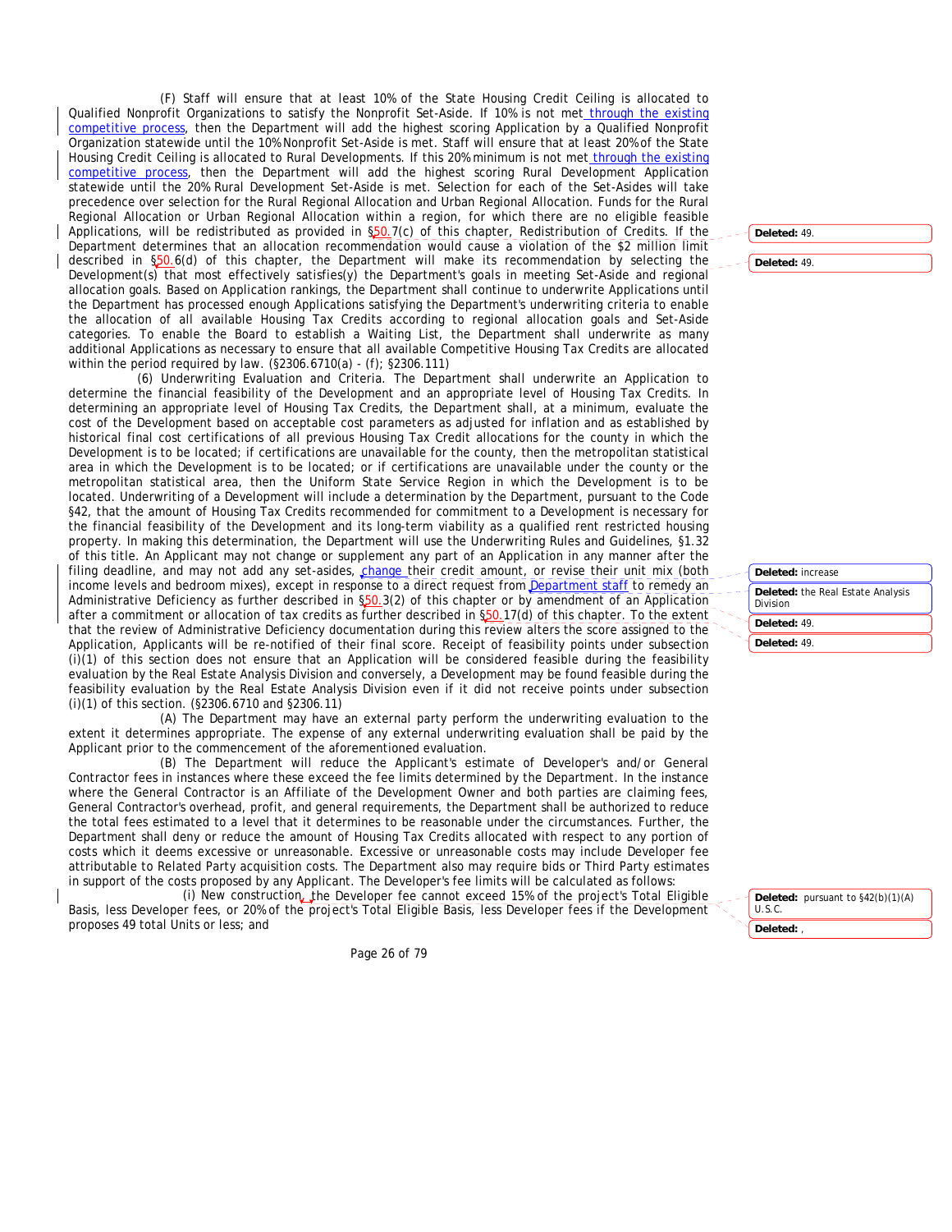(F) Staff will ensure that at least 10% of the State Housing Credit Ceiling is allocated to Qualified Nonprofit Organizations to satisfy the Nonprofit Set-Aside. If 10% is not met through the existing competitive process, then the Department will add the highest scoring Application by a Qualified Nonprofit Organization statewide until the 10% Nonprofit Set-Aside is met. Staff will ensure that at least 20% of the State Housing Credit Ceiling is allocated to Rural Developments. If this 20% minimum is not met through the existing competitive process, then the Department will add the highest scoring Rural Development Application statewide until the 20% Rural Development Set-Aside is met. Selection for each of the Set-Asides will take precedence over selection for the Rural Regional Allocation and Urban Regional Allocation. Funds for the Rural Regional Allocation or Urban Regional Allocation within a region, for which there are no eligible feasible Applications, will be redistributed as provided in §50.7(c) of this chapter, Redistribution of Credits. If the Department determines that an allocation recommendation would cause a violation of the $2 million limit described in §50.6(d) of this chapter, the Department will make its recommendation by selecting the Development(s) that most effectively satisfies(y) the Department's goals in meeting Set-Aside and regional allocation goals. Based on Application rankings, the Department shall continue to underwrite Applications until the Department has processed enough Applications satisfying the Department's underwriting criteria to enable the allocation of all available Housing Tax Credits according to regional allocation goals and Set-Aside categories. To enable the Board to establish a Waiting List, the Department shall underwrite as many additional Applications as necessary to ensure that all available Competitive Housing Tax Credits are allocated within the period required by law. (§2306.6710(a) - (f); §2306.111)

(6) Underwriting Evaluation and Criteria. The Department shall underwrite an Application to determine the financial feasibility of the Development and an appropriate level of Housing Tax Credits. In determining an appropriate level of Housing Tax Credits, the Department shall, at a minimum, evaluate the cost of the Development based on acceptable cost parameters as adjusted for inflation and as established by historical final cost certifications of all previous Housing Tax Credit allocations for the county in which the Development is to be located; if certifications are unavailable for the county, then the metropolitan statistical area in which the Development is to be located; or if certifications are unavailable under the county or the metropolitan statistical area, then the Uniform State Service Region in which the Development is to be located. Underwriting of a Development will include a determination by the Department, pursuant to the Code §42, that the amount of Housing Tax Credits recommended for commitment to a Development is necessary for the financial feasibility of the Development and its long-term viability as a qualified rent restricted housing property. In making this determination, the Department will use the Underwriting Rules and Guidelines, §1.32 of this title. An Applicant may not change or supplement any part of an Application in any manner after the filing deadline, and may not add any set-asides, change their credit amount, or revise their unit mix (both income levels and bedroom mixes), except in response to a direct request from Department staff to remedy an Administrative Deficiency as further described in §50.3(2) of this chapter or by amendment of an Application after a commitment or allocation of tax credits as further described in §50.17(d) of this chapter. To the extent that the review of Administrative Deficiency documentation during this review alters the score assigned to the Application, Applicants will be re-notified of their final score. Receipt of feasibility points under subsection (i)(1) of this section does not ensure that an Application will be considered feasible during the feasibility evaluation by the Real Estate Analysis Division and conversely, a Development may be found feasible during the feasibility evaluation by the Real Estate Analysis Division even if it did not receive points under subsection (i)(1) of this section. (§2306.6710 and §2306.11)

(A) The Department may have an external party perform the underwriting evaluation to the extent it determines appropriate. The expense of any external underwriting evaluation shall be paid by the Applicant prior to the commencement of the aforementioned evaluation.

(B) The Department will reduce the Applicant's estimate of Developer's and/or General Contractor fees in instances where these exceed the fee limits determined by the Department. In the instance where the General Contractor is an Affiliate of the Development Owner and both parties are claiming fees, General Contractor's overhead, profit, and general requirements, the Department shall be authorized to reduce the total fees estimated to a level that it determines to be reasonable under the circumstances. Further, the Department shall deny or reduce the amount of Housing Tax Credits allocated with respect to any portion of costs which it deems excessive or unreasonable. Excessive or unreasonable costs may include Developer fee attributable to Related Party acquisition costs. The Department also may require bids or Third Party estimates in support of the costs proposed by any Applicant. The Developer's fee limits will be calculated as follows:

(i) New construction, the Developer fee cannot exceed 15% of the project's Total Eligible Basis, less Developer fees, or 20% of the project's Total Eligible Basis, less Developer fees if the Development proposes 49 total Units or less; and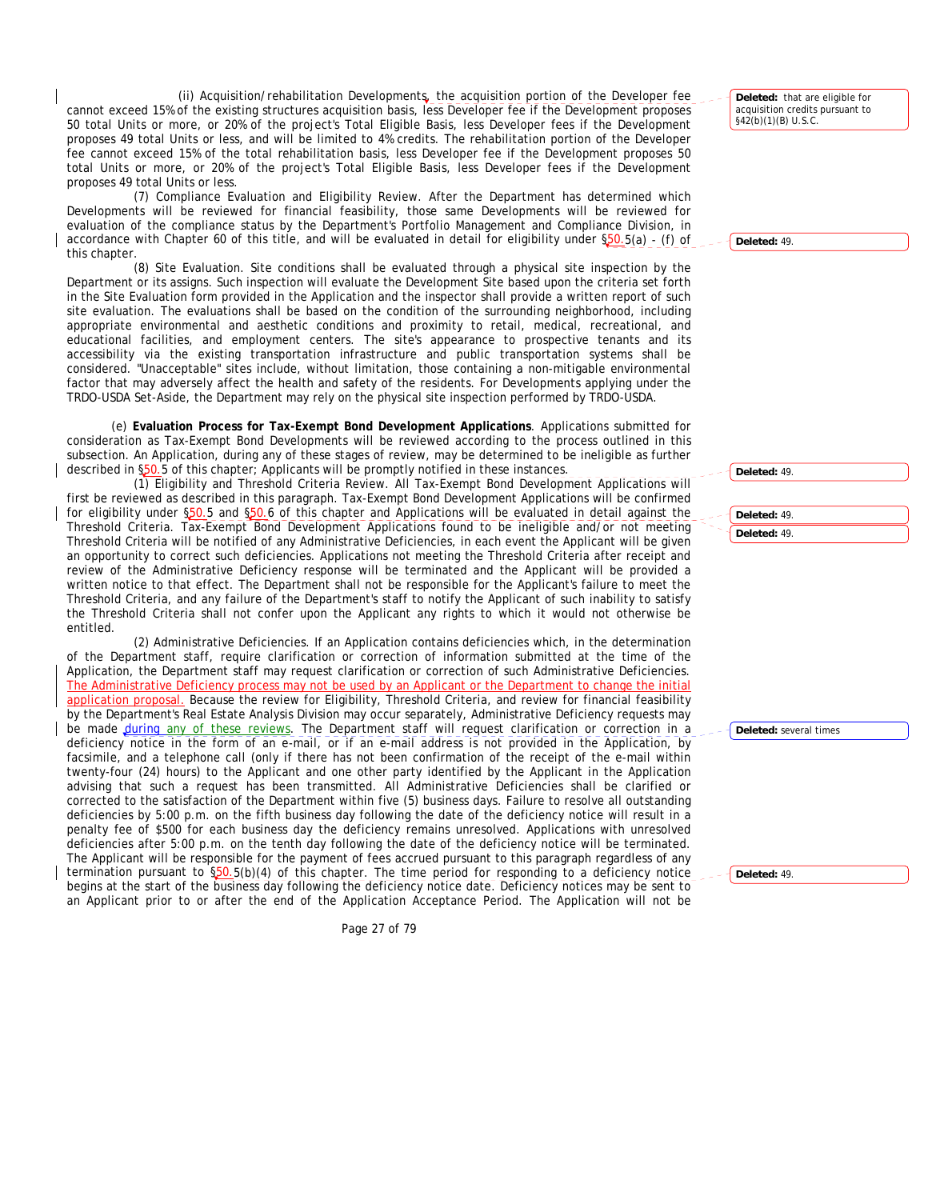(ii) Acquisition/rehabilitation Developments, the acquisition portion of the Developer fee cannot exceed 15% of the existing structures acquisition basis, less Developer fee if the Development proposes 50 total Units or more, or 20% of the project's Total Eligible Basis, less Developer fees if the Development proposes 49 total Units or less, and will be limited to 4% credits. The rehabilitation portion of the Developer fee cannot exceed 15% of the total rehabilitation basis, less Developer fee if the Development proposes 50 total Units or more, or 20% of the project's Total Eligible Basis, less Developer fees if the Development proposes 49 total Units or less.

(7) Compliance Evaluation and Eligibility Review. After the Department has determined which Developments will be reviewed for financial feasibility, those same Developments will be reviewed for evaluation of the compliance status by the Department's Portfolio Management and Compliance Division, in accordance with Chapter 60 of this title, and will be evaluated in detail for eligibility under §50.5(a) - (f) of this chapter.

(8) Site Evaluation. Site conditions shall be evaluated through a physical site inspection by the Department or its assigns. Such inspection will evaluate the Development Site based upon the criteria set forth in the Site Evaluation form provided in the Application and the inspector shall provide a written report of such site evaluation. The evaluations shall be based on the condition of the surrounding neighborhood, including appropriate environmental and aesthetic conditions and proximity to retail, medical, recreational, and educational facilities, and employment centers. The site's appearance to prospective tenants and its accessibility via the existing transportation infrastructure and public transportation systems shall be considered. "Unacceptable" sites include, without limitation, those containing a non-mitigable environmental factor that may adversely affect the health and safety of the residents. For Developments applying under the TRDO-USDA Set-Aside, the Department may rely on the physical site inspection performed by TRDO-USDA.

(e) **Evaluation Process for Tax-Exempt Bond Development Applications**. Applications submitted for consideration as Tax-Exempt Bond Developments will be reviewed according to the process outlined in this subsection. An Application, during any of these stages of review, may be determined to be ineligible as further described in §50.5 of this chapter; Applicants will be promptly notified in these instances.

(1) Eligibility and Threshold Criteria Review. All Tax-Exempt Bond Development Applications will first be reviewed as described in this paragraph. Tax-Exempt Bond Development Applications will be confirmed for eligibility under §50.5 and §50.6 of this chapter and Applications will be evaluated in detail against the Threshold Criteria. Tax-Exempt Bond Development Applications found to be ineligible and/or not meeting Threshold Criteria will be notified of any Administrative Deficiencies, in each event the Applicant will be given an opportunity to correct such deficiencies. Applications not meeting the Threshold Criteria after receipt and review of the Administrative Deficiency response will be terminated and the Applicant will be provided a written notice to that effect. The Department shall not be responsible for the Applicant's failure to meet the Threshold Criteria, and any failure of the Department's staff to notify the Applicant of such inability to satisfy the Threshold Criteria shall not confer upon the Applicant any rights to which it would not otherwise be entitled.

(2) Administrative Deficiencies. If an Application contains deficiencies which, in the determination of the Department staff, require clarification or correction of information submitted at the time of the Application, the Department staff may request clarification or correction of such Administrative Deficiencies. The Administrative Deficiency process may not be used by an Applicant or the Department to change the initial application proposal. Because the review for Eligibility, Threshold Criteria, and review for financial feasibility by the Department's Real Estate Analysis Division may occur separately, Administrative Deficiency requests may be made during any of these reviews. The Department staff will request clarification or correction in a deficiency notice in the form of an e-mail, or if an e-mail address is not provided in the Application, by facsimile, and a telephone call (only if there has not been confirmation of the receipt of the e-mail within twenty-four (24) hours) to the Applicant and one other party identified by the Applicant in the Application advising that such a request has been transmitted. All Administrative Deficiencies shall be clarified or corrected to the satisfaction of the Department within five (5) business days. Failure to resolve all outstanding deficiencies by 5:00 p.m. on the fifth business day following the date of the deficiency notice will result in a penalty fee of $500 for each business day the deficiency remains unresolved. Applications with unresolved deficiencies after 5:00 p.m. on the tenth day following the date of the deficiency notice will be terminated. The Applicant will be responsible for the payment of fees accrued pursuant to this paragraph regardless of any termination pursuant to §50.5(b)(4) of this chapter. The time period for responding to a deficiency notice begins at the start of the business day following the deficiency notice date. Deficiency notices may be sent to an Applicant prior to or after the end of the Application Acceptance Period. The Application will not be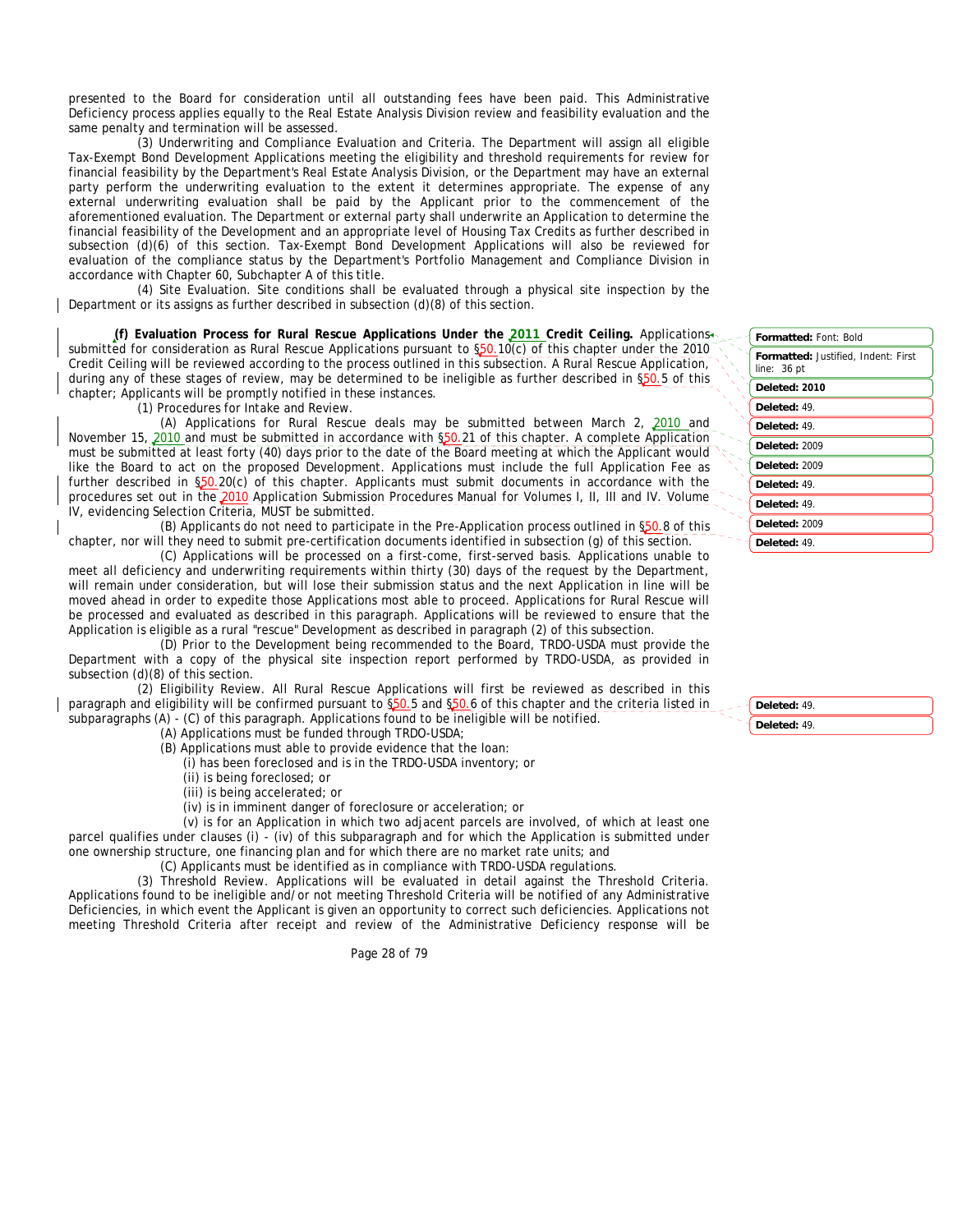presented to the Board for consideration until all outstanding fees have been paid. This Administrative Deficiency process applies equally to the Real Estate Analysis Division review and feasibility evaluation and the same penalty and termination will be assessed.

(3) Underwriting and Compliance Evaluation and Criteria. The Department will assign all eligible Tax-Exempt Bond Development Applications meeting the eligibility and threshold requirements for review for financial feasibility by the Department's Real Estate Analysis Division, or the Department may have an external party perform the underwriting evaluation to the extent it determines appropriate. The expense of any external underwriting evaluation shall be paid by the Applicant prior to the commencement of the aforementioned evaluation. The Department or external party shall underwrite an Application to determine the financial feasibility of the Development and an appropriate level of Housing Tax Credits as further described in subsection (d)(6) of this section. Tax-Exempt Bond Development Applications will also be reviewed for evaluation of the compliance status by the Department's Portfolio Management and Compliance Division in accordance with Chapter 60, Subchapter A of this title.

(4) Site Evaluation. Site conditions shall be evaluated through a physical site inspection by the Department or its assigns as further described in subsection (d)(8) of this section.

**(f) Evaluation Process for Rural Rescue Applications Under the 2011 Credit Ceiling.** Applications submitted for consideration as Rural Rescue Applications pursuant to §50.10(c) of this chapter under the 2010 Credit Ceiling will be reviewed according to the process outlined in this subsection. A Rural Rescue Application, during any of these stages of review, may be determined to be ineligible as further described in §50.5 of this chapter; Applicants will be promptly notified in these instances.

(1) Procedures for Intake and Review.

(A) Applications for Rural Rescue deals may be submitted between March 2, 2010 and November 15, 2010 and must be submitted in accordance with §50.21 of this chapter. A complete Application must be submitted at least forty (40) days prior to the date of the Board meeting at which the Applicant would like the Board to act on the proposed Development. Applications must include the full Application Fee as further described in §50.20(c) of this chapter. Applicants must submit documents in accordance with the procedures set out in the 2010 Application Submission Procedures Manual for Volumes I, II, III and IV. Volume IV, evidencing Selection Criteria, MUST be submitted.

(B) Applicants do not need to participate in the Pre-Application process outlined in §50.8 of this chapter, nor will they need to submit pre-certification documents identified in subsection (g) of this section.

(C) Applications will be processed on a first-come, first-served basis. Applications unable to meet all deficiency and underwriting requirements within thirty (30) days of the request by the Department, will remain under consideration, but will lose their submission status and the next Application in line will be moved ahead in order to expedite those Applications most able to proceed. Applications for Rural Rescue will be processed and evaluated as described in this paragraph. Applications will be reviewed to ensure that the Application is eligible as a rural "rescue" Development as described in paragraph (2) of this subsection.

(D) Prior to the Development being recommended to the Board, TRDO-USDA must provide the Department with a copy of the physical site inspection report performed by TRDO-USDA, as provided in subsection (d)(8) of this section.

(2) Eligibility Review. All Rural Rescue Applications will first be reviewed as described in this paragraph and eligibility will be confirmed pursuant to §50.5 and §50.6 of this chapter and the criteria listed in subparagraphs (A) - (C) of this paragraph. Applications found to be ineligible will be notified.

(A) Applications must be funded through TRDO-USDA;

(B) Applications must able to provide evidence that the loan:

(i) has been foreclosed and is in the TRDO-USDA inventory; or

(ii) is being foreclosed; or

(iii) is being accelerated; or

(iv) is in imminent danger of foreclosure or acceleration; or

(v) is for an Application in which two adjacent parcels are involved, of which at least one parcel qualifies under clauses (i) - (iv) of this subparagraph and for which the Application is submitted under one ownership structure, one financing plan and for which there are no market rate units; and

(C) Applicants must be identified as in compliance with TRDO-USDA regulations.

(3) Threshold Review. Applications will be evaluated in detail against the Threshold Criteria. Applications found to be ineligible and/or not meeting Threshold Criteria will be notified of any Administrative Deficiencies, in which event the Applicant is given an opportunity to correct such deficiencies. Applications not meeting Threshold Criteria after receipt and review of the Administrative Deficiency response will be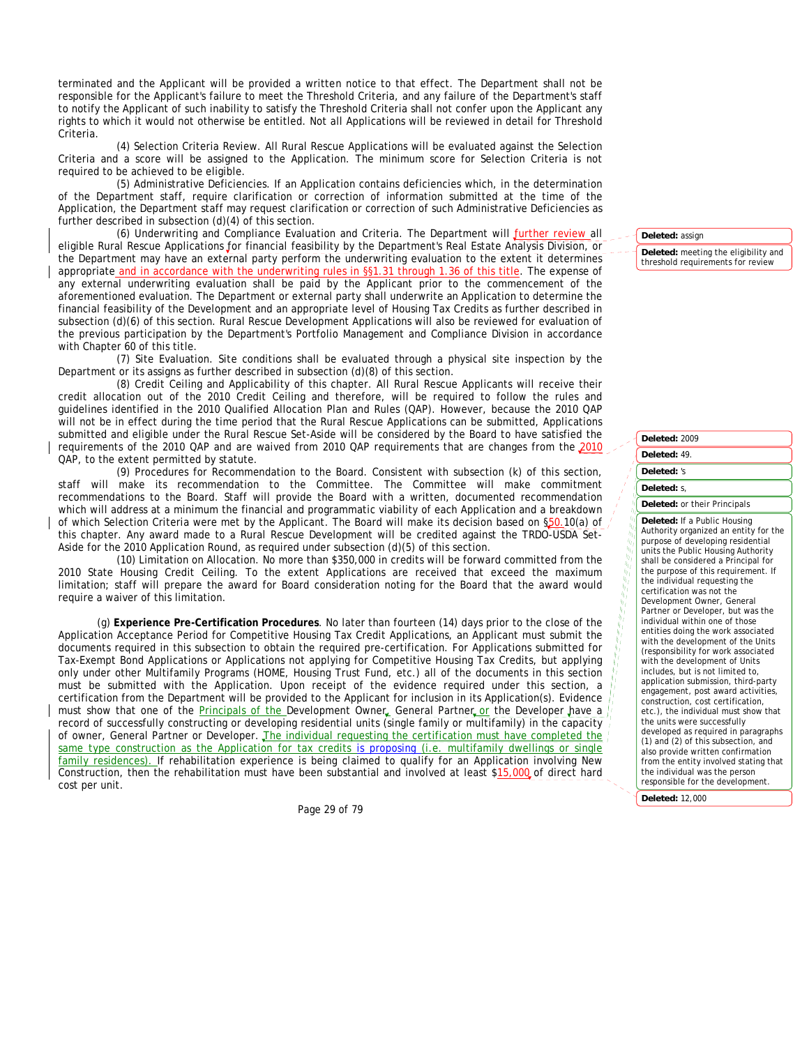terminated and the Applicant will be provided a written notice to that effect. The Department shall not be responsible for the Applicant's failure to meet the Threshold Criteria, and any failure of the Department's staff to notify the Applicant of such inability to satisfy the Threshold Criteria shall not confer upon the Applicant any rights to which it would not otherwise be entitled. Not all Applications will be reviewed in detail for Threshold Criteria.

(4) Selection Criteria Review. All Rural Rescue Applications will be evaluated against the Selection Criteria and a score will be assigned to the Application. The minimum score for Selection Criteria is not required to be achieved to be eligible.

(5) Administrative Deficiencies. If an Application contains deficiencies which, in the determination of the Department staff, require clarification or correction of information submitted at the time of the Application, the Department staff may request clarification or correction of such Administrative Deficiencies as further described in subsection (d)(4) of this section.

(6) Underwriting and Compliance Evaluation and Criteria. The Department will further review all eligible Rural Rescue Applications for financial feasibility by the Department's Real Estate Analysis Division, or the Department may have an external party perform the underwriting evaluation to the extent it determines appropriate and in accordance with the underwriting rules in §§1.31 through 1.36 of this title. The expense of any external underwriting evaluation shall be paid by the Applicant prior to the commencement of the aforementioned evaluation. The Department or external party shall underwrite an Application to determine the financial feasibility of the Development and an appropriate level of Housing Tax Credits as further described in subsection (d)(6) of this section. Rural Rescue Development Applications will also be reviewed for evaluation of the previous participation by the Department's Portfolio Management and Compliance Division in accordance with Chapter 60 of this title.

(7) Site Evaluation. Site conditions shall be evaluated through a physical site inspection by the Department or its assigns as further described in subsection (d)(8) of this section.

(8) Credit Ceiling and Applicability of this chapter. All Rural Rescue Applicants will receive their credit allocation out of the 2010 Credit Ceiling and therefore, will be required to follow the rules and guidelines identified in the 2010 Qualified Allocation Plan and Rules (QAP). However, because the 2010 QAP will not be in effect during the time period that the Rural Rescue Applications can be submitted, Applications submitted and eligible under the Rural Rescue Set-Aside will be considered by the Board to have satisfied the requirements of the 2010 QAP and are waived from 2010 QAP requirements that are changes from the 2010 QAP, to the extent permitted by statute.

(9) Procedures for Recommendation to the Board. Consistent with subsection (k) of this section, staff will make its recommendation to the Committee. The Committee will make commitment recommendations to the Board. Staff will provide the Board with a written, documented recommendation which will address at a minimum the financial and programmatic viability of each Application and a breakdown of which Selection Criteria were met by the Applicant. The Board will make its decision based on §50.10(a) of this chapter. Any award made to a Rural Rescue Development will be credited against the TRDO-USDA Set-Aside for the 2010 Application Round, as required under subsection (d)(5) of this section.

(10) Limitation on Allocation. No more than $350,000 in credits will be forward committed from the 2010 State Housing Credit Ceiling. To the extent Applications are received that exceed the maximum limitation; staff will prepare the award for Board consideration noting for the Board that the award would require a waiver of this limitation.

(g) **Experience Pre-Certification Procedures**. No later than fourteen (14) days prior to the close of the Application Acceptance Period for Competitive Housing Tax Credit Applications, an Applicant must submit the documents required in this subsection to obtain the required pre-certification. For Applications submitted for Tax-Exempt Bond Applications or Applications not applying for Competitive Housing Tax Credits, but applying only under other Multifamily Programs (HOME, Housing Trust Fund, etc.) all of the documents in this section must be submitted with the Application. Upon receipt of the evidence required under this section, a certification from the Department will be provided to the Applicant for inclusion in its Application(s). Evidence must show that one of the Principals of the Development Owner, General Partner or the Developer have a record of successfully constructing or developing residential units (single family or multifamily) in the capacity of owner, General Partner or Developer. The individual requesting the certification must have completed the same type construction as the Application for tax credits is proposing (i.e. multifamily dwellings or single family residences). If rehabilitation experience is being claimed to qualify for an Application involving New Construction, then the rehabilitation must have been substantial and involved at least $15,000 of direct hard cost per unit.

Deleted: assign

Deleted: meeting the eligibility and threshold requirements for review

Deleted: 2009

Deleted: 49.

Deleted: 's

Deleted: s,

Deleted: or their Principals

Deleted: If a Public Housing Authority organized an entity for the purpose of developing residential units the Public Housing Authority shall be considered a Principal for the purpose of this requirement. If the individual requesting the certification was not the Development Owner, General Partner or Developer, but was the individual within one of those entities doing the work associated with the development of the Units (responsibility for work associated with the development of Units includes, but is not limited to, application submission, third-party engagement, post award activities, construction, cost certification, etc.), the individual must show that the units were successfully developed as required in paragraphs (1) and (2) of this subsection, and also provide written confirmation from the entity involved stating that the individual was the person responsible for the development.

Deleted: 12,000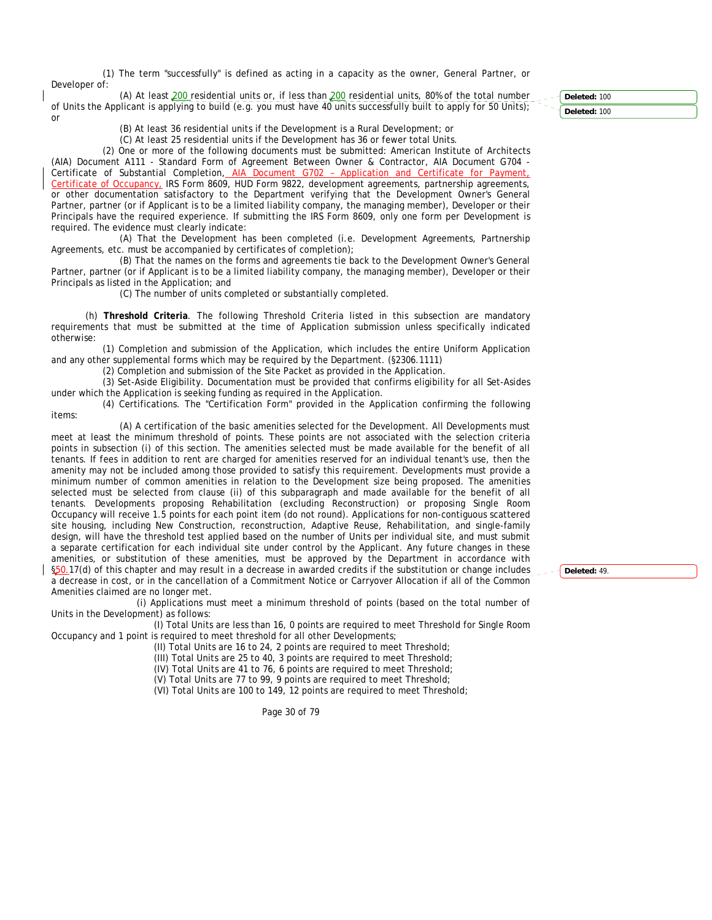(1) The term "successfully" is defined as acting in a capacity as the owner, General Partner, or Developer of:

(A) At least 200 residential units or, if less than 200 residential units, 80% of the total number of Units the Applicant is applying to build (e.g. you must have 40 units successfully built to apply for 50 Units); or

(B) At least 36 residential units if the Development is a Rural Development; or

(C) At least 25 residential units if the Development has 36 or fewer total Units.

(2) One or more of the following documents must be submitted: American Institute of Architects (AIA) Document A111 - Standard Form of Agreement Between Owner & Contractor, AIA Document G704 - Certificate of Substantial Completion, AIA Document G702 – Application and Certificate for Payment, Certificate of Occupancy, IRS Form 8609, HUD Form 9822, development agreements, partnership agreements, or other documentation satisfactory to the Department verifying that the Development Owner's General Partner, partner (or if Applicant is to be a limited liability company, the managing member), Developer or their Principals have the required experience. If submitting the IRS Form 8609, only one form per Development is required. The evidence must clearly indicate:

(A) That the Development has been completed (i.e. Development Agreements, Partnership Agreements, etc. must be accompanied by certificates of completion);

(B) That the names on the forms and agreements tie back to the Development Owner's General Partner, partner (or if Applicant is to be a limited liability company, the managing member), Developer or their Principals as listed in the Application; and

(C) The number of units completed or substantially completed.

(h) **Threshold Criteria**. The following Threshold Criteria listed in this subsection are mandatory requirements that must be submitted at the time of Application submission unless specifically indicated otherwise:

(1) Completion and submission of the Application, which includes the entire Uniform Application and any other supplemental forms which may be required by the Department. (§2306.1111)

(2) Completion and submission of the Site Packet as provided in the Application.

(3) Set-Aside Eligibility. Documentation must be provided that confirms eligibility for all Set-Asides under which the Application is seeking funding as required in the Application.

(4) Certifications. The "Certification Form" provided in the Application confirming the following items:

(A) A certification of the basic amenities selected for the Development. All Developments must meet at least the minimum threshold of points. These points are not associated with the selection criteria points in subsection (i) of this section. The amenities selected must be made available for the benefit of all tenants. If fees in addition to rent are charged for amenities reserved for an individual tenant's use, then the amenity may not be included among those provided to satisfy this requirement. Developments must provide a minimum number of common amenities in relation to the Development size being proposed. The amenities selected must be selected from clause (ii) of this subparagraph and made available for the benefit of all tenants. Developments proposing Rehabilitation (excluding Reconstruction) or proposing Single Room Occupancy will receive 1.5 points for each point item (do not round). Applications for non-contiguous scattered site housing, including New Construction, reconstruction, Adaptive Reuse, Rehabilitation, and single-family design, will have the threshold test applied based on the number of Units per individual site, and must submit a separate certification for each individual site under control by the Applicant. Any future changes in these amenities, or substitution of these amenities, must be approved by the Department in accordance with §50.17(d) of this chapter and may result in a decrease in awarded credits if the substitution or change includes a decrease in cost, or in the cancellation of a Commitment Notice or Carryover Allocation if all of the Common Amenities claimed are no longer met.

(i) Applications must meet a minimum threshold of points (based on the total number of Units in the Development) as follows:

(I) Total Units are less than 16, 0 points are required to meet Threshold for Single Room Occupancy and 1 point is required to meet threshold for all other Developments;

(II) Total Units are 16 to 24, 2 points are required to meet Threshold;

(III) Total Units are 25 to 40, 3 points are required to meet Threshold;

(IV) Total Units are 41 to 76, 6 points are required to meet Threshold;

(V) Total Units are 77 to 99, 9 points are required to meet Threshold;

(VI) Total Units are 100 to 149, 12 points are required to meet Threshold;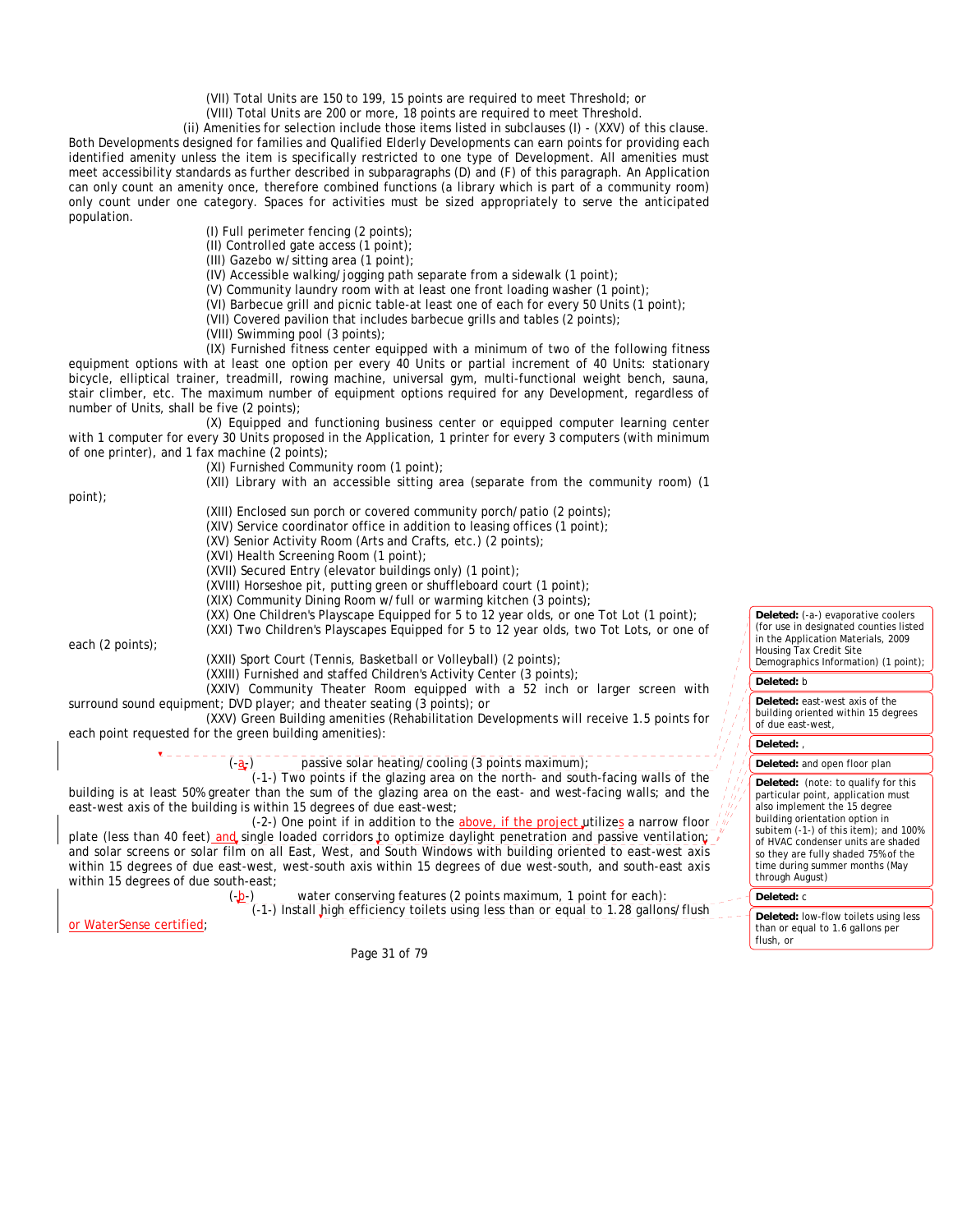(VII) Total Units are 150 to 199, 15 points are required to meet Threshold; or

(VIII) Total Units are 200 or more, 18 points are required to meet Threshold.

(ii) Amenities for selection include those items listed in subclauses (I) - (XXV) of this clause. Both Developments designed for families and Qualified Elderly Developments can earn points for providing each identified amenity unless the item is specifically restricted to one type of Development. All amenities must meet accessibility standards as further described in subparagraphs (D) and (F) of this paragraph. An Application can only count an amenity once, therefore combined functions (a library which is part of a community room) only count under one category. Spaces for activities must be sized appropriately to serve the anticipated population.

(I) Full perimeter fencing (2 points);

(II) Controlled gate access (1 point);

(III) Gazebo w/sitting area (1 point);

(IV) Accessible walking/jogging path separate from a sidewalk (1 point);

(V) Community laundry room with at least one front loading washer (1 point);

(VI) Barbecue grill and picnic table-at least one of each for every 50 Units (1 point);

(VII) Covered pavilion that includes barbecue grills and tables (2 points);

(VIII) Swimming pool (3 points);

(IX) Furnished fitness center equipped with a minimum of two of the following fitness equipment options with at least one option per every 40 Units or partial increment of 40 Units: stationary bicycle, elliptical trainer, treadmill, rowing machine, universal gym, multi-functional weight bench, sauna, stair climber, etc. The maximum number of equipment options required for any Development, regardless of number of Units, shall be five (2 points);

(X) Equipped and functioning business center or equipped computer learning center with 1 computer for every 30 Units proposed in the Application, 1 printer for every 3 computers (with minimum of one printer), and 1 fax machine (2 points);

(XI) Furnished Community room (1 point);

(XII) Library with an accessible sitting area (separate from the community room) (1 point);

(XIII) Enclosed sun porch or covered community porch/patio (2 points);

(XIV) Service coordinator office in addition to leasing offices (1 point);

(XV) Senior Activity Room (Arts and Crafts, etc.) (2 points);

(XVI) Health Screening Room (1 point);

(XVII) Secured Entry (elevator buildings only) (1 point);

(XVIII) Horseshoe pit, putting green or shuffleboard court (1 point);

(XIX) Community Dining Room w/full or warming kitchen (3 points);

(XX) One Children's Playscape Equipped for 5 to 12 year olds, or one Tot Lot (1 point);

(XXI) Two Children's Playscapes Equipped for 5 to 12 year olds, two Tot Lots, or one of each (2 points);

(XXII) Sport Court (Tennis, Basketball or Volleyball) (2 points);

(XXIII) Furnished and staffed Children's Activity Center (3 points);

(XXIV) Community Theater Room equipped with a 52 inch or larger screen with surround sound equipment; DVD player; and theater seating (3 points); or

(XXV) Green Building amenities (Rehabilitation Developments will receive 1.5 points for each point requested for the green building amenities):

(-a-) passive solar heating/cooling (3 points maximum);

(-1-) Two points if the glazing area on the north- and south-facing walls of the building is at least 50% greater than the sum of the glazing area on the east- and west-facing walls; and the east-west axis of the building is within 15 degrees of due east-west;

(-2-) One point if in addition to the above, if the project utilizes a narrow floor plate (less than 40 feet) and single loaded corridors to optimize daylight penetration and passive ventilation; and solar screens or solar film on all East, West, and South Windows with building oriented to east-west axis within 15 degrees of due east-west, west-south axis within 15 degrees of due west-south, and south-east axis within 15 degrees of due south-east;

(-b-) water conserving features (2 points maximum, 1 point for each):

(-1-) Install high efficiency toilets using less than or equal to 1.28 gallons/flush or WaterSense certified;

Deleted: (-a-) evaporative coolers (for use in designated counties listed in the Application Materials, 2009 Housing Tax Credit Site Demographics Information) (1 point);

Deleted: b

Deleted: east-west axis of the building oriented within 15 degrees of due east-west,

Deleted: ,

Deleted: and open floor plan

Deleted: (note: to qualify for this particular point, application must also implement the 15 degree building orientation option in subitem (-1-) of this item); and 100% of HVAC condenser units are shaded so they are fully shaded 75% of the time during summer months (May through August)

Deleted: c

Deleted: low-flow toilets using less than or equal to 1.6 gallons per flush, or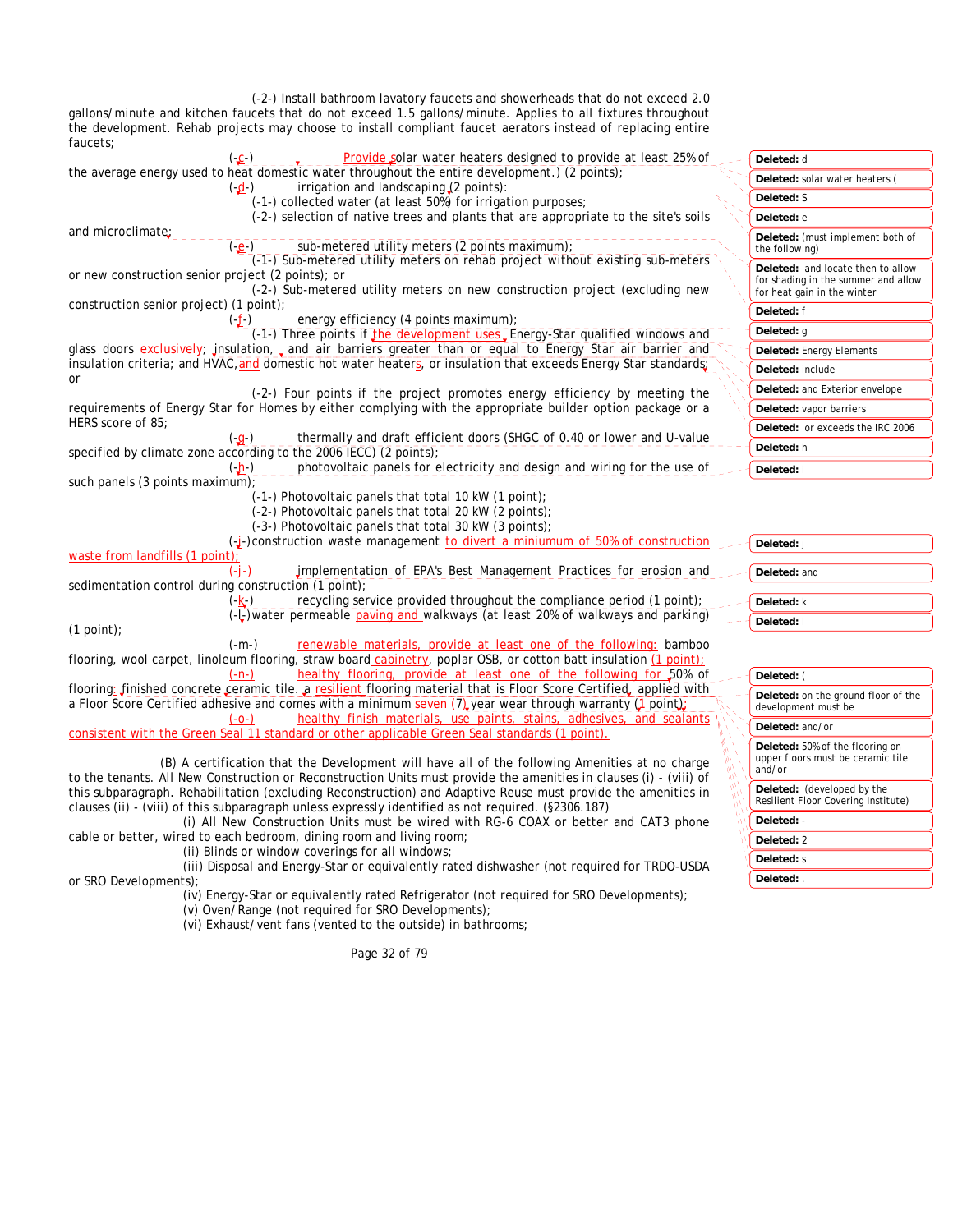(-2-) Install bathroom lavatory faucets and showerheads that do not exceed 2.0 gallons/minute and kitchen faucets that do not exceed 1.5 gallons/minute. Applies to all fixtures throughout the development. Rehab projects may choose to install compliant faucet aerators instead of replacing entire faucets;

(-c-) Provide solar water heaters designed to provide at least 25% of the average energy used to heat domestic water throughout the entire development.) (2 points);

(-d-) irrigation and landscaping (2 points):

(-1-) collected water (at least 50%) for irrigation purposes;

(-2-) selection of native trees and plants that are appropriate to the site's soils and microclimate;

(-e-) sub-metered utility meters (2 points maximum);

(-1-) Sub-metered utility meters on rehab project without existing sub-meters or new construction senior project (2 points); or

(-2-) Sub-metered utility meters on new construction project (excluding new construction senior project) (1 point);

(-f-) energy efficiency (4 points maximum);

(-1-) Three points if the development uses Energy-Star qualified windows and glass doors exclusively; insulation, and air barriers greater than or equal to Energy Star air barrier and insulation criteria; and HVAC, and domestic hot water heaters, or insulation that exceeds Energy Star standards; or

(-2-) Four points if the project promotes energy efficiency by meeting the requirements of Energy Star for Homes by either complying with the appropriate builder option package or a HERS score of 85;

(-g-) thermally and draft efficient doors (SHGC of 0.40 or lower and U-value specified by climate zone according to the 2006 IECC) (2 points);

(-h-) photovoltaic panels for electricity and design and wiring for the use of such panels (3 points maximum);

(-1-) Photovoltaic panels that total 10 kW (1 point);

(-2-) Photovoltaic panels that total 20 kW (2 points);

(-3-) Photovoltaic panels that total 30 kW (3 points);

(-i-) construction waste management to divert a miniumum of 50% of construction waste from landfills (1 point);

(-j-) implementation of EPA's Best Management Practices for erosion and sedimentation control during construction (1 point);

(-k-) recycling service provided throughout the compliance period (1 point);

(-l-) water permeable paving and walkways (at least 20% of walkways and parking) (1 point);

(-m-) renewable materials, provide at least one of the following: bamboo flooring, wool carpet, linoleum flooring, straw board cabinetry, poplar OSB, or cotton batt insulation (1 point);

(-n-) healthy flooring, provide at least one of the following for 50% of flooring: finished concrete ceramic tile, a resilient flooring material that is Floor Score Certified, applied with a Floor Score Certified adhesive and comes with a minimum seven (7) year wear through warranty (1 point);

(-o-) healthy finish materials, use paints, stains, adhesives, and sealants consistent with the Green Seal 11 standard or other applicable Green Seal standards (1 point).

(B) A certification that the Development will have all of the following Amenities at no charge to the tenants. All New Construction or Reconstruction Units must provide the amenities in clauses (i) - (viii) of this subparagraph. Rehabilitation (excluding Reconstruction) and Adaptive Reuse must provide the amenities in clauses (ii) - (viii) of this subparagraph unless expressly identified as not required. (§2306.187)

(i) All New Construction Units must be wired with RG-6 COAX or better and CAT3 phone cable or better, wired to each bedroom, dining room and living room;

(ii) Blinds or window coverings for all windows;

(iii) Disposal and Energy-Star or equivalently rated dishwasher (not required for TRDO-USDA or SRO Developments);

(iv) Energy-Star or equivalently rated Refrigerator (not required for SRO Developments);

(v) Oven/Range (not required for SRO Developments);

(vi) Exhaust/vent fans (vented to the outside) in bathrooms;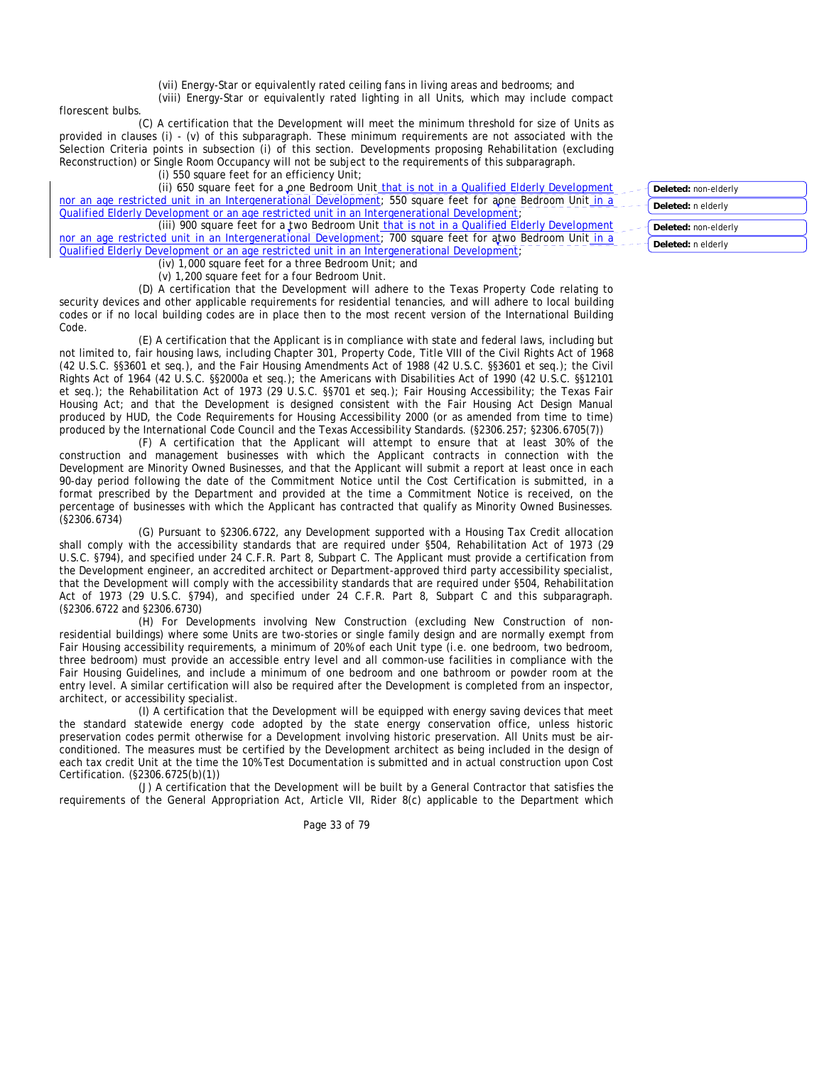(vii) Energy-Star or equivalently rated ceiling fans in living areas and bedrooms; and

(viii) Energy-Star or equivalently rated lighting in all Units, which may include compact florescent bulbs.

(C) A certification that the Development will meet the minimum threshold for size of Units as provided in clauses (i) - (v) of this subparagraph. These minimum requirements are not associated with the Selection Criteria points in subsection (i) of this section. Developments proposing Rehabilitation (excluding Reconstruction) or Single Room Occupancy will not be subject to the requirements of this subparagraph.

(i) 550 square feet for an efficiency Unit;

(ii) 650 square feet for a one Bedroom Unit that is not in a Qualified Elderly Development nor an age restricted unit in an Intergenerational Development; 550 square feet for a one Bedroom Unit in a Qualified Elderly Development or an age restricted unit in an Intergenerational Development;

(iii) 900 square feet for a two Bedroom Unit that is not in a Qualified Elderly Development nor an age restricted unit in an Intergenerational Development; 700 square feet for a two Bedroom Unit in a Qualified Elderly Development or an age restricted unit in an Intergenerational Development;

(iv) 1,000 square feet for a three Bedroom Unit; and

(v) 1,200 square feet for a four Bedroom Unit.

(D) A certification that the Development will adhere to the Texas Property Code relating to security devices and other applicable requirements for residential tenancies, and will adhere to local building codes or if no local building codes are in place then to the most recent version of the International Building Code.

(E) A certification that the Applicant is in compliance with state and federal laws, including but not limited to, fair housing laws, including Chapter 301, Property Code, Title VIII of the Civil Rights Act of 1968 (42 U.S.C. §§3601 et seq.), and the Fair Housing Amendments Act of 1988 (42 U.S.C. §§3601 et seq.); the Civil Rights Act of 1964 (42 U.S.C. §§2000a et seq.); the Americans with Disabilities Act of 1990 (42 U.S.C. §§12101 et seq.); the Rehabilitation Act of 1973 (29 U.S.C. §§701 et seq.); Fair Housing Accessibility; the Texas Fair Housing Act; and that the Development is designed consistent with the Fair Housing Act Design Manual produced by HUD, the Code Requirements for Housing Accessibility 2000 (or as amended from time to time) produced by the International Code Council and the Texas Accessibility Standards. (§2306.257; §2306.6705(7))

(F) A certification that the Applicant will attempt to ensure that at least 30% of the construction and management businesses with which the Applicant contracts in connection with the Development are Minority Owned Businesses, and that the Applicant will submit a report at least once in each 90-day period following the date of the Commitment Notice until the Cost Certification is submitted, in a format prescribed by the Department and provided at the time a Commitment Notice is received, on the percentage of businesses with which the Applicant has contracted that qualify as Minority Owned Businesses. (§2306.6734)

(G) Pursuant to §2306.6722, any Development supported with a Housing Tax Credit allocation shall comply with the accessibility standards that are required under §504, Rehabilitation Act of 1973 (29 U.S.C. §794), and specified under 24 C.F.R. Part 8, Subpart C. The Applicant must provide a certification from the Development engineer, an accredited architect or Department-approved third party accessibility specialist, that the Development will comply with the accessibility standards that are required under §504, Rehabilitation Act of 1973 (29 U.S.C. §794), and specified under 24 C.F.R. Part 8, Subpart C and this subparagraph. (§2306.6722 and §2306.6730)

(H) For Developments involving New Construction (excluding New Construction of non-residential buildings) where some Units are two-stories or single family design and are normally exempt from Fair Housing accessibility requirements, a minimum of 20% of each Unit type (i.e. one bedroom, two bedroom, three bedroom) must provide an accessible entry level and all common-use facilities in compliance with the Fair Housing Guidelines, and include a minimum of one bedroom and one bathroom or powder room at the entry level. A similar certification will also be required after the Development is completed from an inspector, architect, or accessibility specialist.

(I) A certification that the Development will be equipped with energy saving devices that meet the standard statewide energy code adopted by the state energy conservation office, unless historic preservation codes permit otherwise for a Development involving historic preservation. All Units must be air-conditioned. The measures must be certified by the Development architect as being included in the design of each tax credit Unit at the time the 10% Test Documentation is submitted and in actual construction upon Cost Certification. (§2306.6725(b)(1))

(J) A certification that the Development will be built by a General Contractor that satisfies the requirements of the General Appropriation Act, Article VII, Rider 8(c) applicable to the Department which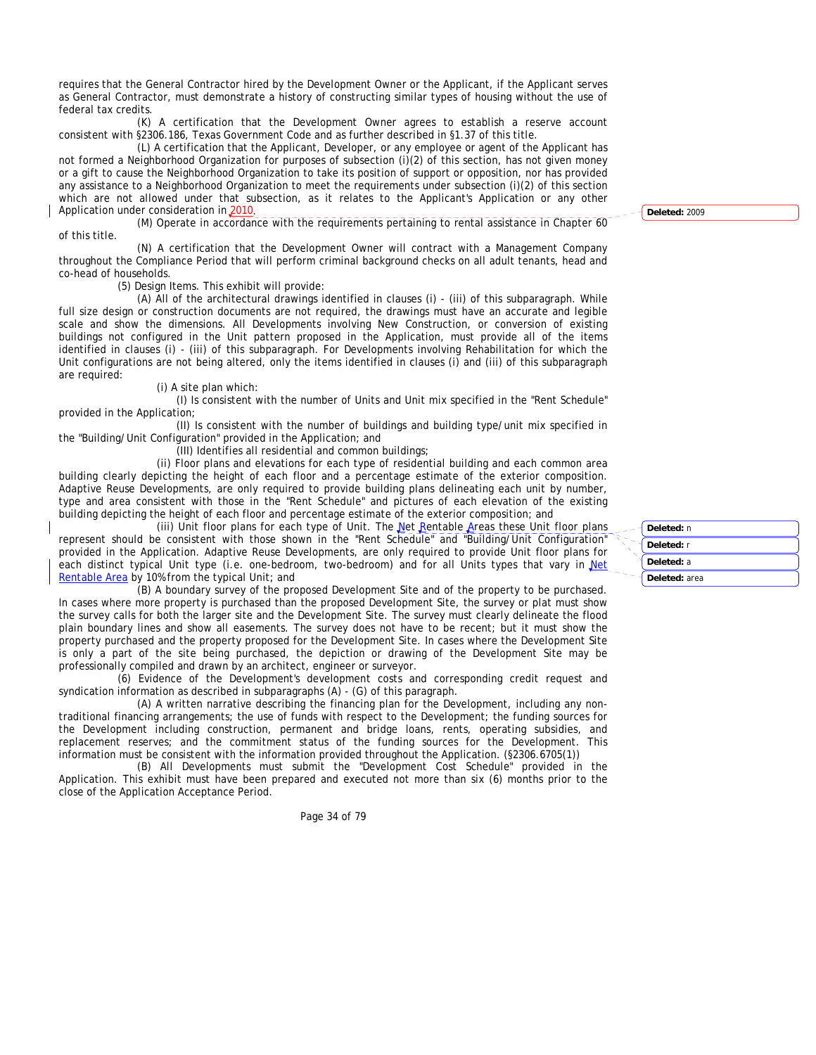requires that the General Contractor hired by the Development Owner or the Applicant, if the Applicant serves as General Contractor, must demonstrate a history of constructing similar types of housing without the use of federal tax credits.

(K) A certification that the Development Owner agrees to establish a reserve account consistent with §2306.186, Texas Government Code and as further described in §1.37 of this title.

(L) A certification that the Applicant, Developer, or any employee or agent of the Applicant has not formed a Neighborhood Organization for purposes of subsection (i)(2) of this section, has not given money or a gift to cause the Neighborhood Organization to take its position of support or opposition, nor has provided any assistance to a Neighborhood Organization to meet the requirements under subsection (i)(2) of this section which are not allowed under that subsection, as it relates to the Applicant's Application or any other Application under consideration in 2010.

(M) Operate in accordance with the requirements pertaining to rental assistance in Chapter 60 of this title.

(N) A certification that the Development Owner will contract with a Management Company throughout the Compliance Period that will perform criminal background checks on all adult tenants, head and co-head of households.

(5) Design Items. This exhibit will provide:

(A) All of the architectural drawings identified in clauses (i) - (iii) of this subparagraph. While full size design or construction documents are not required, the drawings must have an accurate and legible scale and show the dimensions. All Developments involving New Construction, or conversion of existing buildings not configured in the Unit pattern proposed in the Application, must provide all of the items identified in clauses (i) - (iii) of this subparagraph. For Developments involving Rehabilitation for which the Unit configurations are not being altered, only the items identified in clauses (i) and (iii) of this subparagraph are required:

(i) A site plan which:

(I) Is consistent with the number of Units and Unit mix specified in the "Rent Schedule" provided in the Application;

(II) Is consistent with the number of buildings and building type/unit mix specified in the "Building/Unit Configuration" provided in the Application; and

(III) Identifies all residential and common buildings;

(ii) Floor plans and elevations for each type of residential building and each common area building clearly depicting the height of each floor and a percentage estimate of the exterior composition. Adaptive Reuse Developments, are only required to provide building plans delineating each unit by number, type and area consistent with those in the "Rent Schedule" and pictures of each elevation of the existing building depicting the height of each floor and percentage estimate of the exterior composition; and

(iii) Unit floor plans for each type of Unit. The Net Rentable Areas these Unit floor plans represent should be consistent with those shown in the "Rent Schedule" and "Building/Unit Configuration" provided in the Application. Adaptive Reuse Developments, are only required to provide Unit floor plans for each distinct typical Unit type (i.e. one-bedroom, two-bedroom) and for all Units types that vary in Net Rentable Area by 10% from the typical Unit; and

(B) A boundary survey of the proposed Development Site and of the property to be purchased. In cases where more property is purchased than the proposed Development Site, the survey or plat must show the survey calls for both the larger site and the Development Site. The survey must clearly delineate the flood plain boundary lines and show all easements. The survey does not have to be recent; but it must show the property purchased and the property proposed for the Development Site. In cases where the Development Site is only a part of the site being purchased, the depiction or drawing of the Development Site may be professionally compiled and drawn by an architect, engineer or surveyor.

(6) Evidence of the Development's development costs and corresponding credit request and syndication information as described in subparagraphs (A) - (G) of this paragraph.

(A) A written narrative describing the financing plan for the Development, including any non-traditional financing arrangements; the use of funds with respect to the Development; the funding sources for the Development including construction, permanent and bridge loans, rents, operating subsidies, and replacement reserves; and the commitment status of the funding sources for the Development. This information must be consistent with the information provided throughout the Application. (§2306.6705(1))

(B) All Developments must submit the "Development Cost Schedule" provided in the Application. This exhibit must have been prepared and executed not more than six (6) months prior to the close of the Application Acceptance Period.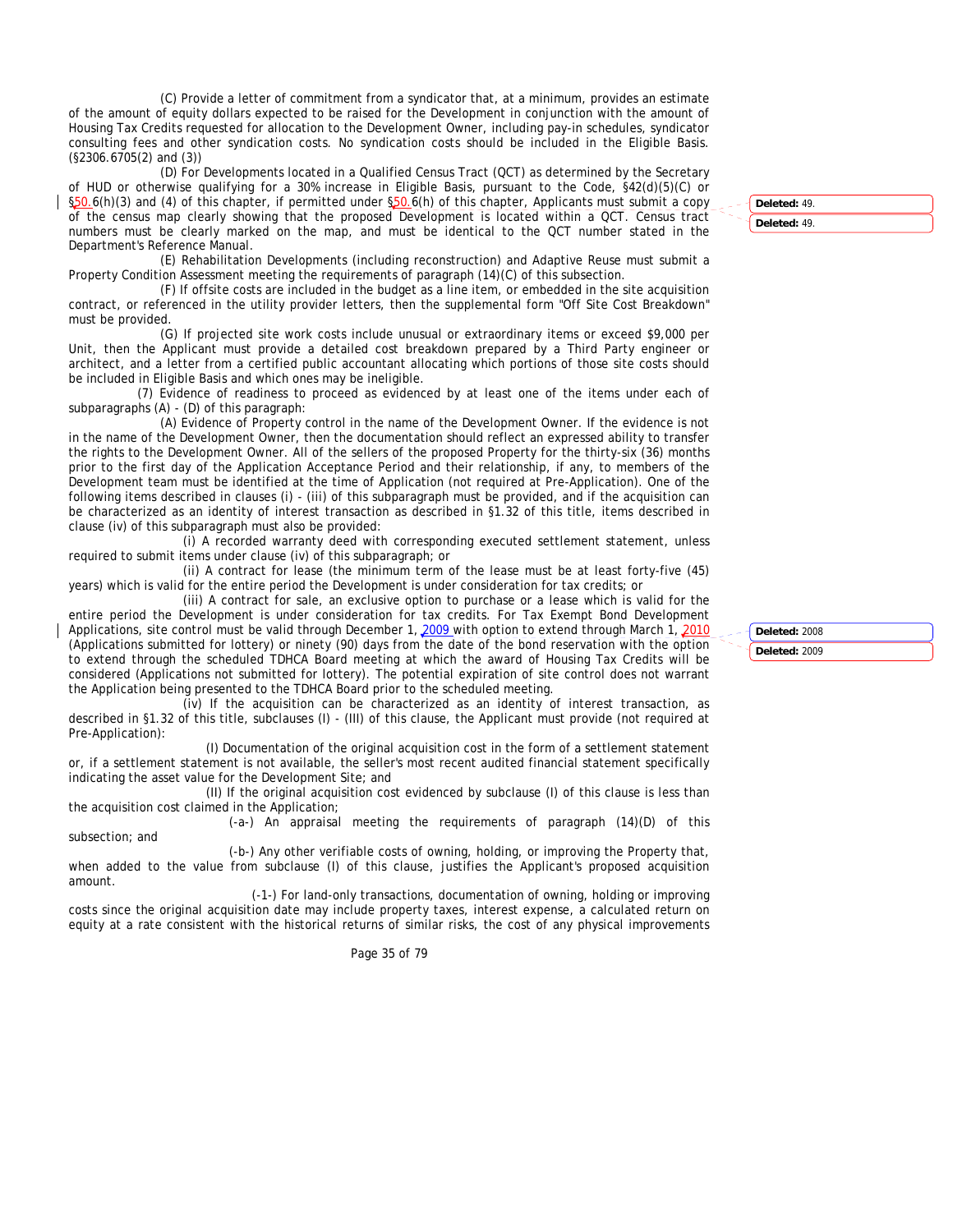(C) Provide a letter of commitment from a syndicator that, at a minimum, provides an estimate of the amount of equity dollars expected to be raised for the Development in conjunction with the amount of Housing Tax Credits requested for allocation to the Development Owner, including pay-in schedules, syndicator consulting fees and other syndication costs. No syndication costs should be included in the Eligible Basis. (§2306.6705(2) and (3))

(D) For Developments located in a Qualified Census Tract (QCT) as determined by the Secretary of HUD or otherwise qualifying for a 30% increase in Eligible Basis, pursuant to the Code, §42(d)(5)(C) or §50.6(h)(3) and (4) of this chapter, if permitted under §50.6(h) of this chapter, Applicants must submit a copy of the census map clearly showing that the proposed Development is located within a QCT. Census tract numbers must be clearly marked on the map, and must be identical to the QCT number stated in the Department's Reference Manual.

(E) Rehabilitation Developments (including reconstruction) and Adaptive Reuse must submit a Property Condition Assessment meeting the requirements of paragraph (14)(C) of this subsection.

(F) If offsite costs are included in the budget as a line item, or embedded in the site acquisition contract, or referenced in the utility provider letters, then the supplemental form "Off Site Cost Breakdown" must be provided.

(G) If projected site work costs include unusual or extraordinary items or exceed $9,000 per Unit, then the Applicant must provide a detailed cost breakdown prepared by a Third Party engineer or architect, and a letter from a certified public accountant allocating which portions of those site costs should be included in Eligible Basis and which ones may be ineligible.

(7) Evidence of readiness to proceed as evidenced by at least one of the items under each of subparagraphs (A) - (D) of this paragraph:

(A) Evidence of Property control in the name of the Development Owner. If the evidence is not in the name of the Development Owner, then the documentation should reflect an expressed ability to transfer the rights to the Development Owner. All of the sellers of the proposed Property for the thirty-six (36) months prior to the first day of the Application Acceptance Period and their relationship, if any, to members of the Development team must be identified at the time of Application (not required at Pre-Application). One of the following items described in clauses (i) - (iii) of this subparagraph must be provided, and if the acquisition can be characterized as an identity of interest transaction as described in §1.32 of this title, items described in clause (iv) of this subparagraph must also be provided:

(i) A recorded warranty deed with corresponding executed settlement statement, unless required to submit items under clause (iv) of this subparagraph; or

(ii) A contract for lease (the minimum term of the lease must be at least forty-five (45) years) which is valid for the entire period the Development is under consideration for tax credits; or

(iii) A contract for sale, an exclusive option to purchase or a lease which is valid for the entire period the Development is under consideration for tax credits. For Tax Exempt Bond Development Applications, site control must be valid through December 1, 2009 with option to extend through March 1, 2010 (Applications submitted for lottery) or ninety (90) days from the date of the bond reservation with the option to extend through the scheduled TDHCA Board meeting at which the award of Housing Tax Credits will be considered (Applications not submitted for lottery). The potential expiration of site control does not warrant the Application being presented to the TDHCA Board prior to the scheduled meeting.

(iv) If the acquisition can be characterized as an identity of interest transaction, as described in §1.32 of this title, subclauses (I) - (III) of this clause, the Applicant must provide (not required at Pre-Application):

(I) Documentation of the original acquisition cost in the form of a settlement statement or, if a settlement statement is not available, the seller's most recent audited financial statement specifically indicating the asset value for the Development Site; and

(II) If the original acquisition cost evidenced by subclause (I) of this clause is less than the acquisition cost claimed in the Application;

(-a-) An appraisal meeting the requirements of paragraph (14)(D) of this subsection; and

(-b-) Any other verifiable costs of owning, holding, or improving the Property that, when added to the value from subclause (I) of this clause, justifies the Applicant's proposed acquisition amount.

(-1-) For land-only transactions, documentation of owning, holding or improving costs since the original acquisition date may include property taxes, interest expense, a calculated return on equity at a rate consistent with the historical returns of similar risks, the cost of any physical improvements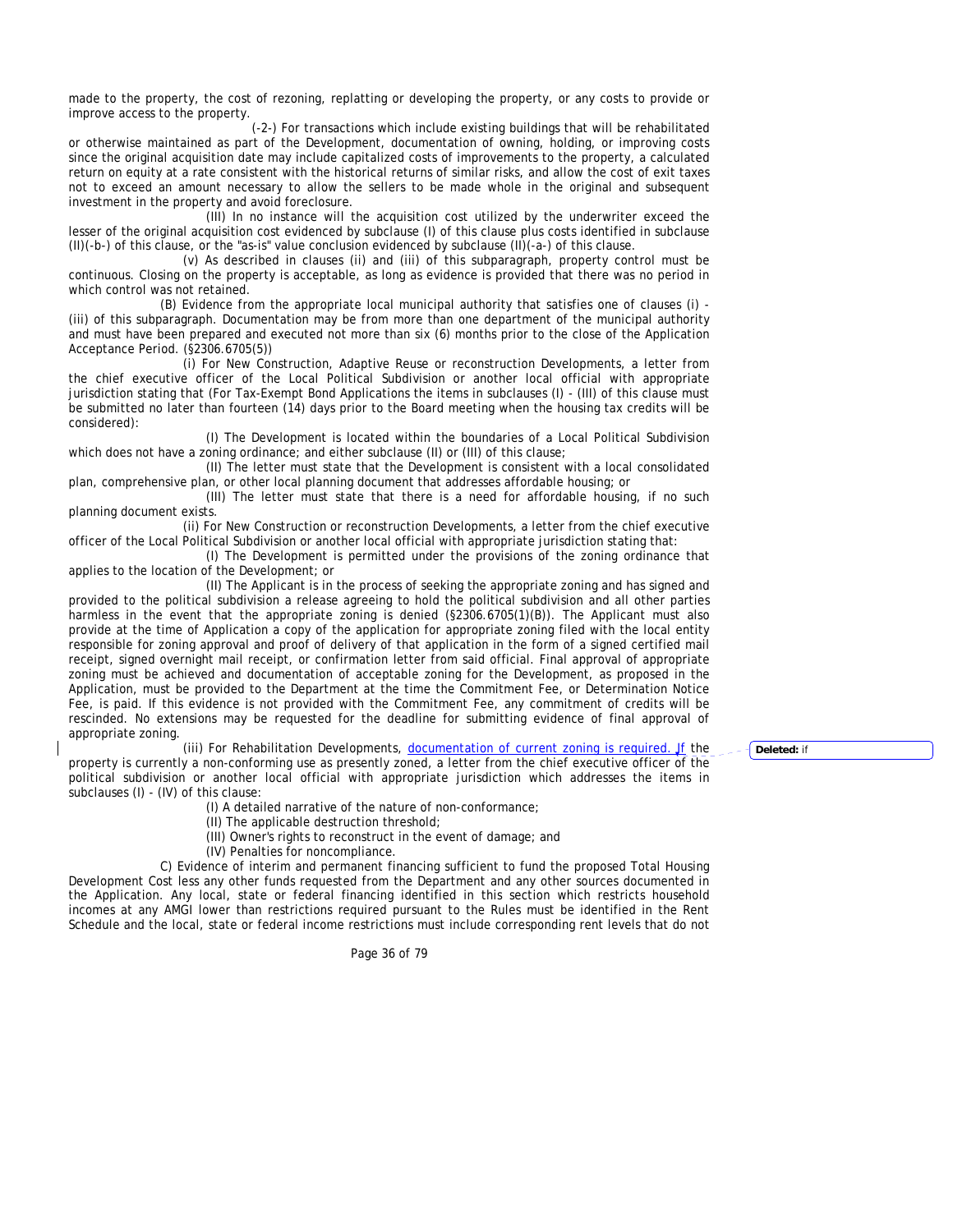made to the property, the cost of rezoning, replatting or developing the property, or any costs to provide or improve access to the property.

(-2-) For transactions which include existing buildings that will be rehabilitated or otherwise maintained as part of the Development, documentation of owning, holding, or improving costs since the original acquisition date may include capitalized costs of improvements to the property, a calculated return on equity at a rate consistent with the historical returns of similar risks, and allow the cost of exit taxes not to exceed an amount necessary to allow the sellers to be made whole in the original and subsequent investment in the property and avoid foreclosure.

(III) In no instance will the acquisition cost utilized by the underwriter exceed the lesser of the original acquisition cost evidenced by subclause (I) of this clause plus costs identified in subclause (II)(-b-) of this clause, or the "as-is" value conclusion evidenced by subclause (II)(-a-) of this clause.

(v) As described in clauses (ii) and (iii) of this subparagraph, property control must be continuous. Closing on the property is acceptable, as long as evidence is provided that there was no period in which control was not retained.

(B) Evidence from the appropriate local municipal authority that satisfies one of clauses (i) - (iii) of this subparagraph. Documentation may be from more than one department of the municipal authority and must have been prepared and executed not more than six (6) months prior to the close of the Application Acceptance Period. (§2306.6705(5))

(i) For New Construction, Adaptive Reuse or reconstruction Developments, a letter from the chief executive officer of the Local Political Subdivision or another local official with appropriate jurisdiction stating that (For Tax-Exempt Bond Applications the items in subclauses (I) - (III) of this clause must be submitted no later than fourteen (14) days prior to the Board meeting when the housing tax credits will be considered):

(I) The Development is located within the boundaries of a Local Political Subdivision which does not have a zoning ordinance; and either subclause (II) or (III) of this clause;

(II) The letter must state that the Development is consistent with a local consolidated plan, comprehensive plan, or other local planning document that addresses affordable housing; or

(III) The letter must state that there is a need for affordable housing, if no such planning document exists.

(ii) For New Construction or reconstruction Developments, a letter from the chief executive officer of the Local Political Subdivision or another local official with appropriate jurisdiction stating that:

(I) The Development is permitted under the provisions of the zoning ordinance that applies to the location of the Development; or

(II) The Applicant is in the process of seeking the appropriate zoning and has signed and provided to the political subdivision a release agreeing to hold the political subdivision and all other parties harmless in the event that the appropriate zoning is denied (§2306.6705(1)(B)). The Applicant must also provide at the time of Application a copy of the application for appropriate zoning filed with the local entity responsible for zoning approval and proof of delivery of that application in the form of a signed certified mail receipt, signed overnight mail receipt, or confirmation letter from said official. Final approval of appropriate zoning must be achieved and documentation of acceptable zoning for the Development, as proposed in the Application, must be provided to the Department at the time the Commitment Fee, or Determination Notice Fee, is paid. If this evidence is not provided with the Commitment Fee, any commitment of credits will be rescinded. No extensions may be requested for the deadline for submitting evidence of final approval of appropriate zoning.

(iii) For Rehabilitation Developments, documentation of current zoning is required. If the property is currently a non-conforming use as presently zoned, a letter from the chief executive officer of the political subdivision or another local official with appropriate jurisdiction which addresses the items in subclauses (I) - (IV) of this clause:

(I) A detailed narrative of the nature of non-conformance;

(II) The applicable destruction threshold;

(III) Owner's rights to reconstruct in the event of damage; and

(IV) Penalties for noncompliance.

C) Evidence of interim and permanent financing sufficient to fund the proposed Total Housing Development Cost less any other funds requested from the Department and any other sources documented in the Application. Any local, state or federal financing identified in this section which restricts household incomes at any AMGI lower than restrictions required pursuant to the Rules must be identified in the Rent Schedule and the local, state or federal income restrictions must include corresponding rent levels that do not

Deleted: if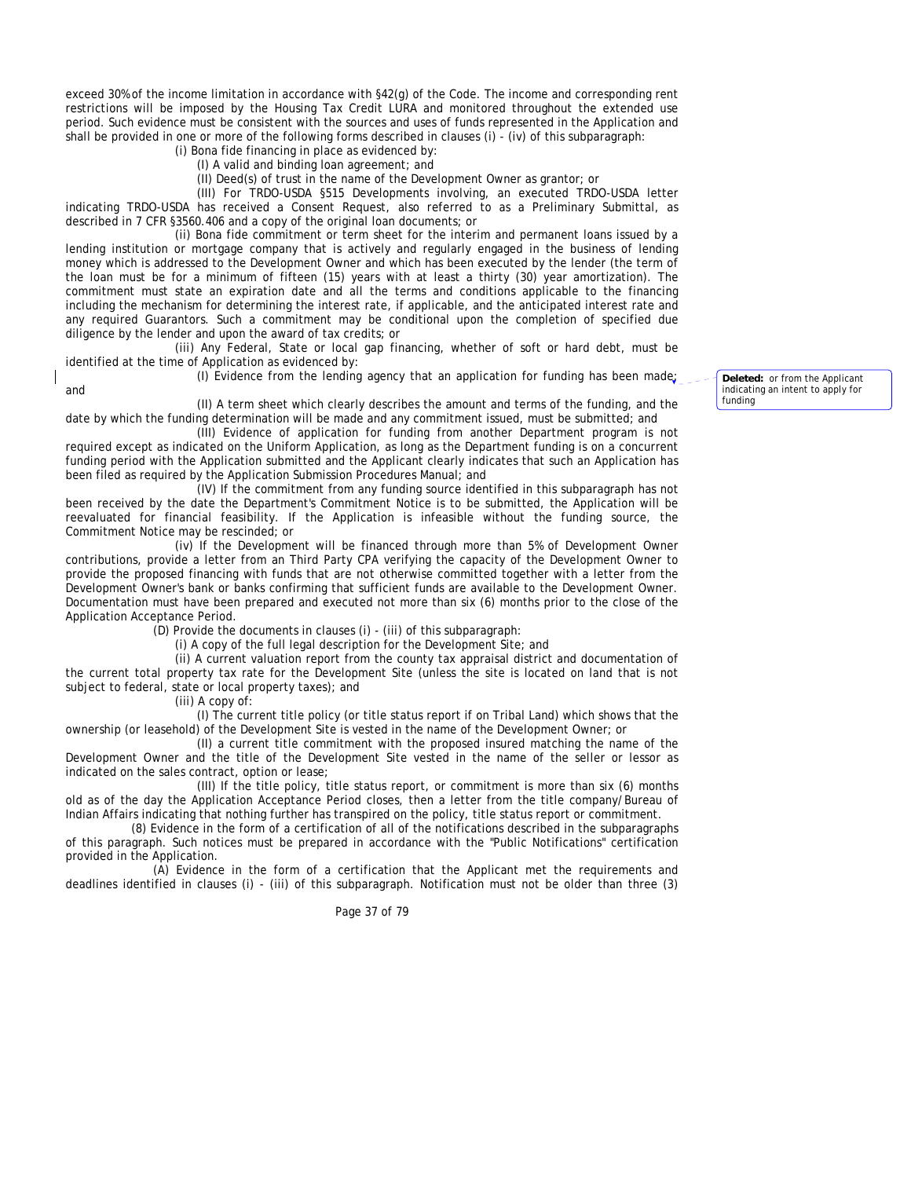exceed 30% of the income limitation in accordance with §42(g) of the Code. The income and corresponding rent restrictions will be imposed by the Housing Tax Credit LURA and monitored throughout the extended use period. Such evidence must be consistent with the sources and uses of funds represented in the Application and shall be provided in one or more of the following forms described in clauses (i) - (iv) of this subparagraph:

(i) Bona fide financing in place as evidenced by:

(I) A valid and binding loan agreement; and

(II) Deed(s) of trust in the name of the Development Owner as grantor; or

(III) For TRDO-USDA §515 Developments involving, an executed TRDO-USDA letter indicating TRDO-USDA has received a Consent Request, also referred to as a Preliminary Submittal, as described in 7 CFR §3560.406 and a copy of the original loan documents; or

(ii) Bona fide commitment or term sheet for the interim and permanent loans issued by a lending institution or mortgage company that is actively and regularly engaged in the business of lending money which is addressed to the Development Owner and which has been executed by the lender (the term of the loan must be for a minimum of fifteen (15) years with at least a thirty (30) year amortization). The commitment must state an expiration date and all the terms and conditions applicable to the financing including the mechanism for determining the interest rate, if applicable, and the anticipated interest rate and any required Guarantors. Such a commitment may be conditional upon the completion of specified due diligence by the lender and upon the award of tax credits; or

(iii) Any Federal, State or local gap financing, whether of soft or hard debt, must be identified at the time of Application as evidenced by:

(I) Evidence from the lending agency that an application for funding has been made; and

(II) A term sheet which clearly describes the amount and terms of the funding, and the date by which the funding determination will be made and any commitment issued, must be submitted; and

(III) Evidence of application for funding from another Department program is not required except as indicated on the Uniform Application, as long as the Department funding is on a concurrent funding period with the Application submitted and the Applicant clearly indicates that such an Application has been filed as required by the Application Submission Procedures Manual; and

(IV) If the commitment from any funding source identified in this subparagraph has not been received by the date the Department's Commitment Notice is to be submitted, the Application will be reevaluated for financial feasibility. If the Application is infeasible without the funding source, the Commitment Notice may be rescinded; or

(iv) If the Development will be financed through more than 5% of Development Owner contributions, provide a letter from an Third Party CPA verifying the capacity of the Development Owner to provide the proposed financing with funds that are not otherwise committed together with a letter from the Development Owner's bank or banks confirming that sufficient funds are available to the Development Owner. Documentation must have been prepared and executed not more than six (6) months prior to the close of the Application Acceptance Period.

(D) Provide the documents in clauses (i) - (iii) of this subparagraph:

(i) A copy of the full legal description for the Development Site; and

(ii) A current valuation report from the county tax appraisal district and documentation of the current total property tax rate for the Development Site (unless the site is located on land that is not subject to federal, state or local property taxes); and

(iii) A copy of:

(I) The current title policy (or title status report if on Tribal Land) which shows that the ownership (or leasehold) of the Development Site is vested in the name of the Development Owner; or

(II) a current title commitment with the proposed insured matching the name of the Development Owner and the title of the Development Site vested in the name of the seller or lessor as indicated on the sales contract, option or lease;

(III) If the title policy, title status report, or commitment is more than six (6) months old as of the day the Application Acceptance Period closes, then a letter from the title company/Bureau of Indian Affairs indicating that nothing further has transpired on the policy, title status report or commitment.

(8) Evidence in the form of a certification of all of the notifications described in the subparagraphs of this paragraph. Such notices must be prepared in accordance with the "Public Notifications" certification provided in the Application.

(A) Evidence in the form of a certification that the Applicant met the requirements and deadlines identified in clauses (i) - (iii) of this subparagraph. Notification must not be older than three (3)

**Deleted:** or from the Applicant indicating an intent to apply for funding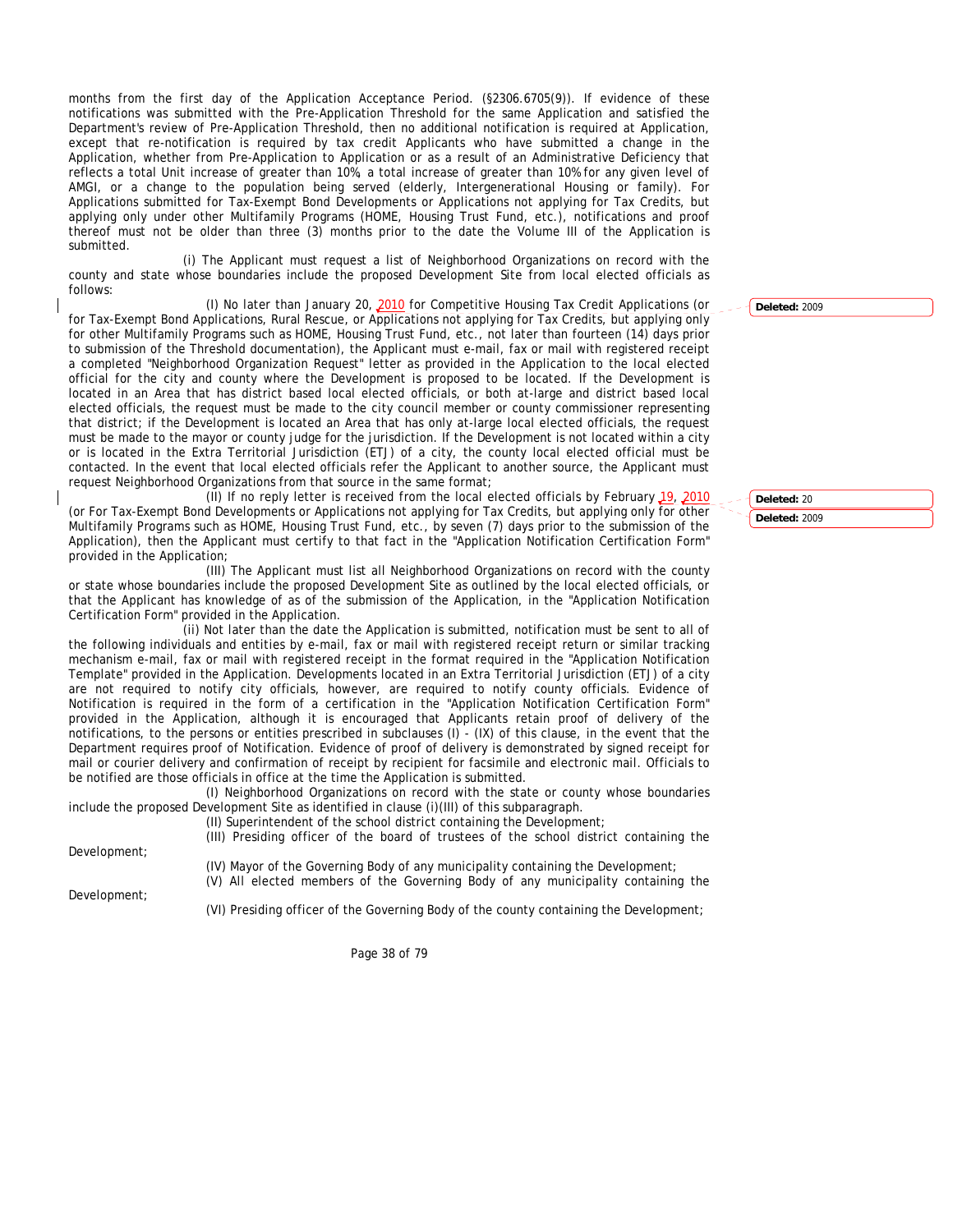months from the first day of the Application Acceptance Period. (§2306.6705(9)). If evidence of these notifications was submitted with the Pre-Application Threshold for the same Application and satisfied the Department's review of Pre-Application Threshold, then no additional notification is required at Application, except that re-notification is required by tax credit Applicants who have submitted a change in the Application, whether from Pre-Application to Application or as a result of an Administrative Deficiency that reflects a total Unit increase of greater than 10%, a total increase of greater than 10% for any given level of AMGI, or a change to the population being served (elderly, Intergenerational Housing or family). For Applications submitted for Tax-Exempt Bond Developments or Applications not applying for Tax Credits, but applying only under other Multifamily Programs (HOME, Housing Trust Fund, etc.), notifications and proof thereof must not be older than three (3) months prior to the date the Volume III of the Application is submitted.

(i) The Applicant must request a list of Neighborhood Organizations on record with the county and state whose boundaries include the proposed Development Site from local elected officials as follows:

(I) No later than January 20, 2010 for Competitive Housing Tax Credit Applications (or for Tax-Exempt Bond Applications, Rural Rescue, or Applications not applying for Tax Credits, but applying only for other Multifamily Programs such as HOME, Housing Trust Fund, etc., not later than fourteen (14) days prior to submission of the Threshold documentation), the Applicant must e-mail, fax or mail with registered receipt a completed "Neighborhood Organization Request" letter as provided in the Application to the local elected official for the city and county where the Development is proposed to be located. If the Development is located in an Area that has district based local elected officials, or both at-large and district based local elected officials, the request must be made to the city council member or county commissioner representing that district; if the Development is located an Area that has only at-large local elected officials, the request must be made to the mayor or county judge for the jurisdiction. If the Development is not located within a city or is located in the Extra Territorial Jurisdiction (ETJ) of a city, the county local elected official must be contacted. In the event that local elected officials refer the Applicant to another source, the Applicant must request Neighborhood Organizations from that source in the same format;

(II) If no reply letter is received from the local elected officials by February 19, 2010 (or For Tax-Exempt Bond Developments or Applications not applying for Tax Credits, but applying only for other Multifamily Programs such as HOME, Housing Trust Fund, etc., by seven (7) days prior to the submission of the Application), then the Applicant must certify to that fact in the "Application Notification Certification Form" provided in the Application;

(III) The Applicant must list all Neighborhood Organizations on record with the county or state whose boundaries include the proposed Development Site as outlined by the local elected officials, or that the Applicant has knowledge of as of the submission of the Application, in the "Application Notification Certification Form" provided in the Application.

(ii) Not later than the date the Application is submitted, notification must be sent to all of the following individuals and entities by e-mail, fax or mail with registered receipt return or similar tracking mechanism e-mail, fax or mail with registered receipt in the format required in the "Application Notification Template" provided in the Application. Developments located in an Extra Territorial Jurisdiction (ETJ) of a city are not required to notify city officials, however, are required to notify county officials. Evidence of Notification is required in the form of a certification in the "Application Notification Certification Form" provided in the Application, although it is encouraged that Applicants retain proof of delivery of the notifications, to the persons or entities prescribed in subclauses (I) - (IX) of this clause, in the event that the Department requires proof of Notification. Evidence of proof of delivery is demonstrated by signed receipt for mail or courier delivery and confirmation of receipt by recipient for facsimile and electronic mail. Officials to be notified are those officials in office at the time the Application is submitted.

(I) Neighborhood Organizations on record with the state or county whose boundaries include the proposed Development Site as identified in clause (i)(III) of this subparagraph.

(II) Superintendent of the school district containing the Development;

(III) Presiding officer of the board of trustees of the school district containing the Development;

(IV) Mayor of the Governing Body of any municipality containing the Development;

(V) All elected members of the Governing Body of any municipality containing the Development;

(VI) Presiding officer of the Governing Body of the county containing the Development;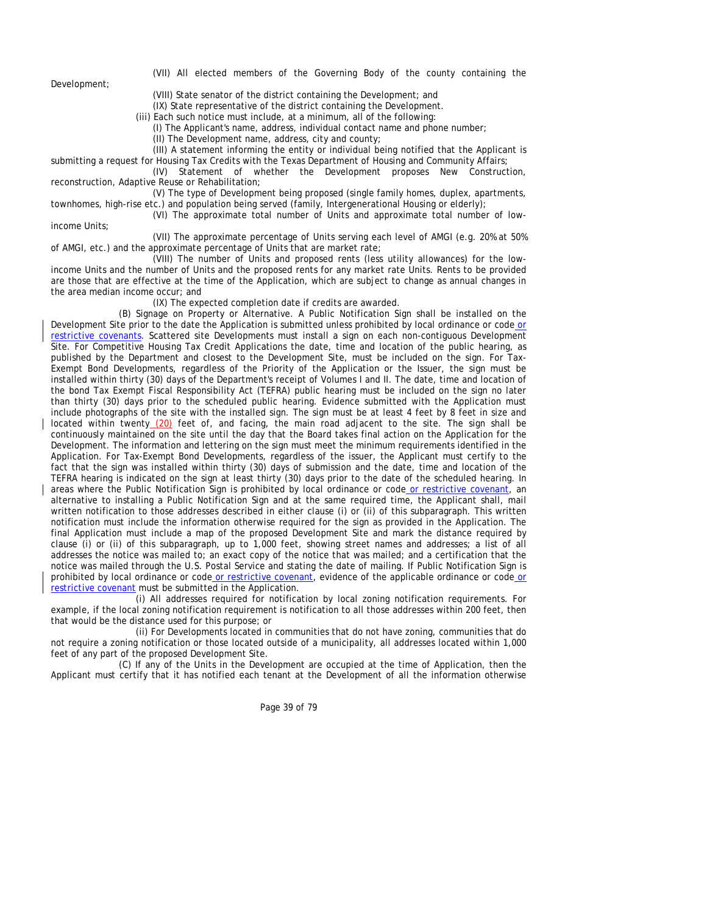(VII) All elected members of the Governing Body of the county containing the Development;

(VIII) State senator of the district containing the Development; and

(IX) State representative of the district containing the Development.

(iii) Each such notice must include, at a minimum, all of the following:

(I) The Applicant's name, address, individual contact name and phone number;

(II) The Development name, address, city and county;

(III) A statement informing the entity or individual being notified that the Applicant is submitting a request for Housing Tax Credits with the Texas Department of Housing and Community Affairs;

(IV) Statement of whether the Development proposes New Construction, reconstruction, Adaptive Reuse or Rehabilitation;

(V) The type of Development being proposed (single family homes, duplex, apartments, townhomes, high-rise etc.) and population being served (family, Intergenerational Housing or elderly);

(VI) The approximate total number of Units and approximate total number of low-income Units;

(VII) The approximate percentage of Units serving each level of AMGI (e.g. 20% at 50% of AMGI, etc.) and the approximate percentage of Units that are market rate;

(VIII) The number of Units and proposed rents (less utility allowances) for the low-income Units and the number of Units and the proposed rents for any market rate Units. Rents to be provided are those that are effective at the time of the Application, which are subject to change as annual changes in the area median income occur; and

(IX) The expected completion date if credits are awarded.

(B) Signage on Property or Alternative. A Public Notification Sign shall be installed on the Development Site prior to the date the Application is submitted unless prohibited by local ordinance or code or restrictive covenants. Scattered site Developments must install a sign on each non-contiguous Development Site. For Competitive Housing Tax Credit Applications the date, time and location of the public hearing, as published by the Department and closest to the Development Site, must be included on the sign. For Tax-Exempt Bond Developments, regardless of the Priority of the Application or the Issuer, the sign must be installed within thirty (30) days of the Department's receipt of Volumes I and II. The date, time and location of the bond Tax Exempt Fiscal Responsibility Act (TEFRA) public hearing must be included on the sign no later than thirty (30) days prior to the scheduled public hearing. Evidence submitted with the Application must include photographs of the site with the installed sign. The sign must be at least 4 feet by 8 feet in size and located within twenty (20) feet of, and facing, the main road adjacent to the site. The sign shall be continuously maintained on the site until the day that the Board takes final action on the Application for the Development. The information and lettering on the sign must meet the minimum requirements identified in the Application. For Tax-Exempt Bond Developments, regardless of the issuer, the Applicant must certify to the fact that the sign was installed within thirty (30) days of submission and the date, time and location of the TEFRA hearing is indicated on the sign at least thirty (30) days prior to the date of the scheduled hearing. In areas where the Public Notification Sign is prohibited by local ordinance or code or restrictive covenant, an alternative to installing a Public Notification Sign and at the same required time, the Applicant shall, mail written notification to those addresses described in either clause (i) or (ii) of this subparagraph. This written notification must include the information otherwise required for the sign as provided in the Application. The final Application must include a map of the proposed Development Site and mark the distance required by clause (i) or (ii) of this subparagraph, up to 1,000 feet, showing street names and addresses; a list of all addresses the notice was mailed to; an exact copy of the notice that was mailed; and a certification that the notice was mailed through the U.S. Postal Service and stating the date of mailing. If Public Notification Sign is prohibited by local ordinance or code or restrictive covenant, evidence of the applicable ordinance or code or restrictive covenant must be submitted in the Application.

(i) All addresses required for notification by local zoning notification requirements. For example, if the local zoning notification requirement is notification to all those addresses within 200 feet, then that would be the distance used for this purpose; or

(ii) For Developments located in communities that do not have zoning, communities that do not require a zoning notification or those located outside of a municipality, all addresses located within 1,000 feet of any part of the proposed Development Site.

(C) If any of the Units in the Development are occupied at the time of Application, then the Applicant must certify that it has notified each tenant at the Development of all the information otherwise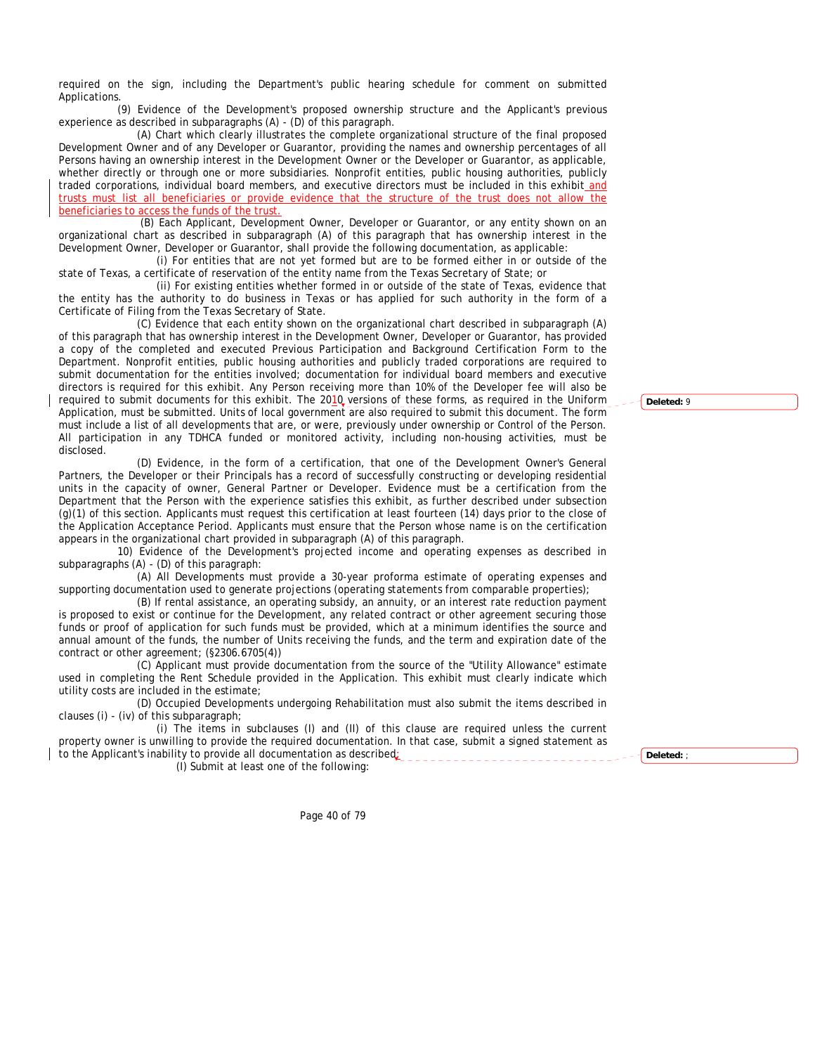required on the sign, including the Department's public hearing schedule for comment on submitted Applications.

(9) Evidence of the Development's proposed ownership structure and the Applicant's previous experience as described in subparagraphs (A) - (D) of this paragraph.

(A) Chart which clearly illustrates the complete organizational structure of the final proposed Development Owner and of any Developer or Guarantor, providing the names and ownership percentages of all Persons having an ownership interest in the Development Owner or the Developer or Guarantor, as applicable, whether directly or through one or more subsidiaries. Nonprofit entities, public housing authorities, publicly traded corporations, individual board members, and executive directors must be included in this exhibit and trusts must list all beneficiaries or provide evidence that the structure of the trust does not allow the beneficiaries to access the funds of the trust.

(B) Each Applicant, Development Owner, Developer or Guarantor, or any entity shown on an organizational chart as described in subparagraph (A) of this paragraph that has ownership interest in the Development Owner, Developer or Guarantor, shall provide the following documentation, as applicable:

(i) For entities that are not yet formed but are to be formed either in or outside of the state of Texas, a certificate of reservation of the entity name from the Texas Secretary of State; or

(ii) For existing entities whether formed in or outside of the state of Texas, evidence that the entity has the authority to do business in Texas or has applied for such authority in the form of a Certificate of Filing from the Texas Secretary of State.

(C) Evidence that each entity shown on the organizational chart described in subparagraph (A) of this paragraph that has ownership interest in the Development Owner, Developer or Guarantor, has provided a copy of the completed and executed Previous Participation and Background Certification Form to the Department. Nonprofit entities, public housing authorities and publicly traded corporations are required to submit documentation for the entities involved; documentation for individual board members and executive directors is required for this exhibit. Any Person receiving more than 10% of the Developer fee will also be required to submit documents for this exhibit. The 2010 versions of these forms, as required in the Uniform Application, must be submitted. Units of local government are also required to submit this document. The form must include a list of all developments that are, or were, previously under ownership or Control of the Person. All participation in any TDHCA funded or monitored activity, including non-housing activities, must be disclosed.

(D) Evidence, in the form of a certification, that one of the Development Owner's General Partners, the Developer or their Principals has a record of successfully constructing or developing residential units in the capacity of owner, General Partner or Developer. Evidence must be a certification from the Department that the Person with the experience satisfies this exhibit, as further described under subsection (g)(1) of this section. Applicants must request this certification at least fourteen (14) days prior to the close of the Application Acceptance Period. Applicants must ensure that the Person whose name is on the certification appears in the organizational chart provided in subparagraph (A) of this paragraph.

10) Evidence of the Development's projected income and operating expenses as described in subparagraphs (A) - (D) of this paragraph:

(A) All Developments must provide a 30-year proforma estimate of operating expenses and supporting documentation used to generate projections (operating statements from comparable properties);

(B) If rental assistance, an operating subsidy, an annuity, or an interest rate reduction payment is proposed to exist or continue for the Development, any related contract or other agreement securing those funds or proof of application for such funds must be provided, which at a minimum identifies the source and annual amount of the funds, the number of Units receiving the funds, and the term and expiration date of the contract or other agreement; (§2306.6705(4))

(C) Applicant must provide documentation from the source of the "Utility Allowance" estimate used in completing the Rent Schedule provided in the Application. This exhibit must clearly indicate which utility costs are included in the estimate;

(D) Occupied Developments undergoing Rehabilitation must also submit the items described in clauses (i) - (iv) of this subparagraph;

(i) The items in subclauses (I) and (II) of this clause are required unless the current property owner is unwilling to provide the required documentation. In that case, submit a signed statement as to the Applicant's inability to provide all documentation as described:

(I) Submit at least one of the following: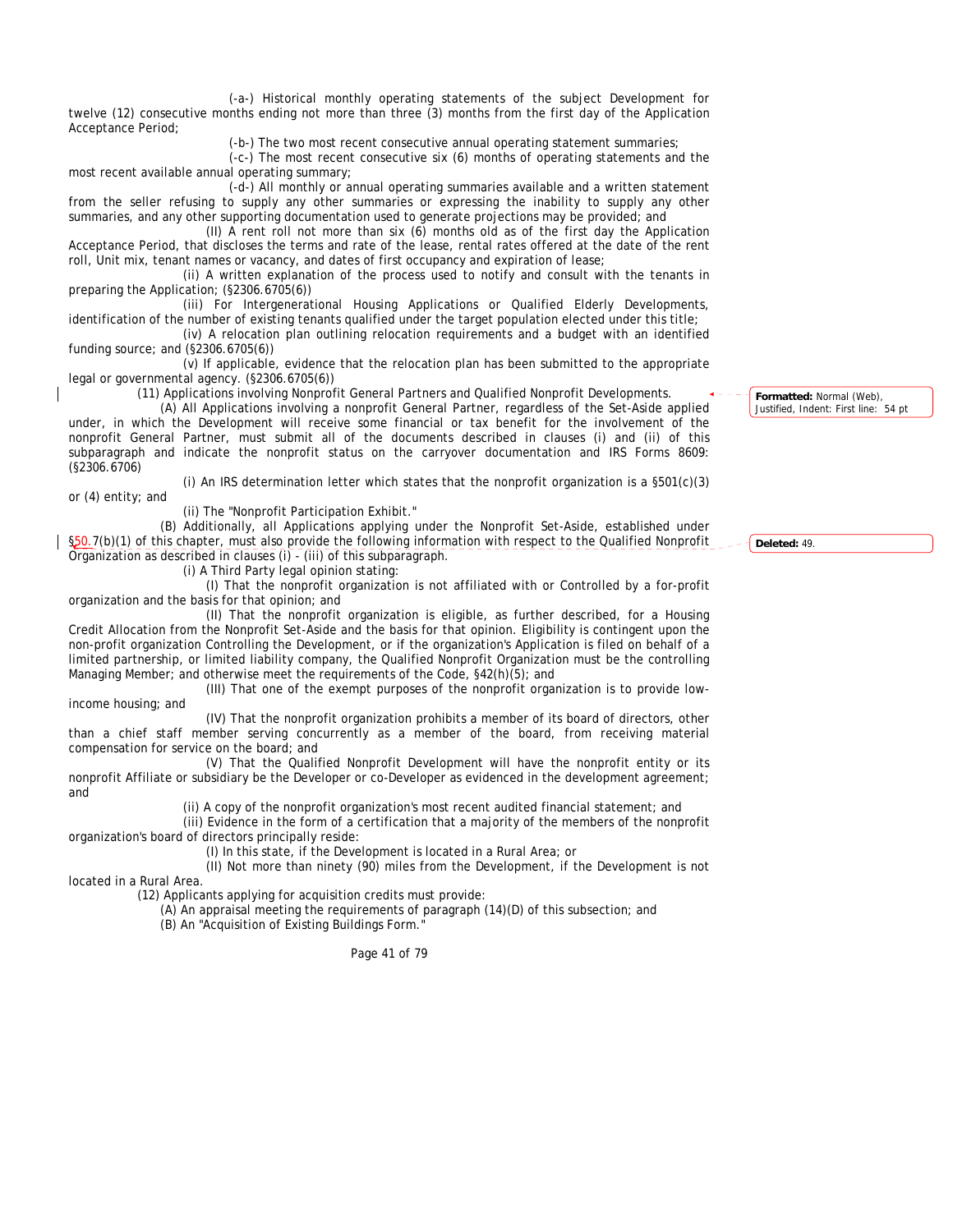(-a-) Historical monthly operating statements of the subject Development for twelve (12) consecutive months ending not more than three (3) months from the first day of the Application Acceptance Period;

(-b-) The two most recent consecutive annual operating statement summaries;

(-c-) The most recent consecutive six (6) months of operating statements and the most recent available annual operating summary;

(-d-) All monthly or annual operating summaries available and a written statement from the seller refusing to supply any other summaries or expressing the inability to supply any other summaries, and any other supporting documentation used to generate projections may be provided; and

(II) A rent roll not more than six (6) months old as of the first day the Application Acceptance Period, that discloses the terms and rate of the lease, rental rates offered at the date of the rent roll, Unit mix, tenant names or vacancy, and dates of first occupancy and expiration of lease;

(ii) A written explanation of the process used to notify and consult with the tenants in preparing the Application; (§2306.6705(6))

(iii) For Intergenerational Housing Applications or Qualified Elderly Developments, identification of the number of existing tenants qualified under the target population elected under this title;

(iv) A relocation plan outlining relocation requirements and a budget with an identified funding source; and (§2306.6705(6))

(v) If applicable, evidence that the relocation plan has been submitted to the appropriate legal or governmental agency. (§2306.6705(6))

(11) Applications involving Nonprofit General Partners and Qualified Nonprofit Developments.

(A) All Applications involving a nonprofit General Partner, regardless of the Set-Aside applied under, in which the Development will receive some financial or tax benefit for the involvement of the nonprofit General Partner, must submit all of the documents described in clauses (i) and (ii) of this subparagraph and indicate the nonprofit status on the carryover documentation and IRS Forms 8609: (§2306.6706)

(i) An IRS determination letter which states that the nonprofit organization is a §501(c)(3) or (4) entity; and

(ii) The "Nonprofit Participation Exhibit."

(B) Additionally, all Applications applying under the Nonprofit Set-Aside, established under §50.7(b)(1) of this chapter, must also provide the following information with respect to the Qualified Nonprofit Organization as described in clauses (i) - (iii) of this subparagraph.

(i) A Third Party legal opinion stating:

(I) That the nonprofit organization is not affiliated with or Controlled by a for-profit organization and the basis for that opinion; and

(II) That the nonprofit organization is eligible, as further described, for a Housing Credit Allocation from the Nonprofit Set-Aside and the basis for that opinion. Eligibility is contingent upon the non-profit organization Controlling the Development, or if the organization's Application is filed on behalf of a limited partnership, or limited liability company, the Qualified Nonprofit Organization must be the controlling Managing Member; and otherwise meet the requirements of the Code, §42(h)(5); and

(III) That one of the exempt purposes of the nonprofit organization is to provide low-income housing; and

(IV) That the nonprofit organization prohibits a member of its board of directors, other than a chief staff member serving concurrently as a member of the board, from receiving material compensation for service on the board; and

(V) That the Qualified Nonprofit Development will have the nonprofit entity or its nonprofit Affiliate or subsidiary be the Developer or co-Developer as evidenced in the development agreement; and

(ii) A copy of the nonprofit organization's most recent audited financial statement; and

(iii) Evidence in the form of a certification that a majority of the members of the nonprofit organization's board of directors principally reside:

(I) In this state, if the Development is located in a Rural Area; or

(II) Not more than ninety (90) miles from the Development, if the Development is not located in a Rural Area.

(12) Applicants applying for acquisition credits must provide:

(A) An appraisal meeting the requirements of paragraph (14)(D) of this subsection; and

(B) An "Acquisition of Existing Buildings Form."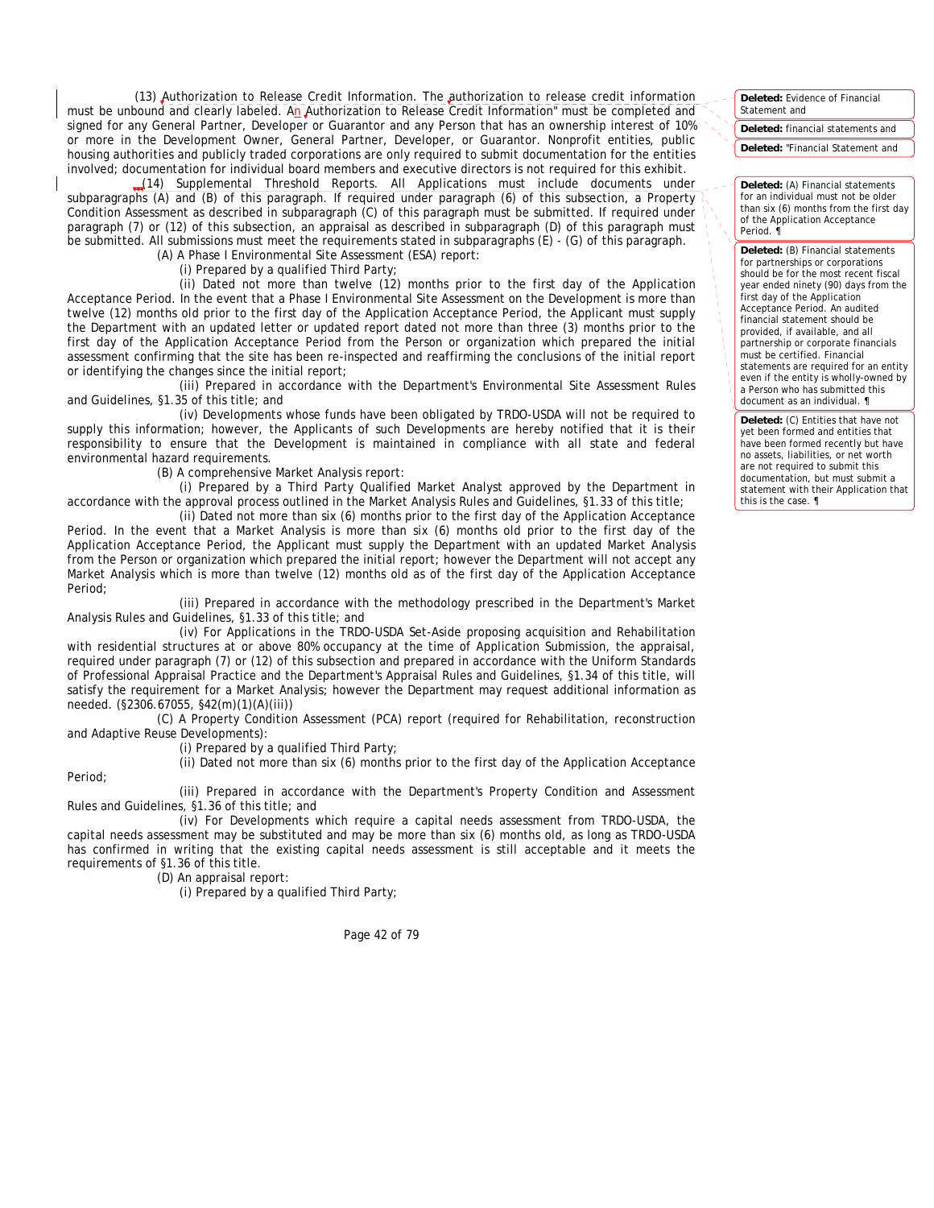(13) Authorization to Release Credit Information. The authorization to release credit information must be unbound and clearly labeled. An Authorization to Release Credit Information" must be completed and signed for any General Partner, Developer or Guarantor and any Person that has an ownership interest of 10% or more in the Development Owner, General Partner, Developer, or Guarantor. Nonprofit entities, public housing authorities and publicly traded corporations are only required to submit documentation for the entities involved; documentation for individual board members and executive directors is not required for this exhibit.

(14) Supplemental Threshold Reports. All Applications must include documents under subparagraphs (A) and (B) of this paragraph. If required under paragraph (6) of this subsection, a Property Condition Assessment as described in subparagraph (C) of this paragraph must be submitted. If required under paragraph (7) or (12) of this subsection, an appraisal as described in subparagraph (D) of this paragraph must be submitted. All submissions must meet the requirements stated in subparagraphs (E) - (G) of this paragraph.

(A) A Phase I Environmental Site Assessment (ESA) report:

(i) Prepared by a qualified Third Party;

(ii) Dated not more than twelve (12) months prior to the first day of the Application Acceptance Period. In the event that a Phase I Environmental Site Assessment on the Development is more than twelve (12) months old prior to the first day of the Application Acceptance Period, the Applicant must supply the Department with an updated letter or updated report dated not more than three (3) months prior to the first day of the Application Acceptance Period from the Person or organization which prepared the initial assessment confirming that the site has been re-inspected and reaffirming the conclusions of the initial report or identifying the changes since the initial report;

(iii) Prepared in accordance with the Department's Environmental Site Assessment Rules and Guidelines, §1.35 of this title; and

(iv) Developments whose funds have been obligated by TRDO-USDA will not be required to supply this information; however, the Applicants of such Developments are hereby notified that it is their responsibility to ensure that the Development is maintained in compliance with all state and federal environmental hazard requirements.

(B) A comprehensive Market Analysis report:

(i) Prepared by a Third Party Qualified Market Analyst approved by the Department in accordance with the approval process outlined in the Market Analysis Rules and Guidelines, §1.33 of this title;

(ii) Dated not more than six (6) months prior to the first day of the Application Acceptance Period. In the event that a Market Analysis is more than six (6) months old prior to the first day of the Application Acceptance Period, the Applicant must supply the Department with an updated Market Analysis from the Person or organization which prepared the initial report; however the Department will not accept any Market Analysis which is more than twelve (12) months old as of the first day of the Application Acceptance Period;

(iii) Prepared in accordance with the methodology prescribed in the Department's Market Analysis Rules and Guidelines, §1.33 of this title; and

(iv) For Applications in the TRDO-USDA Set-Aside proposing acquisition and Rehabilitation with residential structures at or above 80% occupancy at the time of Application Submission, the appraisal, required under paragraph (7) or (12) of this subsection and prepared in accordance with the Uniform Standards of Professional Appraisal Practice and the Department's Appraisal Rules and Guidelines, §1.34 of this title, will satisfy the requirement for a Market Analysis; however the Department may request additional information as needed. (§2306.67055, §42(m)(1)(A)(iii))

(C) A Property Condition Assessment (PCA) report (required for Rehabilitation, reconstruction and Adaptive Reuse Developments):

(i) Prepared by a qualified Third Party;

(ii) Dated not more than six (6) months prior to the first day of the Application Acceptance Period;

(iii) Prepared in accordance with the Department's Property Condition and Assessment Rules and Guidelines, §1.36 of this title; and

(iv) For Developments which require a capital needs assessment from TRDO-USDA, the capital needs assessment may be substituted and may be more than six (6) months old, as long as TRDO-USDA has confirmed in writing that the existing capital needs assessment is still acceptable and it meets the requirements of §1.36 of this title.

(D) An appraisal report:

(i) Prepared by a qualified Third Party;

---

Deleted: Evidence of Financial Statement and

Deleted: financial statements and

Deleted: "Financial Statement and

Deleted: (A) Financial statements for an individual must not be older than six (6) months from the first day of the Application Acceptance Period. ¶

Deleted: (B) Financial statements for partnerships or corporations should be for the most recent fiscal year ended ninety (90) days from the first day of the Application Acceptance Period. An audited financial statement should be provided, if available, and all partnership or corporate financials must be certified. Financial statements are required for an entity even if the entity is wholly-owned by a Person who has submitted this document as an individual. ¶

Deleted: (C) Entities that have not yet been formed and entities that have been formed recently but have no assets, liabilities, or net worth are not required to submit this documentation, but must submit a statement with their Application that this is the case. ¶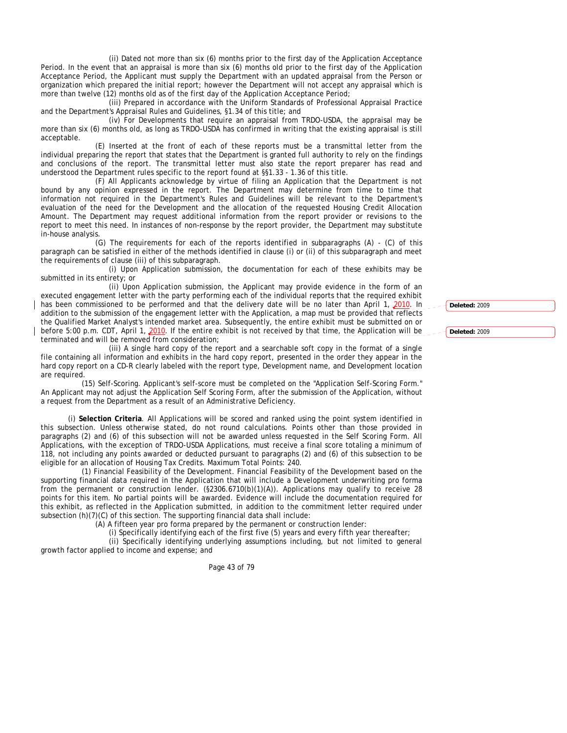(ii) Dated not more than six (6) months prior to the first day of the Application Acceptance Period. In the event that an appraisal is more than six (6) months old prior to the first day of the Application Acceptance Period, the Applicant must supply the Department with an updated appraisal from the Person or organization which prepared the initial report; however the Department will not accept any appraisal which is more than twelve (12) months old as of the first day of the Application Acceptance Period;

(iii) Prepared in accordance with the Uniform Standards of Professional Appraisal Practice and the Department's Appraisal Rules and Guidelines, §1.34 of this title; and

(iv) For Developments that require an appraisal from TRDO-USDA, the appraisal may be more than six (6) months old, as long as TRDO-USDA has confirmed in writing that the existing appraisal is still acceptable.

(E) Inserted at the front of each of these reports must be a transmittal letter from the individual preparing the report that states that the Department is granted full authority to rely on the findings and conclusions of the report. The transmittal letter must also state the report preparer has read and understood the Department rules specific to the report found at §§1.33 - 1.36 of this title.

(F) All Applicants acknowledge by virtue of filing an Application that the Department is not bound by any opinion expressed in the report. The Department may determine from time to time that information not required in the Department's Rules and Guidelines will be relevant to the Department's evaluation of the need for the Development and the allocation of the requested Housing Credit Allocation Amount. The Department may request additional information from the report provider or revisions to the report to meet this need. In instances of non-response by the report provider, the Department may substitute in-house analysis.

(G) The requirements for each of the reports identified in subparagraphs (A) - (C) of this paragraph can be satisfied in either of the methods identified in clause (i) or (ii) of this subparagraph and meet the requirements of clause (iii) of this subparagraph.

(i) Upon Application submission, the documentation for each of these exhibits may be submitted in its entirety; or

(ii) Upon Application submission, the Applicant may provide evidence in the form of an executed engagement letter with the party performing each of the individual reports that the required exhibit has been commissioned to be performed and that the delivery date will be no later than April 1, 2010. In addition to the submission of the engagement letter with the Application, a map must be provided that reflects the Qualified Market Analyst's intended market area. Subsequently, the entire exhibit must be submitted on or before 5:00 p.m. CDT, April 1, 2010. If the entire exhibit is not received by that time, the Application will be terminated and will be removed from consideration;

(iii) A single hard copy of the report and a searchable soft copy in the format of a single file containing all information and exhibits in the hard copy report, presented in the order they appear in the hard copy report on a CD-R clearly labeled with the report type, Development name, and Development location are required.

(15) Self-Scoring. Applicant's self-score must be completed on the "Application Self-Scoring Form." An Applicant may not adjust the Application Self Scoring Form, after the submission of the Application, without a request from the Department as a result of an Administrative Deficiency.

(i) **Selection Criteria**. All Applications will be scored and ranked using the point system identified in this subsection. Unless otherwise stated, do not round calculations. Points other than those provided in paragraphs (2) and (6) of this subsection will not be awarded unless requested in the Self Scoring Form. All Applications, with the exception of TRDO-USDA Applications, must receive a final score totaling a minimum of 118, not including any points awarded or deducted pursuant to paragraphs (2) and (6) of this subsection to be eligible for an allocation of Housing Tax Credits. Maximum Total Points: 240.

(1) Financial Feasibility of the Development. Financial Feasibility of the Development based on the supporting financial data required in the Application that will include a Development underwriting pro forma from the permanent or construction lender. (§2306.6710(b)(1)(A)). Applications may qualify to receive 28 points for this item. No partial points will be awarded. Evidence will include the documentation required for this exhibit, as reflected in the Application submitted, in addition to the commitment letter required under subsection (h)(7)(C) of this section. The supporting financial data shall include:

(A) A fifteen year pro forma prepared by the permanent or construction lender:

(i) Specifically identifying each of the first five (5) years and every fifth year thereafter;

(ii) Specifically identifying underlying assumptions including, but not limited to general growth factor applied to income and expense; and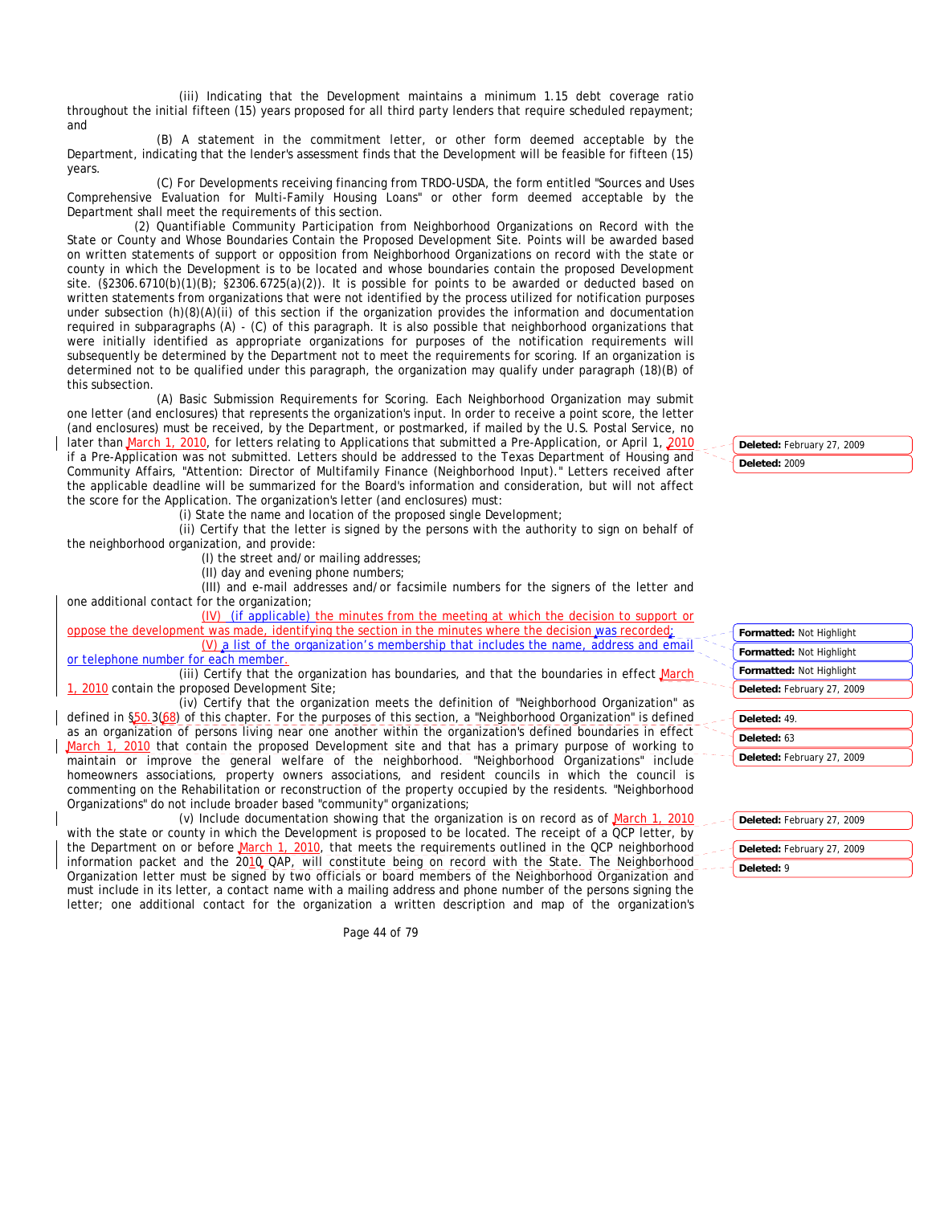(iii) Indicating that the Development maintains a minimum 1.15 debt coverage ratio throughout the initial fifteen (15) years proposed for all third party lenders that require scheduled repayment; and

(B) A statement in the commitment letter, or other form deemed acceptable by the Department, indicating that the lender's assessment finds that the Development will be feasible for fifteen (15) years.

(C) For Developments receiving financing from TRDO-USDA, the form entitled "Sources and Uses Comprehensive Evaluation for Multi-Family Housing Loans" or other form deemed acceptable by the Department shall meet the requirements of this section.

(2) Quantifiable Community Participation from Neighborhood Organizations on Record with the State or County and Whose Boundaries Contain the Proposed Development Site. Points will be awarded based on written statements of support or opposition from Neighborhood Organizations on record with the state or county in which the Development is to be located and whose boundaries contain the proposed Development site. (§2306.6710(b)(1)(B); §2306.6725(a)(2)). It is possible for points to be awarded or deducted based on written statements from organizations that were not identified by the process utilized for notification purposes under subsection (h)(8)(A)(ii) of this section if the organization provides the information and documentation required in subparagraphs (A) - (C) of this paragraph. It is also possible that neighborhood organizations that were initially identified as appropriate organizations for purposes of the notification requirements will subsequently be determined by the Department not to meet the requirements for scoring. If an organization is determined not to be qualified under this paragraph, the organization may qualify under paragraph (18)(B) of this subsection.

(A) Basic Submission Requirements for Scoring. Each Neighborhood Organization may submit one letter (and enclosures) that represents the organization's input. In order to receive a point score, the letter (and enclosures) must be received, by the Department, or postmarked, if mailed by the U.S. Postal Service, no later than March 1, 2010, for letters relating to Applications that submitted a Pre-Application, or April 1, 2010 if a Pre-Application was not submitted. Letters should be addressed to the Texas Department of Housing and Community Affairs, "Attention: Director of Multifamily Finance (Neighborhood Input)." Letters received after the applicable deadline will be summarized for the Board's information and consideration, but will not affect the score for the Application. The organization's letter (and enclosures) must:

(i) State the name and location of the proposed single Development;

(ii) Certify that the letter is signed by the persons with the authority to sign on behalf of the neighborhood organization, and provide:

(I) the street and/or mailing addresses;

(II) day and evening phone numbers;

(III) and e-mail addresses and/or facsimile numbers for the signers of the letter and one additional contact for the organization;

(IV) (if applicable) the minutes from the meeting at which the decision to support or oppose the development was made, identifying the section in the minutes where the decision was recorded;

(V) a list of the organization's membership that includes the name, address and email or telephone number for each member.

(iii) Certify that the organization has boundaries, and that the boundaries in effect March 1, 2010 contain the proposed Development Site;

(iv) Certify that the organization meets the definition of "Neighborhood Organization" as defined in §50.3(68) of this chapter. For the purposes of this section, a "Neighborhood Organization" is defined as an organization of persons living near one another within the organization's defined boundaries in effect March 1, 2010 that contain the proposed Development site and that has a primary purpose of working to maintain or improve the general welfare of the neighborhood. "Neighborhood Organizations" include homeowners associations, property owners associations, and resident councils in which the council is commenting on the Rehabilitation or reconstruction of the property occupied by the residents. "Neighborhood Organizations" do not include broader based "community" organizations;

(v) Include documentation showing that the organization is on record as of March 1, 2010 with the state or county in which the Development is proposed to be located. The receipt of a QCP letter, by the Department on or before March 1, 2010, that meets the requirements outlined in the QCP neighborhood information packet and the 2010 QAP, will constitute being on record with the State. The Neighborhood Organization letter must be signed by two officials or board members of the Neighborhood Organization and must include in its letter, a contact name with a mailing address and phone number of the persons signing the letter; one additional contact for the organization a written description and map of the organization's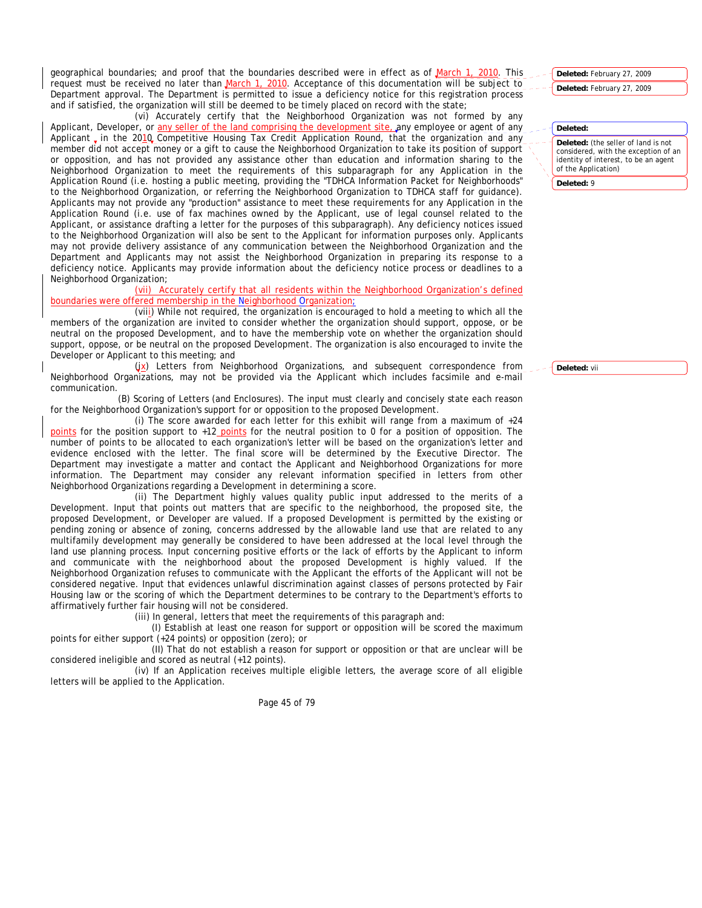geographical boundaries; and proof that the boundaries described were in effect as of March 1, 2010. This request must be received no later than March 1, 2010. Acceptance of this documentation will be subject to Department approval. The Department is permitted to issue a deficiency notice for this registration process and if satisfied, the organization will still be deemed to be timely placed on record with the state;

(vi) Accurately certify that the Neighborhood Organization was not formed by any Applicant, Developer, or any seller of the land comprising the development site, any employee or agent of any Applicant in the 2010 Competitive Housing Tax Credit Application Round, that the organization and any member did not accept money or a gift to cause the Neighborhood Organization to take its position of support or opposition, and has not provided any assistance other than education and information sharing to the Neighborhood Organization to meet the requirements of this subparagraph for any Application in the Application Round (i.e. hosting a public meeting, providing the "TDHCA Information Packet for Neighborhoods" to the Neighborhood Organization, or referring the Neighborhood Organization to TDHCA staff for guidance). Applicants may not provide any "production" assistance to meet these requirements for any Application in the Application Round (i.e. use of fax machines owned by the Applicant, use of legal counsel related to the Applicant, or assistance drafting a letter for the purposes of this subparagraph). Any deficiency notices issued to the Neighborhood Organization will also be sent to the Applicant for information purposes only. Applicants may not provide delivery assistance of any communication between the Neighborhood Organization and the Department and Applicants may not assist the Neighborhood Organization in preparing its response to a deficiency notice. Applicants may provide information about the deficiency notice process or deadlines to a Neighborhood Organization;

(vii) Accurately certify that all residents within the Neighborhood Organization's defined boundaries were offered membership in the Neighborhood Organization;

(viii) While not required, the organization is encouraged to hold a meeting to which all the members of the organization are invited to consider whether the organization should support, oppose, or be neutral on the proposed Development, and to have the membership vote on whether the organization should support, oppose, or be neutral on the proposed Development. The organization is also encouraged to invite the Developer or Applicant to this meeting; and

(ix) Letters from Neighborhood Organizations, and subsequent correspondence from Neighborhood Organizations, may not be provided via the Applicant which includes facsimile and e-mail communication.

(B) Scoring of Letters (and Enclosures). The input must clearly and concisely state each reason for the Neighborhood Organization's support for or opposition to the proposed Development.

(i) The score awarded for each letter for this exhibit will range from a maximum of +24 points for the position support to +12 points for the neutral position to 0 for a position of opposition. The number of points to be allocated to each organization's letter will be based on the organization's letter and evidence enclosed with the letter. The final score will be determined by the Executive Director. The Department may investigate a matter and contact the Applicant and Neighborhood Organizations for more information. The Department may consider any relevant information specified in letters from other Neighborhood Organizations regarding a Development in determining a score.

(ii) The Department highly values quality public input addressed to the merits of a Development. Input that points out matters that are specific to the neighborhood, the proposed site, the proposed Development, or Developer are valued. If a proposed Development is permitted by the existing or pending zoning or absence of zoning, concerns addressed by the allowable land use that are related to any multifamily development may generally be considered to have been addressed at the local level through the land use planning process. Input concerning positive efforts or the lack of efforts by the Applicant to inform and communicate with the neighborhood about the proposed Development is highly valued. If the Neighborhood Organization refuses to communicate with the Applicant the efforts of the Applicant will not be considered negative. Input that evidences unlawful discrimination against classes of persons protected by Fair Housing law or the scoring of which the Department determines to be contrary to the Department's efforts to affirmatively further fair housing will not be considered.

(iii) In general, letters that meet the requirements of this paragraph and:

(I) Establish at least one reason for support or opposition will be scored the maximum points for either support (+24 points) or opposition (zero); or

(II) That do not establish a reason for support or opposition or that are unclear will be considered ineligible and scored as neutral (+12 points).

(iv) If an Application receives multiple eligible letters, the average score of all eligible letters will be applied to the Application.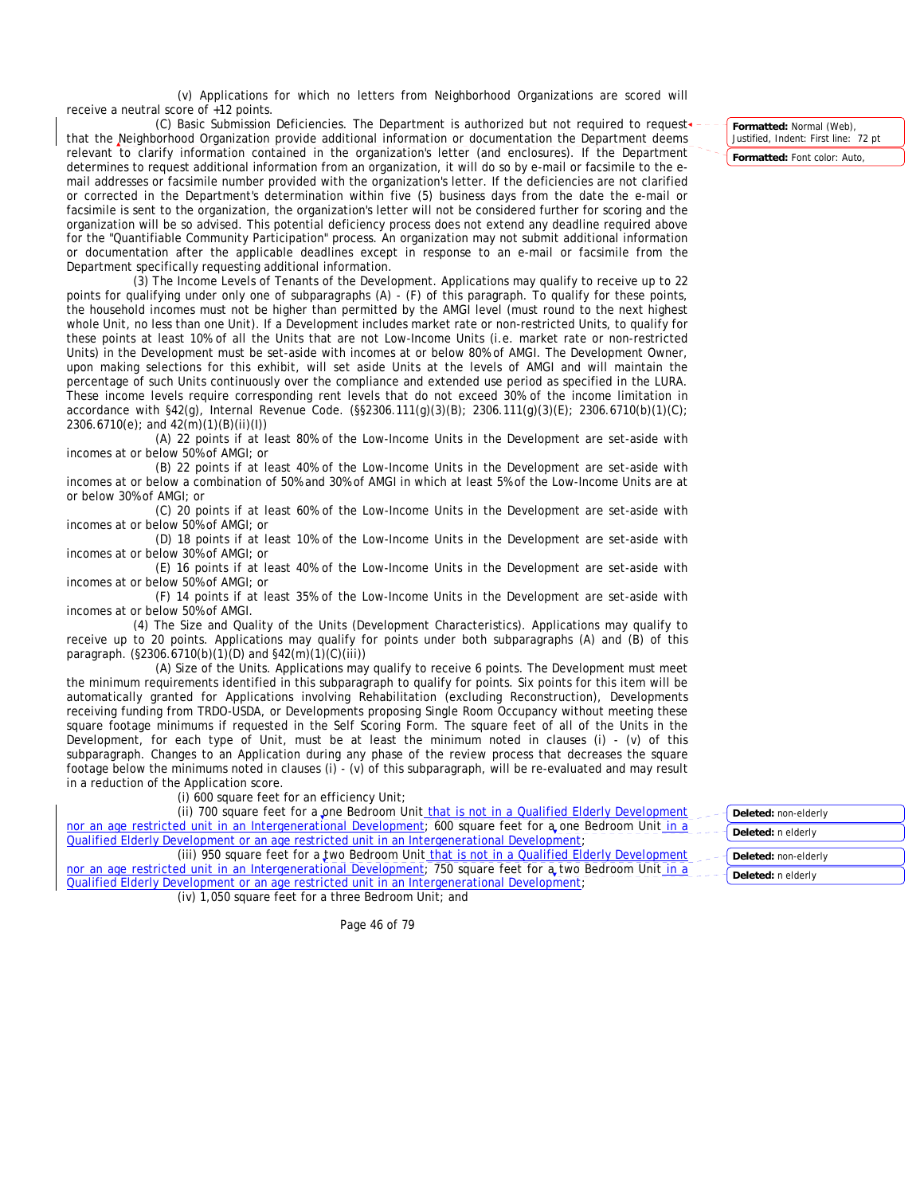(v) Applications for which no letters from Neighborhood Organizations are scored will receive a neutral score of +12 points.

(C) Basic Submission Deficiencies. The Department is authorized but not required to request that the Neighborhood Organization provide additional information or documentation the Department deems relevant to clarify information contained in the organization's letter (and enclosures). If the Department determines to request additional information from an organization, it will do so by e-mail or facsimile to the e-mail addresses or facsimile number provided with the organization's letter. If the deficiencies are not clarified or corrected in the Department's determination within five (5) business days from the date the e-mail or facsimile is sent to the organization, the organization's letter will not be considered further for scoring and the organization will be so advised. This potential deficiency process does not extend any deadline required above for the "Quantifiable Community Participation" process. An organization may not submit additional information or documentation after the applicable deadlines except in response to an e-mail or facsimile from the Department specifically requesting additional information.

(3) The Income Levels of Tenants of the Development. Applications may qualify to receive up to 22 points for qualifying under only one of subparagraphs (A) - (F) of this paragraph. To qualify for these points, the household incomes must not be higher than permitted by the AMGI level (must round to the next highest whole Unit, no less than one Unit). If a Development includes market rate or non-restricted Units, to qualify for these points at least 10% of all the Units that are not Low-Income Units (i.e. market rate or non-restricted Units) in the Development must be set-aside with incomes at or below 80% of AMGI. The Development Owner, upon making selections for this exhibit, will set aside Units at the levels of AMGI and will maintain the percentage of such Units continuously over the compliance and extended use period as specified in the LURA. These income levels require corresponding rent levels that do not exceed 30% of the income limitation in accordance with §42(g), Internal Revenue Code. (§§2306.111(g)(3)(B); 2306.111(g)(3)(E); 2306.6710(b)(1)(C); 2306.6710(e); and 42(m)(1)(B)(ii)(I))

(A) 22 points if at least 80% of the Low-Income Units in the Development are set-aside with incomes at or below 50% of AMGI; or

(B) 22 points if at least 40% of the Low-Income Units in the Development are set-aside with incomes at or below a combination of 50% and 30% of AMGI in which at least 5% of the Low-Income Units are at or below 30% of AMGI; or

(C) 20 points if at least 60% of the Low-Income Units in the Development are set-aside with incomes at or below 50% of AMGI; or

(D) 18 points if at least 10% of the Low-Income Units in the Development are set-aside with incomes at or below 30% of AMGI; or

(E) 16 points if at least 40% of the Low-Income Units in the Development are set-aside with incomes at or below 50% of AMGI; or

(F) 14 points if at least 35% of the Low-Income Units in the Development are set-aside with incomes at or below 50% of AMGI.

(4) The Size and Quality of the Units (Development Characteristics). Applications may qualify to receive up to 20 points. Applications may qualify for points under both subparagraphs (A) and (B) of this paragraph. (§2306.6710(b)(1)(D) and §42(m)(1)(C)(iii))

(A) Size of the Units. Applications may qualify to receive 6 points. The Development must meet the minimum requirements identified in this subparagraph to qualify for points. Six points for this item will be automatically granted for Applications involving Rehabilitation (excluding Reconstruction), Developments receiving funding from TRDO-USDA, or Developments proposing Single Room Occupancy without meeting these square footage minimums if requested in the Self Scoring Form. The square feet of all of the Units in the Development, for each type of Unit, must be at least the minimum noted in clauses (i) - (v) of this subparagraph. Changes to an Application during any phase of the review process that decreases the square footage below the minimums noted in clauses (i) - (v) of this subparagraph, will be re-evaluated and may result in a reduction of the Application score.

(i) 600 square feet for an efficiency Unit;

(ii) 700 square feet for a one Bedroom Unit that is not in a Qualified Elderly Development nor an age restricted unit in an Intergenerational Development; 600 square feet for a one Bedroom Unit in a Qualified Elderly Development or an age restricted unit in an Intergenerational Development;

(iii) 950 square feet for a two Bedroom Unit that is not in a Qualified Elderly Development nor an age restricted unit in an Intergenerational Development; 750 square feet for a two Bedroom Unit in a Qualified Elderly Development or an age restricted unit in an Intergenerational Development;

(iv) 1,050 square feet for a three Bedroom Unit; and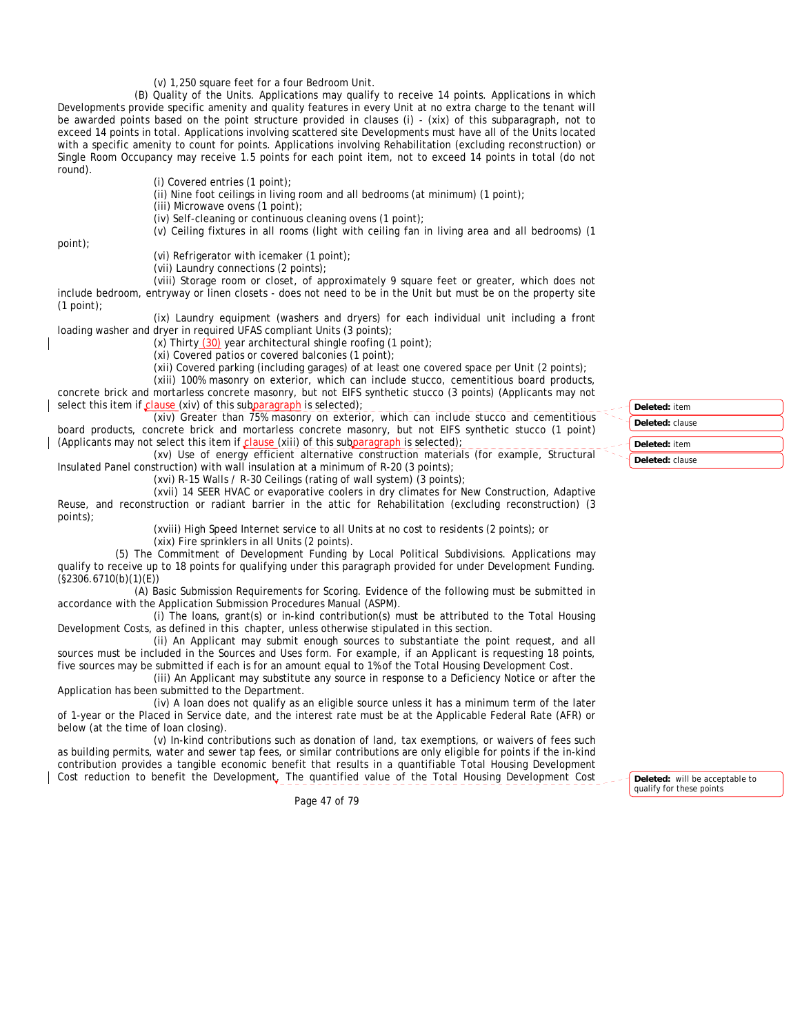(v) 1,250 square feet for a four Bedroom Unit.

(B) Quality of the Units. Applications may qualify to receive 14 points. Applications in which Developments provide specific amenity and quality features in every Unit at no extra charge to the tenant will be awarded points based on the point structure provided in clauses (i) - (xix) of this subparagraph, not to exceed 14 points in total. Applications involving scattered site Developments must have all of the Units located with a specific amenity to count for points. Applications involving Rehabilitation (excluding reconstruction) or Single Room Occupancy may receive 1.5 points for each point item, not to exceed 14 points in total (do not round).

(i) Covered entries (1 point);

(ii) Nine foot ceilings in living room and all bedrooms (at minimum) (1 point);

(iii) Microwave ovens (1 point);

(iv) Self-cleaning or continuous cleaning ovens (1 point);

(v) Ceiling fixtures in all rooms (light with ceiling fan in living area and all bedrooms) (1 point);

(vi) Refrigerator with icemaker (1 point);

(vii) Laundry connections (2 points);

(viii) Storage room or closet, of approximately 9 square feet or greater, which does not include bedroom, entryway or linen closets - does not need to be in the Unit but must be on the property site (1 point);

(ix) Laundry equipment (washers and dryers) for each individual unit including a front loading washer and dryer in required UFAS compliant Units (3 points);

(x) Thirty (30) year architectural shingle roofing (1 point);

(xi) Covered patios or covered balconies (1 point);

(xii) Covered parking (including garages) of at least one covered space per Unit (2 points);

(xiii) 100% masonry on exterior, which can include stucco, cementitious board products, concrete brick and mortarless concrete masonry, but not EIFS synthetic stucco (3 points) (Applicants may not select this item if clause (xiv) of this subparagraph is selected);

(xiv) Greater than 75% masonry on exterior, which can include stucco and cementitious board products, concrete brick and mortarless concrete masonry, but not EIFS synthetic stucco (1 point) (Applicants may not select this item if clause (xiii) of this subparagraph is selected);

(xv) Use of energy efficient alternative construction materials (for example, Structural Insulated Panel construction) with wall insulation at a minimum of R-20 (3 points);

(xvi) R-15 Walls / R-30 Ceilings (rating of wall system) (3 points);

(xvii) 14 SEER HVAC or evaporative coolers in dry climates for New Construction, Adaptive Reuse, and reconstruction or radiant barrier in the attic for Rehabilitation (excluding reconstruction) (3 points);

(xviii) High Speed Internet service to all Units at no cost to residents (2 points); or

(xix) Fire sprinklers in all Units (2 points).

(5) The Commitment of Development Funding by Local Political Subdivisions. Applications may qualify to receive up to 18 points for qualifying under this paragraph provided for under Development Funding. (§2306.6710(b)(1)(E))

(A) Basic Submission Requirements for Scoring. Evidence of the following must be submitted in accordance with the Application Submission Procedures Manual (ASPM).

(i) The loans, grant(s) or in-kind contribution(s) must be attributed to the Total Housing Development Costs, as defined in this chapter, unless otherwise stipulated in this section.

(ii) An Applicant may submit enough sources to substantiate the point request, and all sources must be included in the Sources and Uses form. For example, if an Applicant is requesting 18 points, five sources may be submitted if each is for an amount equal to 1% of the Total Housing Development Cost.

(iii) An Applicant may substitute any source in response to a Deficiency Notice or after the Application has been submitted to the Department.

(iv) A loan does not qualify as an eligible source unless it has a minimum term of the later of 1-year or the Placed in Service date, and the interest rate must be at the Applicable Federal Rate (AFR) or below (at the time of loan closing).

(v) In-kind contributions such as donation of land, tax exemptions, or waivers of fees such as building permits, water and sewer tap fees, or similar contributions are only eligible for points if the in-kind contribution provides a tangible economic benefit that results in a quantifiable Total Housing Development Cost reduction to benefit the Development. The quantified value of the Total Housing Development Cost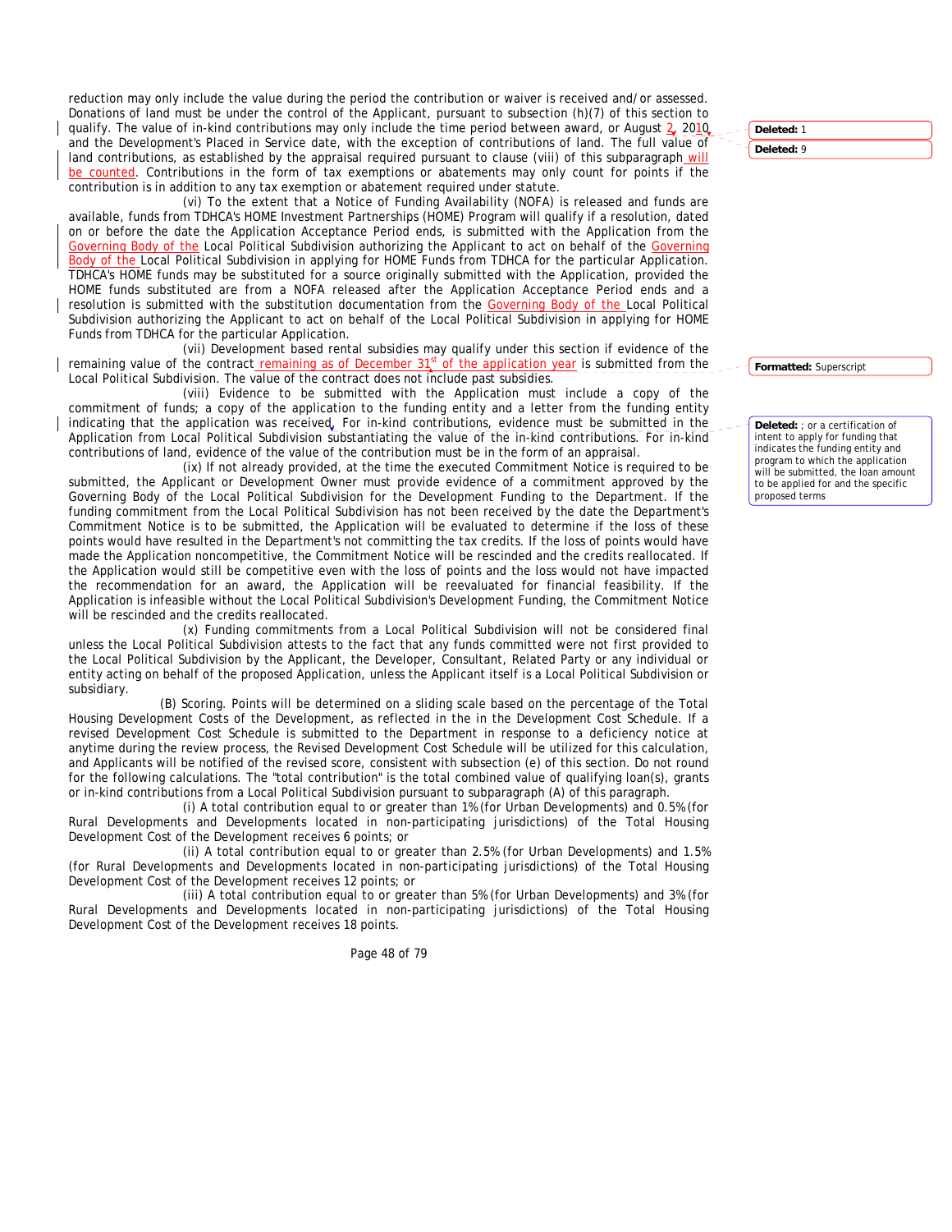reduction may only include the value during the period the contribution or waiver is received and/or assessed. Donations of land must be under the control of the Applicant, pursuant to subsection (h)(7) of this section to qualify. The value of in-kind contributions may only include the time period between award, or August 2, 2010, and the Development's Placed in Service date, with the exception of contributions of land. The full value of land contributions, as established by the appraisal required pursuant to clause (viii) of this subparagraph will be counted. Contributions in the form of tax exemptions or abatements may only count for points if the contribution is in addition to any tax exemption or abatement required under statute.

(vi) To the extent that a Notice of Funding Availability (NOFA) is released and funds are available, funds from TDHCA's HOME Investment Partnerships (HOME) Program will qualify if a resolution, dated on or before the date the Application Acceptance Period ends, is submitted with the Application from the Governing Body of the Local Political Subdivision authorizing the Applicant to act on behalf of the Governing Body of the Local Political Subdivision in applying for HOME Funds from TDHCA for the particular Application. TDHCA's HOME funds may be substituted for a source originally submitted with the Application, provided the HOME funds substituted are from a NOFA released after the Application Acceptance Period ends and a resolution is submitted with the substitution documentation from the Governing Body of the Local Political Subdivision authorizing the Applicant to act on behalf of the Local Political Subdivision in applying for HOME Funds from TDHCA for the particular Application.

(vii) Development based rental subsidies may qualify under this section if evidence of the remaining value of the contract remaining as of December 31st of the application year is submitted from the Local Political Subdivision. The value of the contract does not include past subsidies.

(viii) Evidence to be submitted with the Application must include a copy of the commitment of funds; a copy of the application to the funding entity and a letter from the funding entity indicating that the application was received. For in-kind contributions, evidence must be submitted in the Application from Local Political Subdivision substantiating the value of the in-kind contributions. For in-kind contributions of land, evidence of the value of the contribution must be in the form of an appraisal.

(ix) If not already provided, at the time the executed Commitment Notice is required to be submitted, the Applicant or Development Owner must provide evidence of a commitment approved by the Governing Body of the Local Political Subdivision for the Development Funding to the Department. If the funding commitment from the Local Political Subdivision has not been received by the date the Department's Commitment Notice is to be submitted, the Application will be evaluated to determine if the loss of these points would have resulted in the Department's not committing the tax credits. If the loss of points would have made the Application noncompetitive, the Commitment Notice will be rescinded and the credits reallocated. If the Application would still be competitive even with the loss of points and the loss would not have impacted the recommendation for an award, the Application will be reevaluated for financial feasibility. If the Application is infeasible without the Local Political Subdivision's Development Funding, the Commitment Notice will be rescinded and the credits reallocated.

(x) Funding commitments from a Local Political Subdivision will not be considered final unless the Local Political Subdivision attests to the fact that any funds committed were not first provided to the Local Political Subdivision by the Applicant, the Developer, Consultant, Related Party or any individual or entity acting on behalf of the proposed Application, unless the Applicant itself is a Local Political Subdivision or subsidiary.

(B) Scoring. Points will be determined on a sliding scale based on the percentage of the Total Housing Development Costs of the Development, as reflected in the in the Development Cost Schedule. If a revised Development Cost Schedule is submitted to the Department in response to a deficiency notice at anytime during the review process, the Revised Development Cost Schedule will be utilized for this calculation, and Applicants will be notified of the revised score, consistent with subsection (e) of this section. Do not round for the following calculations. The "total contribution" is the total combined value of qualifying loan(s), grants or in-kind contributions from a Local Political Subdivision pursuant to subparagraph (A) of this paragraph.

(i) A total contribution equal to or greater than 1% (for Urban Developments) and 0.5% (for Rural Developments and Developments located in non-participating jurisdictions) of the Total Housing Development Cost of the Development receives 6 points; or

(ii) A total contribution equal to or greater than 2.5% (for Urban Developments) and 1.5% (for Rural Developments and Developments located in non-participating jurisdictions) of the Total Housing Development Cost of the Development receives 12 points; or

(iii) A total contribution equal to or greater than 5% (for Urban Developments) and 3% (for Rural Developments and Developments located in non-participating jurisdictions) of the Total Housing Development Cost of the Development receives 18 points.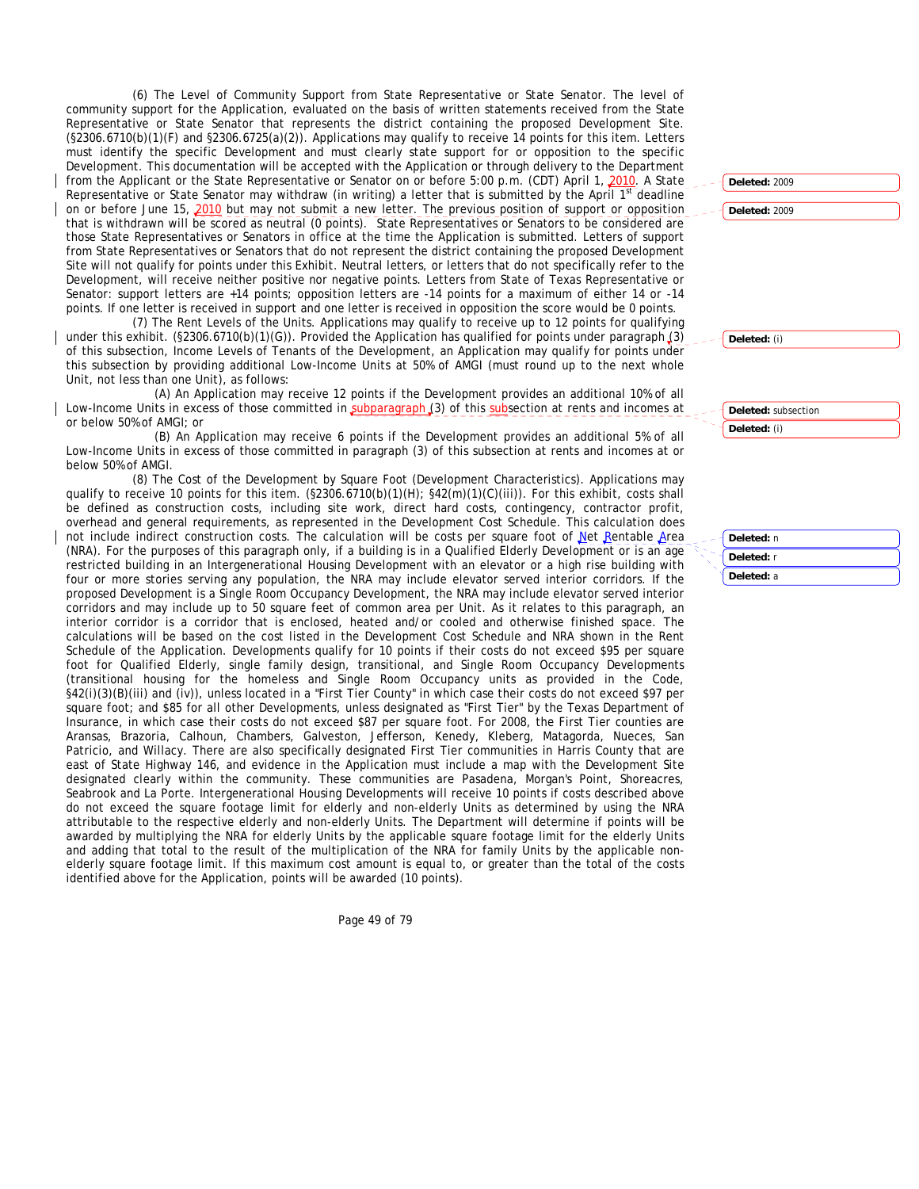(6) The Level of Community Support from State Representative or State Senator. The level of community support for the Application, evaluated on the basis of written statements received from the State Representative or State Senator that represents the district containing the proposed Development Site. (§2306.6710(b)(1)(F) and §2306.6725(a)(2)). Applications may qualify to receive 14 points for this item. Letters must identify the specific Development and must clearly state support for or opposition to the specific Development. This documentation will be accepted with the Application or through delivery to the Department from the Applicant or the State Representative or Senator on or before 5:00 p.m. (CDT) April 1, 2010. A State Representative or State Senator may withdraw (in writing) a letter that is submitted by the April 1st deadline on or before June 15, 2010 but may not submit a new letter. The previous position of support or opposition that is withdrawn will be scored as neutral (0 points). State Representatives or Senators to be considered are those State Representatives or Senators in office at the time the Application is submitted. Letters of support from State Representatives or Senators that do not represent the district containing the proposed Development Site will not qualify for points under this Exhibit. Neutral letters, or letters that do not specifically refer to the Development, will receive neither positive nor negative points. Letters from State of Texas Representative or Senator: support letters are +14 points; opposition letters are -14 points for a maximum of either 14 or -14 points. If one letter is received in support and one letter is received in opposition the score would be 0 points.

(7) The Rent Levels of the Units. Applications may qualify to receive up to 12 points for qualifying under this exhibit. (§2306.6710(b)(1)(G)). Provided the Application has qualified for points under paragraph (3) of this subsection, Income Levels of Tenants of the Development, an Application may qualify for points under this subsection by providing additional Low-Income Units at 50% of AMGI (must round up to the next whole Unit, not less than one Unit), as follows:

(A) An Application may receive 12 points if the Development provides an additional 10% of all Low-Income Units in excess of those committed in subparagraph (3) of this subsection at rents and incomes at or below 50% of AMGI; or

(B) An Application may receive 6 points if the Development provides an additional 5% of all Low-Income Units in excess of those committed in paragraph (3) of this subsection at rents and incomes at or below 50% of AMGI.

(8) The Cost of the Development by Square Foot (Development Characteristics). Applications may qualify to receive 10 points for this item. (§2306.6710(b)(1)(H); §42(m)(1)(C)(iii)). For this exhibit, costs shall be defined as construction costs, including site work, direct hard costs, contingency, contractor profit, overhead and general requirements, as represented in the Development Cost Schedule. This calculation does not include indirect construction costs. The calculation will be costs per square foot of Net Rentable Area (NRA). For the purposes of this paragraph only, if a building is in a Qualified Elderly Development or is an age restricted building in an Intergenerational Housing Development with an elevator or a high rise building with four or more stories serving any population, the NRA may include elevator served interior corridors. If the proposed Development is a Single Room Occupancy Development, the NRA may include elevator served interior corridors and may include up to 50 square feet of common area per Unit. As it relates to this paragraph, an interior corridor is a corridor that is enclosed, heated and/or cooled and otherwise finished space. The calculations will be based on the cost listed in the Development Cost Schedule and NRA shown in the Rent Schedule of the Application. Developments qualify for 10 points if their costs do not exceed $95 per square foot for Qualified Elderly, single family design, transitional, and Single Room Occupancy Developments (transitional housing for the homeless and Single Room Occupancy units as provided in the Code, §42(i)(3)(B)(iii) and (iv)), unless located in a "First Tier County" in which case their costs do not exceed $97 per square foot; and $85 for all other Developments, unless designated as "First Tier" by the Texas Department of Insurance, in which case their costs do not exceed $87 per square foot. For 2008, the First Tier counties are Aransas, Brazoria, Calhoun, Chambers, Galveston, Jefferson, Kenedy, Kleberg, Matagorda, Nueces, San Patricio, and Willacy. There are also specifically designated First Tier communities in Harris County that are east of State Highway 146, and evidence in the Application must include a map with the Development Site designated clearly within the community. These communities are Pasadena, Morgan's Point, Shoreacres, Seabrook and La Porte. Intergenerational Housing Developments will receive 10 points if costs described above do not exceed the square footage limit for elderly and non-elderly Units as determined by using the NRA attributable to the respective elderly and non-elderly Units. The Department will determine if points will be awarded by multiplying the NRA for elderly Units by the applicable square footage limit for the elderly Units and adding that total to the result of the multiplication of the NRA for family Units by the applicable non-elderly square footage limit. If this maximum cost amount is equal to, or greater than the total of the costs identified above for the Application, points will be awarded (10 points).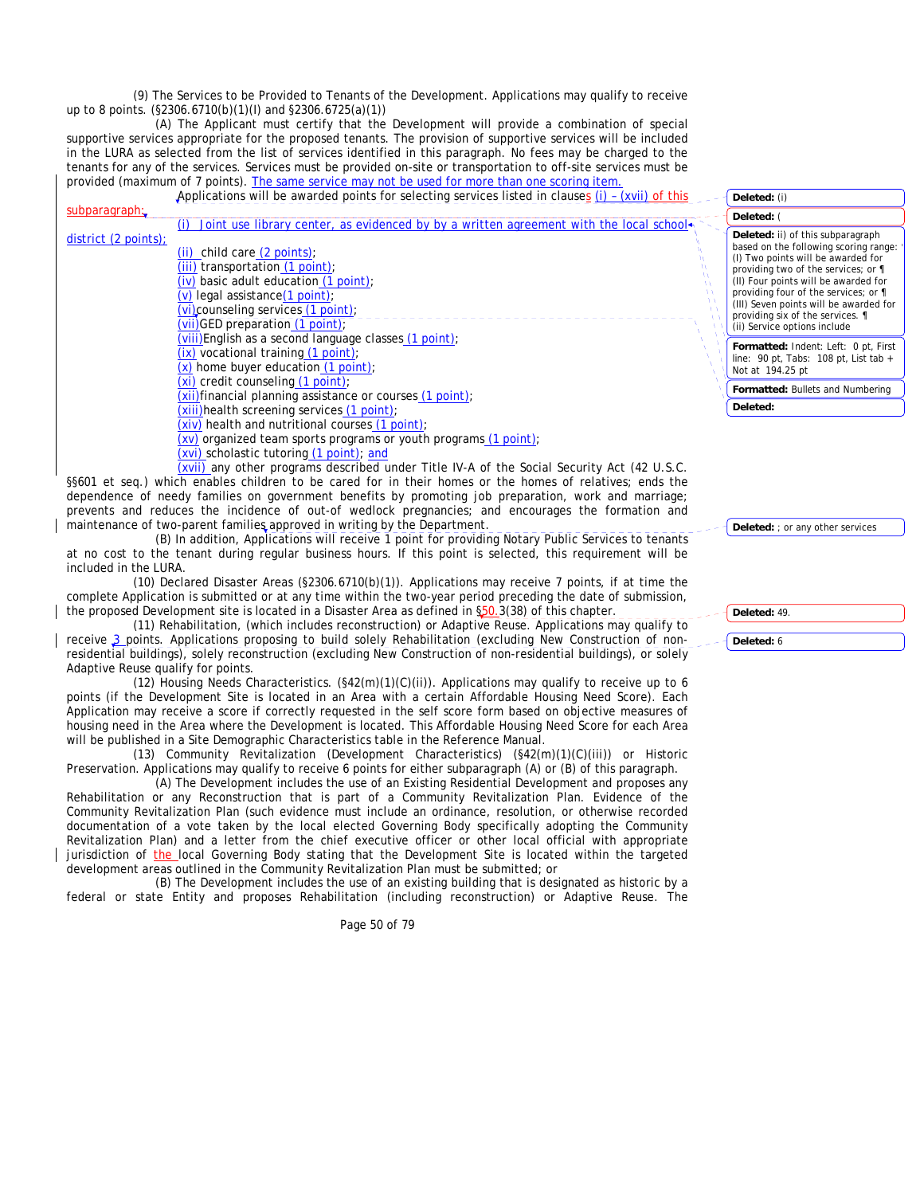(9) The Services to be Provided to Tenants of the Development. Applications may qualify to receive up to 8 points. (§2306.6710(b)(1)(I) and §2306.6725(a)(1))

(A) The Applicant must certify that the Development will provide a combination of special supportive services appropriate for the proposed tenants. The provision of supportive services will be included in the LURA as selected from the list of services identified in this paragraph. No fees may be charged to the tenants for any of the services. Services must be provided on-site or transportation to off-site services must be provided (maximum of 7 points). The same service may not be used for more than one scoring item.

Applications will be awarded points for selecting services listed in clauses (i) – (xvii) of this subparagraph:

(i) Joint use library center, as evidenced by by a written agreement with the local school district (2 points);

(ii) child care (2 points);

(iii) transportation (1 point);

(iv) basic adult education (1 point);

(v) legal assistance(1 point);

(vi) counseling services (1 point);

(vii) GED preparation (1 point);

(viii) English as a second language classes (1 point);

(ix) vocational training (1 point);

(x) home buyer education (1 point);

(xi) credit counseling (1 point);

(xii) financial planning assistance or courses (1 point);

(xiii) health screening services (1 point);

(xiv) health and nutritional courses (1 point);

(xv) organized team sports programs or youth programs (1 point);

(xvi) scholastic tutoring (1 point); and

(xvii) any other programs described under Title IV-A of the Social Security Act (42 U.S.C. §§601 et seq.) which enables children to be cared for in their homes or the homes of relatives; ends the dependence of needy families on government benefits by promoting job preparation, work and marriage; prevents and reduces the incidence of out-of wedlock pregnancies; and encourages the formation and maintenance of two-parent families approved in writing by the Department.

(B) In addition, Applications will receive 1 point for providing Notary Public Services to tenants at no cost to the tenant during regular business hours. If this point is selected, this requirement will be included in the LURA.

(10) Declared Disaster Areas (§2306.6710(b)(1)). Applications may receive 7 points, if at time the complete Application is submitted or at any time within the two-year period preceding the date of submission, the proposed Development site is located in a Disaster Area as defined in §50.3(38) of this chapter.

(11) Rehabilitation, (which includes reconstruction) or Adaptive Reuse. Applications may qualify to receive 3 points. Applications proposing to build solely Rehabilitation (excluding New Construction of non-residential buildings), solely reconstruction (excluding New Construction of non-residential buildings), or solely Adaptive Reuse qualify for points.

(12) Housing Needs Characteristics. (§42(m)(1)(C)(ii)). Applications may qualify to receive up to 6 points (if the Development Site is located in an Area with a certain Affordable Housing Need Score). Each Application may receive a score if correctly requested in the self score form based on objective measures of housing need in the Area where the Development is located. This Affordable Housing Need Score for each Area will be published in a Site Demographic Characteristics table in the Reference Manual.

(13) Community Revitalization (Development Characteristics) (§42(m)(1)(C)(iii)) or Historic Preservation. Applications may qualify to receive 6 points for either subparagraph (A) or (B) of this paragraph.

(A) The Development includes the use of an Existing Residential Development and proposes any Rehabilitation or any Reconstruction that is part of a Community Revitalization Plan. Evidence of the Community Revitalization Plan (such evidence must include an ordinance, resolution, or otherwise recorded documentation of a vote taken by the local elected Governing Body specifically adopting the Community Revitalization Plan) and a letter from the chief executive officer or other local official with appropriate jurisdiction of the local Governing Body stating that the Development Site is located within the targeted development areas outlined in the Community Revitalization Plan must be submitted; or

(B) The Development includes the use of an existing building that is designated as historic by a federal or state Entity and proposes Rehabilitation (including reconstruction) or Adaptive Reuse. The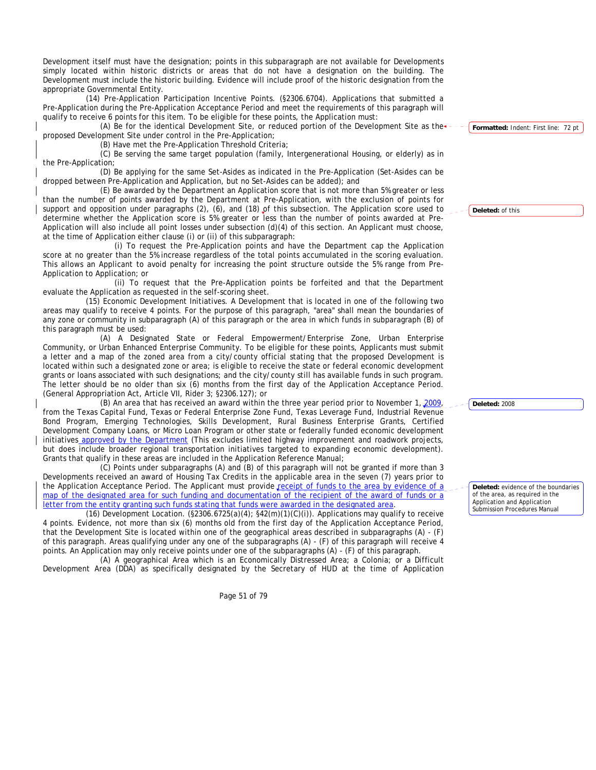Development itself must have the designation; points in this subparagraph are not available for Developments simply located within historic districts or areas that do not have a designation on the building. The Development must include the historic building. Evidence will include proof of the historic designation from the appropriate Governmental Entity.

(14) Pre-Application Participation Incentive Points. (§2306.6704). Applications that submitted a Pre-Application during the Pre-Application Acceptance Period and meet the requirements of this paragraph will qualify to receive 6 points for this item. To be eligible for these points, the Application must:

(A) Be for the identical Development Site, or reduced portion of the Development Site as the proposed Development Site under control in the Pre-Application;

(B) Have met the Pre-Application Threshold Criteria;

(C) Be serving the same target population (family, Intergenerational Housing, or elderly) as in the Pre-Application;

(D) Be applying for the same Set-Asides as indicated in the Pre-Application (Set-Asides can be dropped between Pre-Application and Application, but no Set-Asides can be added); and

(E) Be awarded by the Department an Application score that is not more than 5% greater or less than the number of points awarded by the Department at Pre-Application, with the exclusion of points for support and opposition under paragraphs (2), (6), and (18) of this subsection. The Application score used to determine whether the Application score is 5% greater or less than the number of points awarded at Pre-Application will also include all point losses under subsection (d)(4) of this section. An Applicant must choose, at the time of Application either clause (i) or (ii) of this subparagraph:

(i) To request the Pre-Application points and have the Department cap the Application score at no greater than the 5% increase regardless of the total points accumulated in the scoring evaluation. This allows an Applicant to avoid penalty for increasing the point structure outside the 5% range from Pre-Application to Application; or

(ii) To request that the Pre-Application points be forfeited and that the Department evaluate the Application as requested in the self-scoring sheet.

(15) Economic Development Initiatives. A Development that is located in one of the following two areas may qualify to receive 4 points. For the purpose of this paragraph, "area" shall mean the boundaries of any zone or community in subparagraph (A) of this paragraph or the area in which funds in subparagraph (B) of this paragraph must be used:

(A) A Designated State or Federal Empowerment/Enterprise Zone, Urban Enterprise Community, or Urban Enhanced Enterprise Community. To be eligible for these points, Applicants must submit a letter and a map of the zoned area from a city/county official stating that the proposed Development is located within such a designated zone or area; is eligible to receive the state or federal economic development grants or loans associated with such designations; and the city/county still has available funds in such program. The letter should be no older than six (6) months from the first day of the Application Acceptance Period. (General Appropriation Act, Article VII, Rider 3; §2306.127); or

(B) An area that has received an award within the three year period prior to November 1, 2009, from the Texas Capital Fund, Texas or Federal Enterprise Zone Fund, Texas Leverage Fund, Industrial Revenue Bond Program, Emerging Technologies, Skills Development, Rural Business Enterprise Grants, Certified Development Company Loans, or Micro Loan Program or other state or federally funded economic development initiatives approved by the Department (This excludes limited highway improvement and roadwork projects, but does include broader regional transportation initiatives targeted to expanding economic development). Grants that qualify in these areas are included in the Application Reference Manual;

(C) Points under subparagraphs (A) and (B) of this paragraph will not be granted if more than 3 Developments received an award of Housing Tax Credits in the applicable area in the seven (7) years prior to the Application Acceptance Period. The Applicant must provide receipt of funds to the area by evidence of a map of the designated area for such funding and documentation of the recipient of the award of funds or a letter from the entity granting such funds stating that funds were awarded in the designated area.

(16) Development Location. (§2306.6725(a)(4); §42(m)(1)(C)(i)). Applications may qualify to receive 4 points. Evidence, not more than six (6) months old from the first day of the Application Acceptance Period, that the Development Site is located within one of the geographical areas described in subparagraphs (A) - (F) of this paragraph. Areas qualifying under any one of the subparagraphs (A) - (F) of this paragraph will receive 4 points. An Application may only receive points under one of the subparagraphs (A) - (F) of this paragraph.

(A) A geographical Area which is an Economically Distressed Area; a Colonia; or a Difficult Development Area (DDA) as specifically designated by the Secretary of HUD at the time of Application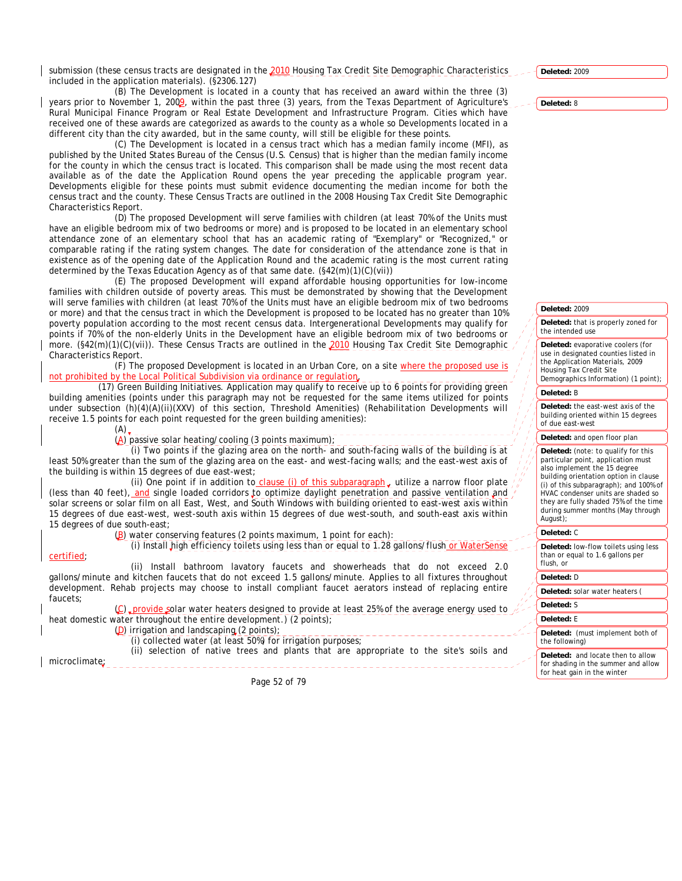submission (these census tracts are designated in the 2010 Housing Tax Credit Site Demographic Characteristics included in the application materials). (§2306.127)

(B) The Development is located in a county that has received an award within the three (3) years prior to November 1, 2009, within the past three (3) years, from the Texas Department of Agriculture's Rural Municipal Finance Program or Real Estate Development and Infrastructure Program. Cities which have received one of these awards are categorized as awards to the county as a whole so Developments located in a different city than the city awarded, but in the same county, will still be eligible for these points.

(C) The Development is located in a census tract which has a median family income (MFI), as published by the United States Bureau of the Census (U.S. Census) that is higher than the median family income for the county in which the census tract is located. This comparison shall be made using the most recent data available as of the date the Application Round opens the year preceding the applicable program year. Developments eligible for these points must submit evidence documenting the median income for both the census tract and the county. These Census Tracts are outlined in the 2008 Housing Tax Credit Site Demographic Characteristics Report.

(D) The proposed Development will serve families with children (at least 70% of the Units must have an eligible bedroom mix of two bedrooms or more) and is proposed to be located in an elementary school attendance zone of an elementary school that has an academic rating of "Exemplary" or "Recognized," or comparable rating if the rating system changes. The date for consideration of the attendance zone is that in existence as of the opening date of the Application Round and the academic rating is the most current rating determined by the Texas Education Agency as of that same date. (§42(m)(1)(C)(vii))

(E) The proposed Development will expand affordable housing opportunities for low-income families with children outside of poverty areas. This must be demonstrated by showing that the Development will serve families with children (at least 70% of the Units must have an eligible bedroom mix of two bedrooms or more) and that the census tract in which the Development is proposed to be located has no greater than 10% poverty population according to the most recent census data. Intergenerational Developments may qualify for points if 70% of the non-elderly Units in the Development have an eligible bedroom mix of two bedrooms or more. (§42(m)(1)(C)(vii)). These Census Tracts are outlined in the 2010 Housing Tax Credit Site Demographic Characteristics Report.

(F) The proposed Development is located in an Urban Core, on a site where the proposed use is not prohibited by the Local Political Subdivision via ordinance or regulation.

(17) Green Building Initiatives. Application may qualify to receive up to 6 points for providing green building amenities (points under this paragraph may not be requested for the same items utilized for points under subsection (h)(4)(A)(ii)(XXV) of this section, Threshold Amenities) (Rehabilitation Developments will receive 1.5 points for each point requested for the green building amenities):

(A)

(A) passive solar heating/cooling (3 points maximum);

(i) Two points if the glazing area on the north- and south-facing walls of the building is at least 50% greater than the sum of the glazing area on the east- and west-facing walls; and the east-west axis of the building is within 15 degrees of due east-west;

(ii) One point if in addition to clause (i) of this subparagraph, utilize a narrow floor plate (less than 40 feet), and single loaded corridors to optimize daylight penetration and passive ventilation and solar screens or solar film on all East, West, and South Windows with building oriented to east-west axis within 15 degrees of due east-west, west-south axis within 15 degrees of due west-south, and south-east axis within 15 degrees of due south-east;

(B) water conserving features (2 points maximum, 1 point for each):

(i) Install high efficiency toilets using less than or equal to 1.28 gallons/flush or WaterSense certified;

(ii) Install bathroom lavatory faucets and showerheads that do not exceed 2.0 gallons/minute and kitchen faucets that do not exceed 1.5 gallons/minute. Applies to all fixtures throughout development. Rehab projects may choose to install compliant faucet aerators instead of replacing entire faucets;

(C) provide solar water heaters designed to provide at least 25% of the average energy used to heat domestic water throughout the entire development.) (2 points);

(D) irrigation and landscaping (2 points);

(i) collected water (at least 50%) for irrigation purposes;

(ii) selection of native trees and plants that are appropriate to the site's soils and microclimate;

Deleted: 2009

Deleted: 8

Deleted: 2009

Deleted: that is properly zoned for the intended use

Deleted: evaporative coolers (for use in designated counties listed in the Application Materials, 2009 Housing Tax Credit Site Demographics Information) (1 point);

Deleted: B

Deleted: the east-west axis of the building oriented within 15 degrees of due east-west

Deleted: and open floor plan

Deleted: (note: to qualify for this particular point, application must also implement the 15 degree building orientation option in clause (i) of this subparagraph); and 100% of HVAC condenser units are shaded so they are fully shaded 75% of the time during summer months (May through August);

Deleted: C

Deleted: low-flow toilets using less than or equal to 1.6 gallons per flush, or

Deleted: D

Deleted: solar water heaters (

Deleted: S

Deleted: E

Deleted: (must implement both of the following)

Deleted: and locate then to allow for shading in the summer and allow for heat gain in the winter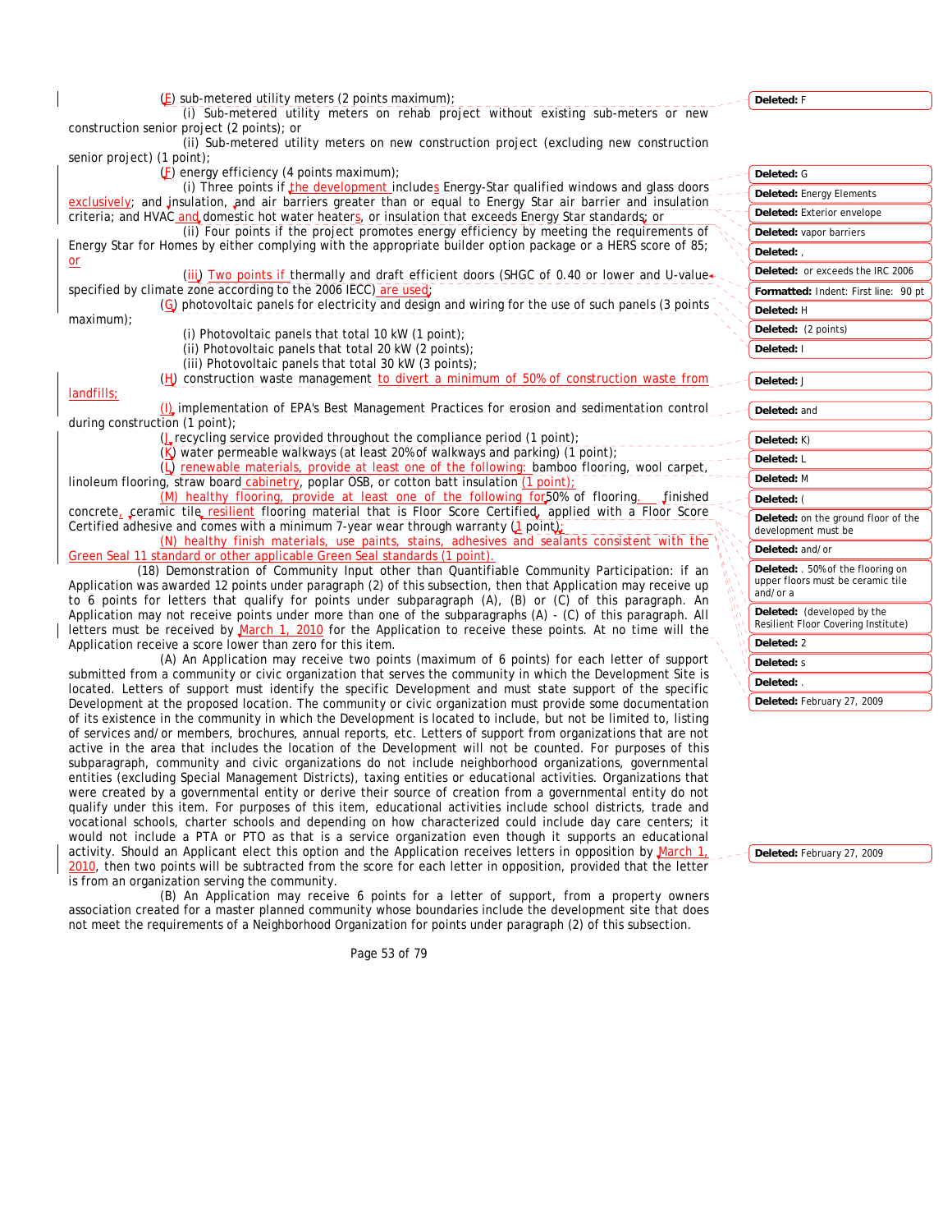(E) sub-metered utility meters (2 points maximum);

(i) Sub-metered utility meters on rehab project without existing sub-meters or new construction senior project (2 points); or

(ii) Sub-metered utility meters on new construction project (excluding new construction senior project) (1 point);

(F) energy efficiency (4 points maximum);

(i) Three points if the development includes Energy-Star qualified windows and glass doors exclusively; and insulation, and air barriers greater than or equal to Energy Star air barrier and insulation criteria; and HVAC and domestic hot water heaters, or insulation that exceeds Energy Star standards; or

(ii) Four points if the project promotes energy efficiency by meeting the requirements of Energy Star for Homes by either complying with the appropriate builder option package or a HERS score of 85; or

(iii) Two points if thermally and draft efficient doors (SHGC of 0.40 or lower and U-value specified by climate zone according to the 2006 IECC) are used;

(G) photovoltaic panels for electricity and design and wiring for the use of such panels (3 points maximum);

(i) Photovoltaic panels that total 10 kW (1 point);

(ii) Photovoltaic panels that total 20 kW (2 points);

(iii) Photovoltaic panels that total 30 kW (3 points);

(H) construction waste management to divert a minimum of 50% of construction waste from landfills;

(I) implementation of EPA's Best Management Practices for erosion and sedimentation control during construction (1 point);

(J) recycling service provided throughout the compliance period (1 point);

(K) water permeable walkways (at least 20% of walkways and parking) (1 point);

(L) renewable materials, provide at least one of the following: bamboo flooring, wool carpet, linoleum flooring, straw board cabinetry, poplar OSB, or cotton batt insulation (1 point);

(M) healthy flooring, provide at least one of the following for 50% of flooring. finished concrete, ceramic tile resilient flooring material that is Floor Score Certified, applied with a Floor Score Certified adhesive and comes with a minimum 7-year wear through warranty (1 point);

(N) healthy finish materials, use paints, stains, adhesives and sealants consistent with the Green Seal 11 standard or other applicable Green Seal standards (1 point).

(18) Demonstration of Community Input other than Quantifiable Community Participation: if an Application was awarded 12 points under paragraph (2) of this subsection, then that Application may receive up to 6 points for letters that qualify for points under subparagraph (A), (B) or (C) of this paragraph. An Application may not receive points under more than one of the subparagraphs (A) - (C) of this paragraph. All letters must be received by March 1, 2010 for the Application to receive these points. At no time will the Application receive a score lower than zero for this item.

(A) An Application may receive two points (maximum of 6 points) for each letter of support submitted from a community or civic organization that serves the community in which the Development Site is located. Letters of support must identify the specific Development and must state support of the specific Development at the proposed location. The community or civic organization must provide some documentation of its existence in the community in which the Development is located to include, but not be limited to, listing of services and/or members, brochures, annual reports, etc. Letters of support from organizations that are not active in the area that includes the location of the Development will not be counted. For purposes of this subparagraph, community and civic organizations do not include neighborhood organizations, governmental entities (excluding Special Management Districts), taxing entities or educational activities. Organizations that were created by a governmental entity or derive their source of creation from a governmental entity do not qualify under this item. For purposes of this item, educational activities include school districts, trade and vocational schools, charter schools and depending on how characterized could include day care centers; it would not include a PTA or PTO as that is a service organization even though it supports an educational activity. Should an Applicant elect this option and the Application receives letters in opposition by March 1, 2010, then two points will be subtracted from the score for each letter in opposition, provided that the letter is from an organization serving the community.

(B) An Application may receive 6 points for a letter of support, from a property owners association created for a master planned community whose boundaries include the development site that does not meet the requirements of a Neighborhood Organization for points under paragraph (2) of this subsection.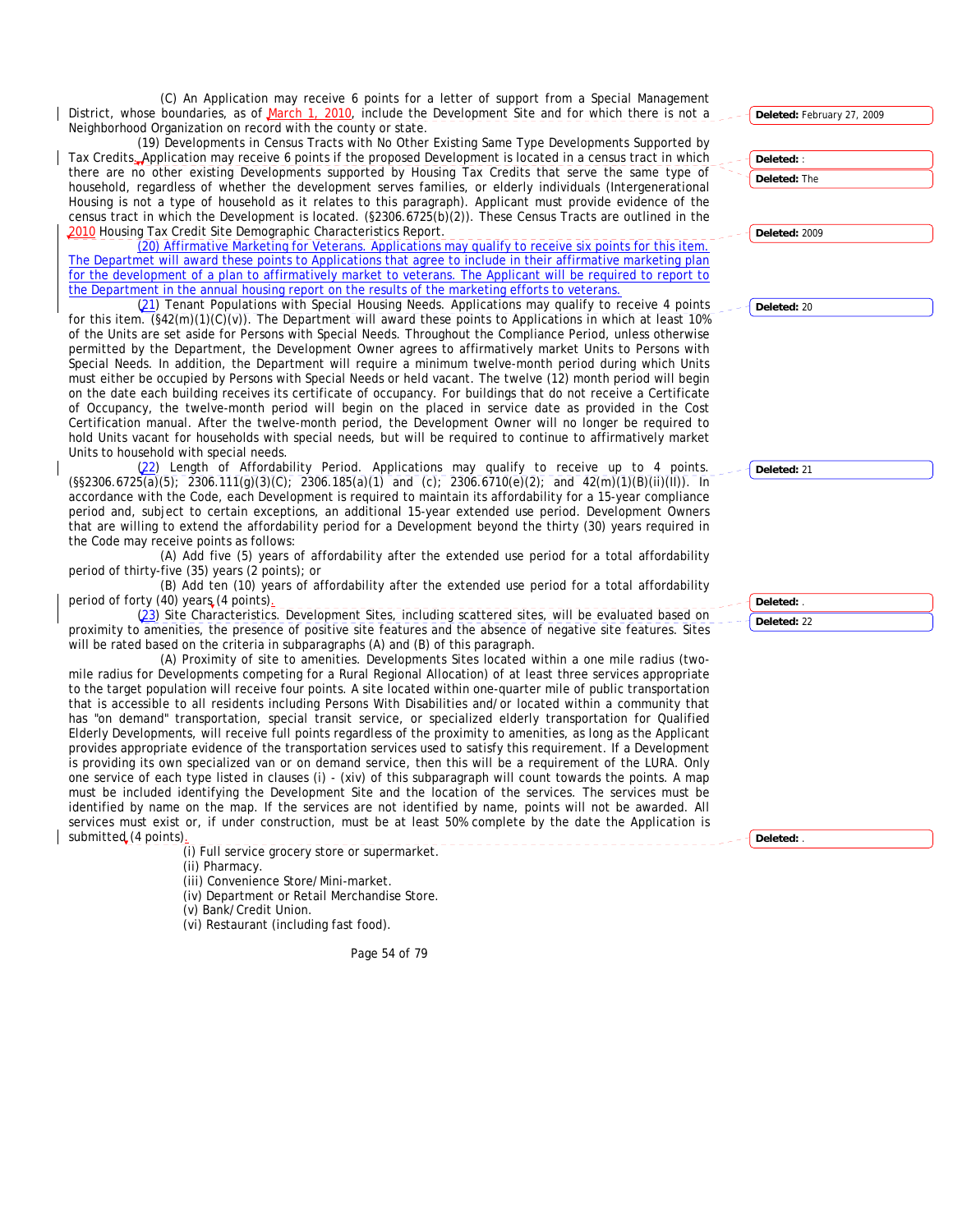(C) An Application may receive 6 points for a letter of support from a Special Management District, whose boundaries, as of March 1, 2010, include the Development Site and for which there is not a Neighborhood Organization on record with the county or state.

(19) Developments in Census Tracts with No Other Existing Same Type Developments Supported by Tax Credits. Application may receive 6 points if the proposed Development is located in a census tract in which there are no other existing Developments supported by Housing Tax Credits that serve the same type of household, regardless of whether the development serves families, or elderly individuals (Intergenerational Housing is not a type of household as it relates to this paragraph). Applicant must provide evidence of the census tract in which the Development is located. (§2306.6725(b)(2)). These Census Tracts are outlined in the 2010 Housing Tax Credit Site Demographic Characteristics Report.

(20) Affirmative Marketing for Veterans. Applications may qualify to receive six points for this item. The Department will award these points to Applications that agree to include in their affirmative marketing plan for the development of a plan to affirmatively market to veterans. The Applicant will be required to report to the Department in the annual housing report on the results of the marketing efforts to veterans.

(21) Tenant Populations with Special Housing Needs. Applications may qualify to receive 4 points for this item. (§42(m)(1)(C)(v)). The Department will award these points to Applications in which at least 10% of the Units are set aside for Persons with Special Needs. Throughout the Compliance Period, unless otherwise permitted by the Department, the Development Owner agrees to affirmatively market Units to Persons with Special Needs. In addition, the Department will require a minimum twelve-month period during which Units must either be occupied by Persons with Special Needs or held vacant. The twelve (12) month period will begin on the date each building receives its certificate of occupancy. For buildings that do not receive a Certificate of Occupancy, the twelve-month period will begin on the placed in service date as provided in the Cost Certification manual. After the twelve-month period, the Development Owner will no longer be required to hold Units vacant for households with special needs, but will be required to continue to affirmatively market Units to household with special needs.

(22) Length of Affordability Period. Applications may qualify to receive up to 4 points. (§§2306.6725(a)(5); 2306.111(g)(3)(C); 2306.185(a)(1) and (c); 2306.6710(e)(2); and 42(m)(1)(B)(ii)(II)). In accordance with the Code, each Development is required to maintain its affordability for a 15-year compliance period and, subject to certain exceptions, an additional 15-year extended use period. Development Owners that are willing to extend the affordability period for a Development beyond the thirty (30) years required in the Code may receive points as follows:

(A) Add five (5) years of affordability after the extended use period for a total affordability period of thirty-five (35) years (2 points); or

(B) Add ten (10) years of affordability after the extended use period for a total affordability period of forty (40) years (4 points).

(23) Site Characteristics. Development Sites, including scattered sites, will be evaluated based on proximity to amenities, the presence of positive site features and the absence of negative site features. Sites will be rated based on the criteria in subparagraphs (A) and (B) of this paragraph.

(A) Proximity of site to amenities. Developments Sites located within a one mile radius (two-mile radius for Developments competing for a Rural Regional Allocation) of at least three services appropriate to the target population will receive four points. A site located within one-quarter mile of public transportation that is accessible to all residents including Persons With Disabilities and/or located within a community that has "on demand" transportation, special transit service, or specialized elderly transportation for Qualified Elderly Developments, will receive full points regardless of the proximity to amenities, as long as the Applicant provides appropriate evidence of the transportation services used to satisfy this requirement. If a Development is providing its own specialized van or on demand service, then this will be a requirement of the LURA. Only one service of each type listed in clauses (i) - (xiv) of this subparagraph will count towards the points. A map must be included identifying the Development Site and the location of the services. The services must be identified by name on the map. If the services are not identified by name, points will not be awarded. All services must exist or, if under construction, must be at least 50% complete by the date the Application is submitted (4 points).

(i) Full service grocery store or supermarket.

(ii) Pharmacy.

(iii) Convenience Store/Mini-market.

(iv) Department or Retail Merchandise Store.

(v) Bank/Credit Union.

(vi) Restaurant (including fast food).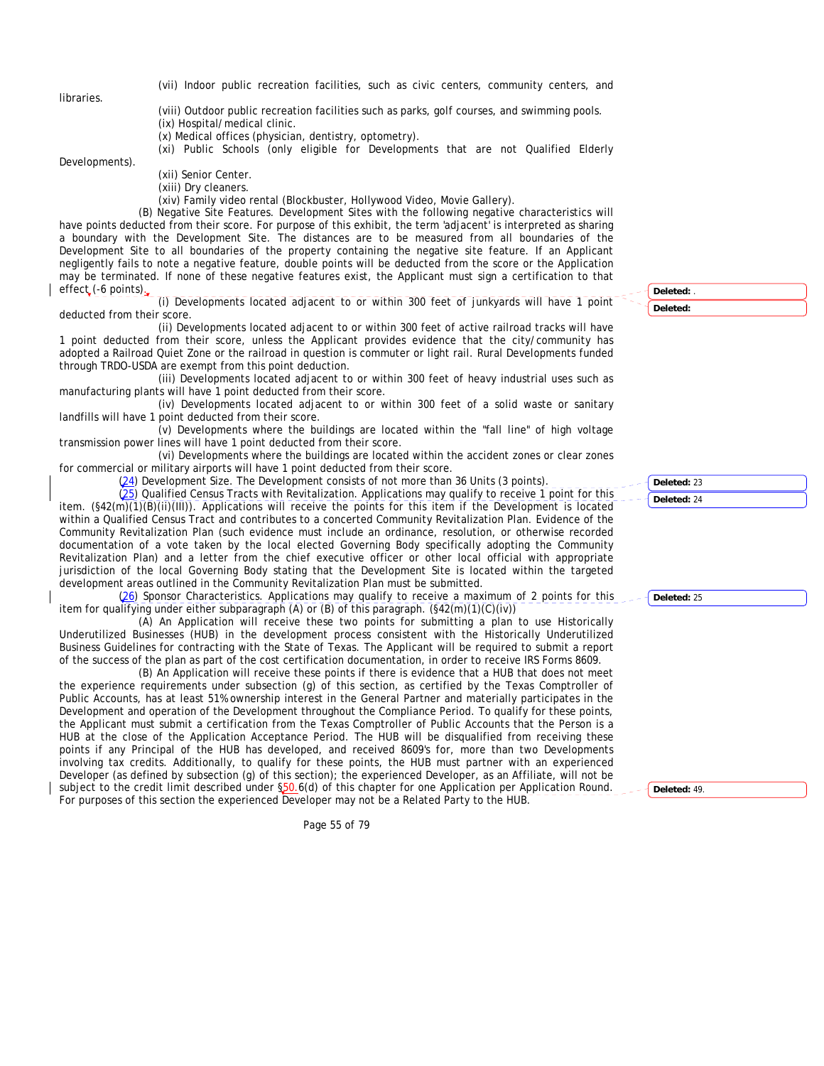(vii) Indoor public recreation facilities, such as civic centers, community centers, and libraries.

(viii) Outdoor public recreation facilities such as parks, golf courses, and swimming pools.

(ix) Hospital/medical clinic.

(x) Medical offices (physician, dentistry, optometry).

(xi) Public Schools (only eligible for Developments that are not Qualified Elderly Developments).

(xii) Senior Center.

(xiii) Dry cleaners.

(xiv) Family video rental (Blockbuster, Hollywood Video, Movie Gallery).

(B) Negative Site Features. Development Sites with the following negative characteristics will have points deducted from their score. For purpose of this exhibit, the term 'adjacent' is interpreted as sharing a boundary with the Development Site. The distances are to be measured from all boundaries of the Development Site to all boundaries of the property containing the negative site feature. If an Applicant negligently fails to note a negative feature, double points will be deducted from the score or the Application may be terminated. If none of these negative features exist, the Applicant must sign a certification to that effect (-6 points).

(i) Developments located adjacent to or within 300 feet of junkyards will have 1 point deducted from their score.

(ii) Developments located adjacent to or within 300 feet of active railroad tracks will have 1 point deducted from their score, unless the Applicant provides evidence that the city/community has adopted a Railroad Quiet Zone or the railroad in question is commuter or light rail. Rural Developments funded through TRDO-USDA are exempt from this point deduction.

(iii) Developments located adjacent to or within 300 feet of heavy industrial uses such as manufacturing plants will have 1 point deducted from their score.

(iv) Developments located adjacent to or within 300 feet of a solid waste or sanitary landfills will have 1 point deducted from their score.

(v) Developments where the buildings are located within the "fall line" of high voltage transmission power lines will have 1 point deducted from their score.

(vi) Developments where the buildings are located within the accident zones or clear zones for commercial or military airports will have 1 point deducted from their score.

(24) Development Size. The Development consists of not more than 36 Units (3 points).

(25) Qualified Census Tracts with Revitalization. Applications may qualify to receive 1 point for this item. (§42(m)(1)(B)(ii)(III)). Applications will receive the points for this item if the Development is located within a Qualified Census Tract and contributes to a concerted Community Revitalization Plan. Evidence of the Community Revitalization Plan (such evidence must include an ordinance, resolution, or otherwise recorded documentation of a vote taken by the local elected Governing Body specifically adopting the Community Revitalization Plan) and a letter from the chief executive officer or other local official with appropriate jurisdiction of the local Governing Body stating that the Development Site is located within the targeted development areas outlined in the Community Revitalization Plan must be submitted.

(26) Sponsor Characteristics. Applications may qualify to receive a maximum of 2 points for this item for qualifying under either subparagraph (A) or (B) of this paragraph. (§42(m)(1)(C)(iv))

(A) An Application will receive these two points for submitting a plan to use Historically Underutilized Businesses (HUB) in the development process consistent with the Historically Underutilized Business Guidelines for contracting with the State of Texas. The Applicant will be required to submit a report of the success of the plan as part of the cost certification documentation, in order to receive IRS Forms 8609.

(B) An Application will receive these points if there is evidence that a HUB that does not meet the experience requirements under subsection (g) of this section, as certified by the Texas Comptroller of Public Accounts, has at least 51% ownership interest in the General Partner and materially participates in the Development and operation of the Development throughout the Compliance Period. To qualify for these points, the Applicant must submit a certification from the Texas Comptroller of Public Accounts that the Person is a HUB at the close of the Application Acceptance Period. The HUB will be disqualified from receiving these points if any Principal of the HUB has developed, and received 8609's for, more than two Developments involving tax credits. Additionally, to qualify for these points, the HUB must partner with an experienced Developer (as defined by subsection (g) of this section); the experienced Developer, as an Affiliate, will not be subject to the credit limit described under §50.6(d) of this chapter for one Application per Application Round. For purposes of this section the experienced Developer may not be a Related Party to the HUB.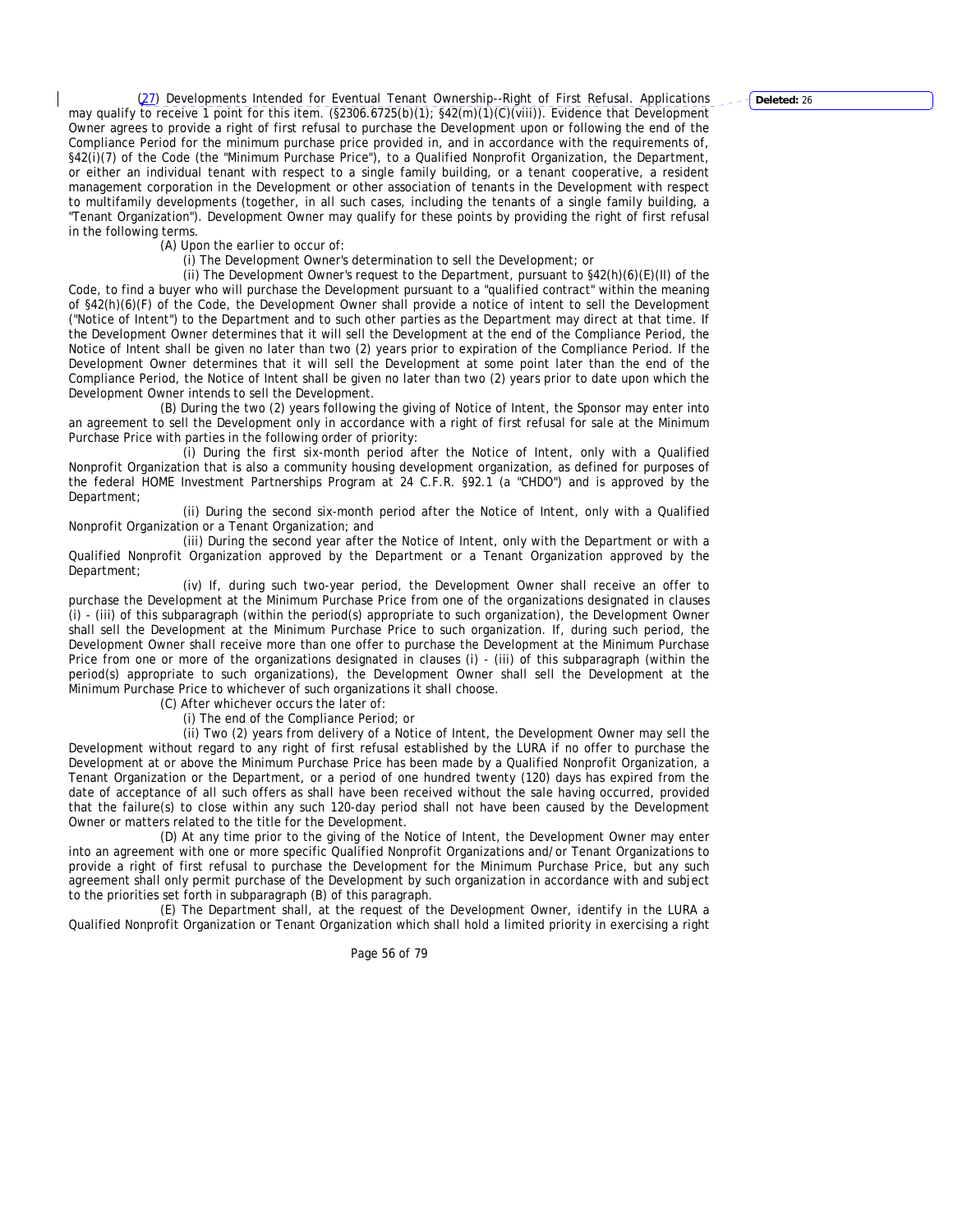(27) Developments Intended for Eventual Tenant Ownership--Right of First Refusal. Applications may qualify to receive 1 point for this item. (§2306.6725(b)(1); §42(m)(1)(C)(viii)). Evidence that Development Owner agrees to provide a right of first refusal to purchase the Development upon or following the end of the Compliance Period for the minimum purchase price provided in, and in accordance with the requirements of, §42(i)(7) of the Code (the "Minimum Purchase Price"), to a Qualified Nonprofit Organization, the Department, or either an individual tenant with respect to a single family building, or a tenant cooperative, a resident management corporation in the Development or other association of tenants in the Development with respect to multifamily developments (together, in all such cases, including the tenants of a single family building, a "Tenant Organization"). Development Owner may qualify for these points by providing the right of first refusal in the following terms.

(A) Upon the earlier to occur of:

(i) The Development Owner's determination to sell the Development; or

(ii) The Development Owner's request to the Department, pursuant to §42(h)(6)(E)(II) of the Code, to find a buyer who will purchase the Development pursuant to a "qualified contract" within the meaning of §42(h)(6)(F) of the Code, the Development Owner shall provide a notice of intent to sell the Development ("Notice of Intent") to the Department and to such other parties as the Department may direct at that time. If the Development Owner determines that it will sell the Development at the end of the Compliance Period, the Notice of Intent shall be given no later than two (2) years prior to expiration of the Compliance Period. If the Development Owner determines that it will sell the Development at some point later than the end of the Compliance Period, the Notice of Intent shall be given no later than two (2) years prior to date upon which the Development Owner intends to sell the Development.

(B) During the two (2) years following the giving of Notice of Intent, the Sponsor may enter into an agreement to sell the Development only in accordance with a right of first refusal for sale at the Minimum Purchase Price with parties in the following order of priority:

(i) During the first six-month period after the Notice of Intent, only with a Qualified Nonprofit Organization that is also a community housing development organization, as defined for purposes of the federal HOME Investment Partnerships Program at 24 C.F.R. §92.1 (a "CHDO") and is approved by the Department;

(ii) During the second six-month period after the Notice of Intent, only with a Qualified Nonprofit Organization or a Tenant Organization; and

(iii) During the second year after the Notice of Intent, only with the Department or with a Qualified Nonprofit Organization approved by the Department or a Tenant Organization approved by the Department;

(iv) If, during such two-year period, the Development Owner shall receive an offer to purchase the Development at the Minimum Purchase Price from one of the organizations designated in clauses (i) - (iii) of this subparagraph (within the period(s) appropriate to such organization), the Development Owner shall sell the Development at the Minimum Purchase Price to such organization. If, during such period, the Development Owner shall receive more than one offer to purchase the Development at the Minimum Purchase Price from one or more of the organizations designated in clauses (i) - (iii) of this subparagraph (within the period(s) appropriate to such organizations), the Development Owner shall sell the Development at the Minimum Purchase Price to whichever of such organizations it shall choose.

(C) After whichever occurs the later of:

(i) The end of the Compliance Period; or

(ii) Two (2) years from delivery of a Notice of Intent, the Development Owner may sell the Development without regard to any right of first refusal established by the LURA if no offer to purchase the Development at or above the Minimum Purchase Price has been made by a Qualified Nonprofit Organization, a Tenant Organization or the Department, or a period of one hundred twenty (120) days has expired from the date of acceptance of all such offers as shall have been received without the sale having occurred, provided that the failure(s) to close within any such 120-day period shall not have been caused by the Development Owner or matters related to the title for the Development.

(D) At any time prior to the giving of the Notice of Intent, the Development Owner may enter into an agreement with one or more specific Qualified Nonprofit Organizations and/or Tenant Organizations to provide a right of first refusal to purchase the Development for the Minimum Purchase Price, but any such agreement shall only permit purchase of the Development by such organization in accordance with and subject to the priorities set forth in subparagraph (B) of this paragraph.

(E) The Department shall, at the request of the Development Owner, identify in the LURA a Qualified Nonprofit Organization or Tenant Organization which shall hold a limited priority in exercising a right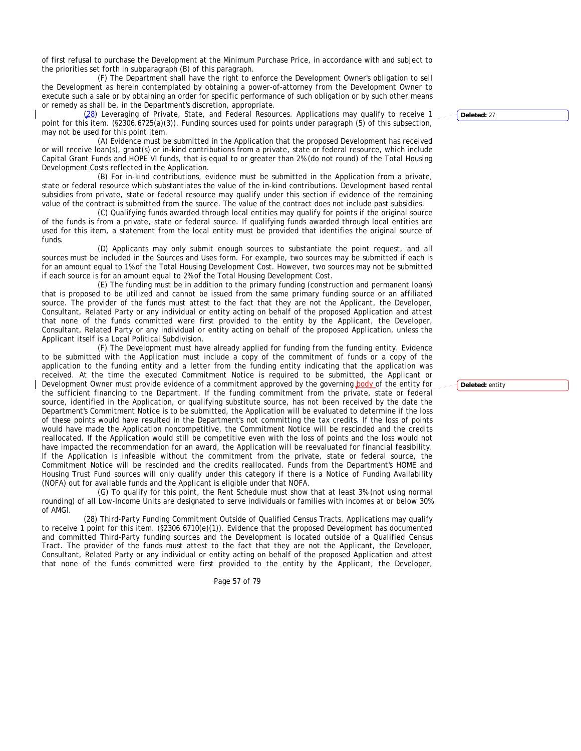of first refusal to purchase the Development at the Minimum Purchase Price, in accordance with and subject to the priorities set forth in subparagraph (B) of this paragraph.

(F) The Department shall have the right to enforce the Development Owner's obligation to sell the Development as herein contemplated by obtaining a power-of-attorney from the Development Owner to execute such a sale or by obtaining an order for specific performance of such obligation or by such other means or remedy as shall be, in the Department's discretion, appropriate.

(28) Leveraging of Private, State, and Federal Resources. Applications may qualify to receive 1 point for this item. (§2306.6725(a)(3)). Funding sources used for points under paragraph (5) of this subsection, may not be used for this point item.

Deleted: 27

(A) Evidence must be submitted in the Application that the proposed Development has received or will receive loan(s), grant(s) or in-kind contributions from a private, state or federal resource, which include Capital Grant Funds and HOPE VI funds, that is equal to or greater than 2% (do not round) of the Total Housing Development Costs reflected in the Application.

(B) For in-kind contributions, evidence must be submitted in the Application from a private, state or federal resource which substantiates the value of the in-kind contributions. Development based rental subsidies from private, state or federal resource may qualify under this section if evidence of the remaining value of the contract is submitted from the source. The value of the contract does not include past subsidies.

(C) Qualifying funds awarded through local entities may qualify for points if the original source of the funds is from a private, state or federal source. If qualifying funds awarded through local entities are used for this item, a statement from the local entity must be provided that identifies the original source of funds.

(D) Applicants may only submit enough sources to substantiate the point request, and all sources must be included in the Sources and Uses form. For example, two sources may be submitted if each is for an amount equal to 1% of the Total Housing Development Cost. However, two sources may not be submitted if each source is for an amount equal to 2% of the Total Housing Development Cost.

(E) The funding must be in addition to the primary funding (construction and permanent loans) that is proposed to be utilized and cannot be issued from the same primary funding source or an affiliated source. The provider of the funds must attest to the fact that they are not the Applicant, the Developer, Consultant, Related Party or any individual or entity acting on behalf of the proposed Application and attest that none of the funds committed were first provided to the entity by the Applicant, the Developer, Consultant, Related Party or any individual or entity acting on behalf of the proposed Application, unless the Applicant itself is a Local Political Subdivision.

(F) The Development must have already applied for funding from the funding entity. Evidence to be submitted with the Application must include a copy of the commitment of funds or a copy of the application to the funding entity and a letter from the funding entity indicating that the application was received. At the time the executed Commitment Notice is required to be submitted, the Applicant or Development Owner must provide evidence of a commitment approved by the governing body of the entity for the sufficient financing to the Department. If the funding commitment from the private, state or federal source, identified in the Application, or qualifying substitute source, has not been received by the date the Department's Commitment Notice is to be submitted, the Application will be evaluated to determine if the loss of these points would have resulted in the Department's not committing the tax credits. If the loss of points would have made the Application noncompetitive, the Commitment Notice will be rescinded and the credits reallocated. If the Application would still be competitive even with the loss of points and the loss would not have impacted the recommendation for an award, the Application will be reevaluated for financial feasibility. If the Application is infeasible without the commitment from the private, state or federal source, the Commitment Notice will be rescinded and the credits reallocated. Funds from the Department's HOME and Housing Trust Fund sources will only qualify under this category if there is a Notice of Funding Availability (NOFA) out for available funds and the Applicant is eligible under that NOFA.

Deleted: entity

(G) To qualify for this point, the Rent Schedule must show that at least 3% (not using normal rounding) of all Low-Income Units are designated to serve individuals or families with incomes at or below 30% of AMGI.

(28) Third-Party Funding Commitment Outside of Qualified Census Tracts. Applications may qualify to receive 1 point for this item. (§2306.6710(e)(1)). Evidence that the proposed Development has documented and committed Third-Party funding sources and the Development is located outside of a Qualified Census Tract. The provider of the funds must attest to the fact that they are not the Applicant, the Developer, Consultant, Related Party or any individual or entity acting on behalf of the proposed Application and attest that none of the funds committed were first provided to the entity by the Applicant, the Developer,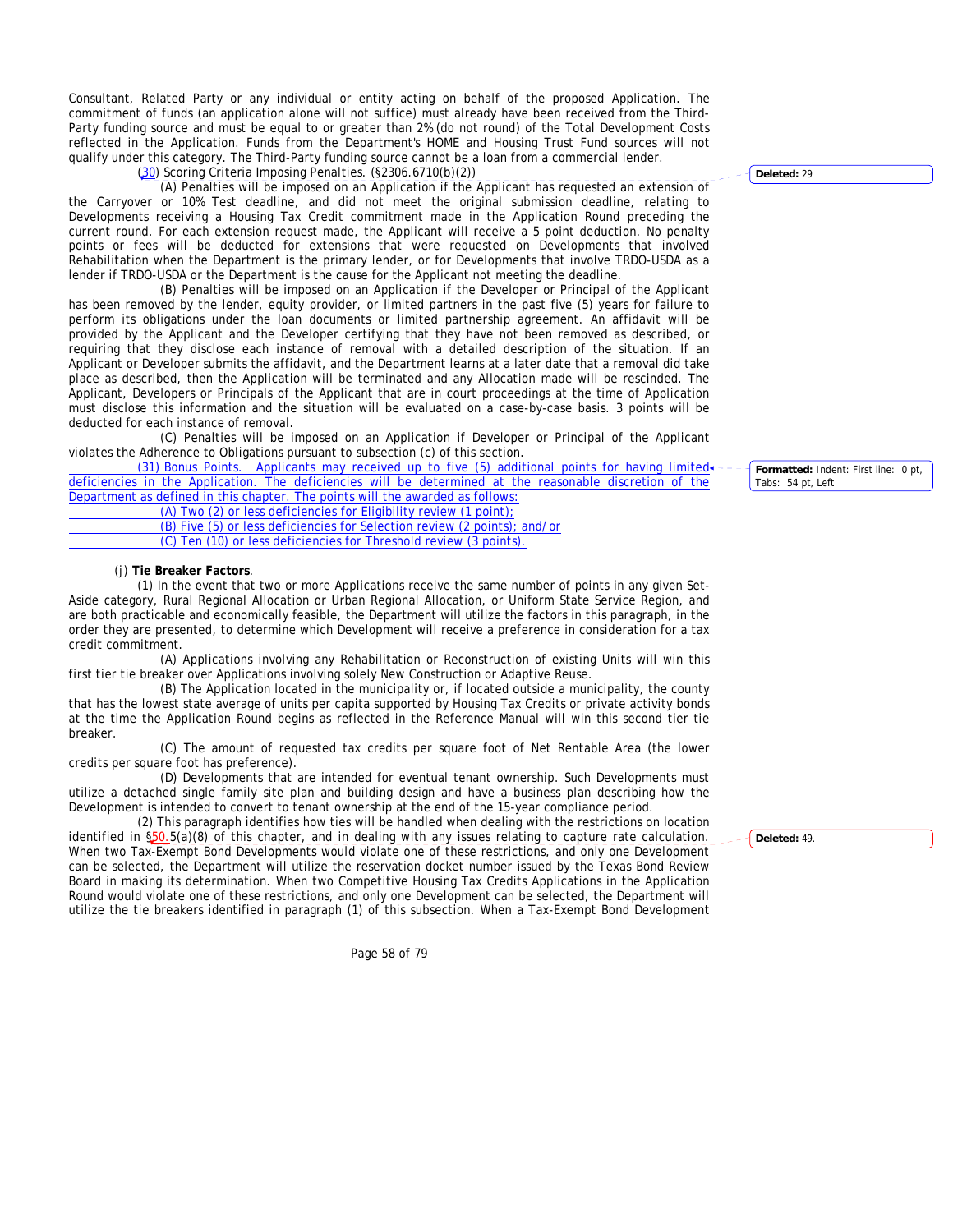Consultant, Related Party or any individual or entity acting on behalf of the proposed Application. The commitment of funds (an application alone will not suffice) must already have been received from the Third-Party funding source and must be equal to or greater than 2% (do not round) of the Total Development Costs reflected in the Application. Funds from the Department's HOME and Housing Trust Fund sources will not qualify under this category. The Third-Party funding source cannot be a loan from a commercial lender.

(30) Scoring Criteria Imposing Penalties. (§2306.6710(b)(2))

(A) Penalties will be imposed on an Application if the Applicant has requested an extension of the Carryover or 10% Test deadline, and did not meet the original submission deadline, relating to Developments receiving a Housing Tax Credit commitment made in the Application Round preceding the current round. For each extension request made, the Applicant will receive a 5 point deduction. No penalty points or fees will be deducted for extensions that were requested on Developments that involved Rehabilitation when the Department is the primary lender, or for Developments that involve TRDO-USDA as a lender if TRDO-USDA or the Department is the cause for the Applicant not meeting the deadline.

(B) Penalties will be imposed on an Application if the Developer or Principal of the Applicant has been removed by the lender, equity provider, or limited partners in the past five (5) years for failure to perform its obligations under the loan documents or limited partnership agreement. An affidavit will be provided by the Applicant and the Developer certifying that they have not been removed as described, or requiring that they disclose each instance of removal with a detailed description of the situation. If an Applicant or Developer submits the affidavit, and the Department learns at a later date that a removal did take place as described, then the Application will be terminated and any Allocation made will be rescinded. The Applicant, Developers or Principals of the Applicant that are in court proceedings at the time of Application must disclose this information and the situation will be evaluated on a case-by-case basis. 3 points will be deducted for each instance of removal.

(C) Penalties will be imposed on an Application if Developer or Principal of the Applicant violates the Adherence to Obligations pursuant to subsection (c) of this section.

(31) Bonus Points. Applicants may received up to five (5) additional points for having limited deficiencies in the Application. The deficiencies will be determined at the reasonable discretion of the Department as defined in this chapter. The points will the awarded as follows:

(A) Two (2) or less deficiencies for Eligibility review (1 point);

(B) Five (5) or less deficiencies for Selection review (2 points); and/or

(C) Ten (10) or less deficiencies for Threshold review (3 points).

(j) **Tie Breaker Factors**.

(1) In the event that two or more Applications receive the same number of points in any given Set-Aside category, Rural Regional Allocation or Urban Regional Allocation, or Uniform State Service Region, and are both practicable and economically feasible, the Department will utilize the factors in this paragraph, in the order they are presented, to determine which Development will receive a preference in consideration for a tax credit commitment.

(A) Applications involving any Rehabilitation or Reconstruction of existing Units will win this first tier tie breaker over Applications involving solely New Construction or Adaptive Reuse.

(B) The Application located in the municipality or, if located outside a municipality, the county that has the lowest state average of units per capita supported by Housing Tax Credits or private activity bonds at the time the Application Round begins as reflected in the Reference Manual will win this second tier tie breaker.

(C) The amount of requested tax credits per square foot of Net Rentable Area (the lower credits per square foot has preference).

(D) Developments that are intended for eventual tenant ownership. Such Developments must utilize a detached single family site plan and building design and have a business plan describing how the Development is intended to convert to tenant ownership at the end of the 15-year compliance period.

(2) This paragraph identifies how ties will be handled when dealing with the restrictions on location identified in §50.5(a)(8) of this chapter, and in dealing with any issues relating to capture rate calculation. When two Tax-Exempt Bond Developments would violate one of these restrictions, and only one Development can be selected, the Department will utilize the reservation docket number issued by the Texas Bond Review Board in making its determination. When two Competitive Housing Tax Credits Applications in the Application Round would violate one of these restrictions, and only one Development can be selected, the Department will utilize the tie breakers identified in paragraph (1) of this subsection. When a Tax-Exempt Bond Development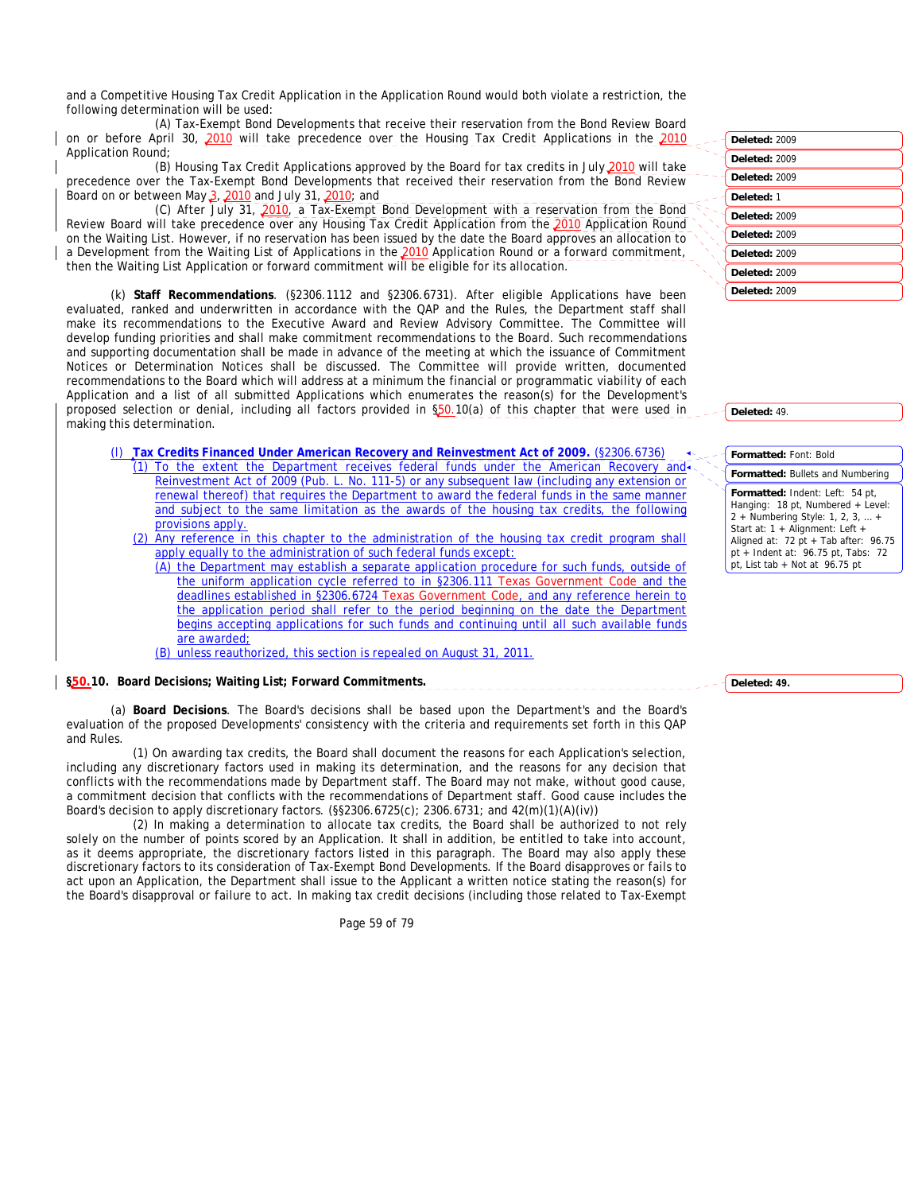and a Competitive Housing Tax Credit Application in the Application Round would both violate a restriction, the following determination will be used:

(A) Tax-Exempt Bond Developments that receive their reservation from the Bond Review Board on or before April 30, 2010 will take precedence over the Housing Tax Credit Applications in the 2010 Application Round;

(B) Housing Tax Credit Applications approved by the Board for tax credits in July 2010 will take precedence over the Tax-Exempt Bond Developments that received their reservation from the Bond Review Board on or between May 3, 2010 and July 31, 2010; and

(C) After July 31, 2010, a Tax-Exempt Bond Development with a reservation from the Bond Review Board will take precedence over any Housing Tax Credit Application from the 2010 Application Round on the Waiting List. However, if no reservation has been issued by the date the Board approves an allocation to a Development from the Waiting List of Applications in the 2010 Application Round or a forward commitment, then the Waiting List Application or forward commitment will be eligible for its allocation.

(k) **Staff Recommendations**. (§2306.1112 and §2306.6731). After eligible Applications have been evaluated, ranked and underwritten in accordance with the QAP and the Rules, the Department staff shall make its recommendations to the Executive Award and Review Advisory Committee. The Committee will develop funding priorities and shall make commitment recommendations to the Board. Such recommendations and supporting documentation shall be made in advance of the meeting at which the issuance of Commitment Notices or Determination Notices shall be discussed. The Committee will provide written, documented recommendations to the Board which will address at a minimum the financial or programmatic viability of each Application and a list of all submitted Applications which enumerates the reason(s) for the Development's proposed selection or denial, including all factors provided in §50.10(a) of this chapter that were used in making this determination.

(l) **Tax Credits Financed Under American Recovery and Reinvestment Act of 2009.** (§2306.6736)

(1) To the extent the Department receives federal funds under the American Recovery and Reinvestment Act of 2009 (Pub. L. No. 111-5) or any subsequent law (including any extension or renewal thereof) that requires the Department to award the federal funds in the same manner and subject to the same limitation as the awards of the housing tax credits, the following provisions apply.

(2) Any reference in this chapter to the administration of the housing tax credit program shall apply equally to the administration of such federal funds except:

(A) the Department may establish a separate application procedure for such funds, outside of the uniform application cycle referred to in §2306.111 Texas Government Code and the deadlines established in §2306.6724 Texas Government Code, and any reference herein to the application period shall refer to the period beginning on the date the Department begins accepting applications for such funds and continuing until all such available funds are awarded;

(B) unless reauthorized, this section is repealed on August 31, 2011.

### §50.10. Board Decisions; Waiting List; Forward Commitments.

(a) **Board Decisions**. The Board's decisions shall be based upon the Department's and the Board's evaluation of the proposed Developments' consistency with the criteria and requirements set forth in this QAP and Rules.

(1) On awarding tax credits, the Board shall document the reasons for each Application's selection, including any discretionary factors used in making its determination, and the reasons for any decision that conflicts with the recommendations made by Department staff. The Board may not make, without good cause, a commitment decision that conflicts with the recommendations of Department staff. Good cause includes the Board's decision to apply discretionary factors. (§§2306.6725(c); 2306.6731; and 42(m)(1)(A)(iv))

(2) In making a determination to allocate tax credits, the Board shall be authorized to not rely solely on the number of points scored by an Application. It shall in addition, be entitled to take into account, as it deems appropriate, the discretionary factors listed in this paragraph. The Board may also apply these discretionary factors to its consideration of Tax-Exempt Bond Developments. If the Board disapproves or fails to act upon an Application, the Department shall issue to the Applicant a written notice stating the reason(s) for the Board's disapproval or failure to act. In making tax credit decisions (including those related to Tax-Exempt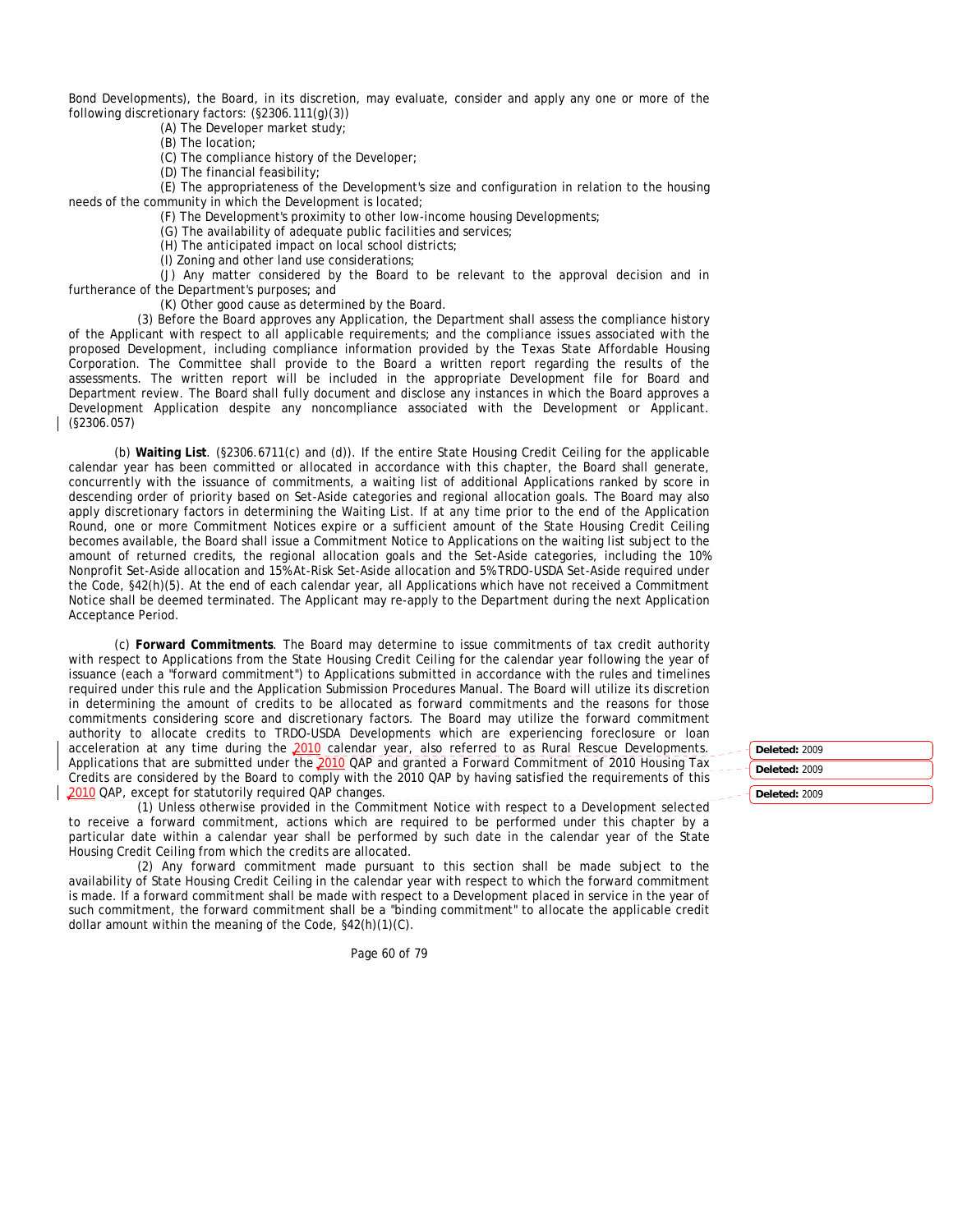Bond Developments), the Board, in its discretion, may evaluate, consider and apply any one or more of the following discretionary factors: (§2306.111(g)(3))

(A) The Developer market study;

(B) The location;

(C) The compliance history of the Developer;

(D) The financial feasibility;

(E) The appropriateness of the Development's size and configuration in relation to the housing needs of the community in which the Development is located;

(F) The Development's proximity to other low-income housing Developments;

(G) The availability of adequate public facilities and services;

(H) The anticipated impact on local school districts;

(I) Zoning and other land use considerations;

(J) Any matter considered by the Board to be relevant to the approval decision and in furtherance of the Department's purposes; and

(K) Other good cause as determined by the Board.

(3) Before the Board approves any Application, the Department shall assess the compliance history of the Applicant with respect to all applicable requirements; and the compliance issues associated with the proposed Development, including compliance information provided by the Texas State Affordable Housing Corporation. The Committee shall provide to the Board a written report regarding the results of the assessments. The written report will be included in the appropriate Development file for Board and Department review. The Board shall fully document and disclose any instances in which the Board approves a Development Application despite any noncompliance associated with the Development or Applicant. (§2306.057)

(b) **Waiting List**. (§2306.6711(c) and (d)). If the entire State Housing Credit Ceiling for the applicable calendar year has been committed or allocated in accordance with this chapter, the Board shall generate, concurrently with the issuance of commitments, a waiting list of additional Applications ranked by score in descending order of priority based on Set-Aside categories and regional allocation goals. The Board may also apply discretionary factors in determining the Waiting List. If at any time prior to the end of the Application Round, one or more Commitment Notices expire or a sufficient amount of the State Housing Credit Ceiling becomes available, the Board shall issue a Commitment Notice to Applications on the waiting list subject to the amount of returned credits, the regional allocation goals and the Set-Aside categories, including the 10% Nonprofit Set-Aside allocation and 15% At-Risk Set-Aside allocation and 5% TRDO-USDA Set-Aside required under the Code, §42(h)(5). At the end of each calendar year, all Applications which have not received a Commitment Notice shall be deemed terminated. The Applicant may re-apply to the Department during the next Application Acceptance Period.

(c) **Forward Commitments**. The Board may determine to issue commitments of tax credit authority with respect to Applications from the State Housing Credit Ceiling for the calendar year following the year of issuance (each a "forward commitment") to Applications submitted in accordance with the rules and timelines required under this rule and the Application Submission Procedures Manual. The Board will utilize its discretion in determining the amount of credits to be allocated as forward commitments and the reasons for those commitments considering score and discretionary factors. The Board may utilize the forward commitment authority to allocate credits to TRDO-USDA Developments which are experiencing foreclosure or loan acceleration at any time during the 2010 calendar year, also referred to as Rural Rescue Developments. Applications that are submitted under the 2010 QAP and granted a Forward Commitment of 2010 Housing Tax Credits are considered by the Board to comply with the 2010 QAP by having satisfied the requirements of this 2010 QAP, except for statutorily required QAP changes.

(1) Unless otherwise provided in the Commitment Notice with respect to a Development selected to receive a forward commitment, actions which are required to be performed under this chapter by a particular date within a calendar year shall be performed by such date in the calendar year of the State Housing Credit Ceiling from which the credits are allocated.

(2) Any forward commitment made pursuant to this section shall be made subject to the availability of State Housing Credit Ceiling in the calendar year with respect to which the forward commitment is made. If a forward commitment shall be made with respect to a Development placed in service in the year of such commitment, the forward commitment shall be a "binding commitment" to allocate the applicable credit dollar amount within the meaning of the Code, §42(h)(1)(C).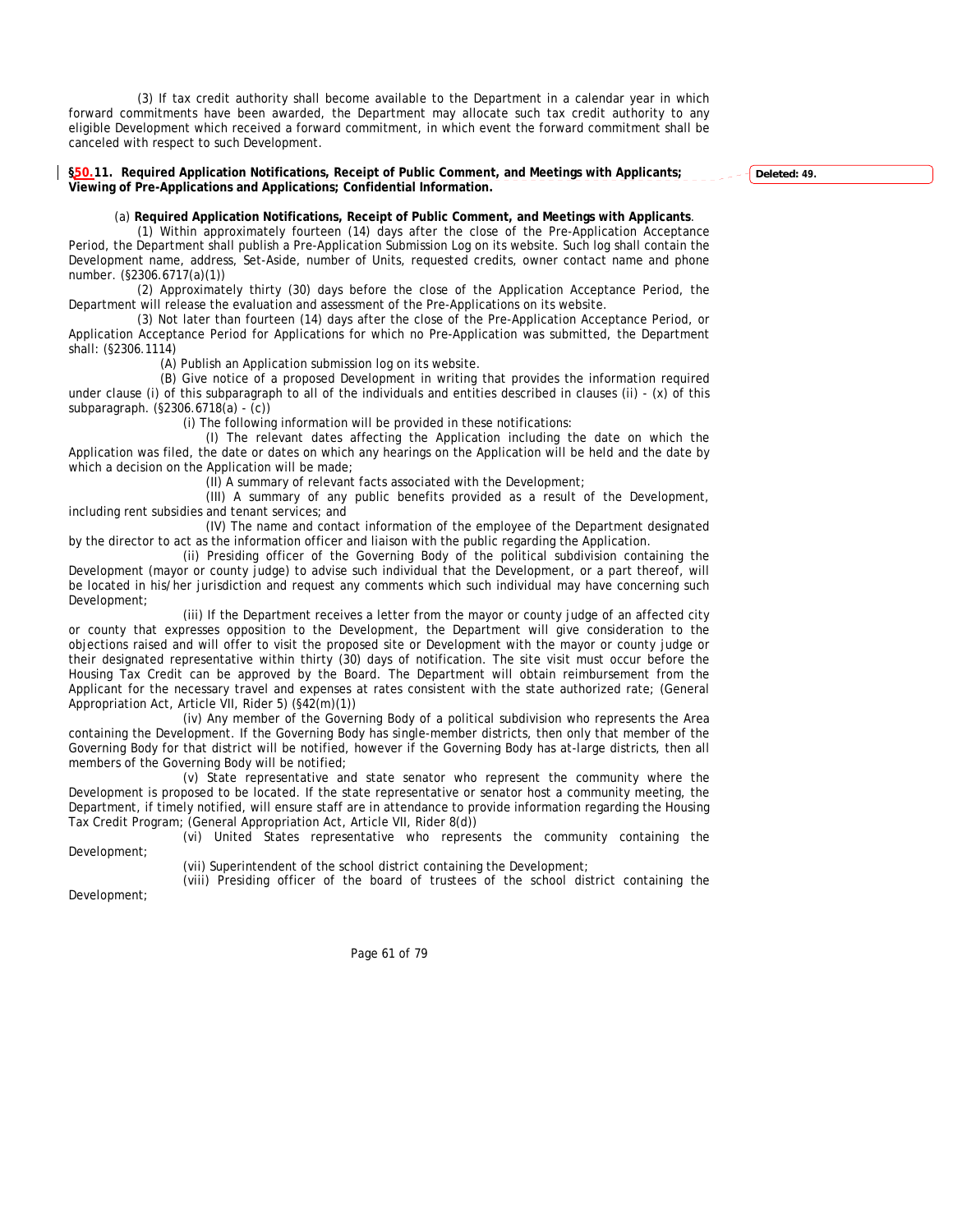(3) If tax credit authority shall become available to the Department in a calendar year in which forward commitments have been awarded, the Department may allocate such tax credit authority to any eligible Development which received a forward commitment, in which event the forward commitment shall be canceled with respect to such Development.

**§50.11. Required Application Notifications, Receipt of Public Comment, and Meetings with Applicants; Viewing of Pre-Applications and Applications; Confidential Information.**

Deleted: 49.

(a) **Required Application Notifications, Receipt of Public Comment, and Meetings with Applicants**.

(1) Within approximately fourteen (14) days after the close of the Pre-Application Acceptance Period, the Department shall publish a Pre-Application Submission Log on its website. Such log shall contain the Development name, address, Set-Aside, number of Units, requested credits, owner contact name and phone number. (§2306.6717(a)(1))

(2) Approximately thirty (30) days before the close of the Application Acceptance Period, the Department will release the evaluation and assessment of the Pre-Applications on its website.

(3) Not later than fourteen (14) days after the close of the Pre-Application Acceptance Period, or Application Acceptance Period for Applications for which no Pre-Application was submitted, the Department shall: (§2306.1114)

(A) Publish an Application submission log on its website.

(B) Give notice of a proposed Development in writing that provides the information required under clause (i) of this subparagraph to all of the individuals and entities described in clauses (ii) - (x) of this subparagraph. (§2306.6718(a) - (c))

(i) The following information will be provided in these notifications:

(I) The relevant dates affecting the Application including the date on which the Application was filed, the date or dates on which any hearings on the Application will be held and the date by which a decision on the Application will be made;

(II) A summary of relevant facts associated with the Development;

(III) A summary of any public benefits provided as a result of the Development, including rent subsidies and tenant services; and

(IV) The name and contact information of the employee of the Department designated by the director to act as the information officer and liaison with the public regarding the Application.

(ii) Presiding officer of the Governing Body of the political subdivision containing the Development (mayor or county judge) to advise such individual that the Development, or a part thereof, will be located in his/her jurisdiction and request any comments which such individual may have concerning such Development;

(iii) If the Department receives a letter from the mayor or county judge of an affected city or county that expresses opposition to the Development, the Department will give consideration to the objections raised and will offer to visit the proposed site or Development with the mayor or county judge or their designated representative within thirty (30) days of notification. The site visit must occur before the Housing Tax Credit can be approved by the Board. The Department will obtain reimbursement from the Applicant for the necessary travel and expenses at rates consistent with the state authorized rate; (General Appropriation Act, Article VII, Rider 5) (§42(m)(1))

(iv) Any member of the Governing Body of a political subdivision who represents the Area containing the Development. If the Governing Body has single-member districts, then only that member of the Governing Body for that district will be notified, however if the Governing Body has at-large districts, then all members of the Governing Body will be notified;

(v) State representative and state senator who represent the community where the Development is proposed to be located. If the state representative or senator host a community meeting, the Department, if timely notified, will ensure staff are in attendance to provide information regarding the Housing Tax Credit Program; (General Appropriation Act, Article VII, Rider 8(d))

(vi) United States representative who represents the community containing the Development;

(vii) Superintendent of the school district containing the Development;

(viii) Presiding officer of the board of trustees of the school district containing the Development;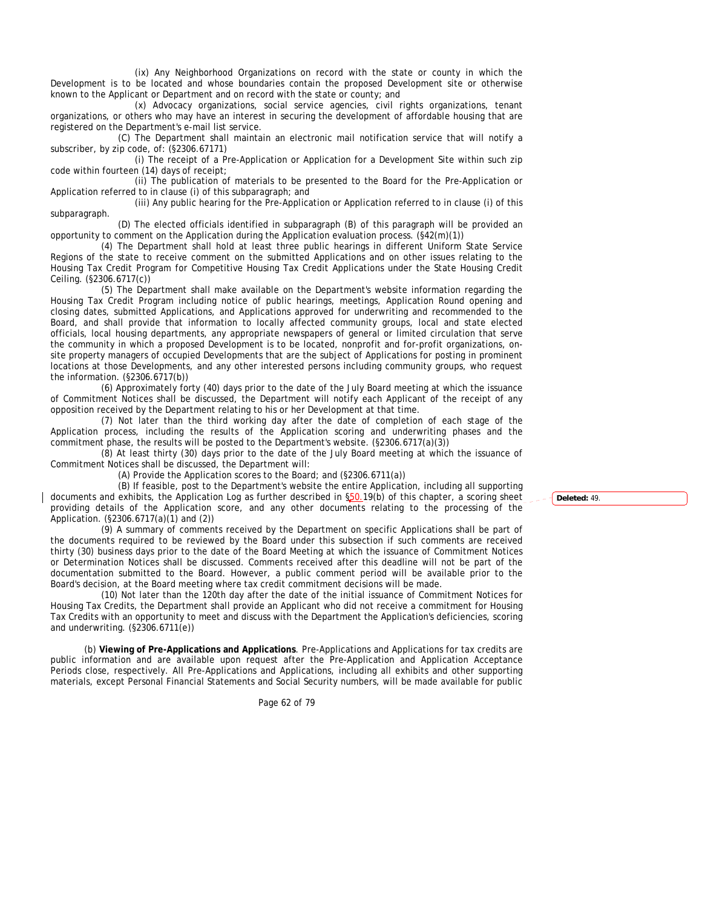(ix) Any Neighborhood Organizations on record with the state or county in which the Development is to be located and whose boundaries contain the proposed Development site or otherwise known to the Applicant or Department and on record with the state or county; and

(x) Advocacy organizations, social service agencies, civil rights organizations, tenant organizations, or others who may have an interest in securing the development of affordable housing that are registered on the Department's e-mail list service.

(C) The Department shall maintain an electronic mail notification service that will notify a subscriber, by zip code, of: (§2306.67171)

(i) The receipt of a Pre-Application or Application for a Development Site within such zip code within fourteen (14) days of receipt;

(ii) The publication of materials to be presented to the Board for the Pre-Application or Application referred to in clause (i) of this subparagraph; and

(iii) Any public hearing for the Pre-Application or Application referred to in clause (i) of this subparagraph.

(D) The elected officials identified in subparagraph (B) of this paragraph will be provided an opportunity to comment on the Application during the Application evaluation process. (§42(m)(1))

(4) The Department shall hold at least three public hearings in different Uniform State Service Regions of the state to receive comment on the submitted Applications and on other issues relating to the Housing Tax Credit Program for Competitive Housing Tax Credit Applications under the State Housing Credit Ceiling. (§2306.6717(c))

(5) The Department shall make available on the Department's website information regarding the Housing Tax Credit Program including notice of public hearings, meetings, Application Round opening and closing dates, submitted Applications, and Applications approved for underwriting and recommended to the Board, and shall provide that information to locally affected community groups, local and state elected officials, local housing departments, any appropriate newspapers of general or limited circulation that serve the community in which a proposed Development is to be located, nonprofit and for-profit organizations, on-site property managers of occupied Developments that are the subject of Applications for posting in prominent locations at those Developments, and any other interested persons including community groups, who request the information. (§2306.6717(b))

(6) Approximately forty (40) days prior to the date of the July Board meeting at which the issuance of Commitment Notices shall be discussed, the Department will notify each Applicant of the receipt of any opposition received by the Department relating to his or her Development at that time.

(7) Not later than the third working day after the date of completion of each stage of the Application process, including the results of the Application scoring and underwriting phases and the commitment phase, the results will be posted to the Department's website. (§2306.6717(a)(3))

(8) At least thirty (30) days prior to the date of the July Board meeting at which the issuance of Commitment Notices shall be discussed, the Department will:

(A) Provide the Application scores to the Board; and (§2306.6711(a))

(B) If feasible, post to the Department's website the entire Application, including all supporting documents and exhibits, the Application Log as further described in §50.19(b) of this chapter, a scoring sheet providing details of the Application score, and any other documents relating to the processing of the Application. (§2306.6717(a)(1) and (2))

Deleted: 49.

(9) A summary of comments received by the Department on specific Applications shall be part of the documents required to be reviewed by the Board under this subsection if such comments are received thirty (30) business days prior to the date of the Board Meeting at which the issuance of Commitment Notices or Determination Notices shall be discussed. Comments received after this deadline will not be part of the documentation submitted to the Board. However, a public comment period will be available prior to the Board's decision, at the Board meeting where tax credit commitment decisions will be made.

(10) Not later than the 120th day after the date of the initial issuance of Commitment Notices for Housing Tax Credits, the Department shall provide an Applicant who did not receive a commitment for Housing Tax Credits with an opportunity to meet and discuss with the Department the Application's deficiencies, scoring and underwriting. (§2306.6711(e))

(b) **Viewing of Pre-Applications and Applications**. Pre-Applications and Applications for tax credits are public information and are available upon request after the Pre-Application and Application Acceptance Periods close, respectively. All Pre-Applications and Applications, including all exhibits and other supporting materials, except Personal Financial Statements and Social Security numbers, will be made available for public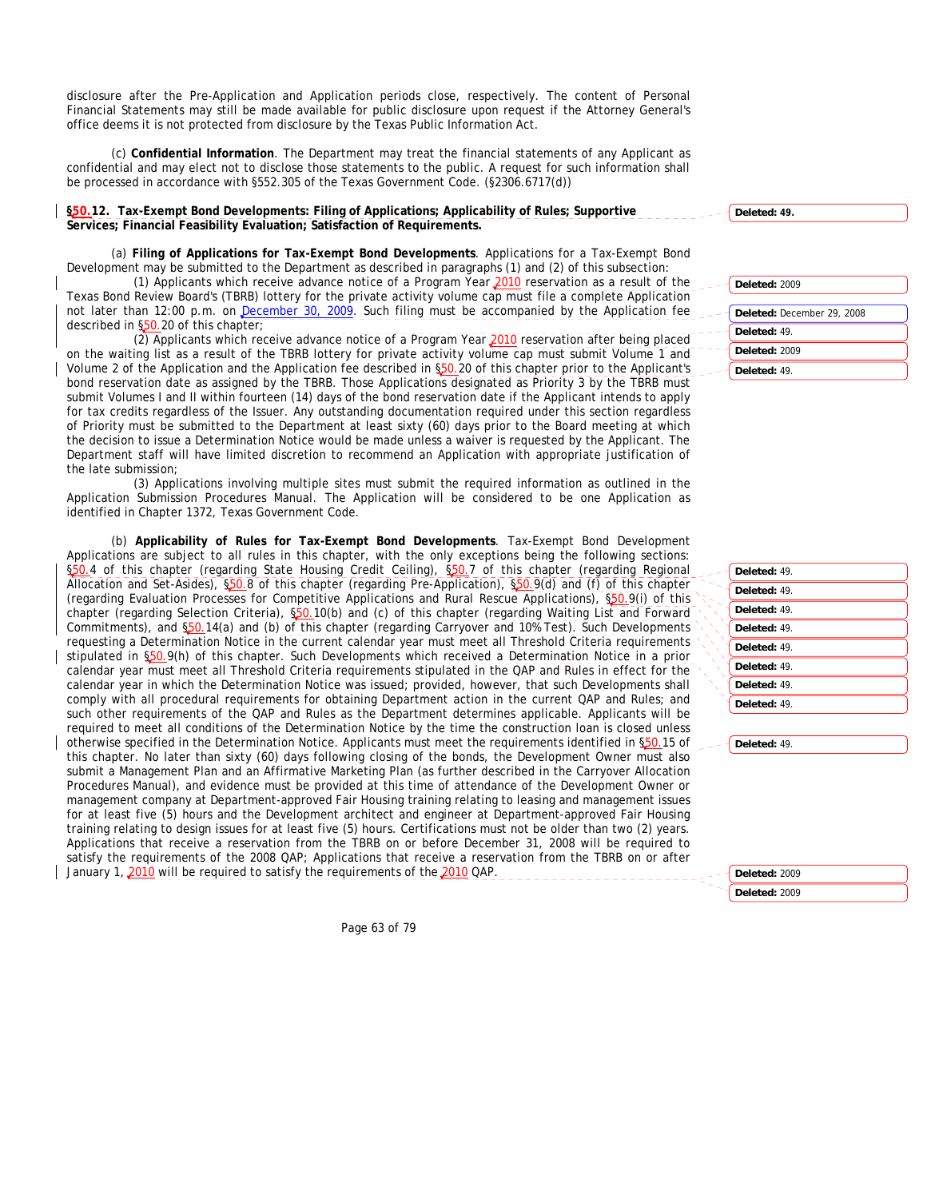disclosure after the Pre-Application and Application periods close, respectively. The content of Personal Financial Statements may still be made available for public disclosure upon request if the Attorney General's office deems it is not protected from disclosure by the Texas Public Information Act.

(c) **Confidential Information**. The Department may treat the financial statements of any Applicant as confidential and may elect not to disclose those statements to the public. A request for such information shall be processed in accordance with §552.305 of the Texas Government Code. (§2306.6717(d))

**§50.12. Tax-Exempt Bond Developments: Filing of Applications; Applicability of Rules; Supportive Services; Financial Feasibility Evaluation; Satisfaction of Requirements.**

(a) **Filing of Applications for Tax-Exempt Bond Developments**. Applications for a Tax-Exempt Bond Development may be submitted to the Department as described in paragraphs (1) and (2) of this subsection:

(1) Applicants which receive advance notice of a Program Year 2010 reservation as a result of the Texas Bond Review Board's (TBRB) lottery for the private activity volume cap must file a complete Application not later than 12:00 p.m. on December 30, 2009. Such filing must be accompanied by the Application fee described in §50.20 of this chapter;

(2) Applicants which receive advance notice of a Program Year 2010 reservation after being placed on the waiting list as a result of the TBRB lottery for private activity volume cap must submit Volume 1 and Volume 2 of the Application and the Application fee described in §50.20 of this chapter prior to the Applicant's bond reservation date as assigned by the TBRB. Those Applications designated as Priority 3 by the TBRB must submit Volumes I and II within fourteen (14) days of the bond reservation date if the Applicant intends to apply for tax credits regardless of the Issuer. Any outstanding documentation required under this section regardless of Priority must be submitted to the Department at least sixty (60) days prior to the Board meeting at which the decision to issue a Determination Notice would be made unless a waiver is requested by the Applicant. The Department staff will have limited discretion to recommend an Application with appropriate justification of the late submission;

(3) Applications involving multiple sites must submit the required information as outlined in the Application Submission Procedures Manual. The Application will be considered to be one Application as identified in Chapter 1372, Texas Government Code.

(b) **Applicability of Rules for Tax-Exempt Bond Developments**. Tax-Exempt Bond Development Applications are subject to all rules in this chapter, with the only exceptions being the following sections: §50.4 of this chapter (regarding State Housing Credit Ceiling), §50.7 of this chapter (regarding Regional Allocation and Set-Asides), §50.8 of this chapter (regarding Pre-Application), §50.9(d) and (f) of this chapter (regarding Evaluation Processes for Competitive Applications and Rural Rescue Applications), §50.9(i) of this chapter (regarding Selection Criteria), §50.10(b) and (c) of this chapter (regarding Waiting List and Forward Commitments), and §50.14(a) and (b) of this chapter (regarding Carryover and 10% Test). Such Developments requesting a Determination Notice in the current calendar year must meet all Threshold Criteria requirements stipulated in §50.9(h) of this chapter. Such Developments which received a Determination Notice in a prior calendar year must meet all Threshold Criteria requirements stipulated in the QAP and Rules in effect for the calendar year in which the Determination Notice was issued; provided, however, that such Developments shall comply with all procedural requirements for obtaining Department action in the current QAP and Rules; and such other requirements of the QAP and Rules as the Department determines applicable. Applicants will be required to meet all conditions of the Determination Notice by the time the construction loan is closed unless otherwise specified in the Determination Notice. Applicants must meet the requirements identified in §50.15 of this chapter. No later than sixty (60) days following closing of the bonds, the Development Owner must also submit a Management Plan and an Affirmative Marketing Plan (as further described in the Carryover Allocation Procedures Manual), and evidence must be provided at this time of attendance of the Development Owner or management company at Department-approved Fair Housing training relating to leasing and management issues for at least five (5) hours and the Development architect and engineer at Department-approved Fair Housing training relating to design issues for at least five (5) hours. Certifications must not be older than two (2) years. Applications that receive a reservation from the TBRB on or before December 31, 2008 will be required to satisfy the requirements of the 2008 QAP; Applications that receive a reservation from the TBRB on or after January 1, 2010 will be required to satisfy the requirements of the 2010 QAP.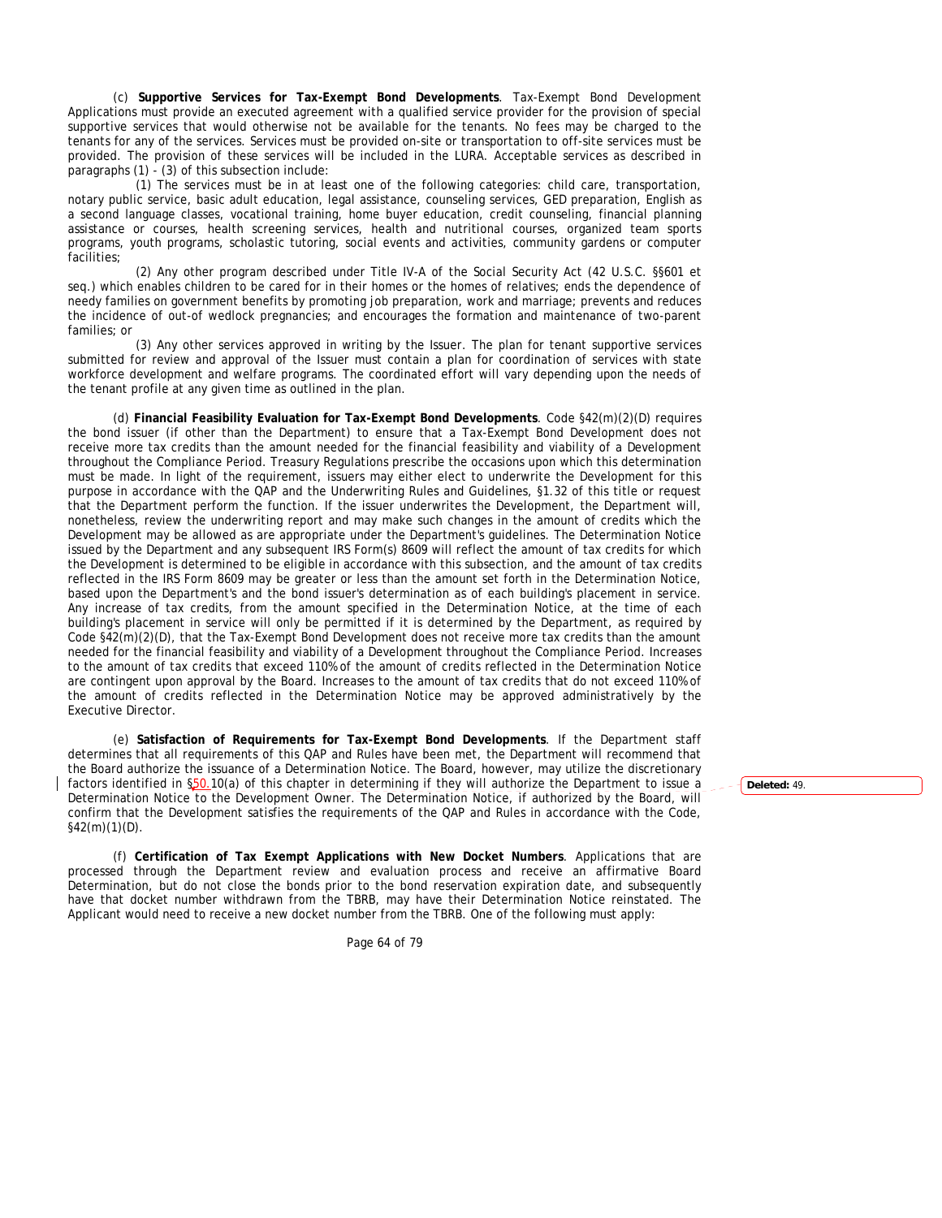(c) **Supportive Services for Tax-Exempt Bond Developments**. Tax-Exempt Bond Development Applications must provide an executed agreement with a qualified service provider for the provision of special supportive services that would otherwise not be available for the tenants. No fees may be charged to the tenants for any of the services. Services must be provided on-site or transportation to off-site services must be provided. The provision of these services will be included in the LURA. Acceptable services as described in paragraphs (1) - (3) of this subsection include:

(1) The services must be in at least one of the following categories: child care, transportation, notary public service, basic adult education, legal assistance, counseling services, GED preparation, English as a second language classes, vocational training, home buyer education, credit counseling, financial planning assistance or courses, health screening services, health and nutritional courses, organized team sports programs, youth programs, scholastic tutoring, social events and activities, community gardens or computer facilities;

(2) Any other program described under Title IV-A of the Social Security Act (42 U.S.C. §§601 et seq.) which enables children to be cared for in their homes or the homes of relatives; ends the dependence of needy families on government benefits by promoting job preparation, work and marriage; prevents and reduces the incidence of out-of wedlock pregnancies; and encourages the formation and maintenance of two-parent families; or

(3) Any other services approved in writing by the Issuer. The plan for tenant supportive services submitted for review and approval of the Issuer must contain a plan for coordination of services with state workforce development and welfare programs. The coordinated effort will vary depending upon the needs of the tenant profile at any given time as outlined in the plan.

(d) **Financial Feasibility Evaluation for Tax-Exempt Bond Developments**. Code §42(m)(2)(D) requires the bond issuer (if other than the Department) to ensure that a Tax-Exempt Bond Development does not receive more tax credits than the amount needed for the financial feasibility and viability of a Development throughout the Compliance Period. Treasury Regulations prescribe the occasions upon which this determination must be made. In light of the requirement, issuers may either elect to underwrite the Development for this purpose in accordance with the QAP and the Underwriting Rules and Guidelines, §1.32 of this title or request that the Department perform the function. If the issuer underwrites the Development, the Department will, nonetheless, review the underwriting report and may make such changes in the amount of credits which the Development may be allowed as are appropriate under the Department's guidelines. The Determination Notice issued by the Department and any subsequent IRS Form(s) 8609 will reflect the amount of tax credits for which the Development is determined to be eligible in accordance with this subsection, and the amount of tax credits reflected in the IRS Form 8609 may be greater or less than the amount set forth in the Determination Notice, based upon the Department's and the bond issuer's determination as of each building's placement in service. Any increase of tax credits, from the amount specified in the Determination Notice, at the time of each building's placement in service will only be permitted if it is determined by the Department, as required by Code §42(m)(2)(D), that the Tax-Exempt Bond Development does not receive more tax credits than the amount needed for the financial feasibility and viability of a Development throughout the Compliance Period. Increases to the amount of tax credits that exceed 110% of the amount of credits reflected in the Determination Notice are contingent upon approval by the Board. Increases to the amount of tax credits that do not exceed 110% of the amount of credits reflected in the Determination Notice may be approved administratively by the Executive Director.

(e) **Satisfaction of Requirements for Tax-Exempt Bond Developments**. If the Department staff determines that all requirements of this QAP and Rules have been met, the Department will recommend that the Board authorize the issuance of a Determination Notice. The Board, however, may utilize the discretionary factors identified in §50.10(a) of this chapter in determining if they will authorize the Department to issue a Determination Notice to the Development Owner. The Determination Notice, if authorized by the Board, will confirm that the Development satisfies the requirements of the QAP and Rules in accordance with the Code, §42(m)(1)(D).

(f) **Certification of Tax Exempt Applications with New Docket Numbers**. Applications that are processed through the Department review and evaluation process and receive an affirmative Board Determination, but do not close the bonds prior to the bond reservation expiration date, and subsequently have that docket number withdrawn from the TBRB, may have their Determination Notice reinstated. The Applicant would need to receive a new docket number from the TBRB. One of the following must apply: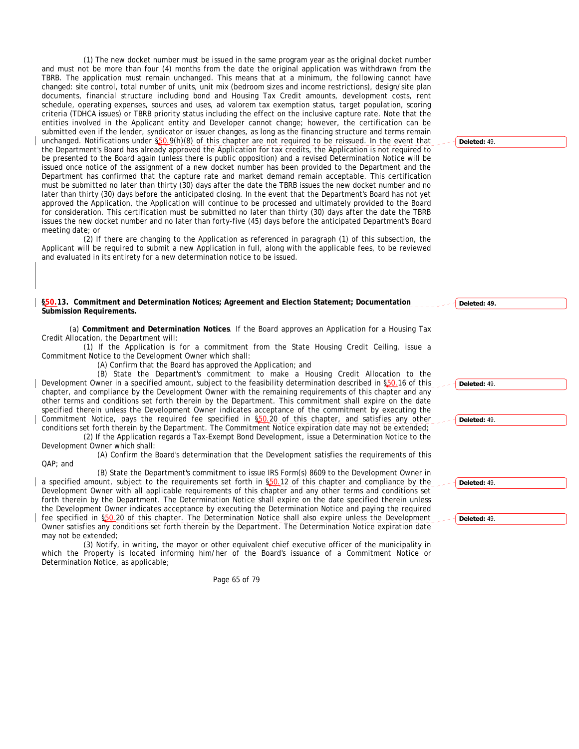(1) The new docket number must be issued in the same program year as the original docket number and must not be more than four (4) months from the date the original application was withdrawn from the TBRB. The application must remain unchanged. This means that at a minimum, the following cannot have changed: site control, total number of units, unit mix (bedroom sizes and income restrictions), design/site plan documents, financial structure including bond and Housing Tax Credit amounts, development costs, rent schedule, operating expenses, sources and uses, ad valorem tax exemption status, target population, scoring criteria (TDHCA issues) or TBRB priority status including the effect on the inclusive capture rate. Note that the entities involved in the Applicant entity and Developer cannot change; however, the certification can be submitted even if the lender, syndicator or issuer changes, as long as the financing structure and terms remain unchanged. Notifications under §50.9(h)(8) of this chapter are not required to be reissued. In the event that the Department's Board has already approved the Application for tax credits, the Application is not required to be presented to the Board again (unless there is public opposition) and a revised Determination Notice will be issued once notice of the assignment of a new docket number has been provided to the Department and the Department has confirmed that the capture rate and market demand remain acceptable. This certification must be submitted no later than thirty (30) days after the date the TBRB issues the new docket number and no later than thirty (30) days before the anticipated closing. In the event that the Department's Board has not yet approved the Application, the Application will continue to be processed and ultimately provided to the Board for consideration. This certification must be submitted no later than thirty (30) days after the date the TBRB issues the new docket number and no later than forty-five (45) days before the anticipated Department's Board meeting date; or

(2) If there are changing to the Application as referenced in paragraph (1) of this subsection, the Applicant will be required to submit a new Application in full, along with the applicable fees, to be reviewed and evaluated in its entirety for a new determination notice to be issued.

**§50.13. Commitment and Determination Notices; Agreement and Election Statement; Documentation Submission Requirements.**

(a) **Commitment and Determination Notices**. If the Board approves an Application for a Housing Tax Credit Allocation, the Department will:

(1) If the Application is for a commitment from the State Housing Credit Ceiling, issue a Commitment Notice to the Development Owner which shall:

(A) Confirm that the Board has approved the Application; and

(B) State the Department's commitment to make a Housing Credit Allocation to the Development Owner in a specified amount, subject to the feasibility determination described in §50.16 of this chapter, and compliance by the Development Owner with the remaining requirements of this chapter and any other terms and conditions set forth therein by the Department. This commitment shall expire on the date specified therein unless the Development Owner indicates acceptance of the commitment by executing the Commitment Notice, pays the required fee specified in §50.20 of this chapter, and satisfies any other conditions set forth therein by the Department. The Commitment Notice expiration date may not be extended;

(2) If the Application regards a Tax-Exempt Bond Development, issue a Determination Notice to the Development Owner which shall:

(A) Confirm the Board's determination that the Development satisfies the requirements of this QAP; and

(B) State the Department's commitment to issue IRS Form(s) 8609 to the Development Owner in a specified amount, subject to the requirements set forth in §50.12 of this chapter and compliance by the Development Owner with all applicable requirements of this chapter and any other terms and conditions set forth therein by the Department. The Determination Notice shall expire on the date specified therein unless the Development Owner indicates acceptance by executing the Determination Notice and paying the required fee specified in §50.20 of this chapter. The Determination Notice shall also expire unless the Development Owner satisfies any conditions set forth therein by the Department. The Determination Notice expiration date may not be extended;

(3) Notify, in writing, the mayor or other equivalent chief executive officer of the municipality in which the Property is located informing him/her of the Board's issuance of a Commitment Notice or Determination Notice, as applicable;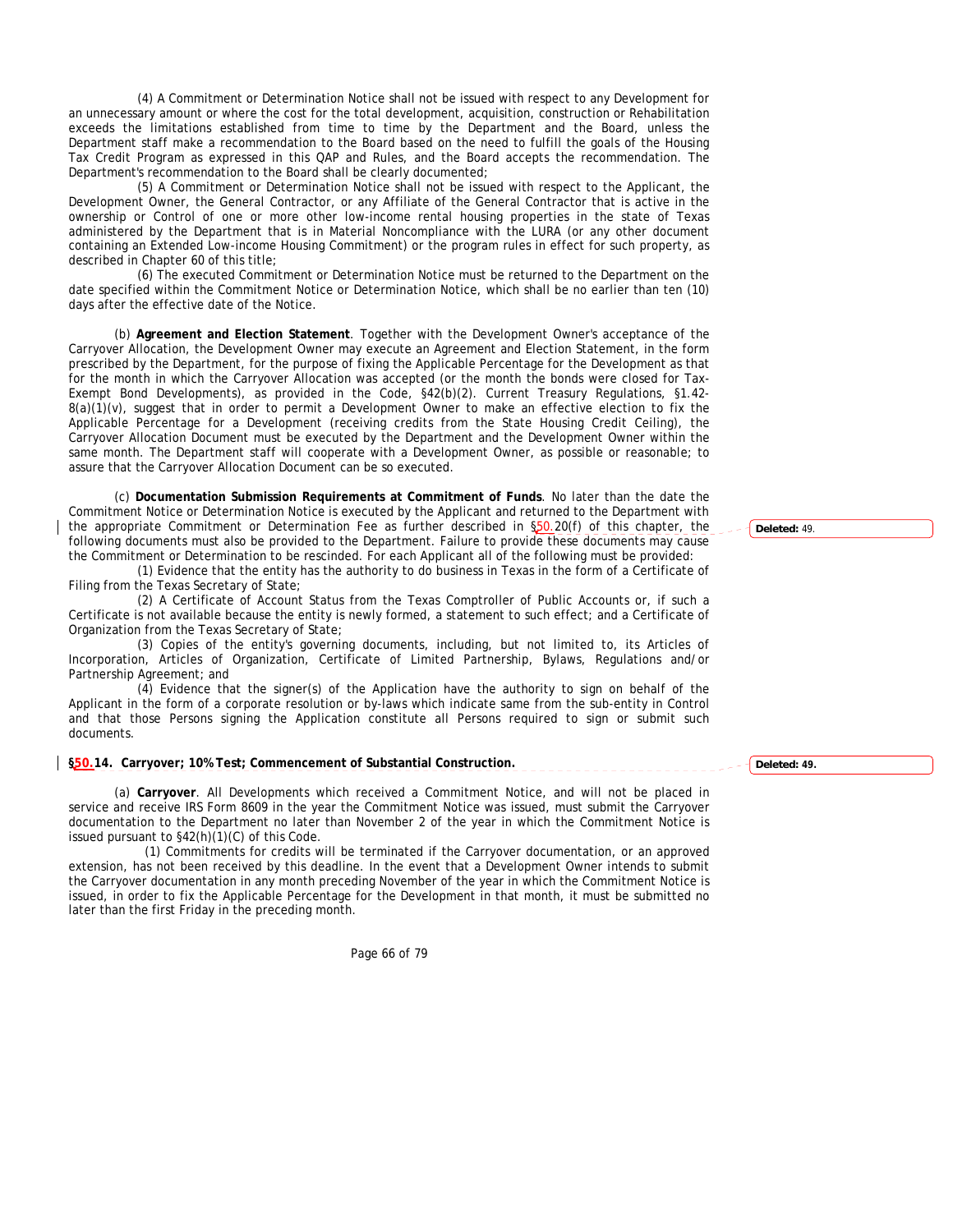(4) A Commitment or Determination Notice shall not be issued with respect to any Development for an unnecessary amount or where the cost for the total development, acquisition, construction or Rehabilitation exceeds the limitations established from time to time by the Department and the Board, unless the Department staff make a recommendation to the Board based on the need to fulfill the goals of the Housing Tax Credit Program as expressed in this QAP and Rules, and the Board accepts the recommendation. The Department's recommendation to the Board shall be clearly documented;

(5) A Commitment or Determination Notice shall not be issued with respect to the Applicant, the Development Owner, the General Contractor, or any Affiliate of the General Contractor that is active in the ownership or Control of one or more other low-income rental housing properties in the state of Texas administered by the Department that is in Material Noncompliance with the LURA (or any other document containing an Extended Low-income Housing Commitment) or the program rules in effect for such property, as described in Chapter 60 of this title;

(6) The executed Commitment or Determination Notice must be returned to the Department on the date specified within the Commitment Notice or Determination Notice, which shall be no earlier than ten (10) days after the effective date of the Notice.

(b) **Agreement and Election Statement**. Together with the Development Owner's acceptance of the Carryover Allocation, the Development Owner may execute an Agreement and Election Statement, in the form prescribed by the Department, for the purpose of fixing the Applicable Percentage for the Development as that for the month in which the Carryover Allocation was accepted (or the month the bonds were closed for Tax-Exempt Bond Developments), as provided in the Code, §42(b)(2). Current Treasury Regulations, §1.42-8(a)(1)(v), suggest that in order to permit a Development Owner to make an effective election to fix the Applicable Percentage for a Development (receiving credits from the State Housing Credit Ceiling), the Carryover Allocation Document must be executed by the Department and the Development Owner within the same month. The Department staff will cooperate with a Development Owner, as possible or reasonable; to assure that the Carryover Allocation Document can be so executed.

(c) **Documentation Submission Requirements at Commitment of Funds**. No later than the date the Commitment Notice or Determination Notice is executed by the Applicant and returned to the Department with the appropriate Commitment or Determination Fee as further described in §50.20(f) of this chapter, the following documents must also be provided to the Department. Failure to provide these documents may cause the Commitment or Determination to be rescinded. For each Applicant all of the following must be provided:

(1) Evidence that the entity has the authority to do business in Texas in the form of a Certificate of Filing from the Texas Secretary of State;

(2) A Certificate of Account Status from the Texas Comptroller of Public Accounts or, if such a Certificate is not available because the entity is newly formed, a statement to such effect; and a Certificate of Organization from the Texas Secretary of State;

(3) Copies of the entity's governing documents, including, but not limited to, its Articles of Incorporation, Articles of Organization, Certificate of Limited Partnership, Bylaws, Regulations and/or Partnership Agreement; and

(4) Evidence that the signer(s) of the Application have the authority to sign on behalf of the Applicant in the form of a corporate resolution or by-laws which indicate same from the sub-entity in Control and that those Persons signing the Application constitute all Persons required to sign or submit such documents.

**§50.14. Carryover; 10% Test; Commencement of Substantial Construction.**

(a) **Carryover**. All Developments which received a Commitment Notice, and will not be placed in service and receive IRS Form 8609 in the year the Commitment Notice was issued, must submit the Carryover documentation to the Department no later than November 2 of the year in which the Commitment Notice is issued pursuant to §42(h)(1)(C) of this Code.

(1) Commitments for credits will be terminated if the Carryover documentation, or an approved extension, has not been received by this deadline. In the event that a Development Owner intends to submit the Carryover documentation in any month preceding November of the year in which the Commitment Notice is issued, in order to fix the Applicable Percentage for the Development in that month, it must be submitted no later than the first Friday in the preceding month.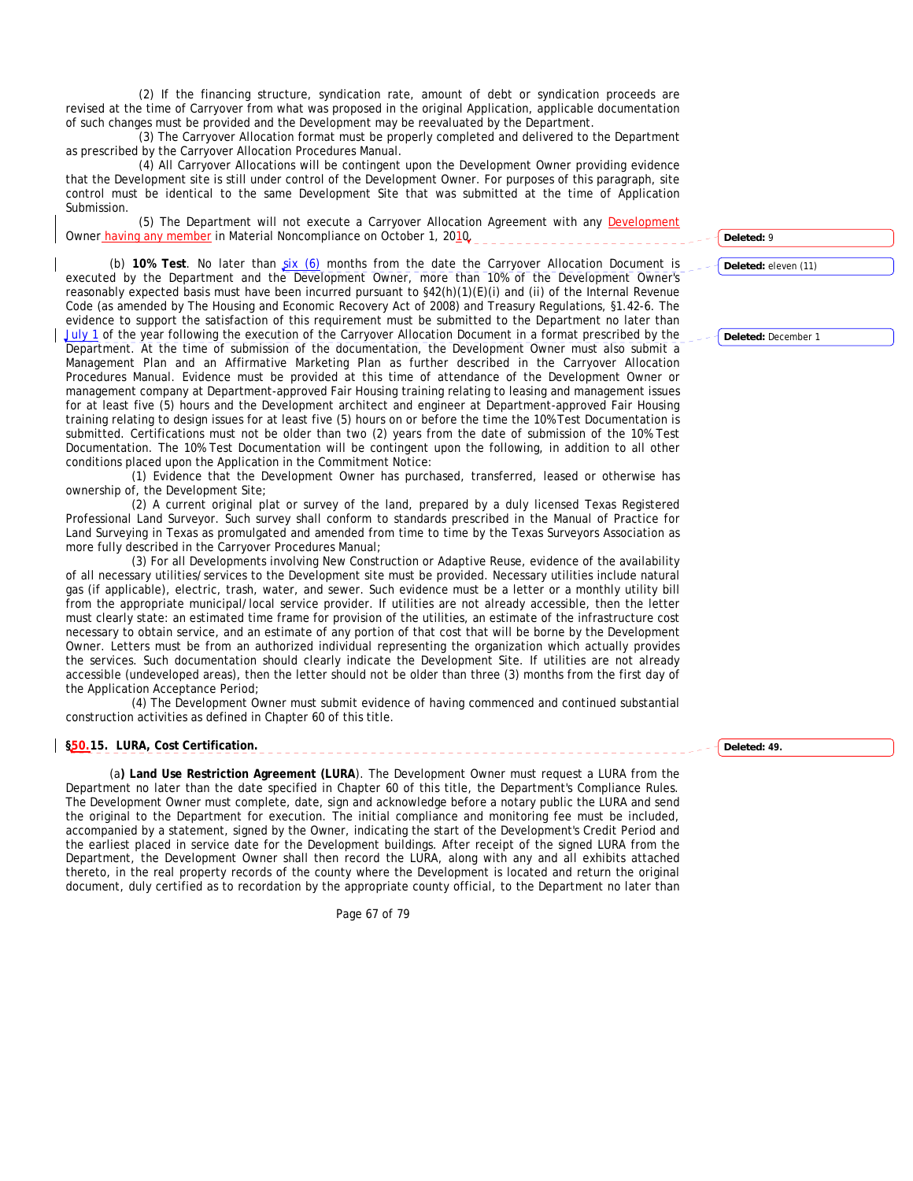(2) If the financing structure, syndication rate, amount of debt or syndication proceeds are revised at the time of Carryover from what was proposed in the original Application, applicable documentation of such changes must be provided and the Development may be reevaluated by the Department.

(3) The Carryover Allocation format must be properly completed and delivered to the Department as prescribed by the Carryover Allocation Procedures Manual.

(4) All Carryover Allocations will be contingent upon the Development Owner providing evidence that the Development site is still under control of the Development Owner. For purposes of this paragraph, site control must be identical to the same Development Site that was submitted at the time of Application Submission.

(5) The Department will not execute a Carryover Allocation Agreement with any Development Owner having any member in Material Noncompliance on October 1, 2010.

(b) **10% Test**. No later than six (6) months from the date the Carryover Allocation Document is executed by the Department and the Development Owner, more than 10% of the Development Owner's reasonably expected basis must have been incurred pursuant to §42(h)(1)(E)(i) and (ii) of the Internal Revenue Code (as amended by The Housing and Economic Recovery Act of 2008) and Treasury Regulations, §1.42-6. The evidence to support the satisfaction of this requirement must be submitted to the Department no later than July 1 of the year following the execution of the Carryover Allocation Document in a format prescribed by the Department. At the time of submission of the documentation, the Development Owner must also submit a Management Plan and an Affirmative Marketing Plan as further described in the Carryover Allocation Procedures Manual. Evidence must be provided at this time of attendance of the Development Owner or management company at Department-approved Fair Housing training relating to leasing and management issues for at least five (5) hours and the Development architect and engineer at Department-approved Fair Housing training relating to design issues for at least five (5) hours on or before the time the 10% Test Documentation is submitted. Certifications must not be older than two (2) years from the date of submission of the 10% Test Documentation. The 10% Test Documentation will be contingent upon the following, in addition to all other conditions placed upon the Application in the Commitment Notice:

(1) Evidence that the Development Owner has purchased, transferred, leased or otherwise has ownership of, the Development Site;

(2) A current original plat or survey of the land, prepared by a duly licensed Texas Registered Professional Land Surveyor. Such survey shall conform to standards prescribed in the Manual of Practice for Land Surveying in Texas as promulgated and amended from time to time by the Texas Surveyors Association as more fully described in the Carryover Procedures Manual;

(3) For all Developments involving New Construction or Adaptive Reuse, evidence of the availability of all necessary utilities/services to the Development site must be provided. Necessary utilities include natural gas (if applicable), electric, trash, water, and sewer. Such evidence must be a letter or a monthly utility bill from the appropriate municipal/local service provider. If utilities are not already accessible, then the letter must clearly state: an estimated time frame for provision of the utilities, an estimate of the infrastructure cost necessary to obtain service, and an estimate of any portion of that cost that will be borne by the Development Owner. Letters must be from an authorized individual representing the organization which actually provides the services. Such documentation should clearly indicate the Development Site. If utilities are not already accessible (undeveloped areas), then the letter should not be older than three (3) months from the first day of the Application Acceptance Period;

(4) The Development Owner must submit evidence of having commenced and continued substantial construction activities as defined in Chapter 60 of this title.

**§50.15. LURA, Cost Certification.**

(a**) Land Use Restriction Agreement (LURA**). The Development Owner must request a LURA from the Department no later than the date specified in Chapter 60 of this title, the Department's Compliance Rules. The Development Owner must complete, date, sign and acknowledge before a notary public the LURA and send the original to the Department for execution. The initial compliance and monitoring fee must be included, accompanied by a statement, signed by the Owner, indicating the start of the Development's Credit Period and the earliest placed in service date for the Development buildings. After receipt of the signed LURA from the Department, the Development Owner shall then record the LURA, along with any and all exhibits attached thereto, in the real property records of the county where the Development is located and return the original document, duly certified as to recordation by the appropriate county official, to the Department no later than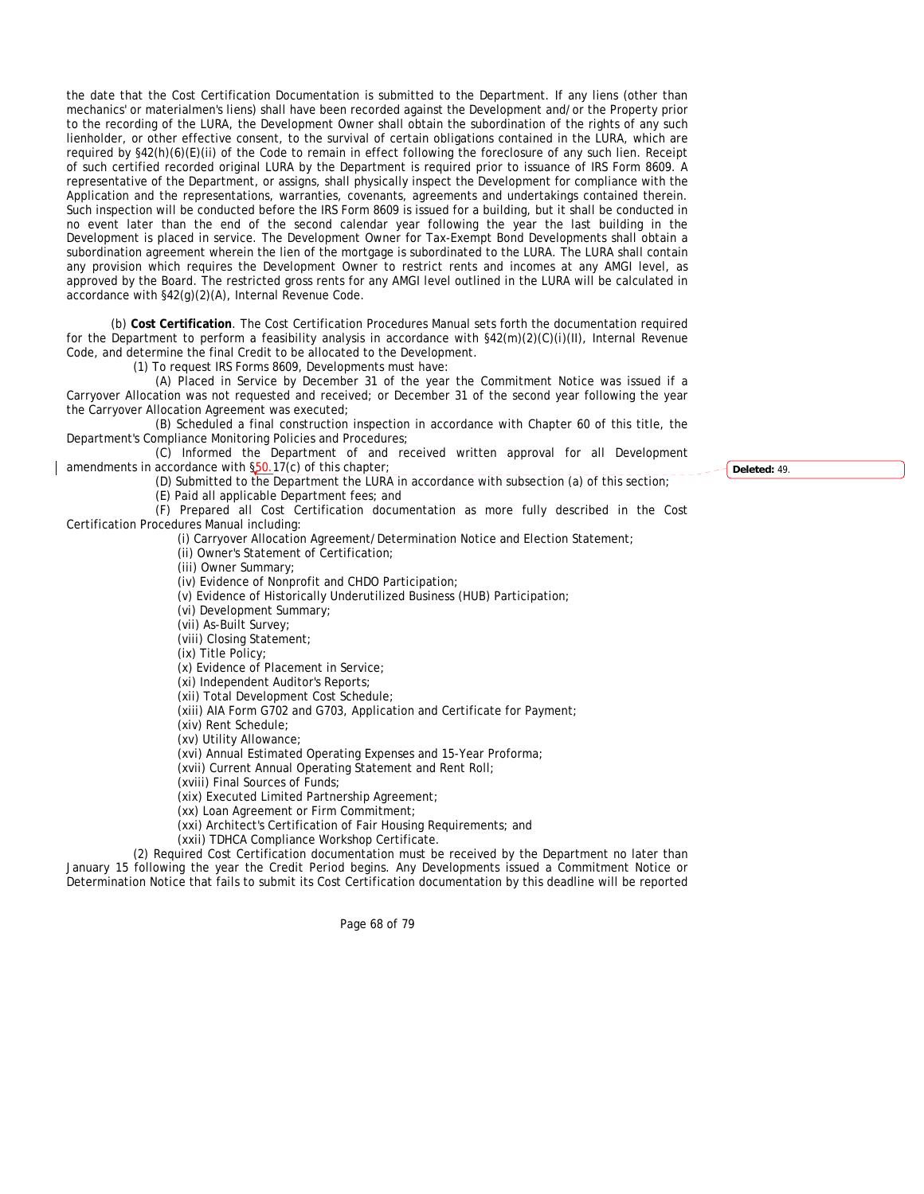the date that the Cost Certification Documentation is submitted to the Department. If any liens (other than mechanics' or materialmen's liens) shall have been recorded against the Development and/or the Property prior to the recording of the LURA, the Development Owner shall obtain the subordination of the rights of any such lienholder, or other effective consent, to the survival of certain obligations contained in the LURA, which are required by §42(h)(6)(E)(ii) of the Code to remain in effect following the foreclosure of any such lien. Receipt of such certified recorded original LURA by the Department is required prior to issuance of IRS Form 8609. A representative of the Department, or assigns, shall physically inspect the Development for compliance with the Application and the representations, warranties, covenants, agreements and undertakings contained therein. Such inspection will be conducted before the IRS Form 8609 is issued for a building, but it shall be conducted in no event later than the end of the second calendar year following the year the last building in the Development is placed in service. The Development Owner for Tax-Exempt Bond Developments shall obtain a subordination agreement wherein the lien of the mortgage is subordinated to the LURA. The LURA shall contain any provision which requires the Development Owner to restrict rents and incomes at any AMGI level, as approved by the Board. The restricted gross rents for any AMGI level outlined in the LURA will be calculated in accordance with §42(g)(2)(A), Internal Revenue Code.

(b) **Cost Certification**. The Cost Certification Procedures Manual sets forth the documentation required for the Department to perform a feasibility analysis in accordance with §42(m)(2)(C)(i)(II), Internal Revenue Code, and determine the final Credit to be allocated to the Development.

(1) To request IRS Forms 8609, Developments must have:

(A) Placed in Service by December 31 of the year the Commitment Notice was issued if a Carryover Allocation was not requested and received; or December 31 of the second year following the year the Carryover Allocation Agreement was executed;

(B) Scheduled a final construction inspection in accordance with Chapter 60 of this title, the Department's Compliance Monitoring Policies and Procedures;

(C) Informed the Department of and received written approval for all Development amendments in accordance with §50.17(c) of this chapter;

(D) Submitted to the Department the LURA in accordance with subsection (a) of this section;

(E) Paid all applicable Department fees; and

(F) Prepared all Cost Certification documentation as more fully described in the Cost Certification Procedures Manual including:

(i) Carryover Allocation Agreement/Determination Notice and Election Statement;

(ii) Owner's Statement of Certification;

(iii) Owner Summary;

(iv) Evidence of Nonprofit and CHDO Participation;

(v) Evidence of Historically Underutilized Business (HUB) Participation;

(vi) Development Summary;

(vii) As-Built Survey;

(viii) Closing Statement;

(ix) Title Policy;

(x) Evidence of Placement in Service;

(xi) Independent Auditor's Reports;

(xii) Total Development Cost Schedule;

(xiii) AIA Form G702 and G703, Application and Certificate for Payment;

(xiv) Rent Schedule;

(xv) Utility Allowance;

(xvi) Annual Estimated Operating Expenses and 15-Year Proforma;

(xvii) Current Annual Operating Statement and Rent Roll;

(xviii) Final Sources of Funds;

(xix) Executed Limited Partnership Agreement;

(xx) Loan Agreement or Firm Commitment;

(xxi) Architect's Certification of Fair Housing Requirements; and

(xxii) TDHCA Compliance Workshop Certificate.

(2) Required Cost Certification documentation must be received by the Department no later than January 15 following the year the Credit Period begins. Any Developments issued a Commitment Notice or Determination Notice that fails to submit its Cost Certification documentation by this deadline will be reported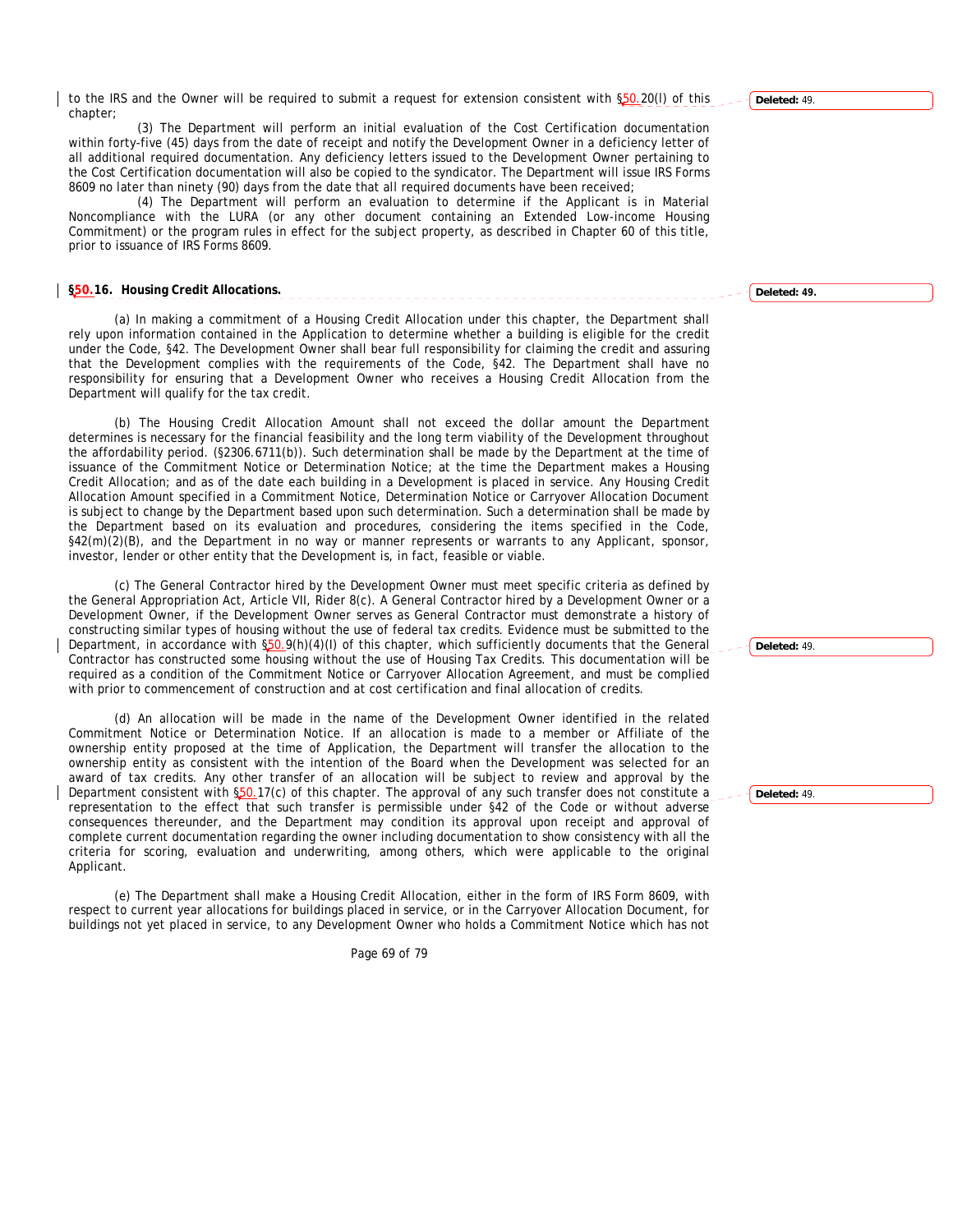to the IRS and the Owner will be required to submit a request for extension consistent with §50.20(l) of this chapter;

(3) The Department will perform an initial evaluation of the Cost Certification documentation within forty-five (45) days from the date of receipt and notify the Development Owner in a deficiency letter of all additional required documentation. Any deficiency letters issued to the Development Owner pertaining to the Cost Certification documentation will also be copied to the syndicator. The Department will issue IRS Forms 8609 no later than ninety (90) days from the date that all required documents have been received;

(4) The Department will perform an evaluation to determine if the Applicant is in Material Noncompliance with the LURA (or any other document containing an Extended Low-income Housing Commitment) or the program rules in effect for the subject property, as described in Chapter 60 of this title, prior to issuance of IRS Forms 8609.

**§50.16. Housing Credit Allocations.**

(a) In making a commitment of a Housing Credit Allocation under this chapter, the Department shall rely upon information contained in the Application to determine whether a building is eligible for the credit under the Code, §42. The Development Owner shall bear full responsibility for claiming the credit and assuring that the Development complies with the requirements of the Code, §42. The Department shall have no responsibility for ensuring that a Development Owner who receives a Housing Credit Allocation from the Department will qualify for the tax credit.

(b) The Housing Credit Allocation Amount shall not exceed the dollar amount the Department determines is necessary for the financial feasibility and the long term viability of the Development throughout the affordability period. (§2306.6711(b)). Such determination shall be made by the Department at the time of issuance of the Commitment Notice or Determination Notice; at the time the Department makes a Housing Credit Allocation; and as of the date each building in a Development is placed in service. Any Housing Credit Allocation Amount specified in a Commitment Notice, Determination Notice or Carryover Allocation Document is subject to change by the Department based upon such determination. Such a determination shall be made by the Department based on its evaluation and procedures, considering the items specified in the Code, §42(m)(2)(B), and the Department in no way or manner represents or warrants to any Applicant, sponsor, investor, lender or other entity that the Development is, in fact, feasible or viable.

(c) The General Contractor hired by the Development Owner must meet specific criteria as defined by the General Appropriation Act, Article VII, Rider 8(c). A General Contractor hired by a Development Owner or a Development Owner, if the Development Owner serves as General Contractor must demonstrate a history of constructing similar types of housing without the use of federal tax credits. Evidence must be submitted to the Department, in accordance with §50.9(h)(4)(I) of this chapter, which sufficiently documents that the General Contractor has constructed some housing without the use of Housing Tax Credits. This documentation will be required as a condition of the Commitment Notice or Carryover Allocation Agreement, and must be complied with prior to commencement of construction and at cost certification and final allocation of credits.

(d) An allocation will be made in the name of the Development Owner identified in the related Commitment Notice or Determination Notice. If an allocation is made to a member or Affiliate of the ownership entity proposed at the time of Application, the Department will transfer the allocation to the ownership entity as consistent with the intention of the Board when the Development was selected for an award of tax credits. Any other transfer of an allocation will be subject to review and approval by the Department consistent with §50.17(c) of this chapter. The approval of any such transfer does not constitute a representation to the effect that such transfer is permissible under §42 of the Code or without adverse consequences thereunder, and the Department may condition its approval upon receipt and approval of complete current documentation regarding the owner including documentation to show consistency with all the criteria for scoring, evaluation and underwriting, among others, which were applicable to the original Applicant.

(e) The Department shall make a Housing Credit Allocation, either in the form of IRS Form 8609, with respect to current year allocations for buildings placed in service, or in the Carryover Allocation Document, for buildings not yet placed in service, to any Development Owner who holds a Commitment Notice which has not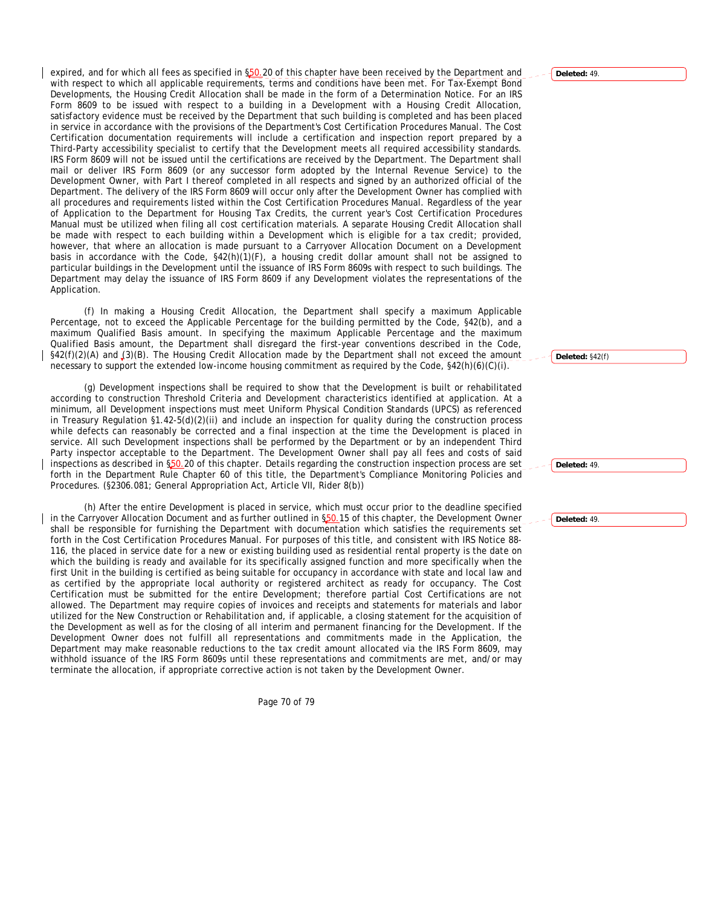expired, and for which all fees as specified in §50.20 of this chapter have been received by the Department and with respect to which all applicable requirements, terms and conditions have been met. For Tax-Exempt Bond Developments, the Housing Credit Allocation shall be made in the form of a Determination Notice. For an IRS Form 8609 to be issued with respect to a building in a Development with a Housing Credit Allocation, satisfactory evidence must be received by the Department that such building is completed and has been placed in service in accordance with the provisions of the Department's Cost Certification Procedures Manual. The Cost Certification documentation requirements will include a certification and inspection report prepared by a Third-Party accessibility specialist to certify that the Development meets all required accessibility standards. IRS Form 8609 will not be issued until the certifications are received by the Department. The Department shall mail or deliver IRS Form 8609 (or any successor form adopted by the Internal Revenue Service) to the Development Owner, with Part I thereof completed in all respects and signed by an authorized official of the Department. The delivery of the IRS Form 8609 will occur only after the Development Owner has complied with all procedures and requirements listed within the Cost Certification Procedures Manual. Regardless of the year of Application to the Department for Housing Tax Credits, the current year's Cost Certification Procedures Manual must be utilized when filing all cost certification materials. A separate Housing Credit Allocation shall be made with respect to each building within a Development which is eligible for a tax credit; provided, however, that where an allocation is made pursuant to a Carryover Allocation Document on a Development basis in accordance with the Code, §42(h)(1)(F), a housing credit dollar amount shall not be assigned to particular buildings in the Development until the issuance of IRS Form 8609s with respect to such buildings. The Department may delay the issuance of IRS Form 8609 if any Development violates the representations of the Application.

(f) In making a Housing Credit Allocation, the Department shall specify a maximum Applicable Percentage, not to exceed the Applicable Percentage for the building permitted by the Code, §42(b), and a maximum Qualified Basis amount. In specifying the maximum Applicable Percentage and the maximum Qualified Basis amount, the Department shall disregard the first-year conventions described in the Code, §42(f)(2)(A) and (3)(B). The Housing Credit Allocation made by the Department shall not exceed the amount necessary to support the extended low-income housing commitment as required by the Code, §42(h)(6)(C)(i).

(g) Development inspections shall be required to show that the Development is built or rehabilitated according to construction Threshold Criteria and Development characteristics identified at application. At a minimum, all Development inspections must meet Uniform Physical Condition Standards (UPCS) as referenced in Treasury Regulation §1.42-5(d)(2)(ii) and include an inspection for quality during the construction process while defects can reasonably be corrected and a final inspection at the time the Development is placed in service. All such Development inspections shall be performed by the Department or by an independent Third Party inspector acceptable to the Department. The Development Owner shall pay all fees and costs of said inspections as described in §50.20 of this chapter. Details regarding the construction inspection process are set forth in the Department Rule Chapter 60 of this title, the Department's Compliance Monitoring Policies and Procedures. (§2306.081; General Appropriation Act, Article VII, Rider 8(b))

(h) After the entire Development is placed in service, which must occur prior to the deadline specified in the Carryover Allocation Document and as further outlined in §50.15 of this chapter, the Development Owner shall be responsible for furnishing the Department with documentation which satisfies the requirements set forth in the Cost Certification Procedures Manual. For purposes of this title, and consistent with IRS Notice 88-116, the placed in service date for a new or existing building used as residential rental property is the date on which the building is ready and available for its specifically assigned function and more specifically when the first Unit in the building is certified as being suitable for occupancy in accordance with state and local law and as certified by the appropriate local authority or registered architect as ready for occupancy. The Cost Certification must be submitted for the entire Development; therefore partial Cost Certifications are not allowed. The Department may require copies of invoices and receipts and statements for materials and labor utilized for the New Construction or Rehabilitation and, if applicable, a closing statement for the acquisition of the Development as well as for the closing of all interim and permanent financing for the Development. If the Development Owner does not fulfill all representations and commitments made in the Application, the Department may make reasonable reductions to the tax credit amount allocated via the IRS Form 8609, may withhold issuance of the IRS Form 8609s until these representations and commitments are met, and/or may terminate the allocation, if appropriate corrective action is not taken by the Development Owner.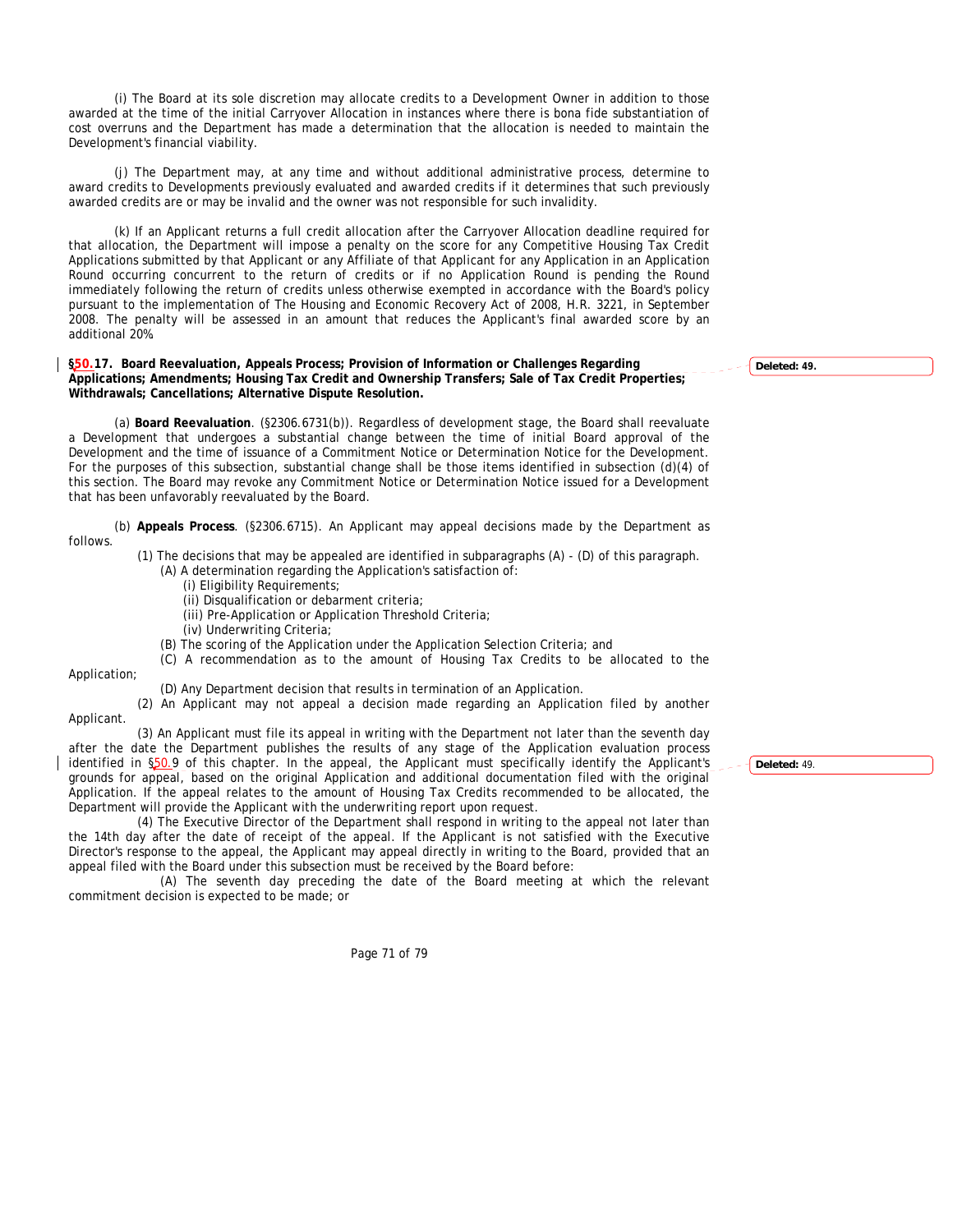(i) The Board at its sole discretion may allocate credits to a Development Owner in addition to those awarded at the time of the initial Carryover Allocation in instances where there is bona fide substantiation of cost overruns and the Department has made a determination that the allocation is needed to maintain the Development's financial viability.

(j) The Department may, at any time and without additional administrative process, determine to award credits to Developments previously evaluated and awarded credits if it determines that such previously awarded credits are or may be invalid and the owner was not responsible for such invalidity.

(k) If an Applicant returns a full credit allocation after the Carryover Allocation deadline required for that allocation, the Department will impose a penalty on the score for any Competitive Housing Tax Credit Applications submitted by that Applicant or any Affiliate of that Applicant for any Application in an Application Round occurring concurrent to the return of credits or if no Application Round is pending the Round immediately following the return of credits unless otherwise exempted in accordance with the Board's policy pursuant to the implementation of The Housing and Economic Recovery Act of 2008, H.R. 3221, in September 2008. The penalty will be assessed in an amount that reduces the Applicant's final awarded score by an additional 20%.

**§50.17. Board Reevaluation, Appeals Process; Provision of Information or Challenges Regarding Applications; Amendments; Housing Tax Credit and Ownership Transfers; Sale of Tax Credit Properties; Withdrawals; Cancellations; Alternative Dispute Resolution.**

(a) **Board Reevaluation**. (§2306.6731(b)). Regardless of development stage, the Board shall reevaluate a Development that undergoes a substantial change between the time of initial Board approval of the Development and the time of issuance of a Commitment Notice or Determination Notice for the Development. For the purposes of this subsection, substantial change shall be those items identified in subsection (d)(4) of this section. The Board may revoke any Commitment Notice or Determination Notice issued for a Development that has been unfavorably reevaluated by the Board.

(b) **Appeals Process**. (§2306.6715). An Applicant may appeal decisions made by the Department as follows.

(1) The decisions that may be appealed are identified in subparagraphs (A) - (D) of this paragraph.

(A) A determination regarding the Application's satisfaction of:

(i) Eligibility Requirements;

(ii) Disqualification or debarment criteria;

(iii) Pre-Application or Application Threshold Criteria;

(iv) Underwriting Criteria;

(B) The scoring of the Application under the Application Selection Criteria; and

(C) A recommendation as to the amount of Housing Tax Credits to be allocated to the Application;

(D) Any Department decision that results in termination of an Application.

(2) An Applicant may not appeal a decision made regarding an Application filed by another Applicant.

(3) An Applicant must file its appeal in writing with the Department not later than the seventh day after the date the Department publishes the results of any stage of the Application evaluation process identified in §50.9 of this chapter. In the appeal, the Applicant must specifically identify the Applicant's grounds for appeal, based on the original Application and additional documentation filed with the original Application. If the appeal relates to the amount of Housing Tax Credits recommended to be allocated, the Department will provide the Applicant with the underwriting report upon request.

(4) The Executive Director of the Department shall respond in writing to the appeal not later than the 14th day after the date of receipt of the appeal. If the Applicant is not satisfied with the Executive Director's response to the appeal, the Applicant may appeal directly in writing to the Board, provided that an appeal filed with the Board under this subsection must be received by the Board before:

(A) The seventh day preceding the date of the Board meeting at which the relevant commitment decision is expected to be made; or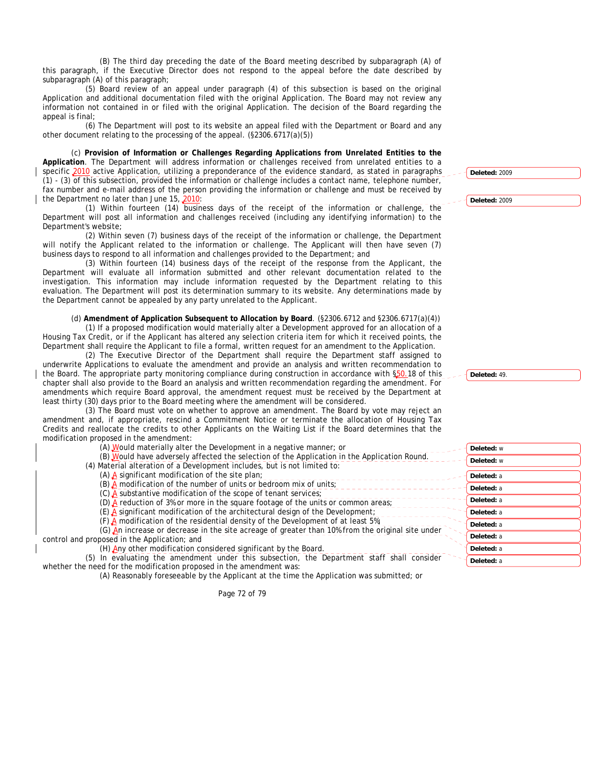(B) The third day preceding the date of the Board meeting described by subparagraph (A) of this paragraph, if the Executive Director does not respond to the appeal before the date described by subparagraph (A) of this paragraph;

(5) Board review of an appeal under paragraph (4) of this subsection is based on the original Application and additional documentation filed with the original Application. The Board may not review any information not contained in or filed with the original Application. The decision of the Board regarding the appeal is final;

(6) The Department will post to its website an appeal filed with the Department or Board and any other document relating to the processing of the appeal. (§2306.6717(a)(5))

(c) **Provision of Information or Challenges Regarding Applications from Unrelated Entities to the Application**. The Department will address information or challenges received from unrelated entities to a specific 2010 active Application, utilizing a preponderance of the evidence standard, as stated in paragraphs (1) - (3) of this subsection, provided the information or challenge includes a contact name, telephone number, fax number and e-mail address of the person providing the information or challenge and must be received by the Department no later than June 15, 2010:

(1) Within fourteen (14) business days of the receipt of the information or challenge, the Department will post all information and challenges received (including any identifying information) to the Department's website;

(2) Within seven (7) business days of the receipt of the information or challenge, the Department will notify the Applicant related to the information or challenge. The Applicant will then have seven (7) business days to respond to all information and challenges provided to the Department; and

(3) Within fourteen (14) business days of the receipt of the response from the Applicant, the Department will evaluate all information submitted and other relevant documentation related to the investigation. This information may include information requested by the Department relating to this evaluation. The Department will post its determination summary to its website. Any determinations made by the Department cannot be appealed by any party unrelated to the Applicant.

(d) **Amendment of Application Subsequent to Allocation by Board**. (§2306.6712 and §2306.6717(a)(4))

(1) If a proposed modification would materially alter a Development approved for an allocation of a Housing Tax Credit, or if the Applicant has altered any selection criteria item for which it received points, the Department shall require the Applicant to file a formal, written request for an amendment to the Application.

(2) The Executive Director of the Department shall require the Department staff assigned to underwrite Applications to evaluate the amendment and provide an analysis and written recommendation to the Board. The appropriate party monitoring compliance during construction in accordance with §50.18 of this chapter shall also provide to the Board an analysis and written recommendation regarding the amendment. For amendments which require Board approval, the amendment request must be received by the Department at least thirty (30) days prior to the Board meeting where the amendment will be considered.

(3) The Board must vote on whether to approve an amendment. The Board by vote may reject an amendment and, if appropriate, rescind a Commitment Notice or terminate the allocation of Housing Tax Credits and reallocate the credits to other Applicants on the Waiting List if the Board determines that the modification proposed in the amendment:

(A) Would materially alter the Development in a negative manner; or

(B) Would have adversely affected the selection of the Application in the Application Round.

(4) Material alteration of a Development includes, but is not limited to:

(A) A significant modification of the site plan;

(B) A modification of the number of units or bedroom mix of units;

(C) A substantive modification of the scope of tenant services;

(D) A reduction of 3% or more in the square footage of the units or common areas;

(E) A significant modification of the architectural design of the Development;

(F) A modification of the residential density of the Development of at least 5%;

(G) An increase or decrease in the site acreage of greater than 10% from the original site under control and proposed in the Application; and

(H) Any other modification considered significant by the Board.

(5) In evaluating the amendment under this subsection, the Department staff shall consider whether the need for the modification proposed in the amendment was:

(A) Reasonably foreseeable by the Applicant at the time the Application was submitted; or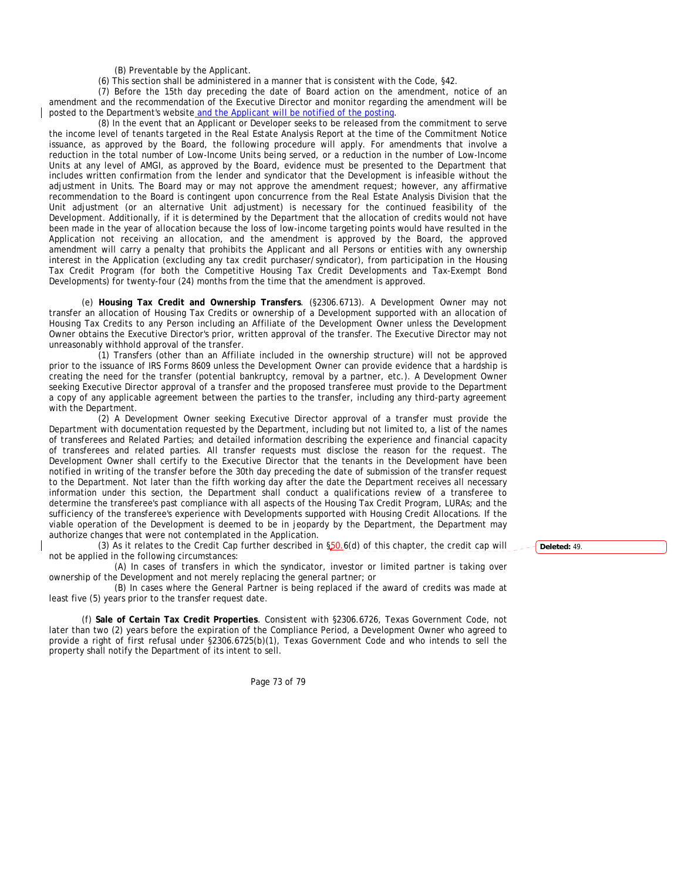(B) Preventable by the Applicant.

(6) This section shall be administered in a manner that is consistent with the Code, §42.

(7) Before the 15th day preceding the date of Board action on the amendment, notice of an amendment and the recommendation of the Executive Director and monitor regarding the amendment will be posted to the Department's website and the Applicant will be notified of the posting.

(8) In the event that an Applicant or Developer seeks to be released from the commitment to serve the income level of tenants targeted in the Real Estate Analysis Report at the time of the Commitment Notice issuance, as approved by the Board, the following procedure will apply. For amendments that involve a reduction in the total number of Low-Income Units being served, or a reduction in the number of Low-Income Units at any level of AMGI, as approved by the Board, evidence must be presented to the Department that includes written confirmation from the lender and syndicator that the Development is infeasible without the adjustment in Units. The Board may or may not approve the amendment request; however, any affirmative recommendation to the Board is contingent upon concurrence from the Real Estate Analysis Division that the Unit adjustment (or an alternative Unit adjustment) is necessary for the continued feasibility of the Development. Additionally, if it is determined by the Department that the allocation of credits would not have been made in the year of allocation because the loss of low-income targeting points would have resulted in the Application not receiving an allocation, and the amendment is approved by the Board, the approved amendment will carry a penalty that prohibits the Applicant and all Persons or entities with any ownership interest in the Application (excluding any tax credit purchaser/syndicator), from participation in the Housing Tax Credit Program (for both the Competitive Housing Tax Credit Developments and Tax-Exempt Bond Developments) for twenty-four (24) months from the time that the amendment is approved.

(e) **Housing Tax Credit and Ownership Transfers**. (§2306.6713). A Development Owner may not transfer an allocation of Housing Tax Credits or ownership of a Development supported with an allocation of Housing Tax Credits to any Person including an Affiliate of the Development Owner unless the Development Owner obtains the Executive Director's prior, written approval of the transfer. The Executive Director may not unreasonably withhold approval of the transfer.

(1) Transfers (other than an Affiliate included in the ownership structure) will not be approved prior to the issuance of IRS Forms 8609 unless the Development Owner can provide evidence that a hardship is creating the need for the transfer (potential bankruptcy, removal by a partner, etc.). A Development Owner seeking Executive Director approval of a transfer and the proposed transferee must provide to the Department a copy of any applicable agreement between the parties to the transfer, including any third-party agreement with the Department.

(2) A Development Owner seeking Executive Director approval of a transfer must provide the Department with documentation requested by the Department, including but not limited to, a list of the names of transferees and Related Parties; and detailed information describing the experience and financial capacity of transferees and related parties. All transfer requests must disclose the reason for the request. The Development Owner shall certify to the Executive Director that the tenants in the Development have been notified in writing of the transfer before the 30th day preceding the date of submission of the transfer request to the Department. Not later than the fifth working day after the date the Department receives all necessary information under this section, the Department shall conduct a qualifications review of a transferee to determine the transferee's past compliance with all aspects of the Housing Tax Credit Program, LURAs; and the sufficiency of the transferee's experience with Developments supported with Housing Credit Allocations. If the viable operation of the Development is deemed to be in jeopardy by the Department, the Department may authorize changes that were not contemplated in the Application.

(3) As it relates to the Credit Cap further described in §50.6(d) of this chapter, the credit cap will not be applied in the following circumstances:

(A) In cases of transfers in which the syndicator, investor or limited partner is taking over ownership of the Development and not merely replacing the general partner; or

(B) In cases where the General Partner is being replaced if the award of credits was made at least five (5) years prior to the transfer request date.

(f) **Sale of Certain Tax Credit Properties**. Consistent with §2306.6726, Texas Government Code, not later than two (2) years before the expiration of the Compliance Period, a Development Owner who agreed to provide a right of first refusal under §2306.6725(b)(1), Texas Government Code and who intends to sell the property shall notify the Department of its intent to sell.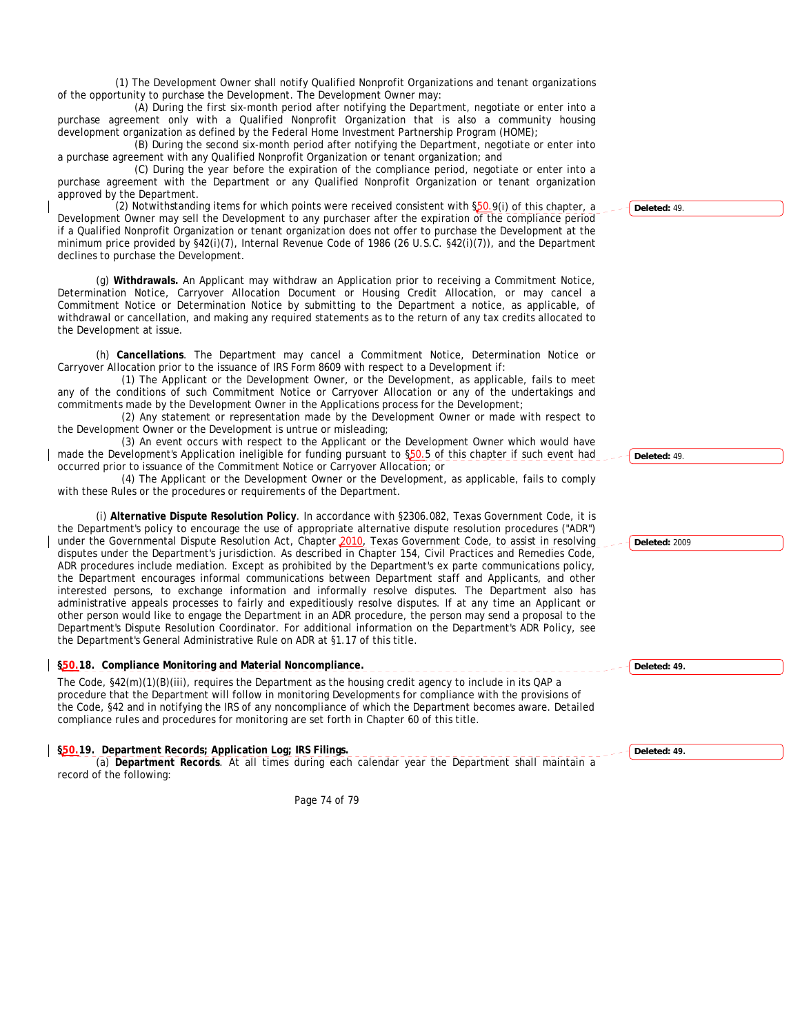(1) The Development Owner shall notify Qualified Nonprofit Organizations and tenant organizations of the opportunity to purchase the Development. The Development Owner may:

(A) During the first six-month period after notifying the Department, negotiate or enter into a purchase agreement only with a Qualified Nonprofit Organization that is also a community housing development organization as defined by the Federal Home Investment Partnership Program (HOME);

(B) During the second six-month period after notifying the Department, negotiate or enter into a purchase agreement with any Qualified Nonprofit Organization or tenant organization; and

(C) During the year before the expiration of the compliance period, negotiate or enter into a purchase agreement with the Department or any Qualified Nonprofit Organization or tenant organization approved by the Department.

(2) Notwithstanding items for which points were received consistent with §50.9(i) of this chapter, a Development Owner may sell the Development to any purchaser after the expiration of the compliance period if a Qualified Nonprofit Organization or tenant organization does not offer to purchase the Development at the minimum price provided by §42(i)(7), Internal Revenue Code of 1986 (26 U.S.C. §42(i)(7)), and the Department declines to purchase the Development.

(g) **Withdrawals.** An Applicant may withdraw an Application prior to receiving a Commitment Notice, Determination Notice, Carryover Allocation Document or Housing Credit Allocation, or may cancel a Commitment Notice or Determination Notice by submitting to the Department a notice, as applicable, of withdrawal or cancellation, and making any required statements as to the return of any tax credits allocated to the Development at issue.

(h) **Cancellations**. The Department may cancel a Commitment Notice, Determination Notice or Carryover Allocation prior to the issuance of IRS Form 8609 with respect to a Development if:

(1) The Applicant or the Development Owner, or the Development, as applicable, fails to meet any of the conditions of such Commitment Notice or Carryover Allocation or any of the undertakings and commitments made by the Development Owner in the Applications process for the Development;

(2) Any statement or representation made by the Development Owner or made with respect to the Development Owner or the Development is untrue or misleading;

(3) An event occurs with respect to the Applicant or the Development Owner which would have made the Development's Application ineligible for funding pursuant to §50.5 of this chapter if such event had occurred prior to issuance of the Commitment Notice or Carryover Allocation; or

(4) The Applicant or the Development Owner or the Development, as applicable, fails to comply with these Rules or the procedures or requirements of the Department.

(i) **Alternative Dispute Resolution Policy**. In accordance with §2306.082, Texas Government Code, it is the Department's policy to encourage the use of appropriate alternative dispute resolution procedures ("ADR") under the Governmental Dispute Resolution Act, Chapter 2010, Texas Government Code, to assist in resolving disputes under the Department's jurisdiction. As described in Chapter 154, Civil Practices and Remedies Code, ADR procedures include mediation. Except as prohibited by the Department's ex parte communications policy, the Department encourages informal communications between Department staff and Applicants, and other interested persons, to exchange information and informally resolve disputes. The Department also has administrative appeals processes to fairly and expeditiously resolve disputes. If at any time an Applicant or other person would like to engage the Department in an ADR procedure, the person may send a proposal to the Department's Dispute Resolution Coordinator. For additional information on the Department's ADR Policy, see the Department's General Administrative Rule on ADR at §1.17 of this title.

**§50.18. Compliance Monitoring and Material Noncompliance.**

The Code, §42(m)(1)(B)(iii), requires the Department as the housing credit agency to include in its QAP a procedure that the Department will follow in monitoring Developments for compliance with the provisions of the Code, §42 and in notifying the IRS of any noncompliance of which the Department becomes aware. Detailed compliance rules and procedures for monitoring are set forth in Chapter 60 of this title.

**§50.19. Department Records; Application Log; IRS Filings.**

(a) **Department Records**. At all times during each calendar year the Department shall maintain a record of the following: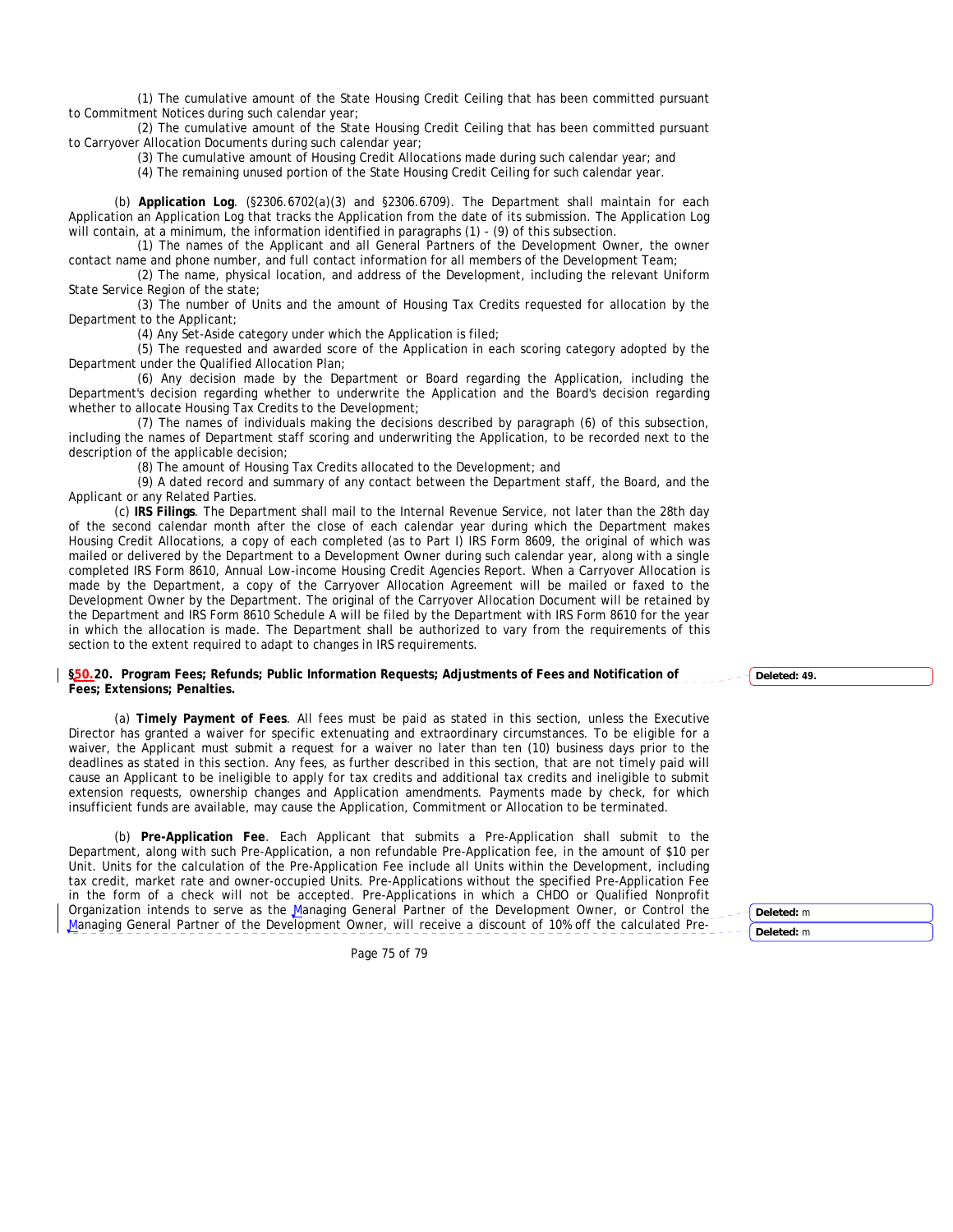(1) The cumulative amount of the State Housing Credit Ceiling that has been committed pursuant to Commitment Notices during such calendar year;

(2) The cumulative amount of the State Housing Credit Ceiling that has been committed pursuant to Carryover Allocation Documents during such calendar year;

(3) The cumulative amount of Housing Credit Allocations made during such calendar year; and

(4) The remaining unused portion of the State Housing Credit Ceiling for such calendar year.

(b) **Application Log**. (§2306.6702(a)(3) and §2306.6709). The Department shall maintain for each Application an Application Log that tracks the Application from the date of its submission. The Application Log will contain, at a minimum, the information identified in paragraphs (1) - (9) of this subsection.

(1) The names of the Applicant and all General Partners of the Development Owner, the owner contact name and phone number, and full contact information for all members of the Development Team;

(2) The name, physical location, and address of the Development, including the relevant Uniform State Service Region of the state;

(3) The number of Units and the amount of Housing Tax Credits requested for allocation by the Department to the Applicant;

(4) Any Set-Aside category under which the Application is filed;

(5) The requested and awarded score of the Application in each scoring category adopted by the Department under the Qualified Allocation Plan;

(6) Any decision made by the Department or Board regarding the Application, including the Department's decision regarding whether to underwrite the Application and the Board's decision regarding whether to allocate Housing Tax Credits to the Development;

(7) The names of individuals making the decisions described by paragraph (6) of this subsection, including the names of Department staff scoring and underwriting the Application, to be recorded next to the description of the applicable decision;

(8) The amount of Housing Tax Credits allocated to the Development; and

(9) A dated record and summary of any contact between the Department staff, the Board, and the Applicant or any Related Parties.

(c) **IRS Filings**. The Department shall mail to the Internal Revenue Service, not later than the 28th day of the second calendar month after the close of each calendar year during which the Department makes Housing Credit Allocations, a copy of each completed (as to Part I) IRS Form 8609, the original of which was mailed or delivered by the Department to a Development Owner during such calendar year, along with a single completed IRS Form 8610, Annual Low-income Housing Credit Agencies Report. When a Carryover Allocation is made by the Department, a copy of the Carryover Allocation Agreement will be mailed or faxed to the Development Owner by the Department. The original of the Carryover Allocation Document will be retained by the Department and IRS Form 8610 Schedule A will be filed by the Department with IRS Form 8610 for the year in which the allocation is made. The Department shall be authorized to vary from the requirements of this section to the extent required to adapt to changes in IRS requirements.

**§50.20. Program Fees; Refunds; Public Information Requests; Adjustments of Fees and Notification of Fees; Extensions; Penalties.**

(a) **Timely Payment of Fees**. All fees must be paid as stated in this section, unless the Executive Director has granted a waiver for specific extenuating and extraordinary circumstances. To be eligible for a waiver, the Applicant must submit a request for a waiver no later than ten (10) business days prior to the deadlines as stated in this section. Any fees, as further described in this section, that are not timely paid will cause an Applicant to be ineligible to apply for tax credits and additional tax credits and ineligible to submit extension requests, ownership changes and Application amendments. Payments made by check, for which insufficient funds are available, may cause the Application, Commitment or Allocation to be terminated.

(b) **Pre-Application Fee**. Each Applicant that submits a Pre-Application shall submit to the Department, along with such Pre-Application, a non refundable Pre-Application fee, in the amount of $10 per Unit. Units for the calculation of the Pre-Application Fee include all Units within the Development, including tax credit, market rate and owner-occupied Units. Pre-Applications without the specified Pre-Application Fee in the form of a check will not be accepted. Pre-Applications in which a CHDO or Qualified Nonprofit Organization intends to serve as the Managing General Partner of the Development Owner, or Control the Managing General Partner of the Development Owner, will receive a discount of 10% off the calculated Pre-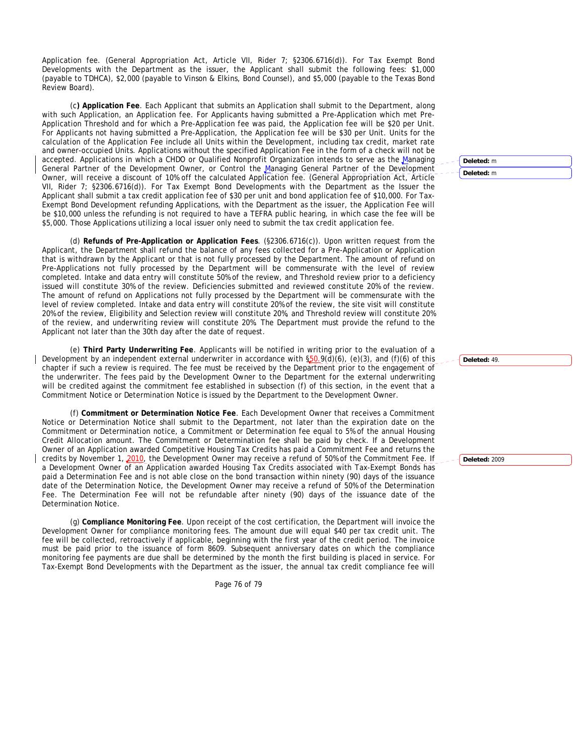Application fee. (General Appropriation Act, Article VII, Rider 7; §2306.6716(d)). For Tax Exempt Bond Developments with the Department as the issuer, the Applicant shall submit the following fees: $1,000 (payable to TDHCA), $2,000 (payable to Vinson & Elkins, Bond Counsel), and $5,000 (payable to the Texas Bond Review Board).

(c) **Application Fee**. Each Applicant that submits an Application shall submit to the Department, along with such Application, an Application fee. For Applicants having submitted a Pre-Application which met Pre-Application Threshold and for which a Pre-Application fee was paid, the Application fee will be $20 per Unit. For Applicants not having submitted a Pre-Application, the Application fee will be $30 per Unit. Units for the calculation of the Application Fee include all Units within the Development, including tax credit, market rate and owner-occupied Units. Applications without the specified Application Fee in the form of a check will not be accepted. Applications in which a CHDO or Qualified Nonprofit Organization intends to serve as the Managing General Partner of the Development Owner, or Control the Managing General Partner of the Development Owner, will receive a discount of 10% off the calculated Application fee. (General Appropriation Act, Article VII, Rider 7; §2306.6716(d)). For Tax Exempt Bond Developments with the Department as the Issuer the Applicant shall submit a tax credit application fee of $30 per unit and bond application fee of $10,000. For Tax-Exempt Bond Development refunding Applications, with the Department as the issuer, the Application Fee will be $10,000 unless the refunding is not required to have a TEFRA public hearing, in which case the fee will be $5,000. Those Applications utilizing a local issuer only need to submit the tax credit application fee.

(d) **Refunds of Pre-Application or Application Fees**. (§2306.6716(c)). Upon written request from the Applicant, the Department shall refund the balance of any fees collected for a Pre-Application or Application that is withdrawn by the Applicant or that is not fully processed by the Department. The amount of refund on Pre-Applications not fully processed by the Department will be commensurate with the level of review completed. Intake and data entry will constitute 50% of the review, and Threshold review prior to a deficiency issued will constitute 30% of the review. Deficiencies submitted and reviewed constitute 20% of the review. The amount of refund on Applications not fully processed by the Department will be commensurate with the level of review completed. Intake and data entry will constitute 20% of the review, the site visit will constitute 20% of the review, Eligibility and Selection review will constitute 20%, and Threshold review will constitute 20% of the review, and underwriting review will constitute 20%. The Department must provide the refund to the Applicant not later than the 30th day after the date of request.

(e) **Third Party Underwriting Fee**. Applicants will be notified in writing prior to the evaluation of a Development by an independent external underwriter in accordance with §50.9(d)(6), (e)(3), and (f)(6) of this chapter if such a review is required. The fee must be received by the Department prior to the engagement of the underwriter. The fees paid by the Development Owner to the Department for the external underwriting will be credited against the commitment fee established in subsection (f) of this section, in the event that a Commitment Notice or Determination Notice is issued by the Department to the Development Owner.

(f) **Commitment or Determination Notice Fee**. Each Development Owner that receives a Commitment Notice or Determination Notice shall submit to the Department, not later than the expiration date on the Commitment or Determination notice, a Commitment or Determination fee equal to 5% of the annual Housing Credit Allocation amount. The Commitment or Determination fee shall be paid by check. If a Development Owner of an Application awarded Competitive Housing Tax Credits has paid a Commitment Fee and returns the credits by November 1, 2010, the Development Owner may receive a refund of 50% of the Commitment Fee. If a Development Owner of an Application awarded Housing Tax Credits associated with Tax-Exempt Bonds has paid a Determination Fee and is not able close on the bond transaction within ninety (90) days of the issuance date of the Determination Notice, the Development Owner may receive a refund of 50% of the Determination Fee. The Determination Fee will not be refundable after ninety (90) days of the issuance date of the Determination Notice.

(g) **Compliance Monitoring Fee**. Upon receipt of the cost certification, the Department will invoice the Development Owner for compliance monitoring fees. The amount due will equal $40 per tax credit unit. The fee will be collected, retroactively if applicable, beginning with the first year of the credit period. The invoice must be paid prior to the issuance of form 8609. Subsequent anniversary dates on which the compliance monitoring fee payments are due shall be determined by the month the first building is placed in service. For Tax-Exempt Bond Developments with the Department as the issuer, the annual tax credit compliance fee will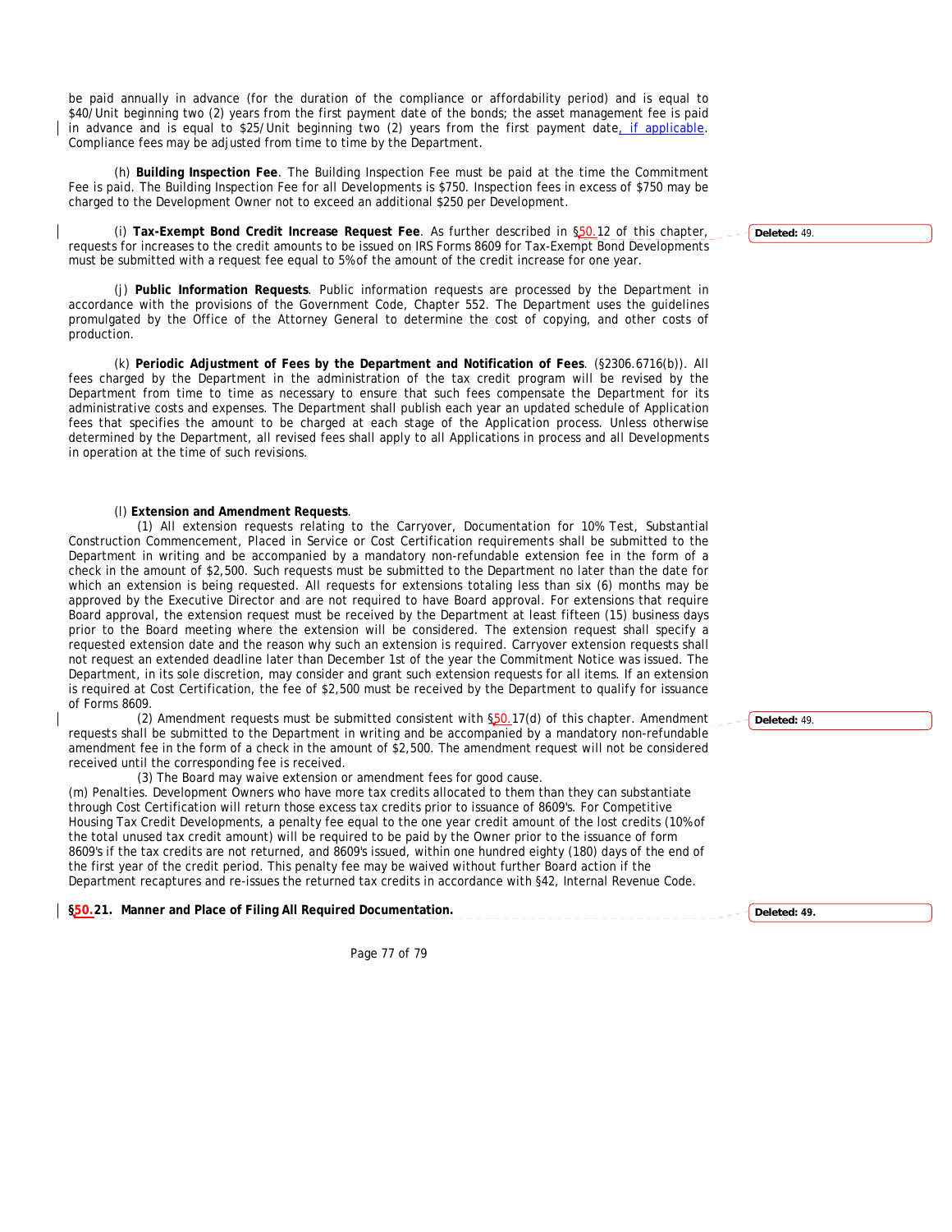be paid annually in advance (for the duration of the compliance or affordability period) and is equal to $40/Unit beginning two (2) years from the first payment date of the bonds; the asset management fee is paid in advance and is equal to $25/Unit beginning two (2) years from the first payment date, if applicable. Compliance fees may be adjusted from time to time by the Department.

(h) **Building Inspection Fee**. The Building Inspection Fee must be paid at the time the Commitment Fee is paid. The Building Inspection Fee for all Developments is $750. Inspection fees in excess of $750 may be charged to the Development Owner not to exceed an additional $250 per Development.

(i) **Tax-Exempt Bond Credit Increase Request Fee**. As further described in §50.12 of this chapter, requests for increases to the credit amounts to be issued on IRS Forms 8609 for Tax-Exempt Bond Developments must be submitted with a request fee equal to 5% of the amount of the credit increase for one year.

(j) **Public Information Requests**. Public information requests are processed by the Department in accordance with the provisions of the Government Code, Chapter 552. The Department uses the guidelines promulgated by the Office of the Attorney General to determine the cost of copying, and other costs of production.

(k) **Periodic Adjustment of Fees by the Department and Notification of Fees**. (§2306.6716(b)). All fees charged by the Department in the administration of the tax credit program will be revised by the Department from time to time as necessary to ensure that such fees compensate the Department for its administrative costs and expenses. The Department shall publish each year an updated schedule of Application fees that specifies the amount to be charged at each stage of the Application process. Unless otherwise determined by the Department, all revised fees shall apply to all Applications in process and all Developments in operation at the time of such revisions.

(l) **Extension and Amendment Requests**.

(1) All extension requests relating to the Carryover, Documentation for 10% Test, Substantial Construction Commencement, Placed in Service or Cost Certification requirements shall be submitted to the Department in writing and be accompanied by a mandatory non-refundable extension fee in the form of a check in the amount of $2,500. Such requests must be submitted to the Department no later than the date for which an extension is being requested. All requests for extensions totaling less than six (6) months may be approved by the Executive Director and are not required to have Board approval. For extensions that require Board approval, the extension request must be received by the Department at least fifteen (15) business days prior to the Board meeting where the extension will be considered. The extension request shall specify a requested extension date and the reason why such an extension is required. Carryover extension requests shall not request an extended deadline later than December 1st of the year the Commitment Notice was issued. The Department, in its sole discretion, may consider and grant such extension requests for all items. If an extension is required at Cost Certification, the fee of $2,500 must be received by the Department to qualify for issuance of Forms 8609.

(2) Amendment requests must be submitted consistent with §50.17(d) of this chapter. Amendment requests shall be submitted to the Department in writing and be accompanied by a mandatory non-refundable amendment fee in the form of a check in the amount of $2,500. The amendment request will not be considered received until the corresponding fee is received.

(3) The Board may waive extension or amendment fees for good cause.

(m) Penalties. Development Owners who have more tax credits allocated to them than they can substantiate through Cost Certification will return those excess tax credits prior to issuance of 8609's. For Competitive Housing Tax Credit Developments, a penalty fee equal to the one year credit amount of the lost credits (10% of the total unused tax credit amount) will be required to be paid by the Owner prior to the issuance of form 8609's if the tax credits are not returned, and 8609's issued, within one hundred eighty (180) days of the end of the first year of the credit period. This penalty fee may be waived without further Board action if the Department recaptures and re-issues the returned tax credits in accordance with §42, Internal Revenue Code.

**§50.21. Manner and Place of Filing All Required Documentation.**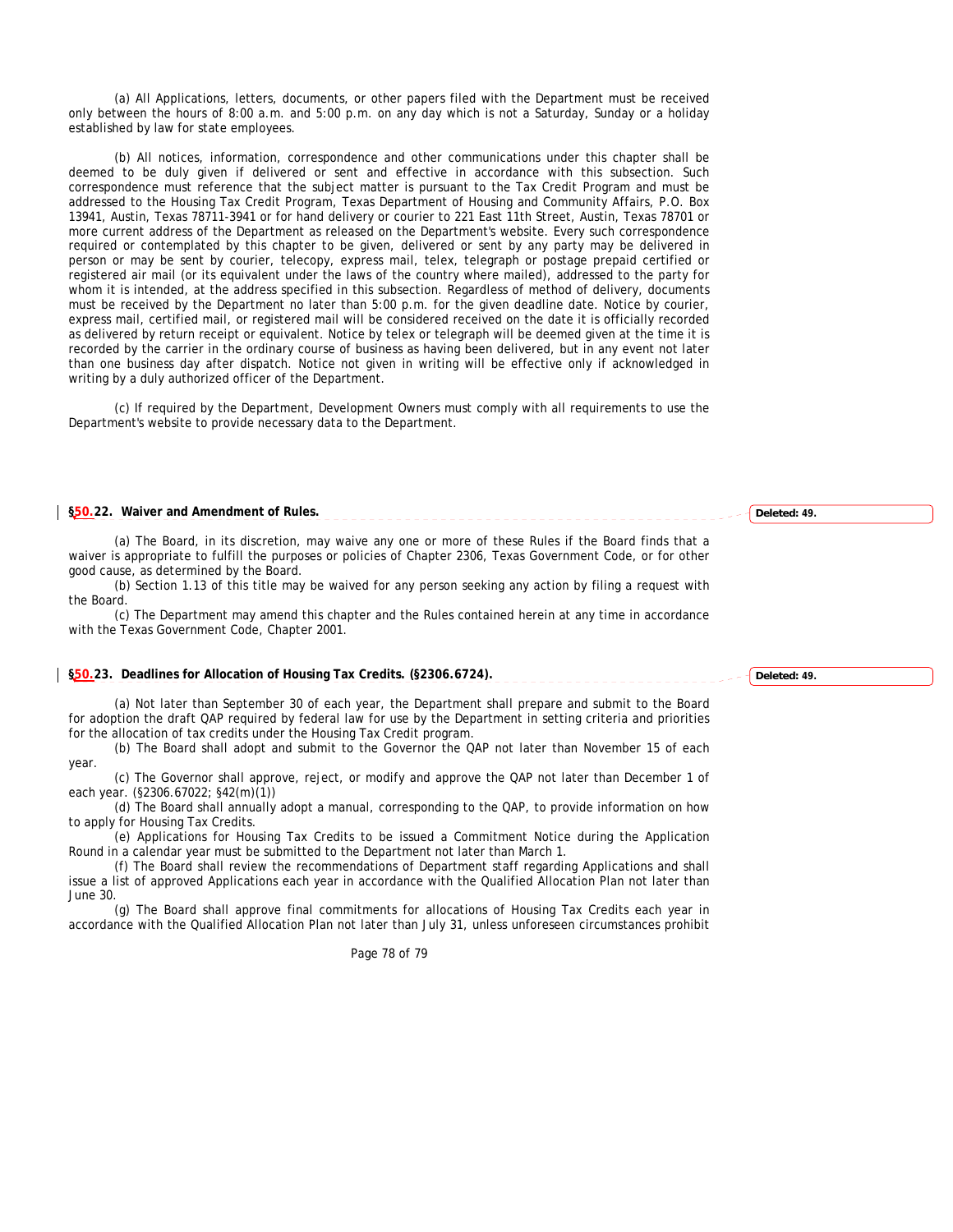(a) All Applications, letters, documents, or other papers filed with the Department must be received only between the hours of 8:00 a.m. and 5:00 p.m. on any day which is not a Saturday, Sunday or a holiday established by law for state employees.

(b) All notices, information, correspondence and other communications under this chapter shall be deemed to be duly given if delivered or sent and effective in accordance with this subsection. Such correspondence must reference that the subject matter is pursuant to the Tax Credit Program and must be addressed to the Housing Tax Credit Program, Texas Department of Housing and Community Affairs, P.O. Box 13941, Austin, Texas 78711-3941 or for hand delivery or courier to 221 East 11th Street, Austin, Texas 78701 or more current address of the Department as released on the Department's website. Every such correspondence required or contemplated by this chapter to be given, delivered or sent by any party may be delivered in person or may be sent by courier, telecopy, express mail, telex, telegraph or postage prepaid certified or registered air mail (or its equivalent under the laws of the country where mailed), addressed to the party for whom it is intended, at the address specified in this subsection. Regardless of method of delivery, documents must be received by the Department no later than 5:00 p.m. for the given deadline date. Notice by courier, express mail, certified mail, or registered mail will be considered received on the date it is officially recorded as delivered by return receipt or equivalent. Notice by telex or telegraph will be deemed given at the time it is recorded by the carrier in the ordinary course of business as having been delivered, but in any event not later than one business day after dispatch. Notice not given in writing will be effective only if acknowledged in writing by a duly authorized officer of the Department.

(c) If required by the Department, Development Owners must comply with all requirements to use the Department's website to provide necessary data to the Department.

**§50.22. Waiver and Amendment of Rules.**

Deleted: 49.

(a) The Board, in its discretion, may waive any one or more of these Rules if the Board finds that a waiver is appropriate to fulfill the purposes or policies of Chapter 2306, Texas Government Code, or for other good cause, as determined by the Board.

(b) Section 1.13 of this title may be waived for any person seeking any action by filing a request with the Board.

(c) The Department may amend this chapter and the Rules contained herein at any time in accordance with the Texas Government Code, Chapter 2001.

**§50.23. Deadlines for Allocation of Housing Tax Credits. (§2306.6724).**

Deleted: 49.

(a) Not later than September 30 of each year, the Department shall prepare and submit to the Board for adoption the draft QAP required by federal law for use by the Department in setting criteria and priorities for the allocation of tax credits under the Housing Tax Credit program.

(b) The Board shall adopt and submit to the Governor the QAP not later than November 15 of each year.

(c) The Governor shall approve, reject, or modify and approve the QAP not later than December 1 of each year. (§2306.67022; §42(m)(1))

(d) The Board shall annually adopt a manual, corresponding to the QAP, to provide information on how to apply for Housing Tax Credits.

(e) Applications for Housing Tax Credits to be issued a Commitment Notice during the Application Round in a calendar year must be submitted to the Department not later than March 1.

(f) The Board shall review the recommendations of Department staff regarding Applications and shall issue a list of approved Applications each year in accordance with the Qualified Allocation Plan not later than June 30.

(g) The Board shall approve final commitments for allocations of Housing Tax Credits each year in accordance with the Qualified Allocation Plan not later than July 31, unless unforeseen circumstances prohibit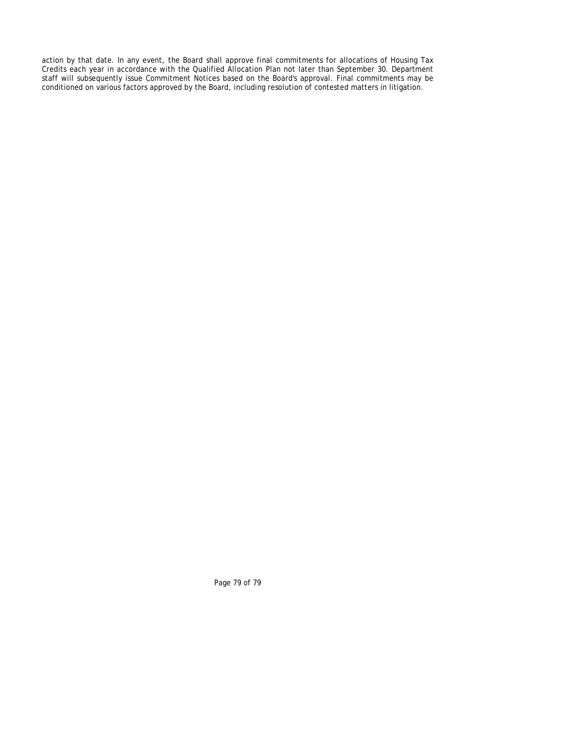action by that date. In any event, the Board shall approve final commitments for allocations of Housing Tax Credits each year in accordance with the Qualified Allocation Plan not later than September 30. Department staff will subsequently issue Commitment Notices based on the Board's approval. Final commitments may be conditioned on various factors approved by the Board, including resolution of contested matters in litigation.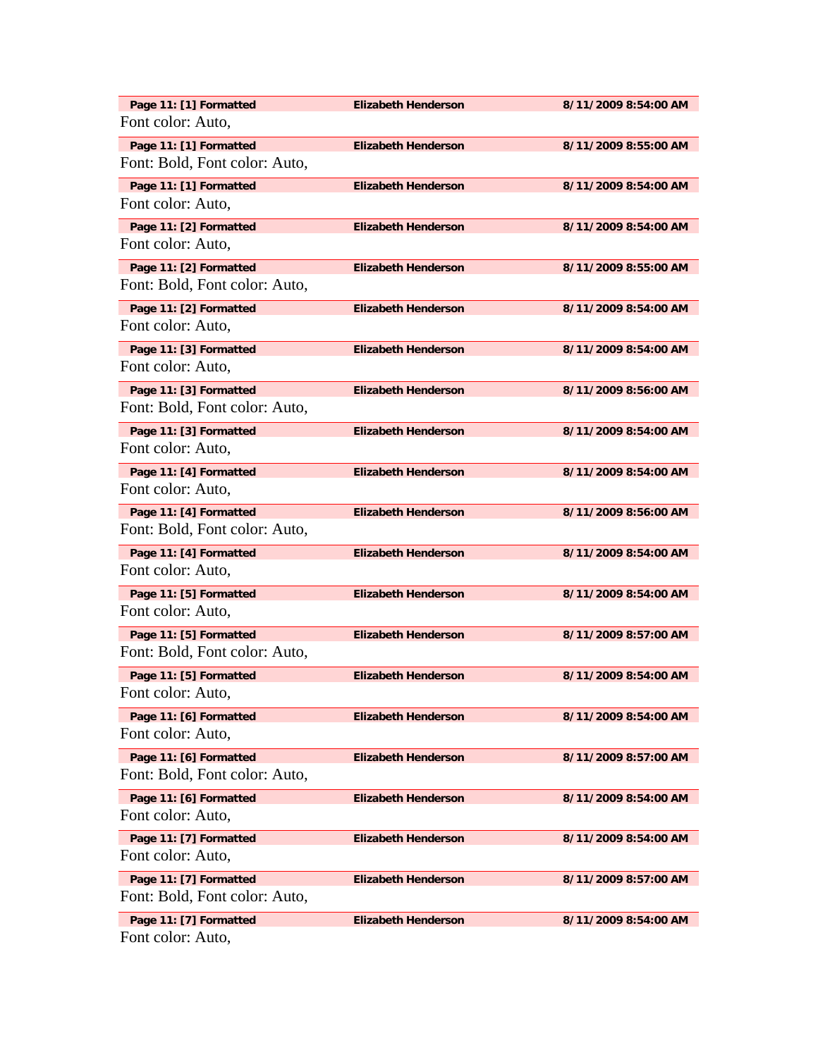| Page 11: [1] Formatted | Elizabeth Henderson | 8/11/2009 8:54:00 AM |
|---|---|---|

Font color: Auto,

| Page 11: [1] Formatted | Elizabeth Henderson | 8/11/2009 8:55:00 AM |
|---|---|---|

Font: Bold, Font color: Auto,

| Page 11: [1] Formatted | Elizabeth Henderson | 8/11/2009 8:54:00 AM |
|---|---|---|

Font color: Auto,

| Page 11: [2] Formatted | Elizabeth Henderson | 8/11/2009 8:54:00 AM |
|---|---|---|

Font color: Auto,

| Page 11: [2] Formatted | Elizabeth Henderson | 8/11/2009 8:55:00 AM |
|---|---|---|

Font: Bold, Font color: Auto,

| Page 11: [2] Formatted | Elizabeth Henderson | 8/11/2009 8:54:00 AM |
|---|---|---|

Font color: Auto,

| Page 11: [3] Formatted | Elizabeth Henderson | 8/11/2009 8:54:00 AM |
|---|---|---|

Font color: Auto,

| Page 11: [3] Formatted | Elizabeth Henderson | 8/11/2009 8:56:00 AM |
|---|---|---|

Font: Bold, Font color: Auto,

| Page 11: [3] Formatted | Elizabeth Henderson | 8/11/2009 8:54:00 AM |
|---|---|---|

Font color: Auto,

| Page 11: [4] Formatted | Elizabeth Henderson | 8/11/2009 8:54:00 AM |
|---|---|---|

Font color: Auto,

| Page 11: [4] Formatted | Elizabeth Henderson | 8/11/2009 8:56:00 AM |
|---|---|---|

Font: Bold, Font color: Auto,

| Page 11: [4] Formatted | Elizabeth Henderson | 8/11/2009 8:54:00 AM |
|---|---|---|

Font color: Auto,

| Page 11: [5] Formatted | Elizabeth Henderson | 8/11/2009 8:54:00 AM |
|---|---|---|

Font color: Auto,

| Page 11: [5] Formatted | Elizabeth Henderson | 8/11/2009 8:57:00 AM |
|---|---|---|

Font: Bold, Font color: Auto,

| Page 11: [5] Formatted | Elizabeth Henderson | 8/11/2009 8:54:00 AM |
|---|---|---|

Font color: Auto,

| Page 11: [6] Formatted | Elizabeth Henderson | 8/11/2009 8:54:00 AM |
|---|---|---|

Font color: Auto,

| Page 11: [6] Formatted | Elizabeth Henderson | 8/11/2009 8:57:00 AM |
|---|---|---|

Font: Bold, Font color: Auto,

| Page 11: [6] Formatted | Elizabeth Henderson | 8/11/2009 8:54:00 AM |
|---|---|---|

Font color: Auto,

| Page 11: [7] Formatted | Elizabeth Henderson | 8/11/2009 8:54:00 AM |
|---|---|---|

Font color: Auto,

| Page 11: [7] Formatted | Elizabeth Henderson | 8/11/2009 8:57:00 AM |
|---|---|---|

Font: Bold, Font color: Auto,

| Page 11: [7] Formatted | Elizabeth Henderson | 8/11/2009 8:54:00 AM |
|---|---|---|

Font color: Auto,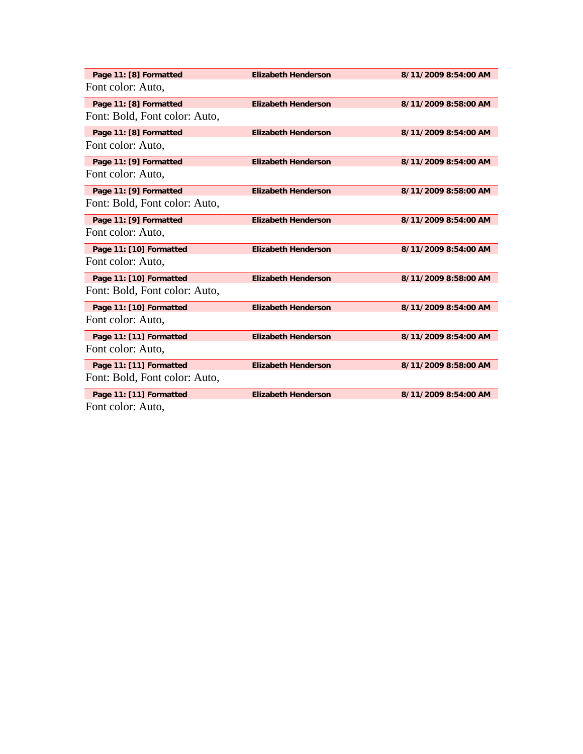| Page 11: [8] Formatted | Elizabeth Henderson | 8/11/2009 8:54:00 AM |
|---|---|---|

Font color: Auto,

| Page 11: [8] Formatted | Elizabeth Henderson | 8/11/2009 8:58:00 AM |
|---|---|---|

Font: Bold, Font color: Auto,

| Page 11: [8] Formatted | Elizabeth Henderson | 8/11/2009 8:54:00 AM |
|---|---|---|

Font color: Auto,

| Page 11: [9] Formatted | Elizabeth Henderson | 8/11/2009 8:54:00 AM |
|---|---|---|

Font color: Auto,

| Page 11: [9] Formatted | Elizabeth Henderson | 8/11/2009 8:58:00 AM |
|---|---|---|

Font: Bold, Font color: Auto,

| Page 11: [9] Formatted | Elizabeth Henderson | 8/11/2009 8:54:00 AM |
|---|---|---|

Font color: Auto,

| Page 11: [10] Formatted | Elizabeth Henderson | 8/11/2009 8:54:00 AM |
|---|---|---|

Font color: Auto,

| Page 11: [10] Formatted | Elizabeth Henderson | 8/11/2009 8:58:00 AM |
|---|---|---|

Font: Bold, Font color: Auto,

| Page 11: [10] Formatted | Elizabeth Henderson | 8/11/2009 8:54:00 AM |
|---|---|---|

Font color: Auto,

| Page 11: [11] Formatted | Elizabeth Henderson | 8/11/2009 8:54:00 AM |
|---|---|---|

Font color: Auto,

| Page 11: [11] Formatted | Elizabeth Henderson | 8/11/2009 8:58:00 AM |
|---|---|---|

Font: Bold, Font color: Auto,

| Page 11: [11] Formatted | Elizabeth Henderson | 8/11/2009 8:54:00 AM |
|---|---|---|

Font color: Auto,